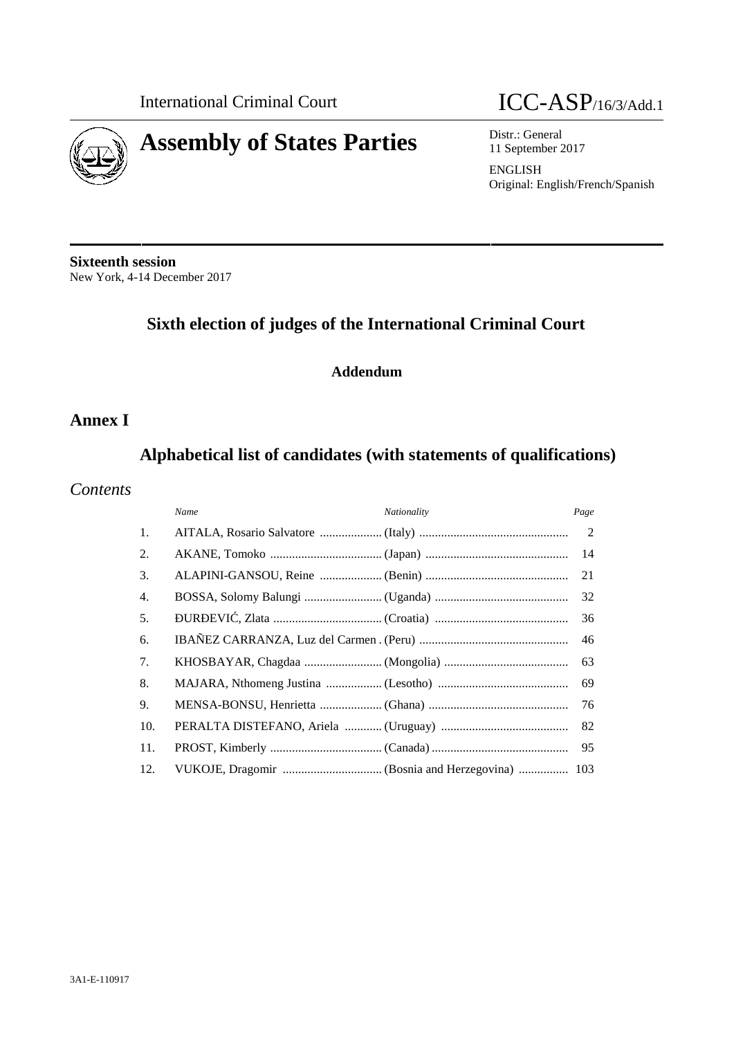International Criminal Court

ICC-ASP/16/3/Add.1

# Assembly of States Parties

Distr.: General
11 September 2017

ENGLISH
Original: English/French/Spanish

**Sixteenth session**
New York, 4-14 December 2017

## Sixth election of judges of the International Criminal Court

### Addendum

## Annex I

## Alphabetical list of candidates (with statements of qualifications)

### *Contents*

| | *Name* | *Nationality* | *Page* |
|---|---|---|---|
| 1. | AITALA, Rosario Salvatore | (Italy) | 2 |
| 2. | AKANE, Tomoko | (Japan) | 14 |
| 3. | ALAPINI-GANSOU, Reine | (Benin) | 21 |
| 4. | BOSSA, Solomy Balungi | (Uganda) | 32 |
| 5. | ĐURĐEVIĆ, Zlata | (Croatia) | 36 |
| 6. | IBAÑEZ CARRANZA, Luz del Carmen | (Peru) | 46 |
| 7. | KHOSBAYAR, Chagdaa | (Mongolia) | 63 |
| 8. | MAJARA, Nthomeng Justina | (Lesotho) | 69 |
| 9. | MENSA-BONSU, Henrietta | (Ghana) | 76 |
| 10. | PERALTA DISTEFANO, Ariela | (Uruguay) | 82 |
| 11. | PROST, Kimberly | (Canada) | 95 |
| 12. | VUKOJE, Dragomir | (Bosnia and Herzegovina) | 103 |

3A1-E-110917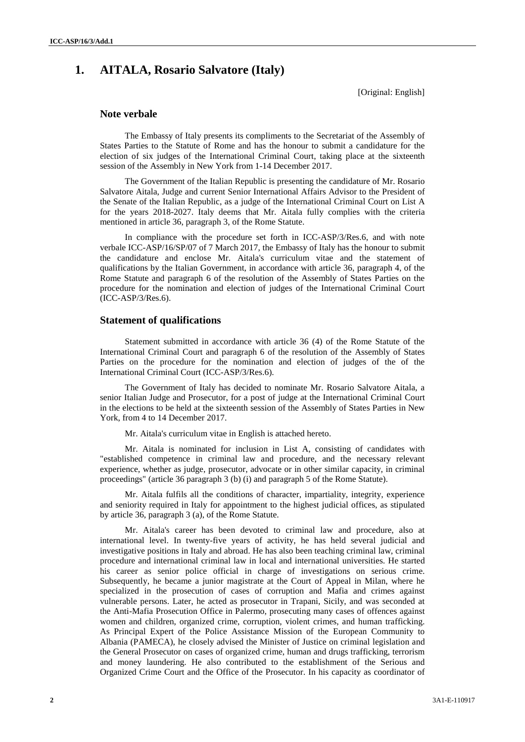# 1. AITALA, Rosario Salvatore (Italy)

[Original: English]

## Note verbale

The Embassy of Italy presents its compliments to the Secretariat of the Assembly of States Parties to the Statute of Rome and has the honour to submit a candidature for the election of six judges of the International Criminal Court, taking place at the sixteenth session of the Assembly in New York from 1-14 December 2017.

The Government of the Italian Republic is presenting the candidature of Mr. Rosario Salvatore Aitala, Judge and current Senior International Affairs Advisor to the President of the Senate of the Italian Republic, as a judge of the International Criminal Court on List A for the years 2018-2027. Italy deems that Mr. Aitala fully complies with the criteria mentioned in article 36, paragraph 3, of the Rome Statute.

In compliance with the procedure set forth in ICC-ASP/3/Res.6, and with note verbale ICC-ASP/16/SP/07 of 7 March 2017, the Embassy of Italy has the honour to submit the candidature and enclose Mr. Aitala's curriculum vitae and the statement of qualifications by the Italian Government, in accordance with article 36, paragraph 4, of the Rome Statute and paragraph 6 of the resolution of the Assembly of States Parties on the procedure for the nomination and election of judges of the International Criminal Court (ICC-ASP/3/Res.6).

## Statement of qualifications

Statement submitted in accordance with article 36 (4) of the Rome Statute of the International Criminal Court and paragraph 6 of the resolution of the Assembly of States Parties on the procedure for the nomination and election of judges of the of the International Criminal Court (ICC-ASP/3/Res.6).

The Government of Italy has decided to nominate Mr. Rosario Salvatore Aitala, a senior Italian Judge and Prosecutor, for a post of judge at the International Criminal Court in the elections to be held at the sixteenth session of the Assembly of States Parties in New York, from 4 to 14 December 2017.

Mr. Aitala's curriculum vitae in English is attached hereto.

Mr. Aitala is nominated for inclusion in List A, consisting of candidates with "established competence in criminal law and procedure, and the necessary relevant experience, whether as judge, prosecutor, advocate or in other similar capacity, in criminal proceedings" (article 36 paragraph 3 (b) (i) and paragraph 5 of the Rome Statute).

Mr. Aitala fulfils all the conditions of character, impartiality, integrity, experience and seniority required in Italy for appointment to the highest judicial offices, as stipulated by article 36, paragraph 3 (a), of the Rome Statute.

Mr. Aitala's career has been devoted to criminal law and procedure, also at international level. In twenty-five years of activity, he has held several judicial and investigative positions in Italy and abroad. He has also been teaching criminal law, criminal procedure and international criminal law in local and international universities. He started his career as senior police official in charge of investigations on serious crime. Subsequently, he became a junior magistrate at the Court of Appeal in Milan, where he specialized in the prosecution of cases of corruption and Mafia and crimes against vulnerable persons. Later, he acted as prosecutor in Trapani, Sicily, and was seconded at the Anti-Mafia Prosecution Office in Palermo, prosecuting many cases of offences against women and children, organized crime, corruption, violent crimes, and human trafficking. As Principal Expert of the Police Assistance Mission of the European Community to Albania (PAMECA), he closely advised the Minister of Justice on criminal legislation and the General Prosecutor on cases of organized crime, human and drugs trafficking, terrorism and money laundering. He also contributed to the establishment of the Serious and Organized Crime Court and the Office of the Prosecutor. In his capacity as coordinator of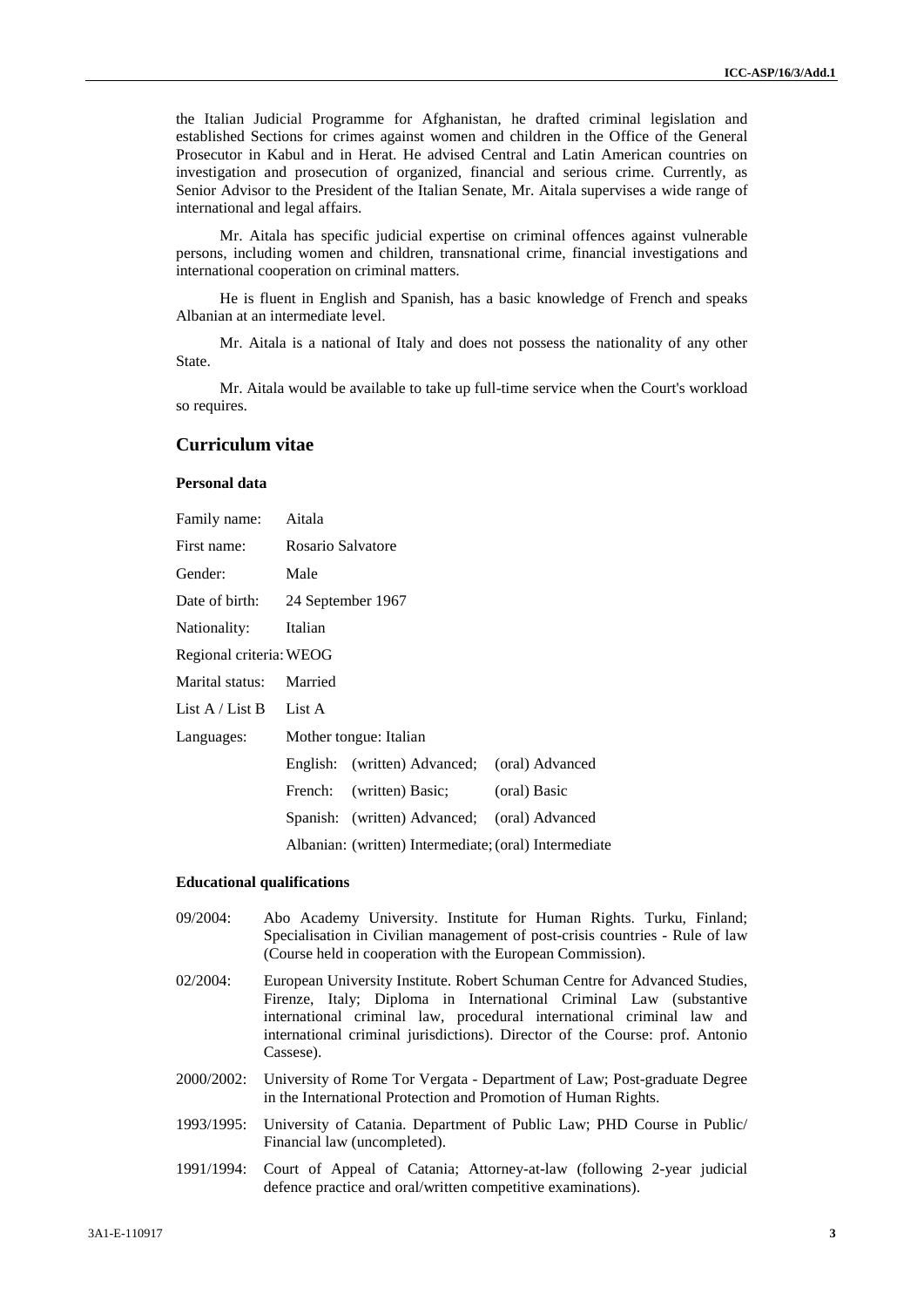the Italian Judicial Programme for Afghanistan, he drafted criminal legislation and established Sections for crimes against women and children in the Office of the General Prosecutor in Kabul and in Herat. He advised Central and Latin American countries on investigation and prosecution of organized, financial and serious crime. Currently, as Senior Advisor to the President of the Italian Senate, Mr. Aitala supervises a wide range of international and legal affairs.

Mr. Aitala has specific judicial expertise on criminal offences against vulnerable persons, including women and children, transnational crime, financial investigations and international cooperation on criminal matters.

He is fluent in English and Spanish, has a basic knowledge of French and speaks Albanian at an intermediate level.

Mr. Aitala is a national of Italy and does not possess the nationality of any other State.

Mr. Aitala would be available to take up full-time service when the Court's workload so requires.

## Curriculum vitae

### Personal data

| | |
|---|---|
| Family name: | Aitala |
| First name: | Rosario Salvatore |
| Gender: | Male |
| Date of birth: | 24 September 1967 |
| Nationality: | Italian |
| Regional criteria: | WEOG |
| Marital status: | Married |
| List A / List B | List A |
| Languages: | Mother tongue: Italian |
| | English: (written) Advanced; (oral) Advanced |
| | French: (written) Basic; (oral) Basic |
| | Spanish: (written) Advanced; (oral) Advanced |
| | Albanian: (written) Intermediate; (oral) Intermediate |

### Educational qualifications

09/2004: Abo Academy University. Institute for Human Rights. Turku, Finland; Specialisation in Civilian management of post-crisis countries - Rule of law (Course held in cooperation with the European Commission).

02/2004: European University Institute. Robert Schuman Centre for Advanced Studies, Firenze, Italy; Diploma in International Criminal Law (substantive international criminal law, procedural international criminal law and international criminal jurisdictions). Director of the Course: prof. Antonio Cassese).

2000/2002: University of Rome Tor Vergata - Department of Law; Post-graduate Degree in the International Protection and Promotion of Human Rights.

1993/1995: University of Catania. Department of Public Law; PHD Course in Public/ Financial law (uncompleted).

1991/1994: Court of Appeal of Catania; Attorney-at-law (following 2-year judicial defence practice and oral/written competitive examinations).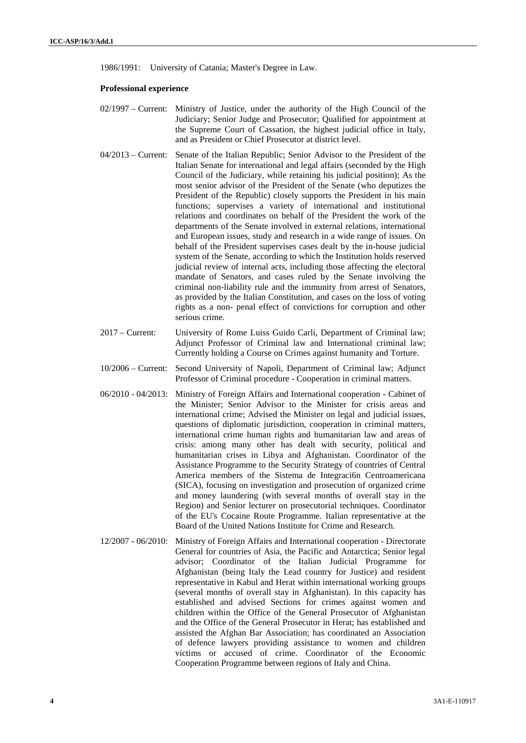1986/1991: University of Catania; Master's Degree in Law.

**Professional experience**

02/1997 – Current: Ministry of Justice, under the authority of the High Council of the Judiciary; Senior Judge and Prosecutor; Qualified for appointment at the Supreme Court of Cassation, the highest judicial office in Italy, and as President or Chief Prosecutor at district level.

04/2013 – Current: Senate of the Italian Republic; Senior Advisor to the President of the Italian Senate for international and legal affairs (seconded by the High Council of the Judiciary, while retaining his judicial position); As the most senior advisor of the President of the Senate (who deputizes the President of the Republic) closely supports the President in his main functions; supervises a variety of international and institutional relations and coordinates on behalf of the President the work of the departments of the Senate involved in external relations, international and European issues, study and research in a wide range of issues. On behalf of the President supervises cases dealt by the in-house judicial system of the Senate, according to which the Institution holds reserved judicial review of internal acts, including those affecting the electoral mandate of Senators, and cases ruled by the Senate involving the criminal non-liability rule and the immunity from arrest of Senators, as provided by the Italian Constitution, and cases on the loss of voting rights as a non- penal effect of convictions for corruption and other serious crime.

2017 – Current: University of Rome Luiss Guido Carli, Department of Criminal law; Adjunct Professor of Criminal law and International criminal law; Currently holding a Course on Crimes against humanity and Torture.

10/2006 – Current: Second University of Napoli, Department of Criminal law; Adjunct Professor of Criminal procedure - Cooperation in criminal matters.

06/2010 - 04/2013: Ministry of Foreign Affairs and International cooperation - Cabinet of the Minister; Senior Advisor to the Minister for crisis areas and international crime; Advised the Minister on legal and judicial issues, questions of diplomatic jurisdiction, cooperation in criminal matters, international crime human rights and humanitarian law and areas of crisis: among many other has dealt with security, political and humanitarian crises in Libya and Afghanistan. Coordinator of the Assistance Programme to the Security Strategy of countries of Central America members of the Sistema de Integraci6n Centroamericana (SICA), focusing on investigation and prosecution of organized crime and money laundering (with several months of overall stay in the Region) and Senior lecturer on prosecutorial techniques. Coordinator of the EU's Cocaine Route Programme. Italian representative at the Board of the United Nations Institute for Crime and Research.

12/2007 - 06/2010: Ministry of Foreign Affairs and International cooperation - Directorate General for countries of Asia, the Pacific and Antarctica; Senior legal advisor; Coordinator of the Italian Judicial Programme for Afghanistan (being Italy the Lead country for Justice) and resident representative in Kabul and Herat within international working groups (several months of overall stay in Afghanistan). In this capacity has established and advised Sections for crimes against women and children within the Office of the General Prosecutor of Afghanistan and the Office of the General Prosecutor in Herat; has established and assisted the Afghan Bar Association; has coordinated an Association of defence lawyers providing assistance to women and children victims or accused of crime. Coordinator of the Economic Cooperation Programme between regions of Italy and China.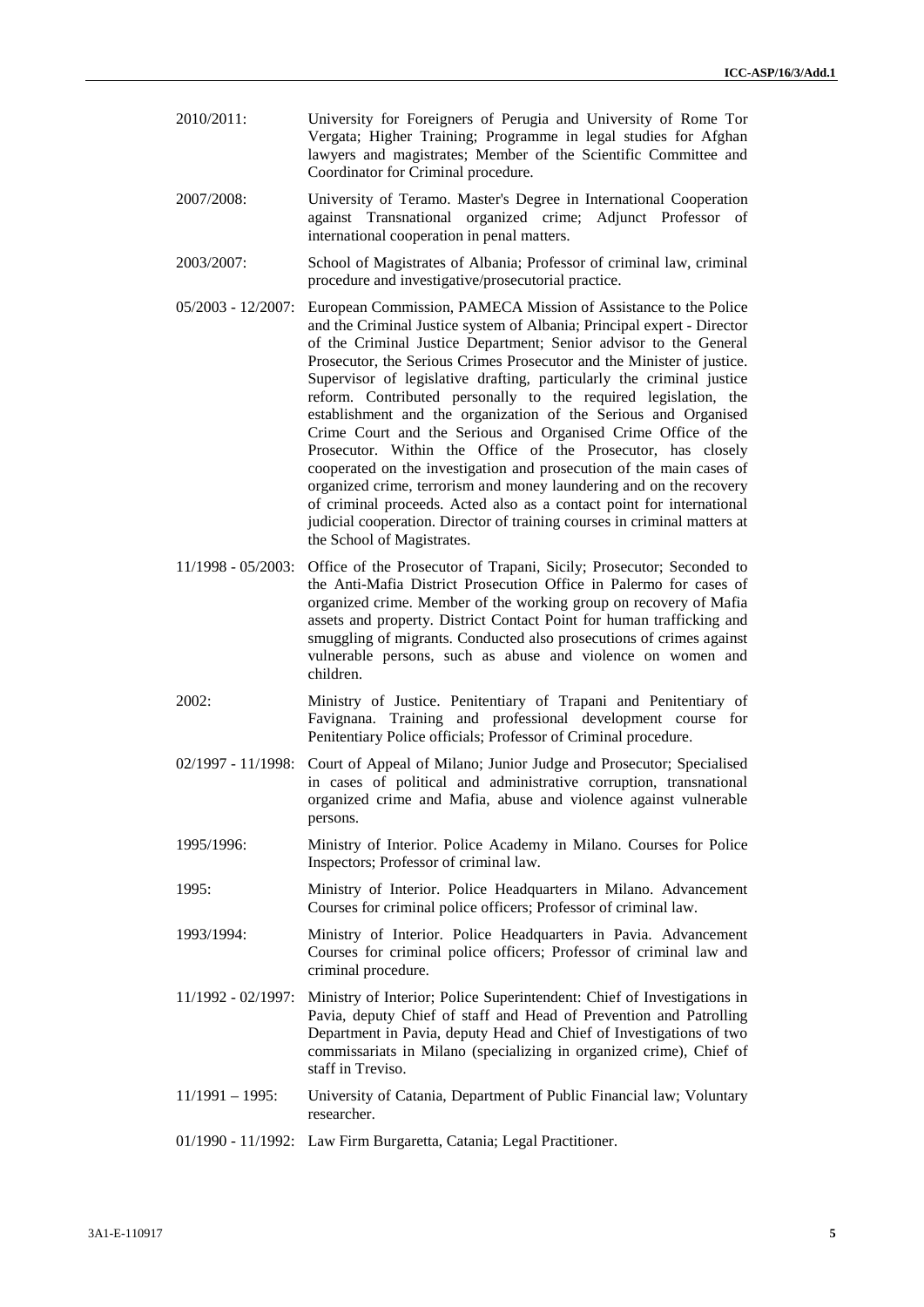2010/2011: University for Foreigners of Perugia and University of Rome Tor Vergata; Higher Training; Programme in legal studies for Afghan lawyers and magistrates; Member of the Scientific Committee and Coordinator for Criminal procedure.

2007/2008: University of Teramo. Master's Degree in International Cooperation against Transnational organized crime; Adjunct Professor of international cooperation in penal matters.

2003/2007: School of Magistrates of Albania; Professor of criminal law, criminal procedure and investigative/prosecutorial practice.

05/2003 - 12/2007: European Commission, PAMECA Mission of Assistance to the Police and the Criminal Justice system of Albania; Principal expert - Director of the Criminal Justice Department; Senior advisor to the General Prosecutor, the Serious Crimes Prosecutor and the Minister of justice. Supervisor of legislative drafting, particularly the criminal justice reform. Contributed personally to the required legislation, the establishment and the organization of the Serious and Organised Crime Court and the Serious and Organised Crime Office of the Prosecutor. Within the Office of the Prosecutor, has closely cooperated on the investigation and prosecution of the main cases of organized crime, terrorism and money laundering and on the recovery of criminal proceeds. Acted also as a contact point for international judicial cooperation. Director of training courses in criminal matters at the School of Magistrates.

11/1998 - 05/2003: Office of the Prosecutor of Trapani, Sicily; Prosecutor; Seconded to the Anti-Mafia District Prosecution Office in Palermo for cases of organized crime. Member of the working group on recovery of Mafia assets and property. District Contact Point for human trafficking and smuggling of migrants. Conducted also prosecutions of crimes against vulnerable persons, such as abuse and violence on women and children.

2002: Ministry of Justice. Penitentiary of Trapani and Penitentiary of Favignana. Training and professional development course for Penitentiary Police officials; Professor of Criminal procedure.

02/1997 - 11/1998: Court of Appeal of Milano; Junior Judge and Prosecutor; Specialised in cases of political and administrative corruption, transnational organized crime and Mafia, abuse and violence against vulnerable persons.

1995/1996: Ministry of Interior. Police Academy in Milano. Courses for Police Inspectors; Professor of criminal law.

1995: Ministry of Interior. Police Headquarters in Milano. Advancement Courses for criminal police officers; Professor of criminal law.

1993/1994: Ministry of Interior. Police Headquarters in Pavia. Advancement Courses for criminal police officers; Professor of criminal law and criminal procedure.

11/1992 - 02/1997: Ministry of Interior; Police Superintendent: Chief of Investigations in Pavia, deputy Chief of staff and Head of Prevention and Patrolling Department in Pavia, deputy Head and Chief of Investigations of two commissariats in Milano (specializing in organized crime), Chief of staff in Treviso.

11/1991 – 1995: University of Catania, Department of Public Financial law; Voluntary researcher.

01/1990 - 11/1992: Law Firm Burgaretta, Catania; Legal Practitioner.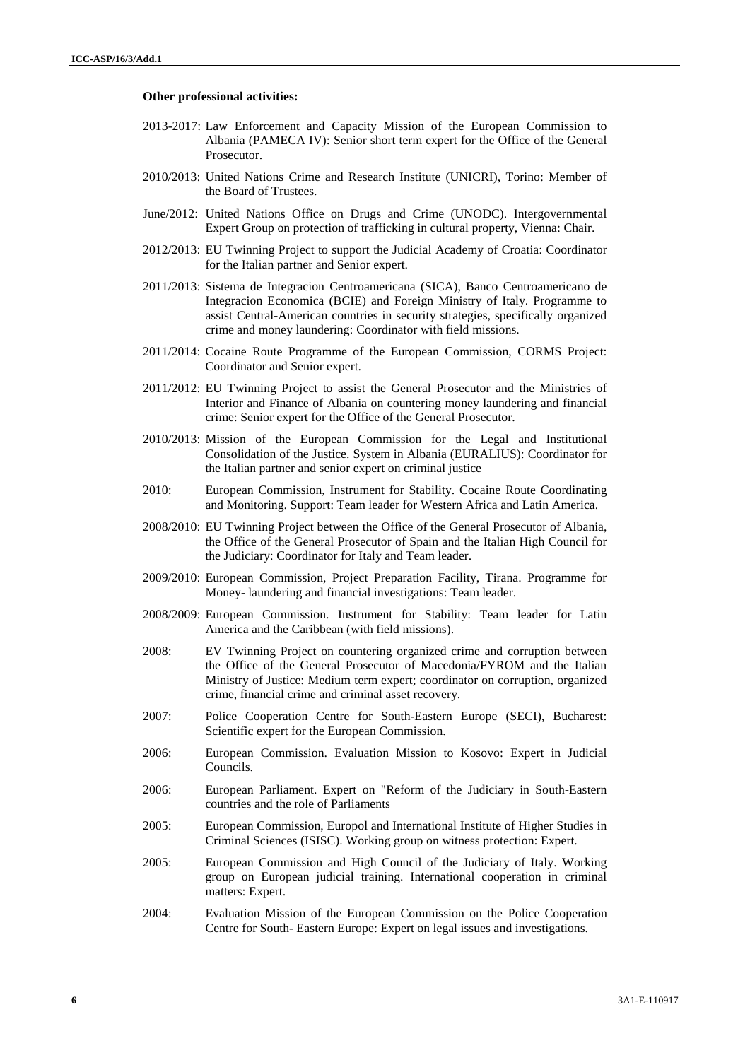**Other professional activities:**

2013-2017: Law Enforcement and Capacity Mission of the European Commission to Albania (PAMECA IV): Senior short term expert for the Office of the General Prosecutor.

2010/2013: United Nations Crime and Research Institute (UNICRI), Torino: Member of the Board of Trustees.

June/2012: United Nations Office on Drugs and Crime (UNODC). Intergovernmental Expert Group on protection of trafficking in cultural property, Vienna: Chair.

2012/2013: EU Twinning Project to support the Judicial Academy of Croatia: Coordinator for the Italian partner and Senior expert.

2011/2013: Sistema de Integracion Centroamericana (SICA), Banco Centroamericano de Integracion Economica (BCIE) and Foreign Ministry of Italy. Programme to assist Central-American countries in security strategies, specifically organized crime and money laundering: Coordinator with field missions.

2011/2014: Cocaine Route Programme of the European Commission, CORMS Project: Coordinator and Senior expert.

2011/2012: EU Twinning Project to assist the General Prosecutor and the Ministries of Interior and Finance of Albania on countering money laundering and financial crime: Senior expert for the Office of the General Prosecutor.

2010/2013: Mission of the European Commission for the Legal and Institutional Consolidation of the Justice. System in Albania (EURALIUS): Coordinator for the Italian partner and senior expert on criminal justice

2010: European Commission, Instrument for Stability. Cocaine Route Coordinating and Monitoring. Support: Team leader for Western Africa and Latin America.

2008/2010: EU Twinning Project between the Office of the General Prosecutor of Albania, the Office of the General Prosecutor of Spain and the Italian High Council for the Judiciary: Coordinator for Italy and Team leader.

2009/2010: European Commission, Project Preparation Facility, Tirana. Programme for Money- laundering and financial investigations: Team leader.

2008/2009: European Commission. Instrument for Stability: Team leader for Latin America and the Caribbean (with field missions).

2008: EV Twinning Project on countering organized crime and corruption between the Office of the General Prosecutor of Macedonia/FYROM and the Italian Ministry of Justice: Medium term expert; coordinator on corruption, organized crime, financial crime and criminal asset recovery.

2007: Police Cooperation Centre for South-Eastern Europe (SECI), Bucharest: Scientific expert for the European Commission.

2006: European Commission. Evaluation Mission to Kosovo: Expert in Judicial Councils.

2006: European Parliament. Expert on "Reform of the Judiciary in South-Eastern countries and the role of Parliaments

2005: European Commission, Europol and International Institute of Higher Studies in Criminal Sciences (ISISC). Working group on witness protection: Expert.

2005: European Commission and High Council of the Judiciary of Italy. Working group on European judicial training. International cooperation in criminal matters: Expert.

2004: Evaluation Mission of the European Commission on the Police Cooperation Centre for South- Eastern Europe: Expert on legal issues and investigations.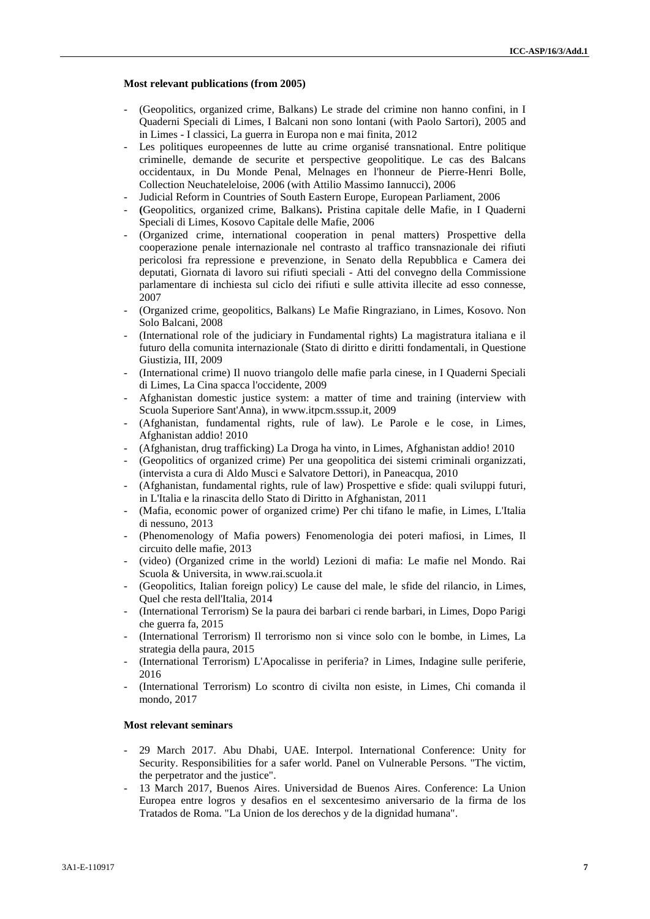**Most relevant publications (from 2005)**

- (Geopolitics, organized crime, Balkans) Le strade del crimine non hanno confini, in I Quaderni Speciali di Limes, I Balcani non sono lontani (with Paolo Sartori), 2005 and in Limes - I classici, La guerra in Europa non e mai finita, 2012
- Les politiques europeennes de lutte au crime organisé transnational. Entre politique criminelle, demande de securite et perspective geopolitique. Le cas des Balcans occidentaux, in Du Monde Penal, Melnages en l'honneur de Pierre-Henri Bolle, Collection Neuchateleloise, 2006 (with Attilio Massimo Iannucci), 2006
- Judicial Reform in Countries of South Eastern Europe, European Parliament, 2006
- **(**Geopolitics, organized crime, Balkans)**.** Pristina capitale delle Mafie, in I Quaderni Speciali di Limes, Kosovo Capitale delle Mafie, 2006
- (Organized crime, international cooperation in penal matters) Prospettive della cooperazione penale internazionale nel contrasto al traffico transnazionale dei rifiuti pericolosi fra repressione e prevenzione, in Senato della Repubblica e Camera dei deputati, Giornata di lavoro sui rifiuti speciali - Atti del convegno della Commissione parlamentare di inchiesta sul ciclo dei rifiuti e sulle attivita illecite ad esso connesse, 2007
- (Organized crime, geopolitics, Balkans) Le Mafie Ringraziano, in Limes, Kosovo. Non Solo Balcani, 2008
- (International role of the judiciary in Fundamental rights) La magistratura italiana e il futuro della comunita internazionale (Stato di diritto e diritti fondamentali, in Questione Giustizia, III, 2009
- (International crime) Il nuovo triangolo delle mafie parla cinese, in I Quaderni Speciali di Limes, La Cina spacca l'occidente, 2009
- Afghanistan domestic justice system: a matter of time and training (interview with Scuola Superiore Sant'Anna), in www.itpcm.sssup.it, 2009
- (Afghanistan, fundamental rights, rule of law). Le Parole e le cose, in Limes, Afghanistan addio! 2010
- (Afghanistan, drug trafficking) La Droga ha vinto, in Limes, Afghanistan addio! 2010
- (Geopolitics of organized crime) Per una geopolitica dei sistemi criminali organizzati, (intervista a cura di Aldo Musci e Salvatore Dettori), in Paneacqua, 2010
- (Afghanistan, fundamental rights, rule of law) Prospettive e sfide: quali sviluppi futuri, in L'Italia e la rinascita dello Stato di Diritto in Afghanistan, 2011
- (Mafia, economic power of organized crime) Per chi tifano le mafie, in Limes, L'Italia di nessuno, 2013
- (Phenomenology of Mafia powers) Fenomenologia dei poteri mafiosi, in Limes, Il circuito delle mafie, 2013
- (video) (Organized crime in the world) Lezioni di mafia: Le mafie nel Mondo. Rai Scuola & Universita, in www.rai.scuola.it
- (Geopolitics, Italian foreign policy) Le cause del male, le sfide del rilancio, in Limes, Quel che resta dell'Italia, 2014
- (International Terrorism) Se la paura dei barbari ci rende barbari, in Limes, Dopo Parigi che guerra fa, 2015
- (International Terrorism) Il terrorismo non si vince solo con le bombe, in Limes, La strategia della paura, 2015
- (International Terrorism) L'Apocalisse in periferia? in Limes, Indagine sulle periferie, 2016
- (International Terrorism) Lo scontro di civilta non esiste, in Limes, Chi comanda il mondo, 2017

**Most relevant seminars**

- 29 March 2017. Abu Dhabi, UAE. Interpol. International Conference: Unity for Security. Responsibilities for a safer world. Panel on Vulnerable Persons. "The victim, the perpetrator and the justice".
- 13 March 2017, Buenos Aires. Universidad de Buenos Aires. Conference: La Union Europea entre logros y desafios en el sexcentesimo aniversario de la firma de los Tratados de Roma. "La Union de los derechos y de la dignidad humana".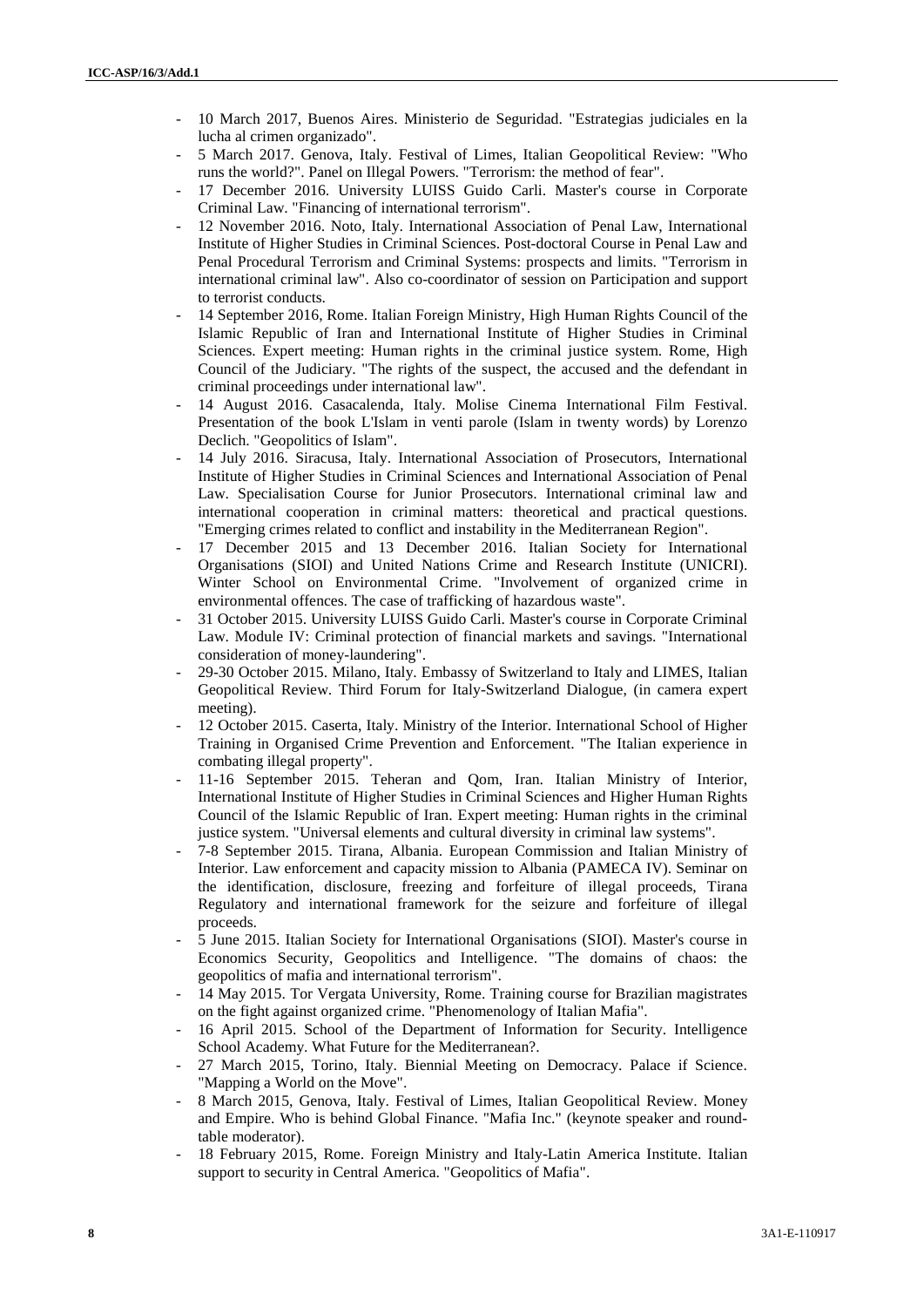- 10 March 2017, Buenos Aires. Ministerio de Seguridad. "Estrategias judiciales en la lucha al crimen organizado".
- 5 March 2017. Genova, Italy. Festival of Limes, Italian Geopolitical Review: "Who runs the world?". Panel on Illegal Powers. "Terrorism: the method of fear".
- 17 December 2016. University LUISS Guido Carli. Master's course in Corporate Criminal Law. "Financing of international terrorism".
- 12 November 2016. Noto, Italy. International Association of Penal Law, International Institute of Higher Studies in Criminal Sciences. Post-doctoral Course in Penal Law and Penal Procedural Terrorism and Criminal Systems: prospects and limits. "Terrorism in international criminal law". Also co-coordinator of session on Participation and support to terrorist conducts.
- 14 September 2016, Rome. Italian Foreign Ministry, High Human Rights Council of the Islamic Republic of Iran and International Institute of Higher Studies in Criminal Sciences. Expert meeting: Human rights in the criminal justice system. Rome, High Council of the Judiciary. "The rights of the suspect, the accused and the defendant in criminal proceedings under international law".
- 14 August 2016. Casacalenda, Italy. Molise Cinema International Film Festival. Presentation of the book L'Islam in venti parole (Islam in twenty words) by Lorenzo Declich. "Geopolitics of Islam".
- 14 July 2016. Siracusa, Italy. International Association of Prosecutors, International Institute of Higher Studies in Criminal Sciences and International Association of Penal Law. Specialisation Course for Junior Prosecutors. International criminal law and international cooperation in criminal matters: theoretical and practical questions. "Emerging crimes related to conflict and instability in the Mediterranean Region".
- 17 December 2015 and 13 December 2016. Italian Society for International Organisations (SIOI) and United Nations Crime and Research Institute (UNICRI). Winter School on Environmental Crime. "Involvement of organized crime in environmental offences. The case of trafficking of hazardous waste".
- 31 October 2015. University LUISS Guido Carli. Master's course in Corporate Criminal Law. Module IV: Criminal protection of financial markets and savings. "International consideration of money-laundering".
- 29-30 October 2015. Milano, Italy. Embassy of Switzerland to Italy and LIMES, Italian Geopolitical Review. Third Forum for Italy-Switzerland Dialogue, (in camera expert meeting).
- 12 October 2015. Caserta, Italy. Ministry of the Interior. International School of Higher Training in Organised Crime Prevention and Enforcement. "The Italian experience in combating illegal property".
- 11-16 September 2015. Teheran and Qom, Iran. Italian Ministry of Interior, International Institute of Higher Studies in Criminal Sciences and Higher Human Rights Council of the Islamic Republic of Iran. Expert meeting: Human rights in the criminal justice system. "Universal elements and cultural diversity in criminal law systems".
- 7-8 September 2015. Tirana, Albania. European Commission and Italian Ministry of Interior. Law enforcement and capacity mission to Albania (PAMECA IV). Seminar on the identification, disclosure, freezing and forfeiture of illegal proceeds, Tirana Regulatory and international framework for the seizure and forfeiture of illegal proceeds.
- 5 June 2015. Italian Society for International Organisations (SIOI). Master's course in Economics Security, Geopolitics and Intelligence. "The domains of chaos: the geopolitics of mafia and international terrorism".
- 14 May 2015. Tor Vergata University, Rome. Training course for Brazilian magistrates on the fight against organized crime. "Phenomenology of Italian Mafia".
- 16 April 2015. School of the Department of Information for Security. Intelligence School Academy. What Future for the Mediterranean?.
- 27 March 2015, Torino, Italy. Biennial Meeting on Democracy. Palace if Science. "Mapping a World on the Move".
- 8 March 2015, Genova, Italy. Festival of Limes, Italian Geopolitical Review. Money and Empire. Who is behind Global Finance. "Mafia Inc." (keynote speaker and round-table moderator).
- 18 February 2015, Rome. Foreign Ministry and Italy-Latin America Institute. Italian support to security in Central America. "Geopolitics of Mafia".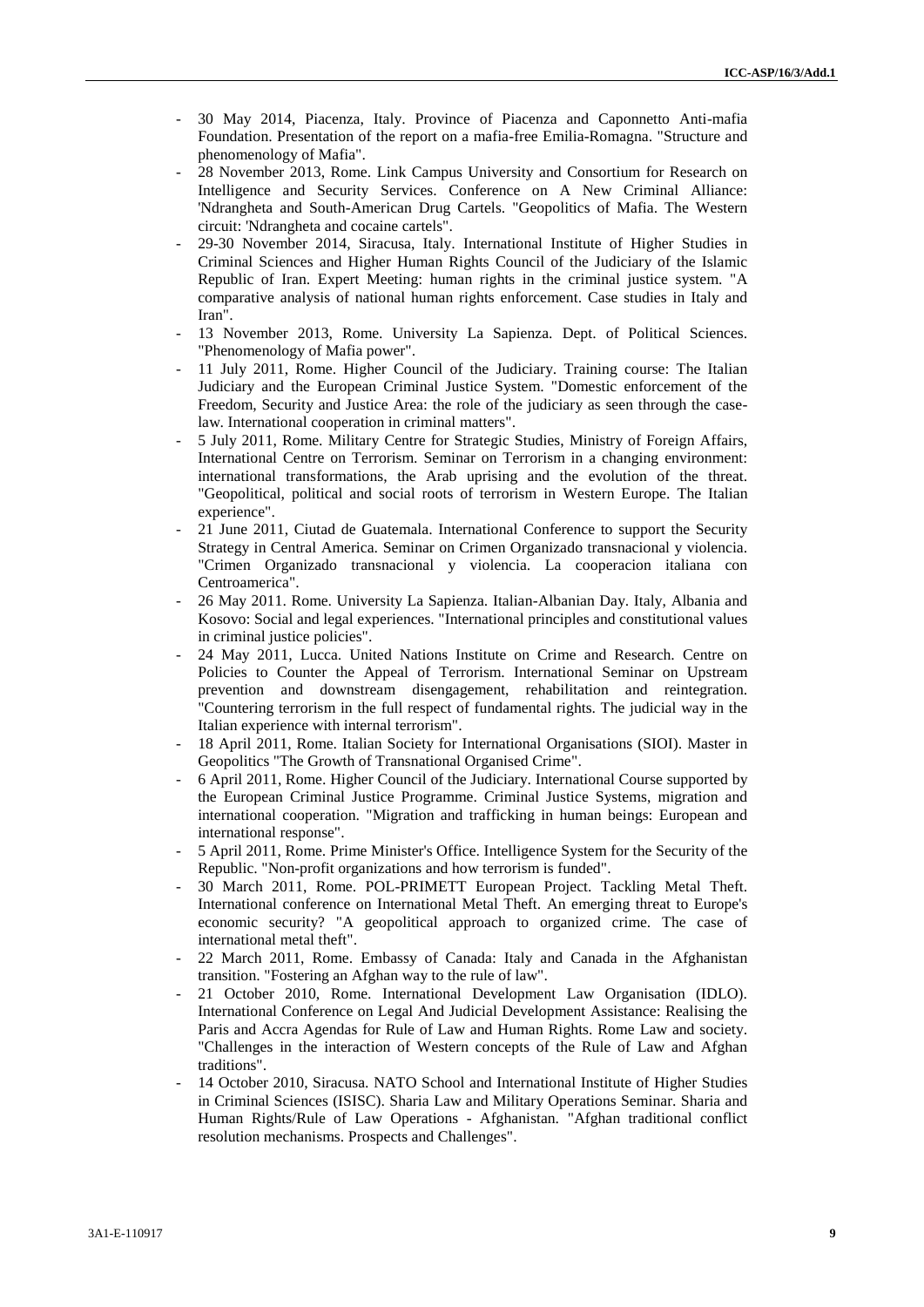- 30 May 2014, Piacenza, Italy. Province of Piacenza and Caponnetto Anti-mafia Foundation. Presentation of the report on a mafia-free Emilia-Romagna. "Structure and phenomenology of Mafia".
- 28 November 2013, Rome. Link Campus University and Consortium for Research on Intelligence and Security Services. Conference on A New Criminal Alliance: 'Ndrangheta and South-American Drug Cartels. "Geopolitics of Mafia. The Western circuit: 'Ndrangheta and cocaine cartels".
- 29-30 November 2014, Siracusa, Italy. International Institute of Higher Studies in Criminal Sciences and Higher Human Rights Council of the Judiciary of the Islamic Republic of Iran. Expert Meeting: human rights in the criminal justice system. "A comparative analysis of national human rights enforcement. Case studies in Italy and Iran".
- 13 November 2013, Rome. University La Sapienza. Dept. of Political Sciences. "Phenomenology of Mafia power".
- 11 July 2011, Rome. Higher Council of the Judiciary. Training course: The Italian Judiciary and the European Criminal Justice System. "Domestic enforcement of the Freedom, Security and Justice Area: the role of the judiciary as seen through the case-law. International cooperation in criminal matters".
- 5 July 2011, Rome. Military Centre for Strategic Studies, Ministry of Foreign Affairs, International Centre on Terrorism. Seminar on Terrorism in a changing environment: international transformations, the Arab uprising and the evolution of the threat. "Geopolitical, political and social roots of terrorism in Western Europe. The Italian experience".
- 21 June 2011, Ciutad de Guatemala. International Conference to support the Security Strategy in Central America. Seminar on Crimen Organizado transnacional y violencia. "Crimen Organizado transnacional y violencia. La cooperacion italiana con Centroamerica".
- 26 May 2011. Rome. University La Sapienza. Italian-Albanian Day. Italy, Albania and Kosovo: Social and legal experiences. "International principles and constitutional values in criminal justice policies".
- 24 May 2011, Lucca. United Nations Institute on Crime and Research. Centre on Policies to Counter the Appeal of Terrorism. International Seminar on Upstream prevention and downstream disengagement, rehabilitation and reintegration. "Countering terrorism in the full respect of fundamental rights. The judicial way in the Italian experience with internal terrorism".
- 18 April 2011, Rome. Italian Society for International Organisations (SIOI). Master in Geopolitics "The Growth of Transnational Organised Crime".
- 6 April 2011, Rome. Higher Council of the Judiciary. International Course supported by the European Criminal Justice Programme. Criminal Justice Systems, migration and international cooperation. "Migration and trafficking in human beings: European and international response".
- 5 April 2011, Rome. Prime Minister's Office. Intelligence System for the Security of the Republic. "Non-profit organizations and how terrorism is funded".
- 30 March 2011, Rome. POL-PRIMETT European Project. Tackling Metal Theft. International conference on International Metal Theft. An emerging threat to Europe's economic security? "A geopolitical approach to organized crime. The case of international metal theft".
- 22 March 2011, Rome. Embassy of Canada: Italy and Canada in the Afghanistan transition. "Fostering an Afghan way to the rule of law".
- 21 October 2010, Rome. International Development Law Organisation (IDLO). International Conference on Legal And Judicial Development Assistance: Realising the Paris and Accra Agendas for Rule of Law and Human Rights. Rome Law and society. "Challenges in the interaction of Western concepts of the Rule of Law and Afghan traditions".
- 14 October 2010, Siracusa. NATO School and International Institute of Higher Studies in Criminal Sciences (ISISC). Sharia Law and Military Operations Seminar. Sharia and Human Rights/Rule of Law Operations - Afghanistan. "Afghan traditional conflict resolution mechanisms. Prospects and Challenges".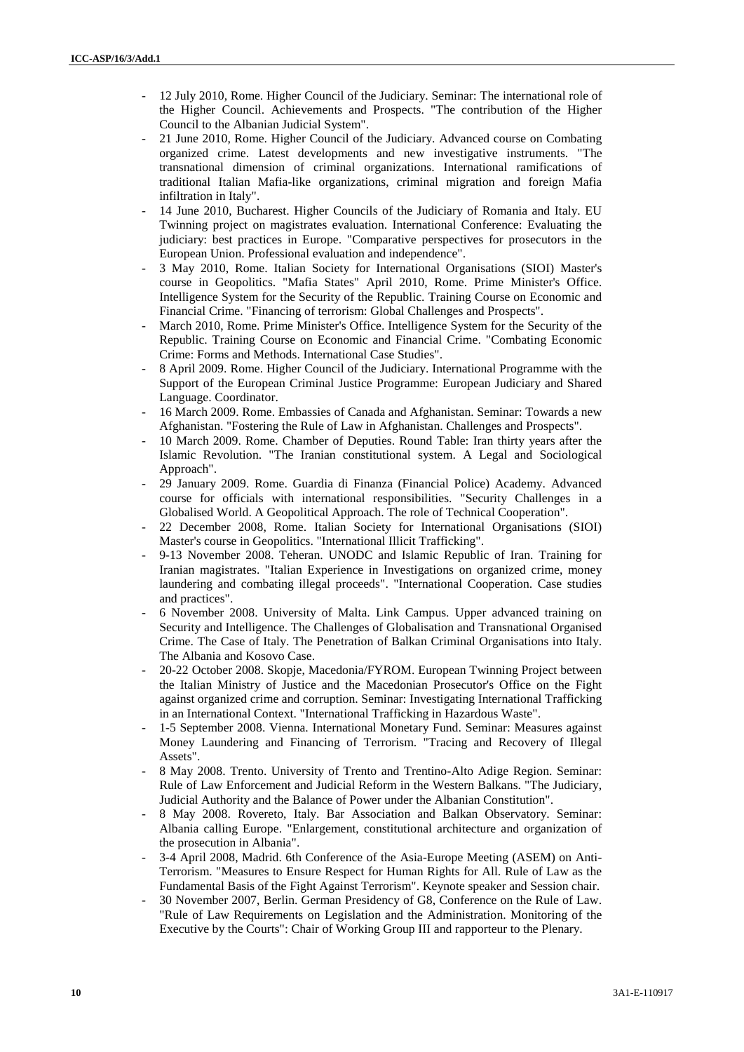- 12 July 2010, Rome. Higher Council of the Judiciary. Seminar: The international role of the Higher Council. Achievements and Prospects. "The contribution of the Higher Council to the Albanian Judicial System".
- 21 June 2010, Rome. Higher Council of the Judiciary. Advanced course on Combating organized crime. Latest developments and new investigative instruments. "The transnational dimension of criminal organizations. International ramifications of traditional Italian Mafia-like organizations, criminal migration and foreign Mafia infiltration in Italy".
- 14 June 2010, Bucharest. Higher Councils of the Judiciary of Romania and Italy. EU Twinning project on magistrates evaluation. International Conference: Evaluating the judiciary: best practices in Europe. "Comparative perspectives for prosecutors in the European Union. Professional evaluation and independence".
- 3 May 2010, Rome. Italian Society for International Organisations (SIOI) Master's course in Geopolitics. "Mafia States" April 2010, Rome. Prime Minister's Office. Intelligence System for the Security of the Republic. Training Course on Economic and Financial Crime. "Financing of terrorism: Global Challenges and Prospects".
- March 2010, Rome. Prime Minister's Office. Intelligence System for the Security of the Republic. Training Course on Economic and Financial Crime. "Combating Economic Crime: Forms and Methods. International Case Studies".
- 8 April 2009. Rome. Higher Council of the Judiciary. International Programme with the Support of the European Criminal Justice Programme: European Judiciary and Shared Language. Coordinator.
- 16 March 2009. Rome. Embassies of Canada and Afghanistan. Seminar: Towards a new Afghanistan. "Fostering the Rule of Law in Afghanistan. Challenges and Prospects".
- 10 March 2009. Rome. Chamber of Deputies. Round Table: Iran thirty years after the Islamic Revolution. "The Iranian constitutional system. A Legal and Sociological Approach".
- 29 January 2009. Rome. Guardia di Finanza (Financial Police) Academy. Advanced course for officials with international responsibilities. "Security Challenges in a Globalised World. A Geopolitical Approach. The role of Technical Cooperation".
- 22 December 2008, Rome. Italian Society for International Organisations (SIOI) Master's course in Geopolitics. "International Illicit Trafficking".
- 9-13 November 2008. Teheran. UNODC and Islamic Republic of Iran. Training for Iranian magistrates. "Italian Experience in Investigations on organized crime, money laundering and combating illegal proceeds". "International Cooperation. Case studies and practices".
- 6 November 2008. University of Malta. Link Campus. Upper advanced training on Security and Intelligence. The Challenges of Globalisation and Transnational Organised Crime. The Case of Italy. The Penetration of Balkan Criminal Organisations into Italy. The Albania and Kosovo Case.
- 20-22 October 2008. Skopje, Macedonia/FYROM. European Twinning Project between the Italian Ministry of Justice and the Macedonian Prosecutor's Office on the Fight against organized crime and corruption. Seminar: Investigating International Trafficking in an International Context. "International Trafficking in Hazardous Waste".
- 1-5 September 2008. Vienna. International Monetary Fund. Seminar: Measures against Money Laundering and Financing of Terrorism. "Tracing and Recovery of Illegal Assets".
- 8 May 2008. Trento. University of Trento and Trentino-Alto Adige Region. Seminar: Rule of Law Enforcement and Judicial Reform in the Western Balkans. "The Judiciary, Judicial Authority and the Balance of Power under the Albanian Constitution".
- 8 May 2008. Rovereto, Italy. Bar Association and Balkan Observatory. Seminar: Albania calling Europe. "Enlargement, constitutional architecture and organization of the prosecution in Albania".
- 3-4 April 2008, Madrid. 6th Conference of the Asia-Europe Meeting (ASEM) on Anti-Terrorism. "Measures to Ensure Respect for Human Rights for All. Rule of Law as the Fundamental Basis of the Fight Against Terrorism". Keynote speaker and Session chair.
- 30 November 2007, Berlin. German Presidency of G8, Conference on the Rule of Law. "Rule of Law Requirements on Legislation and the Administration. Monitoring of the Executive by the Courts": Chair of Working Group III and rapporteur to the Plenary.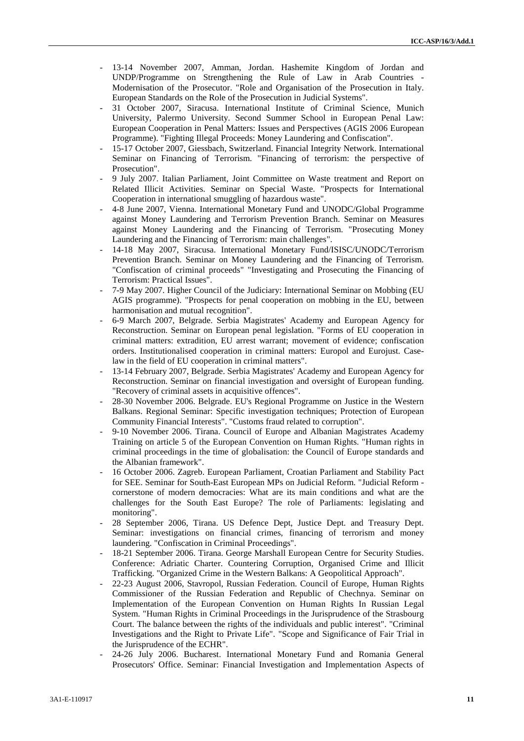- 13-14 November 2007, Amman, Jordan. Hashemite Kingdom of Jordan and UNDP/Programme on Strengthening the Rule of Law in Arab Countries - Modernisation of the Prosecutor. "Role and Organisation of the Prosecution in Italy. European Standards on the Role of the Prosecution in Judicial Systems".
- 31 October 2007, Siracusa. International Institute of Criminal Science, Munich University, Palermo University. Second Summer School in European Penal Law: European Cooperation in Penal Matters: Issues and Perspectives (AGIS 2006 European Programme). "Fighting Illegal Proceeds: Money Laundering and Confiscation".
- 15-17 October 2007, Giessbach, Switzerland. Financial Integrity Network. International Seminar on Financing of Terrorism. "Financing of terrorism: the perspective of Prosecution".
- 9 July 2007. Italian Parliament, Joint Committee on Waste treatment and Report on Related Illicit Activities. Seminar on Special Waste. "Prospects for International Cooperation in international smuggling of hazardous waste".
- 4-8 June 2007, Vienna. International Monetary Fund and UNODC/Global Programme against Money Laundering and Terrorism Prevention Branch. Seminar on Measures against Money Laundering and the Financing of Terrorism. "Prosecuting Money Laundering and the Financing of Terrorism: main challenges".
- 14-18 May 2007, Siracusa. International Monetary Fund/ISISC/UNODC/Terrorism Prevention Branch. Seminar on Money Laundering and the Financing of Terrorism. "Confiscation of criminal proceeds" "Investigating and Prosecuting the Financing of Terrorism: Practical Issues".
- 7-9 May 2007. Higher Council of the Judiciary: International Seminar on Mobbing (EU AGIS programme). "Prospects for penal cooperation on mobbing in the EU, between harmonisation and mutual recognition".
- 6-9 March 2007, Belgrade. Serbia Magistrates' Academy and European Agency for Reconstruction. Seminar on European penal legislation. "Forms of EU cooperation in criminal matters: extradition, EU arrest warrant; movement of evidence; confiscation orders. Institutionalised cooperation in criminal matters: Europol and Eurojust. Case-law in the field of EU cooperation in criminal matters".
- 13-14 February 2007, Belgrade. Serbia Magistrates' Academy and European Agency for Reconstruction. Seminar on financial investigation and oversight of European funding. "Recovery of criminal assets in acquisitive offences".
- 28-30 November 2006. Belgrade. EU's Regional Programme on Justice in the Western Balkans. Regional Seminar: Specific investigation techniques; Protection of European Community Financial Interests". "Customs fraud related to corruption".
- 9-10 November 2006. Tirana. Council of Europe and Albanian Magistrates Academy Training on article 5 of the European Convention on Human Rights. "Human rights in criminal proceedings in the time of globalisation: the Council of Europe standards and the Albanian framework".
- 16 October 2006. Zagreb. European Parliament, Croatian Parliament and Stability Pact for SEE. Seminar for South-East European MPs on Judicial Reform. "Judicial Reform - cornerstone of modern democracies: What are its main conditions and what are the challenges for the South East Europe? The role of Parliaments: legislating and monitoring".
- 28 September 2006, Tirana. US Defence Dept, Justice Dept. and Treasury Dept. Seminar: investigations on financial crimes, financing of terrorism and money laundering. "Confiscation in Criminal Proceedings".
- 18-21 September 2006. Tirana. George Marshall European Centre for Security Studies. Conference: Adriatic Charter. Countering Corruption, Organised Crime and Illicit Trafficking. "Organized Crime in the Western Balkans: A Geopolitical Approach".
- 22-23 August 2006, Stavropol, Russian Federation. Council of Europe, Human Rights Commissioner of the Russian Federation and Republic of Chechnya. Seminar on Implementation of the European Convention on Human Rights In Russian Legal System. "Human Rights in Criminal Proceedings in the Jurisprudence of the Strasbourg Court. The balance between the rights of the individuals and public interest". "Criminal Investigations and the Right to Private Life". "Scope and Significance of Fair Trial in the Jurisprudence of the ECHR".
- 24-26 July 2006. Bucharest. International Monetary Fund and Romania General Prosecutors' Office. Seminar: Financial Investigation and Implementation Aspects of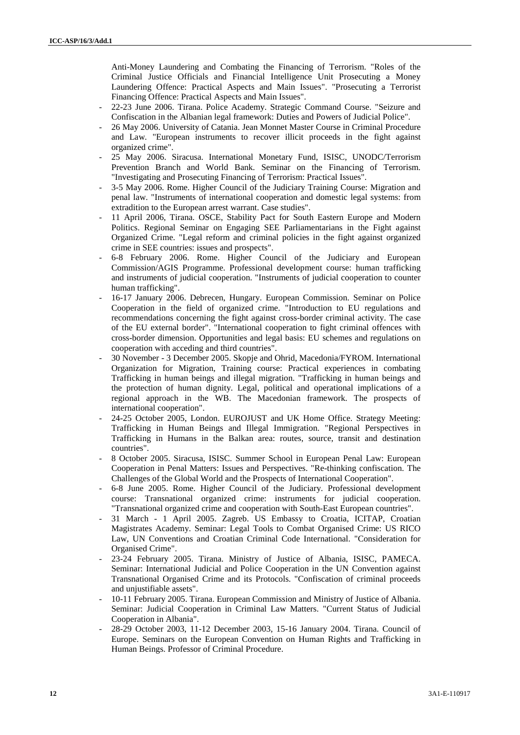Anti-Money Laundering and Combating the Financing of Terrorism. "Roles of the Criminal Justice Officials and Financial Intelligence Unit Prosecuting a Money Laundering Offence: Practical Aspects and Main Issues". "Prosecuting a Terrorist Financing Offence: Practical Aspects and Main Issues".

- 22-23 June 2006. Tirana. Police Academy. Strategic Command Course. "Seizure and Confiscation in the Albanian legal framework: Duties and Powers of Judicial Police".
- 26 May 2006. University of Catania. Jean Monnet Master Course in Criminal Procedure and Law. "European instruments to recover illicit proceeds in the fight against organized crime".
- 25 May 2006. Siracusa. International Monetary Fund, ISISC, UNODC/Terrorism Prevention Branch and World Bank. Seminar on the Financing of Terrorism. "Investigating and Prosecuting Financing of Terrorism: Practical Issues".
- 3-5 May 2006. Rome. Higher Council of the Judiciary Training Course: Migration and penal law. "Instruments of international cooperation and domestic legal systems: from extradition to the European arrest warrant. Case studies".
- 11 April 2006, Tirana. OSCE, Stability Pact for South Eastern Europe and Modern Politics. Regional Seminar on Engaging SEE Parliamentarians in the Fight against Organized Crime. "Legal reform and criminal policies in the fight against organized crime in SEE countries: issues and prospects".
- 6-8 February 2006. Rome. Higher Council of the Judiciary and European Commission/AGIS Programme. Professional development course: human trafficking and instruments of judicial cooperation. "Instruments of judicial cooperation to counter human trafficking".
- 16-17 January 2006. Debrecen, Hungary. European Commission. Seminar on Police Cooperation in the field of organized crime. "Introduction to EU regulations and recommendations concerning the fight against cross-border criminal activity. The case of the EU external border". "International cooperation to fight criminal offences with cross-border dimension. Opportunities and legal basis: EU schemes and regulations on cooperation with acceding and third countries".
- 30 November - 3 December 2005. Skopje and Ohrid, Macedonia/FYROM. International Organization for Migration, Training course: Practical experiences in combating Trafficking in human beings and illegal migration. "Trafficking in human beings and the protection of human dignity. Legal, political and operational implications of a regional approach in the WB. The Macedonian framework. The prospects of international cooperation".
- 24-25 October 2005, London. EUROJUST and UK Home Office. Strategy Meeting: Trafficking in Human Beings and Illegal Immigration. "Regional Perspectives in Trafficking in Humans in the Balkan area: routes, source, transit and destination countries".
- 8 October 2005. Siracusa, ISISC. Summer School in European Penal Law: European Cooperation in Penal Matters: Issues and Perspectives. "Re-thinking confiscation. The Challenges of the Global World and the Prospects of International Cooperation".
- 6-8 June 2005. Rome. Higher Council of the Judiciary. Professional development course: Transnational organized crime: instruments for judicial cooperation. "Transnational organized crime and cooperation with South-East European countries".
- 31 March - 1 April 2005. Zagreb. US Embassy to Croatia, ICITAP, Croatian Magistrates Academy. Seminar: Legal Tools to Combat Organised Crime: US RICO Law, UN Conventions and Croatian Criminal Code International. "Consideration for Organised Crime".
- 23-24 February 2005. Tirana. Ministry of Justice of Albania, ISISC, PAMECA. Seminar: International Judicial and Police Cooperation in the UN Convention against Transnational Organised Crime and its Protocols. "Confiscation of criminal proceeds and unjustifiable assets".
- 10-11 February 2005. Tirana. European Commission and Ministry of Justice of Albania. Seminar: Judicial Cooperation in Criminal Law Matters. "Current Status of Judicial Cooperation in Albania".
- 28-29 October 2003, 11-12 December 2003, 15-16 January 2004. Tirana. Council of Europe. Seminars on the European Convention on Human Rights and Trafficking in Human Beings. Professor of Criminal Procedure.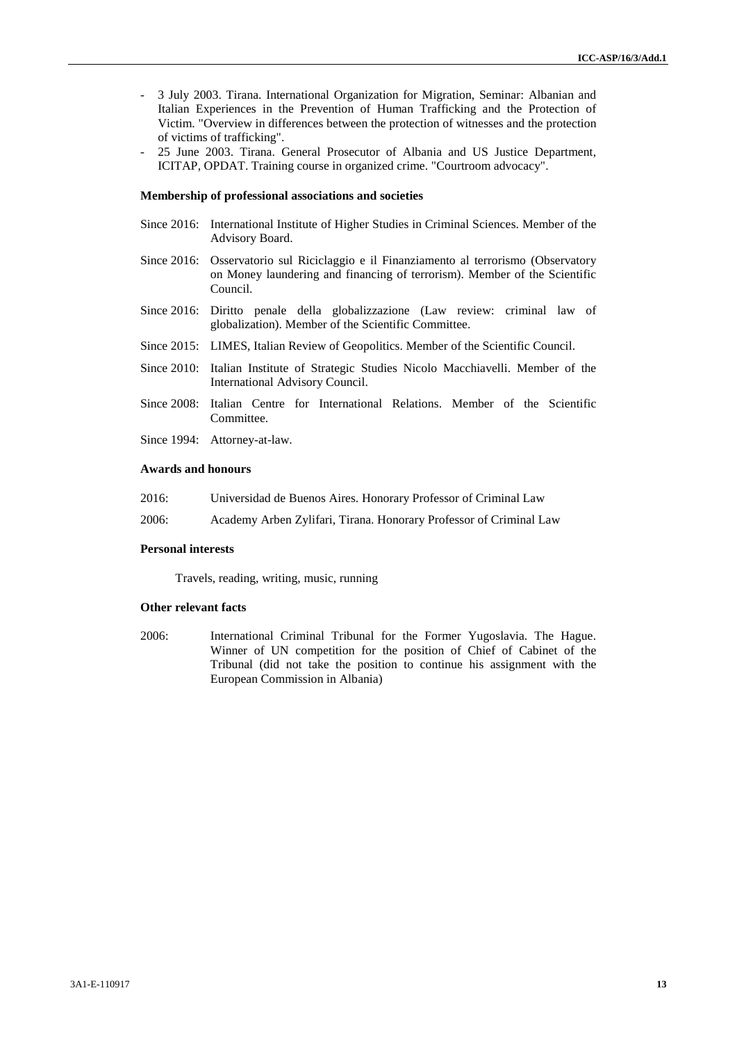- 3 July 2003. Tirana. International Organization for Migration, Seminar: Albanian and Italian Experiences in the Prevention of Human Trafficking and the Protection of Victim. "Overview in differences between the protection of witnesses and the protection of victims of trafficking".
- 25 June 2003. Tirana. General Prosecutor of Albania and US Justice Department, ICITAP, OPDAT. Training course in organized crime. "Courtroom advocacy".

**Membership of professional associations and societies**

Since 2016: International Institute of Higher Studies in Criminal Sciences. Member of the Advisory Board.

Since 2016: Osservatorio sul Riciclaggio e il Finanziamento al terrorismo (Observatory on Money laundering and financing of terrorism). Member of the Scientific Council.

Since 2016: Diritto penale della globalizzazione (Law review: criminal law of globalization). Member of the Scientific Committee.

Since 2015: LIMES, Italian Review of Geopolitics. Member of the Scientific Council.

Since 2010: Italian Institute of Strategic Studies Nicolo Macchiavelli. Member of the International Advisory Council.

Since 2008: Italian Centre for International Relations. Member of the Scientific Committee.

Since 1994: Attorney-at-law.

**Awards and honours**

2016: Universidad de Buenos Aires. Honorary Professor of Criminal Law

2006: Academy Arben Zylifari, Tirana. Honorary Professor of Criminal Law

**Personal interests**

Travels, reading, writing, music, running

**Other relevant facts**

2006: International Criminal Tribunal for the Former Yugoslavia. The Hague. Winner of UN competition for the position of Chief of Cabinet of the Tribunal (did not take the position to continue his assignment with the European Commission in Albania)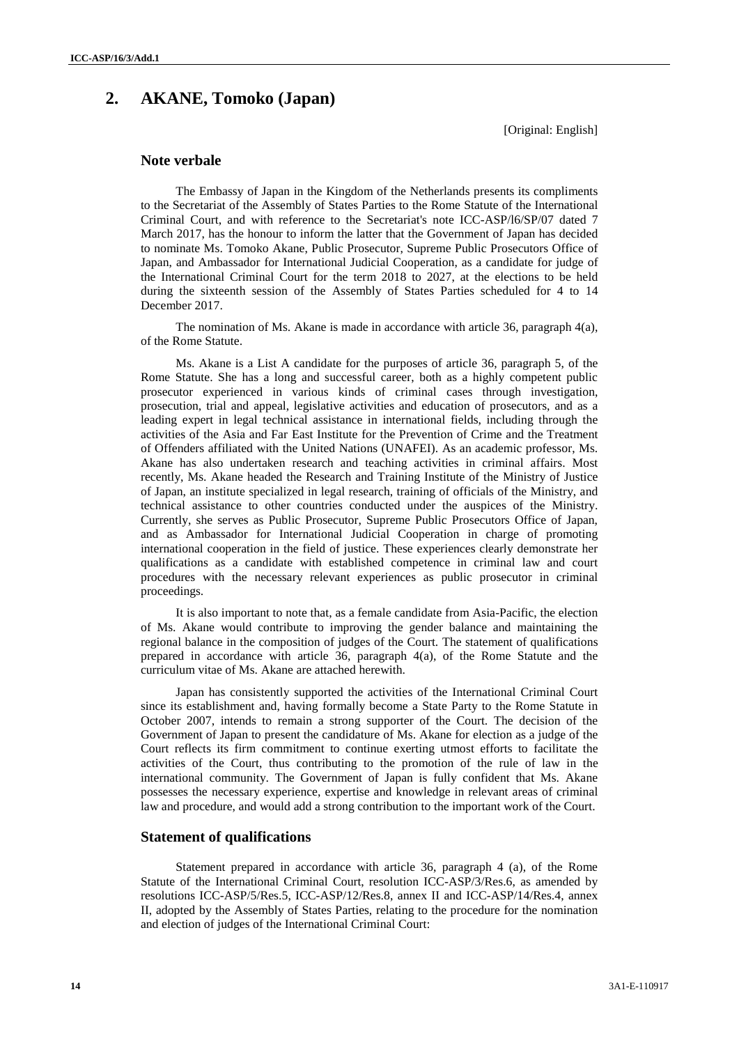## 2. AKANE, Tomoko (Japan)

[Original: English]

### Note verbale

The Embassy of Japan in the Kingdom of the Netherlands presents its compliments to the Secretariat of the Assembly of States Parties to the Rome Statute of the International Criminal Court, and with reference to the Secretariat's note ICC-ASP/l6/SP/07 dated 7 March 2017, has the honour to inform the latter that the Government of Japan has decided to nominate Ms. Tomoko Akane, Public Prosecutor, Supreme Public Prosecutors Office of Japan, and Ambassador for International Judicial Cooperation, as a candidate for judge of the International Criminal Court for the term 2018 to 2027, at the elections to be held during the sixteenth session of the Assembly of States Parties scheduled for 4 to 14 December 2017.

The nomination of Ms. Akane is made in accordance with article 36, paragraph 4(a), of the Rome Statute.

Ms. Akane is a List A candidate for the purposes of article 36, paragraph 5, of the Rome Statute. She has a long and successful career, both as a highly competent public prosecutor experienced in various kinds of criminal cases through investigation, prosecution, trial and appeal, legislative activities and education of prosecutors, and as a leading expert in legal technical assistance in international fields, including through the activities of the Asia and Far East Institute for the Prevention of Crime and the Treatment of Offenders affiliated with the United Nations (UNAFEI). As an academic professor, Ms. Akane has also undertaken research and teaching activities in criminal affairs. Most recently, Ms. Akane headed the Research and Training Institute of the Ministry of Justice of Japan, an institute specialized in legal research, training of officials of the Ministry, and technical assistance to other countries conducted under the auspices of the Ministry. Currently, she serves as Public Prosecutor, Supreme Public Prosecutors Office of Japan, and as Ambassador for International Judicial Cooperation in charge of promoting international cooperation in the field of justice. These experiences clearly demonstrate her qualifications as a candidate with established competence in criminal law and court procedures with the necessary relevant experiences as public prosecutor in criminal proceedings.

It is also important to note that, as a female candidate from Asia-Pacific, the election of Ms. Akane would contribute to improving the gender balance and maintaining the regional balance in the composition of judges of the Court. The statement of qualifications prepared in accordance with article 36, paragraph 4(a), of the Rome Statute and the curriculum vitae of Ms. Akane are attached herewith.

Japan has consistently supported the activities of the International Criminal Court since its establishment and, having formally become a State Party to the Rome Statute in October 2007, intends to remain a strong supporter of the Court. The decision of the Government of Japan to present the candidature of Ms. Akane for election as a judge of the Court reflects its firm commitment to continue exerting utmost efforts to facilitate the activities of the Court, thus contributing to the promotion of the rule of law in the international community. The Government of Japan is fully confident that Ms. Akane possesses the necessary experience, expertise and knowledge in relevant areas of criminal law and procedure, and would add a strong contribution to the important work of the Court.

### Statement of qualifications

Statement prepared in accordance with article 36, paragraph 4 (a), of the Rome Statute of the International Criminal Court, resolution ICC-ASP/3/Res.6, as amended by resolutions ICC-ASP/5/Res.5, ICC-ASP/12/Res.8, annex II and ICC-ASP/14/Res.4, annex II, adopted by the Assembly of States Parties, relating to the procedure for the nomination and election of judges of the International Criminal Court: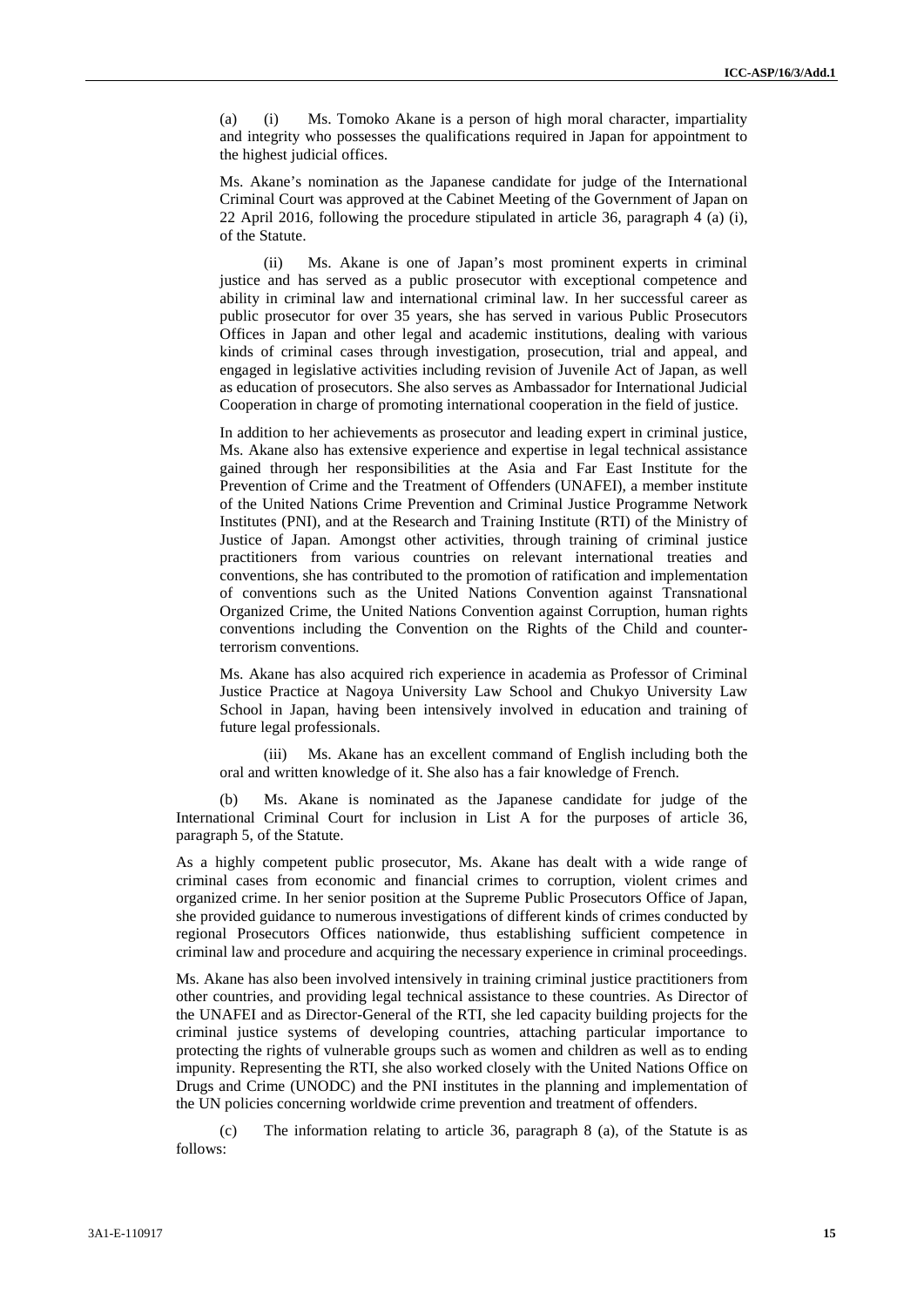(a) (i) Ms. Tomoko Akane is a person of high moral character, impartiality and integrity who possesses the qualifications required in Japan for appointment to the highest judicial offices.

Ms. Akane's nomination as the Japanese candidate for judge of the International Criminal Court was approved at the Cabinet Meeting of the Government of Japan on 22 April 2016, following the procedure stipulated in article 36, paragraph 4 (a) (i), of the Statute.

(ii) Ms. Akane is one of Japan's most prominent experts in criminal justice and has served as a public prosecutor with exceptional competence and ability in criminal law and international criminal law. In her successful career as public prosecutor for over 35 years, she has served in various Public Prosecutors Offices in Japan and other legal and academic institutions, dealing with various kinds of criminal cases through investigation, prosecution, trial and appeal, and engaged in legislative activities including revision of Juvenile Act of Japan, as well as education of prosecutors. She also serves as Ambassador for International Judicial Cooperation in charge of promoting international cooperation in the field of justice.

In addition to her achievements as prosecutor and leading expert in criminal justice, Ms. Akane also has extensive experience and expertise in legal technical assistance gained through her responsibilities at the Asia and Far East Institute for the Prevention of Crime and the Treatment of Offenders (UNAFEI), a member institute of the United Nations Crime Prevention and Criminal Justice Programme Network Institutes (PNI), and at the Research and Training Institute (RTI) of the Ministry of Justice of Japan. Amongst other activities, through training of criminal justice practitioners from various countries on relevant international treaties and conventions, she has contributed to the promotion of ratification and implementation of conventions such as the United Nations Convention against Transnational Organized Crime, the United Nations Convention against Corruption, human rights conventions including the Convention on the Rights of the Child and counter-terrorism conventions.

Ms. Akane has also acquired rich experience in academia as Professor of Criminal Justice Practice at Nagoya University Law School and Chukyo University Law School in Japan, having been intensively involved in education and training of future legal professionals.

(iii) Ms. Akane has an excellent command of English including both the oral and written knowledge of it. She also has a fair knowledge of French.

(b) Ms. Akane is nominated as the Japanese candidate for judge of the International Criminal Court for inclusion in List A for the purposes of article 36, paragraph 5, of the Statute.

As a highly competent public prosecutor, Ms. Akane has dealt with a wide range of criminal cases from economic and financial crimes to corruption, violent crimes and organized crime. In her senior position at the Supreme Public Prosecutors Office of Japan, she provided guidance to numerous investigations of different kinds of crimes conducted by regional Prosecutors Offices nationwide, thus establishing sufficient competence in criminal law and procedure and acquiring the necessary experience in criminal proceedings.

Ms. Akane has also been involved intensively in training criminal justice practitioners from other countries, and providing legal technical assistance to these countries. As Director of the UNAFEI and as Director-General of the RTI, she led capacity building projects for the criminal justice systems of developing countries, attaching particular importance to protecting the rights of vulnerable groups such as women and children as well as to ending impunity. Representing the RTI, she also worked closely with the United Nations Office on Drugs and Crime (UNODC) and the PNI institutes in the planning and implementation of the UN policies concerning worldwide crime prevention and treatment of offenders.

(c) The information relating to article 36, paragraph 8 (a), of the Statute is as follows: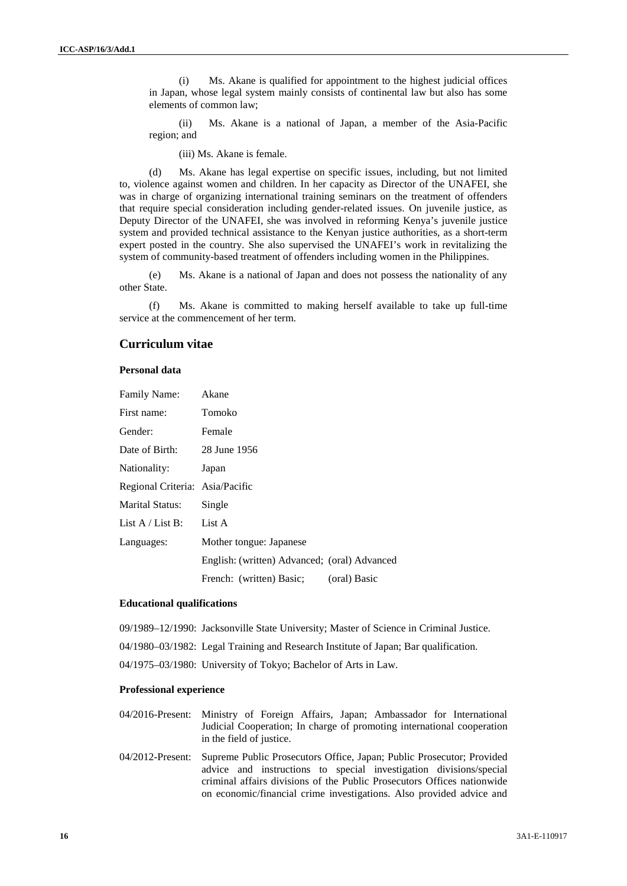(i) Ms. Akane is qualified for appointment to the highest judicial offices in Japan, whose legal system mainly consists of continental law but also has some elements of common law;

(ii) Ms. Akane is a national of Japan, a member of the Asia-Pacific region; and

(iii) Ms. Akane is female.

(d) Ms. Akane has legal expertise on specific issues, including, but not limited to, violence against women and children. In her capacity as Director of the UNAFEI, she was in charge of organizing international training seminars on the treatment of offenders that require special consideration including gender-related issues. On juvenile justice, as Deputy Director of the UNAFEI, she was involved in reforming Kenya's juvenile justice system and provided technical assistance to the Kenyan justice authorities, as a short-term expert posted in the country. She also supervised the UNAFEI's work in revitalizing the system of community-based treatment of offenders including women in the Philippines.

(e) Ms. Akane is a national of Japan and does not possess the nationality of any other State.

(f) Ms. Akane is committed to making herself available to take up full-time service at the commencement of her term.

## Curriculum vitae

### Personal data

| | |
|---|---|
| Family Name: | Akane |
| First name: | Tomoko |
| Gender: | Female |
| Date of Birth: | 28 June 1956 |
| Nationality: | Japan |
| Regional Criteria: | Asia/Pacific |
| Marital Status: | Single |
| List A / List B: | List A |
| Languages: | Mother tongue: Japanese |
| | English: (written) Advanced; (oral) Advanced |
| | French: (written) Basic; (oral) Basic |

### Educational qualifications

09/1989–12/1990: Jacksonville State University; Master of Science in Criminal Justice.

04/1980–03/1982: Legal Training and Research Institute of Japan; Bar qualification.

04/1975–03/1980: University of Tokyo; Bachelor of Arts in Law.

### Professional experience

04/2016-Present: Ministry of Foreign Affairs, Japan; Ambassador for International Judicial Cooperation; In charge of promoting international cooperation in the field of justice.

04/2012-Present: Supreme Public Prosecutors Office, Japan; Public Prosecutor; Provided advice and instructions to special investigation divisions/special criminal affairs divisions of the Public Prosecutors Offices nationwide on economic/financial crime investigations. Also provided advice and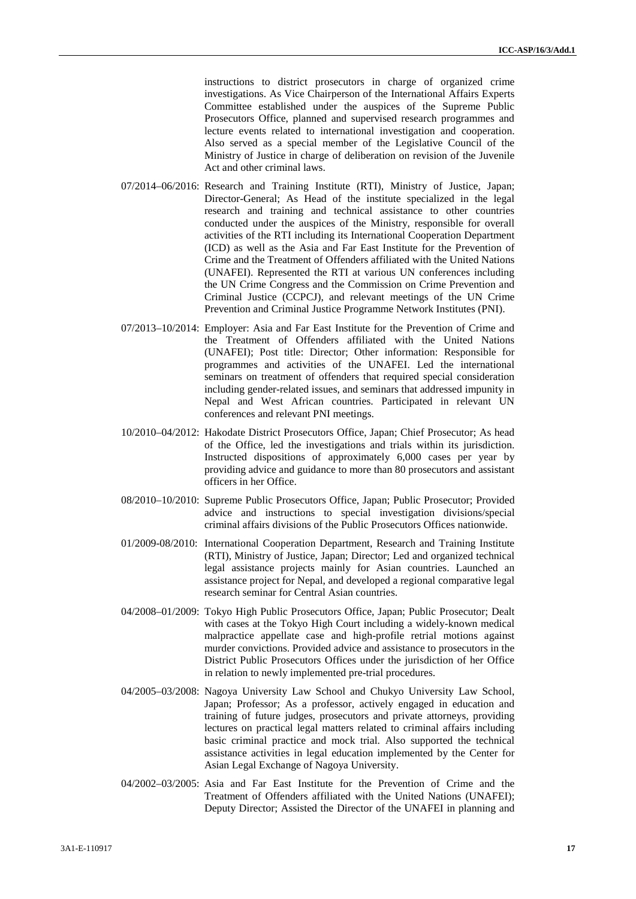instructions to district prosecutors in charge of organized crime investigations. As Vice Chairperson of the International Affairs Experts Committee established under the auspices of the Supreme Public Prosecutors Office, planned and supervised research programmes and lecture events related to international investigation and cooperation. Also served as a special member of the Legislative Council of the Ministry of Justice in charge of deliberation on revision of the Juvenile Act and other criminal laws.

07/2014–06/2016: Research and Training Institute (RTI), Ministry of Justice, Japan; Director-General; As Head of the institute specialized in the legal research and training and technical assistance to other countries conducted under the auspices of the Ministry, responsible for overall activities of the RTI including its International Cooperation Department (ICD) as well as the Asia and Far East Institute for the Prevention of Crime and the Treatment of Offenders affiliated with the United Nations (UNAFEI). Represented the RTI at various UN conferences including the UN Crime Congress and the Commission on Crime Prevention and Criminal Justice (CCPCJ), and relevant meetings of the UN Crime Prevention and Criminal Justice Programme Network Institutes (PNI).

07/2013–10/2014: Employer: Asia and Far East Institute for the Prevention of Crime and the Treatment of Offenders affiliated with the United Nations (UNAFEI); Post title: Director; Other information: Responsible for programmes and activities of the UNAFEI. Led the international seminars on treatment of offenders that required special consideration including gender-related issues, and seminars that addressed impunity in Nepal and West African countries. Participated in relevant UN conferences and relevant PNI meetings.

10/2010–04/2012: Hakodate District Prosecutors Office, Japan; Chief Prosecutor; As head of the Office, led the investigations and trials within its jurisdiction. Instructed dispositions of approximately 6,000 cases per year by providing advice and guidance to more than 80 prosecutors and assistant officers in her Office.

08/2010–10/2010: Supreme Public Prosecutors Office, Japan; Public Prosecutor; Provided advice and instructions to special investigation divisions/special criminal affairs divisions of the Public Prosecutors Offices nationwide.

01/2009-08/2010: International Cooperation Department, Research and Training Institute (RTI), Ministry of Justice, Japan; Director; Led and organized technical legal assistance projects mainly for Asian countries. Launched an assistance project for Nepal, and developed a regional comparative legal research seminar for Central Asian countries.

04/2008–01/2009: Tokyo High Public Prosecutors Office, Japan; Public Prosecutor; Dealt with cases at the Tokyo High Court including a widely-known medical malpractice appellate case and high-profile retrial motions against murder convictions. Provided advice and assistance to prosecutors in the District Public Prosecutors Offices under the jurisdiction of her Office in relation to newly implemented pre-trial procedures.

04/2005–03/2008: Nagoya University Law School and Chukyo University Law School, Japan; Professor; As a professor, actively engaged in education and training of future judges, prosecutors and private attorneys, providing lectures on practical legal matters related to criminal affairs including basic criminal practice and mock trial. Also supported the technical assistance activities in legal education implemented by the Center for Asian Legal Exchange of Nagoya University.

04/2002–03/2005: Asia and Far East Institute for the Prevention of Crime and the Treatment of Offenders affiliated with the United Nations (UNAFEI); Deputy Director; Assisted the Director of the UNAFEI in planning and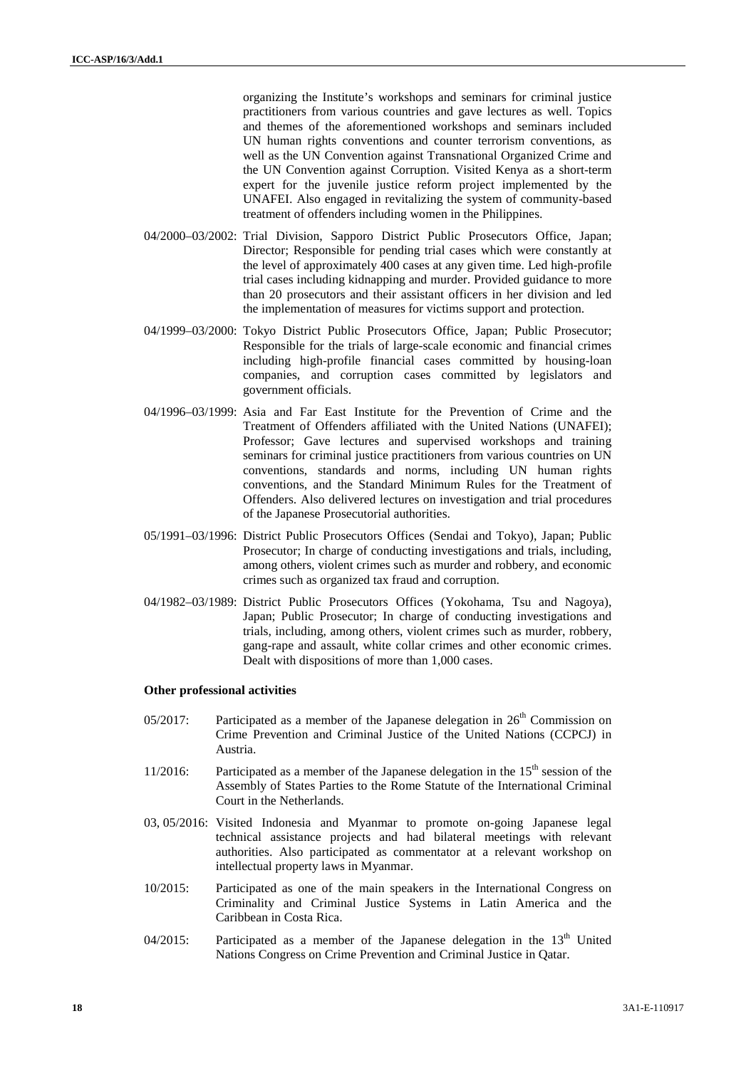organizing the Institute's workshops and seminars for criminal justice practitioners from various countries and gave lectures as well. Topics and themes of the aforementioned workshops and seminars included UN human rights conventions and counter terrorism conventions, as well as the UN Convention against Transnational Organized Crime and the UN Convention against Corruption. Visited Kenya as a short-term expert for the juvenile justice reform project implemented by the UNAFEI. Also engaged in revitalizing the system of community-based treatment of offenders including women in the Philippines.

04/2000–03/2002: Trial Division, Sapporo District Public Prosecutors Office, Japan; Director; Responsible for pending trial cases which were constantly at the level of approximately 400 cases at any given time. Led high-profile trial cases including kidnapping and murder. Provided guidance to more than 20 prosecutors and their assistant officers in her division and led the implementation of measures for victims support and protection.

04/1999–03/2000: Tokyo District Public Prosecutors Office, Japan; Public Prosecutor; Responsible for the trials of large-scale economic and financial crimes including high-profile financial cases committed by housing-loan companies, and corruption cases committed by legislators and government officials.

04/1996–03/1999: Asia and Far East Institute for the Prevention of Crime and the Treatment of Offenders affiliated with the United Nations (UNAFEI); Professor; Gave lectures and supervised workshops and training seminars for criminal justice practitioners from various countries on UN conventions, standards and norms, including UN human rights conventions, and the Standard Minimum Rules for the Treatment of Offenders. Also delivered lectures on investigation and trial procedures of the Japanese Prosecutorial authorities.

05/1991–03/1996: District Public Prosecutors Offices (Sendai and Tokyo), Japan; Public Prosecutor; In charge of conducting investigations and trials, including, among others, violent crimes such as murder and robbery, and economic crimes such as organized tax fraud and corruption.

04/1982–03/1989: District Public Prosecutors Offices (Yokohama, Tsu and Nagoya), Japan; Public Prosecutor; In charge of conducting investigations and trials, including, among others, violent crimes such as murder, robbery, gang-rape and assault, white collar crimes and other economic crimes. Dealt with dispositions of more than 1,000 cases.

**Other professional activities**

05/2017: Participated as a member of the Japanese delegation in 26th Commission on Crime Prevention and Criminal Justice of the United Nations (CCPCJ) in Austria.

11/2016: Participated as a member of the Japanese delegation in the 15th session of the Assembly of States Parties to the Rome Statute of the International Criminal Court in the Netherlands.

03, 05/2016: Visited Indonesia and Myanmar to promote on-going Japanese legal technical assistance projects and had bilateral meetings with relevant authorities. Also participated as commentator at a relevant workshop on intellectual property laws in Myanmar.

10/2015: Participated as one of the main speakers in the International Congress on Criminality and Criminal Justice Systems in Latin America and the Caribbean in Costa Rica.

04/2015: Participated as a member of the Japanese delegation in the 13th United Nations Congress on Crime Prevention and Criminal Justice in Qatar.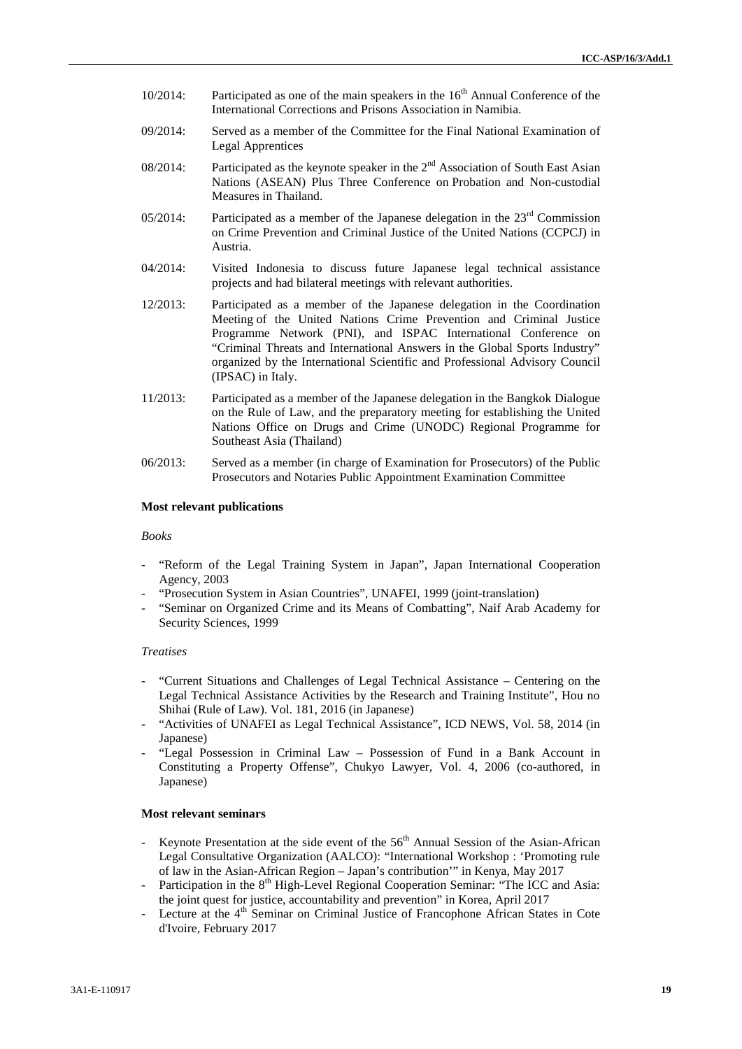10/2014: Participated as one of the main speakers in the 16th Annual Conference of the International Corrections and Prisons Association in Namibia.

09/2014: Served as a member of the Committee for the Final National Examination of Legal Apprentices

08/2014: Participated as the keynote speaker in the 2nd Association of South East Asian Nations (ASEAN) Plus Three Conference on Probation and Non-custodial Measures in Thailand.

05/2014: Participated as a member of the Japanese delegation in the 23rd Commission on Crime Prevention and Criminal Justice of the United Nations (CCPCJ) in Austria.

04/2014: Visited Indonesia to discuss future Japanese legal technical assistance projects and had bilateral meetings with relevant authorities.

12/2013: Participated as a member of the Japanese delegation in the Coordination Meeting of the United Nations Crime Prevention and Criminal Justice Programme Network (PNI), and ISPAC International Conference on "Criminal Threats and International Answers in the Global Sports Industry" organized by the International Scientific and Professional Advisory Council (IPSAC) in Italy.

11/2013: Participated as a member of the Japanese delegation in the Bangkok Dialogue on the Rule of Law, and the preparatory meeting for establishing the United Nations Office on Drugs and Crime (UNODC) Regional Programme for Southeast Asia (Thailand)

06/2013: Served as a member (in charge of Examination for Prosecutors) of the Public Prosecutors and Notaries Public Appointment Examination Committee

**Most relevant publications**

*Books*

- "Reform of the Legal Training System in Japan", Japan International Cooperation Agency, 2003
- "Prosecution System in Asian Countries", UNAFEI, 1999 (joint-translation)
- "Seminar on Organized Crime and its Means of Combatting", Naif Arab Academy for Security Sciences, 1999

*Treatises*

- "Current Situations and Challenges of Legal Technical Assistance – Centering on the Legal Technical Assistance Activities by the Research and Training Institute", Hou no Shihai (Rule of Law). Vol. 181, 2016 (in Japanese)
- "Activities of UNAFEI as Legal Technical Assistance", ICD NEWS, Vol. 58, 2014 (in Japanese)
- "Legal Possession in Criminal Law – Possession of Fund in a Bank Account in Constituting a Property Offense", Chukyo Lawyer, Vol. 4, 2006 (co-authored, in Japanese)

**Most relevant seminars**

- Keynote Presentation at the side event of the 56th Annual Session of the Asian-African Legal Consultative Organization (AALCO): "International Workshop : 'Promoting rule of law in the Asian-African Region – Japan's contribution'" in Kenya, May 2017
- Participation in the 8th High-Level Regional Cooperation Seminar: "The ICC and Asia: the joint quest for justice, accountability and prevention" in Korea, April 2017
- Lecture at the 4th Seminar on Criminal Justice of Francophone African States in Cote d'Ivoire, February 2017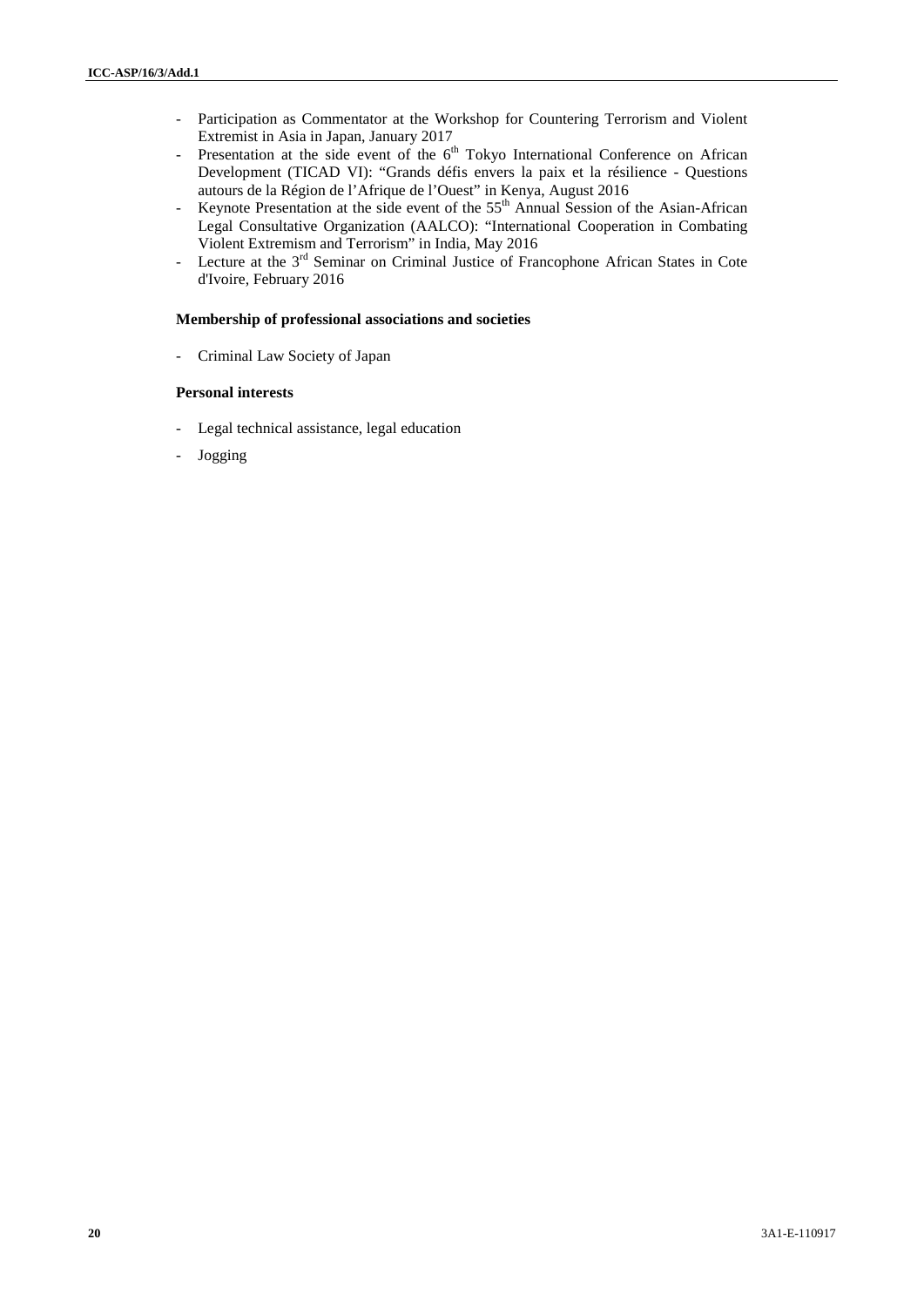- Participation as Commentator at the Workshop for Countering Terrorism and Violent Extremist in Asia in Japan, January 2017
- Presentation at the side event of the 6th Tokyo International Conference on African Development (TICAD VI): "Grands défis envers la paix et la résilience - Questions autours de la Région de l'Afrique de l'Ouest" in Kenya, August 2016
- Keynote Presentation at the side event of the 55th Annual Session of the Asian-African Legal Consultative Organization (AALCO): "International Cooperation in Combating Violent Extremism and Terrorism" in India, May 2016
- Lecture at the 3rd Seminar on Criminal Justice of Francophone African States in Cote d'Ivoire, February 2016

**Membership of professional associations and societies**

- Criminal Law Society of Japan

**Personal interests**

- Legal technical assistance, legal education
- Jogging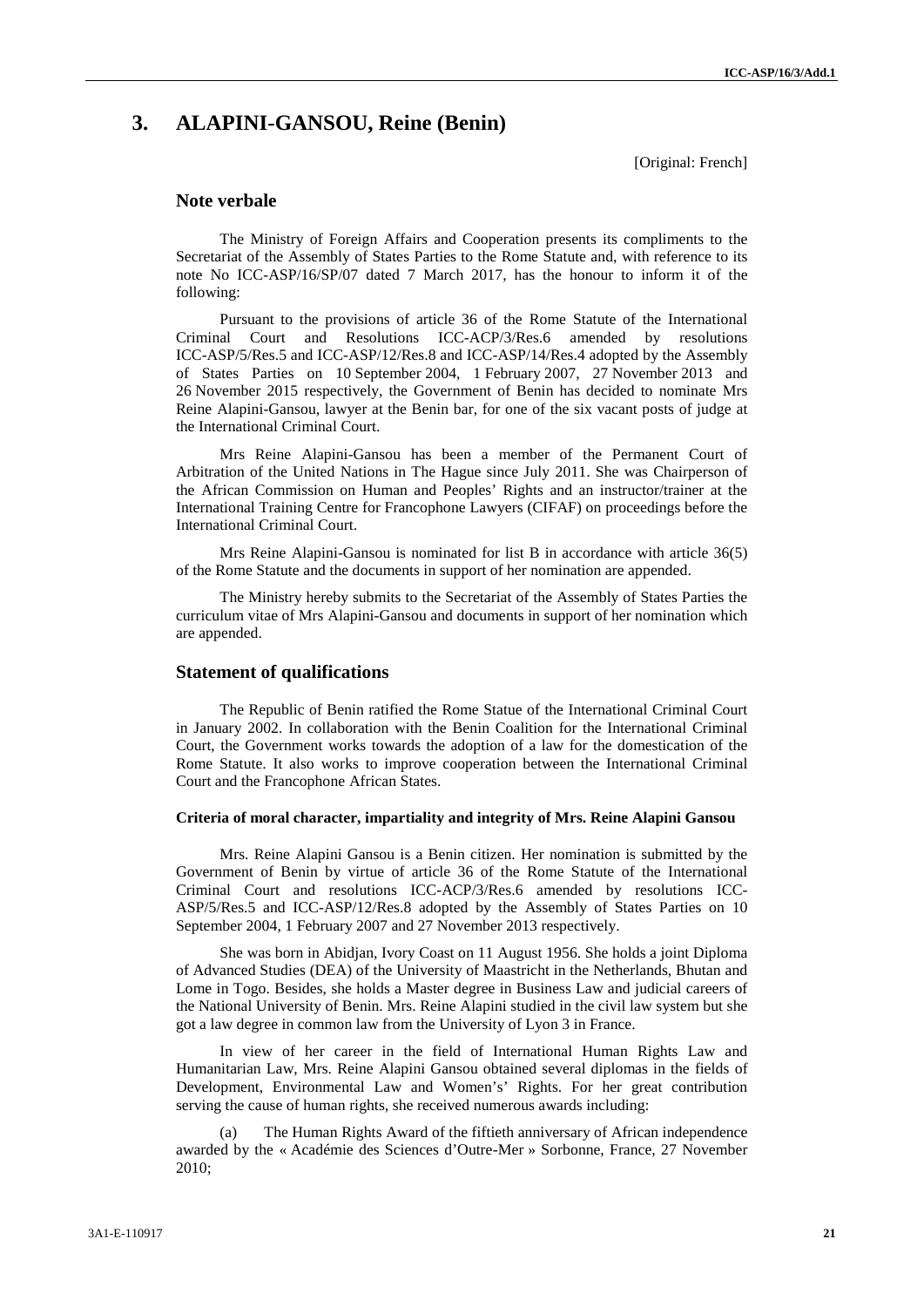# 3. ALAPINI-GANSOU, Reine (Benin)

[Original: French]

## Note verbale

The Ministry of Foreign Affairs and Cooperation presents its compliments to the Secretariat of the Assembly of States Parties to the Rome Statute and, with reference to its note No ICC-ASP/16/SP/07 dated 7 March 2017, has the honour to inform it of the following:

Pursuant to the provisions of article 36 of the Rome Statute of the International Criminal Court and Resolutions ICC-ACP/3/Res.6 amended by resolutions ICC-ASP/5/Res.5 and ICC-ASP/12/Res.8 and ICC-ASP/14/Res.4 adopted by the Assembly of States Parties on 10 September 2004, 1 February 2007, 27 November 2013 and 26 November 2015 respectively, the Government of Benin has decided to nominate Mrs Reine Alapini-Gansou, lawyer at the Benin bar, for one of the six vacant posts of judge at the International Criminal Court.

Mrs Reine Alapini-Gansou has been a member of the Permanent Court of Arbitration of the United Nations in The Hague since July 2011. She was Chairperson of the African Commission on Human and Peoples' Rights and an instructor/trainer at the International Training Centre for Francophone Lawyers (CIFAF) on proceedings before the International Criminal Court.

Mrs Reine Alapini-Gansou is nominated for list B in accordance with article 36(5) of the Rome Statute and the documents in support of her nomination are appended.

The Ministry hereby submits to the Secretariat of the Assembly of States Parties the curriculum vitae of Mrs Alapini-Gansou and documents in support of her nomination which are appended.

## Statement of qualifications

The Republic of Benin ratified the Rome Statue of the International Criminal Court in January 2002. In collaboration with the Benin Coalition for the International Criminal Court, the Government works towards the adoption of a law for the domestication of the Rome Statute. It also works to improve cooperation between the International Criminal Court and the Francophone African States.

#### Criteria of moral character, impartiality and integrity of Mrs. Reine Alapini Gansou

Mrs. Reine Alapini Gansou is a Benin citizen. Her nomination is submitted by the Government of Benin by virtue of article 36 of the Rome Statute of the International Criminal Court and resolutions ICC-ACP/3/Res.6 amended by resolutions ICC-ASP/5/Res.5 and ICC-ASP/12/Res.8 adopted by the Assembly of States Parties on 10 September 2004, 1 February 2007 and 27 November 2013 respectively.

She was born in Abidjan, Ivory Coast on 11 August 1956. She holds a joint Diploma of Advanced Studies (DEA) of the University of Maastricht in the Netherlands, Bhutan and Lome in Togo. Besides, she holds a Master degree in Business Law and judicial careers of the National University of Benin. Mrs. Reine Alapini studied in the civil law system but she got a law degree in common law from the University of Lyon 3 in France.

In view of her career in the field of International Human Rights Law and Humanitarian Law, Mrs. Reine Alapini Gansou obtained several diplomas in the fields of Development, Environmental Law and Women's' Rights. For her great contribution serving the cause of human rights, she received numerous awards including:

(a) The Human Rights Award of the fiftieth anniversary of African independence awarded by the « Académie des Sciences d'Outre-Mer » Sorbonne, France, 27 November 2010;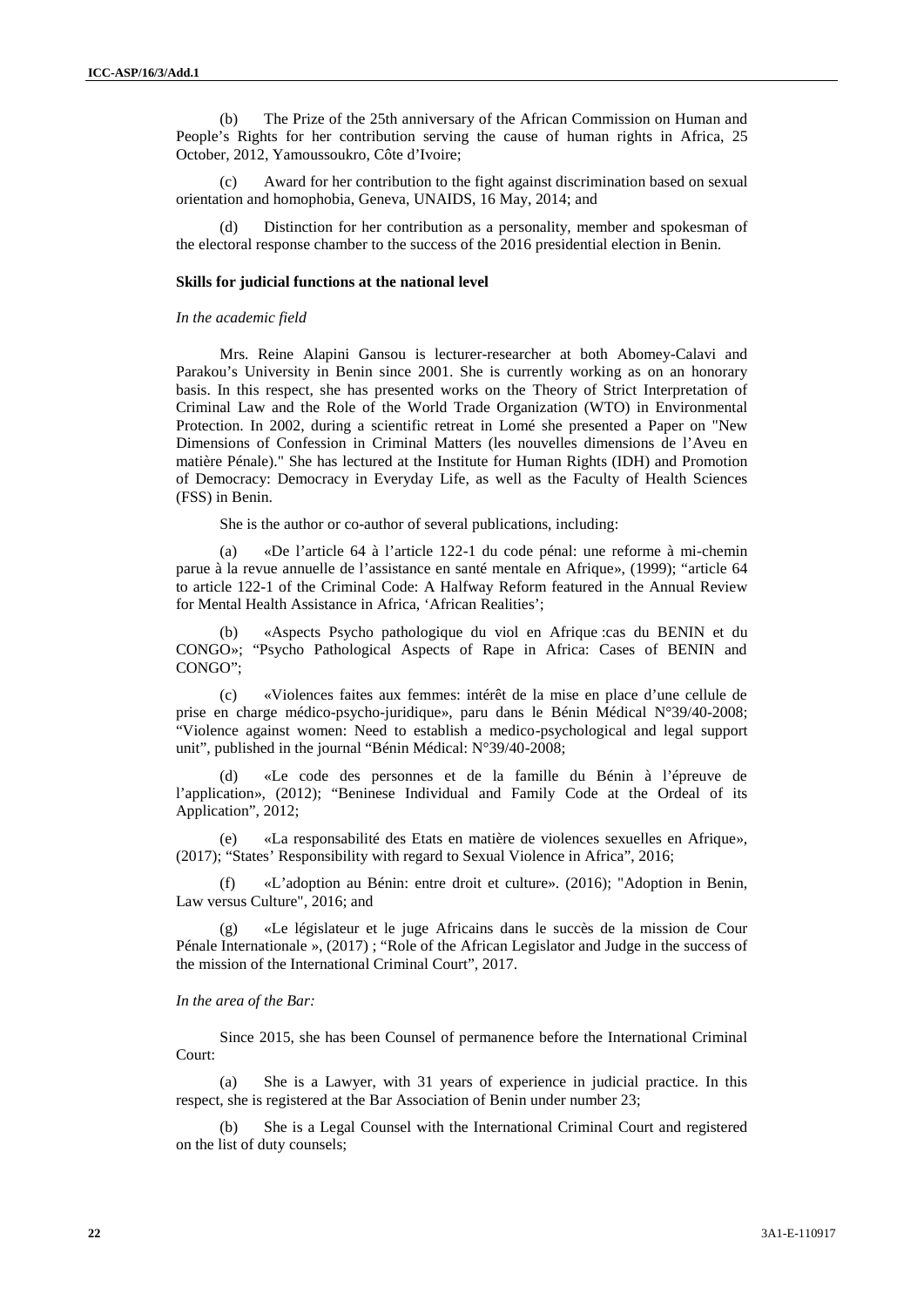(b) The Prize of the 25th anniversary of the African Commission on Human and People's Rights for her contribution serving the cause of human rights in Africa, 25 October, 2012, Yamoussoukro, Côte d'Ivoire;

(c) Award for her contribution to the fight against discrimination based on sexual orientation and homophobia, Geneva, UNAIDS, 16 May, 2014; and

(d) Distinction for her contribution as a personality, member and spokesman of the electoral response chamber to the success of the 2016 presidential election in Benin.

**Skills for judicial functions at the national level**

*In the academic field*

Mrs. Reine Alapini Gansou is lecturer-researcher at both Abomey-Calavi and Parakou's University in Benin since 2001. She is currently working as on an honorary basis. In this respect, she has presented works on the Theory of Strict Interpretation of Criminal Law and the Role of the World Trade Organization (WTO) in Environmental Protection. In 2002, during a scientific retreat in Lomé she presented a Paper on "New Dimensions of Confession in Criminal Matters (les nouvelles dimensions de l'Aveu en matière Pénale)." She has lectured at the Institute for Human Rights (IDH) and Promotion of Democracy: Democracy in Everyday Life, as well as the Faculty of Health Sciences (FSS) in Benin.

She is the author or co-author of several publications, including:

(a) «De l'article 64 à l'article 122-1 du code pénal: une reforme à mi-chemin parue à la revue annuelle de l'assistance en santé mentale en Afrique», (1999); "article 64 to article 122-1 of the Criminal Code: A Halfway Reform featured in the Annual Review for Mental Health Assistance in Africa, 'African Realities';

(b) «Aspects Psycho pathologique du viol en Afrique :cas du BENIN et du CONGO»; "Psycho Pathological Aspects of Rape in Africa: Cases of BENIN and CONGO";

(c) «Violences faites aux femmes: intérêt de la mise en place d'une cellule de prise en charge médico-psycho-juridique», paru dans le Bénin Médical N°39/40-2008; "Violence against women: Need to establish a medico-psychological and legal support unit", published in the journal "Bénin Médical: N°39/40-2008;

(d) «Le code des personnes et de la famille du Bénin à l'épreuve de l'application», (2012); "Beninese Individual and Family Code at the Ordeal of its Application", 2012;

(e) «La responsabilité des Etats en matière de violences sexuelles en Afrique», (2017); "States' Responsibility with regard to Sexual Violence in Africa", 2016;

(f) «L'adoption au Bénin: entre droit et culture». (2016); "Adoption in Benin, Law versus Culture", 2016; and

(g) «Le législateur et le juge Africains dans le succès de la mission de Cour Pénale Internationale », (2017) ; "Role of the African Legislator and Judge in the success of the mission of the International Criminal Court", 2017.

*In the area of the Bar:*

Since 2015, she has been Counsel of permanence before the International Criminal Court:

(a) She is a Lawyer, with 31 years of experience in judicial practice. In this respect, she is registered at the Bar Association of Benin under number 23;

(b) She is a Legal Counsel with the International Criminal Court and registered on the list of duty counsels;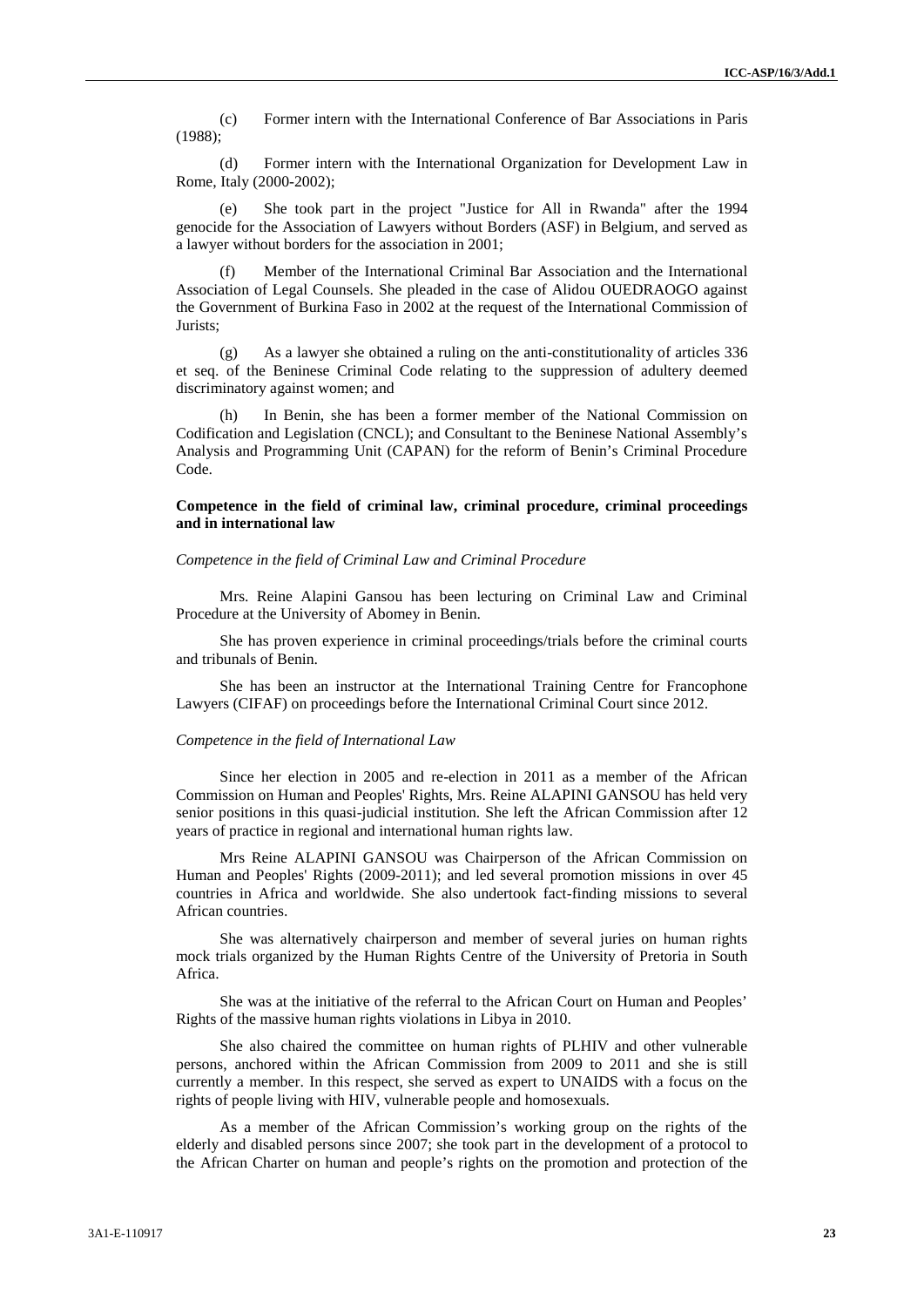(c) Former intern with the International Conference of Bar Associations in Paris (1988);

(d) Former intern with the International Organization for Development Law in Rome, Italy (2000-2002);

(e) She took part in the project "Justice for All in Rwanda" after the 1994 genocide for the Association of Lawyers without Borders (ASF) in Belgium, and served as a lawyer without borders for the association in 2001;

(f) Member of the International Criminal Bar Association and the International Association of Legal Counsels. She pleaded in the case of Alidou OUEDRAOGO against the Government of Burkina Faso in 2002 at the request of the International Commission of Jurists;

(g) As a lawyer she obtained a ruling on the anti-constitutionality of articles 336 et seq. of the Beninese Criminal Code relating to the suppression of adultery deemed discriminatory against women; and

(h) In Benin, she has been a former member of the National Commission on Codification and Legislation (CNCL); and Consultant to the Beninese National Assembly's Analysis and Programming Unit (CAPAN) for the reform of Benin's Criminal Procedure Code.

**Competence in the field of criminal law, criminal procedure, criminal proceedings and in international law**

*Competence in the field of Criminal Law and Criminal Procedure*

Mrs. Reine Alapini Gansou has been lecturing on Criminal Law and Criminal Procedure at the University of Abomey in Benin.

She has proven experience in criminal proceedings/trials before the criminal courts and tribunals of Benin.

She has been an instructor at the International Training Centre for Francophone Lawyers (CIFAF) on proceedings before the International Criminal Court since 2012.

*Competence in the field of International Law*

Since her election in 2005 and re-election in 2011 as a member of the African Commission on Human and Peoples' Rights, Mrs. Reine ALAPINI GANSOU has held very senior positions in this quasi-judicial institution. She left the African Commission after 12 years of practice in regional and international human rights law.

Mrs Reine ALAPINI GANSOU was Chairperson of the African Commission on Human and Peoples' Rights (2009-2011); and led several promotion missions in over 45 countries in Africa and worldwide. She also undertook fact-finding missions to several African countries.

She was alternatively chairperson and member of several juries on human rights mock trials organized by the Human Rights Centre of the University of Pretoria in South Africa.

She was at the initiative of the referral to the African Court on Human and Peoples' Rights of the massive human rights violations in Libya in 2010.

She also chaired the committee on human rights of PLHIV and other vulnerable persons, anchored within the African Commission from 2009 to 2011 and she is still currently a member. In this respect, she served as expert to UNAIDS with a focus on the rights of people living with HIV, vulnerable people and homosexuals.

As a member of the African Commission's working group on the rights of the elderly and disabled persons since 2007; she took part in the development of a protocol to the African Charter on human and people's rights on the promotion and protection of the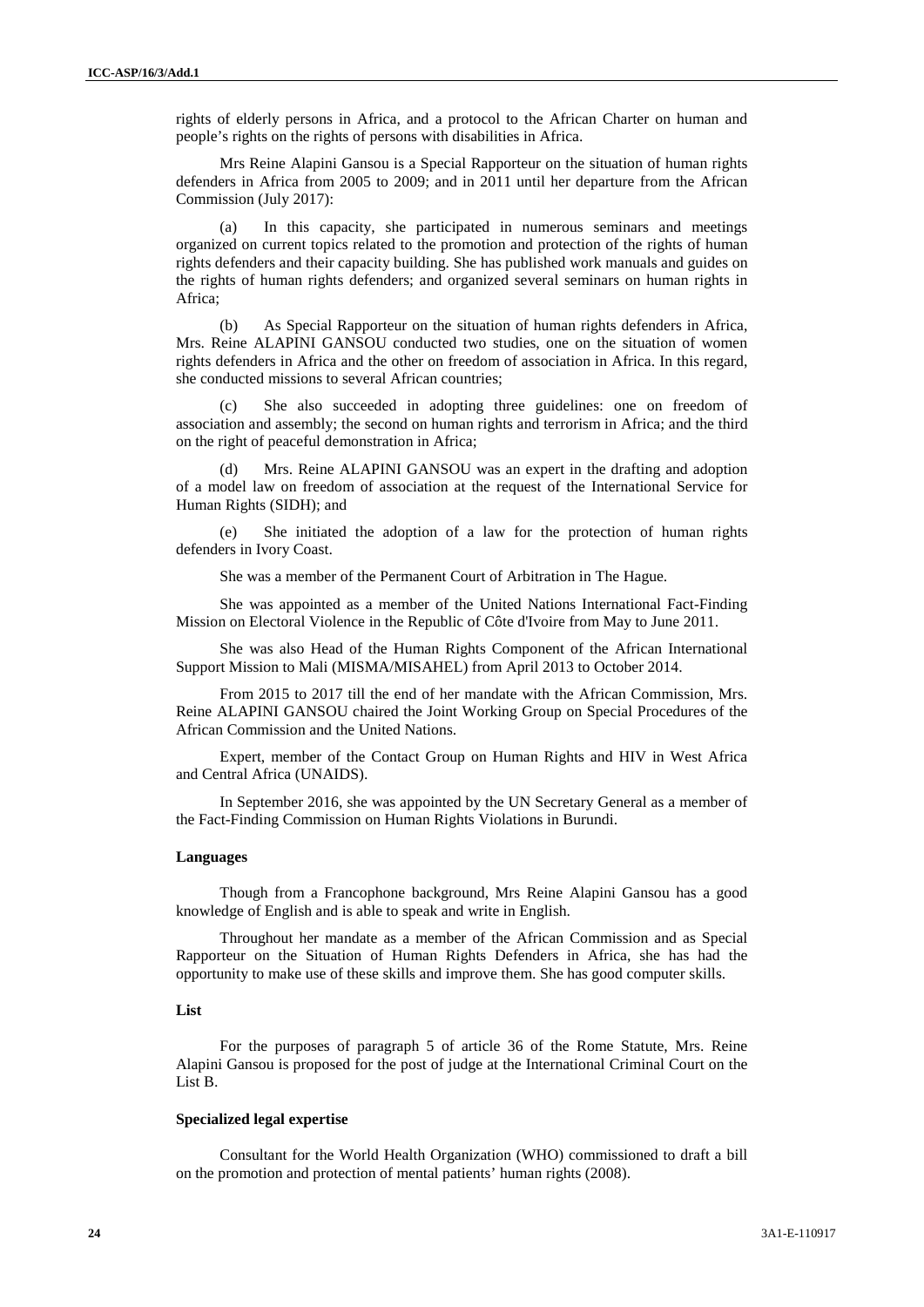rights of elderly persons in Africa, and a protocol to the African Charter on human and people's rights on the rights of persons with disabilities in Africa.

Mrs Reine Alapini Gansou is a Special Rapporteur on the situation of human rights defenders in Africa from 2005 to 2009; and in 2011 until her departure from the African Commission (July 2017):

(a) In this capacity, she participated in numerous seminars and meetings organized on current topics related to the promotion and protection of the rights of human rights defenders and their capacity building. She has published work manuals and guides on the rights of human rights defenders; and organized several seminars on human rights in Africa;

(b) As Special Rapporteur on the situation of human rights defenders in Africa, Mrs. Reine ALAPINI GANSOU conducted two studies, one on the situation of women rights defenders in Africa and the other on freedom of association in Africa. In this regard, she conducted missions to several African countries;

(c) She also succeeded in adopting three guidelines: one on freedom of association and assembly; the second on human rights and terrorism in Africa; and the third on the right of peaceful demonstration in Africa;

(d) Mrs. Reine ALAPINI GANSOU was an expert in the drafting and adoption of a model law on freedom of association at the request of the International Service for Human Rights (SIDH); and

(e) She initiated the adoption of a law for the protection of human rights defenders in Ivory Coast.

She was a member of the Permanent Court of Arbitration in The Hague.

She was appointed as a member of the United Nations International Fact-Finding Mission on Electoral Violence in the Republic of Côte d'Ivoire from May to June 2011.

She was also Head of the Human Rights Component of the African International Support Mission to Mali (MISMA/MISAHEL) from April 2013 to October 2014.

From 2015 to 2017 till the end of her mandate with the African Commission, Mrs. Reine ALAPINI GANSOU chaired the Joint Working Group on Special Procedures of the African Commission and the United Nations.

Expert, member of the Contact Group on Human Rights and HIV in West Africa and Central Africa (UNAIDS).

In September 2016, she was appointed by the UN Secretary General as a member of the Fact-Finding Commission on Human Rights Violations in Burundi.

**Languages**

Though from a Francophone background, Mrs Reine Alapini Gansou has a good knowledge of English and is able to speak and write in English.

Throughout her mandate as a member of the African Commission and as Special Rapporteur on the Situation of Human Rights Defenders in Africa, she has had the opportunity to make use of these skills and improve them. She has good computer skills.

**List**

For the purposes of paragraph 5 of article 36 of the Rome Statute, Mrs. Reine Alapini Gansou is proposed for the post of judge at the International Criminal Court on the List B.

**Specialized legal expertise**

Consultant for the World Health Organization (WHO) commissioned to draft a bill on the promotion and protection of mental patients' human rights (2008).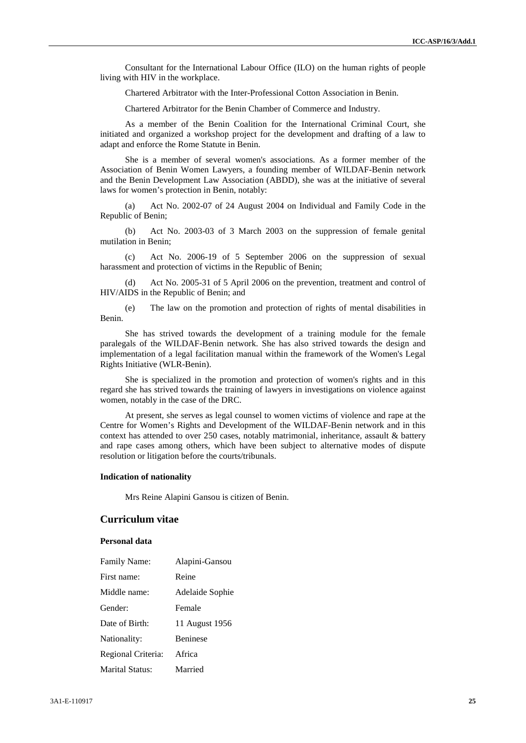Consultant for the International Labour Office (ILO) on the human rights of people living with HIV in the workplace.

Chartered Arbitrator with the Inter-Professional Cotton Association in Benin.

Chartered Arbitrator for the Benin Chamber of Commerce and Industry.

As a member of the Benin Coalition for the International Criminal Court, she initiated and organized a workshop project for the development and drafting of a law to adapt and enforce the Rome Statute in Benin.

She is a member of several women's associations. As a former member of the Association of Benin Women Lawyers, a founding member of WILDAF-Benin network and the Benin Development Law Association (ABDD), she was at the initiative of several laws for women's protection in Benin, notably:

(a) Act No. 2002-07 of 24 August 2004 on Individual and Family Code in the Republic of Benin;

(b) Act No. 2003-03 of 3 March 2003 on the suppression of female genital mutilation in Benin;

(c) Act No. 2006-19 of 5 September 2006 on the suppression of sexual harassment and protection of victims in the Republic of Benin;

(d) Act No. 2005-31 of 5 April 2006 on the prevention, treatment and control of HIV/AIDS in the Republic of Benin; and

(e) The law on the promotion and protection of rights of mental disabilities in Benin.

She has strived towards the development of a training module for the female paralegals of the WILDAF-Benin network. She has also strived towards the design and implementation of a legal facilitation manual within the framework of the Women's Legal Rights Initiative (WLR-Benin).

She is specialized in the promotion and protection of women's rights and in this regard she has strived towards the training of lawyers in investigations on violence against women, notably in the case of the DRC.

At present, she serves as legal counsel to women victims of violence and rape at the Centre for Women's Rights and Development of the WILDAF-Benin network and in this context has attended to over 250 cases, notably matrimonial, inheritance, assault & battery and rape cases among others, which have been subject to alternative modes of dispute resolution or litigation before the courts/tribunals.

#### Indication of nationality

Mrs Reine Alapini Gansou is citizen of Benin.

## Curriculum vitae

#### Personal data

| | |
|---|---|
| Family Name: | Alapini-Gansou |
| First name: | Reine |
| Middle name: | Adelaide Sophie |
| Gender: | Female |
| Date of Birth: | 11 August 1956 |
| Nationality: | Beninese |
| Regional Criteria: | Africa |
| Marital Status: | Married |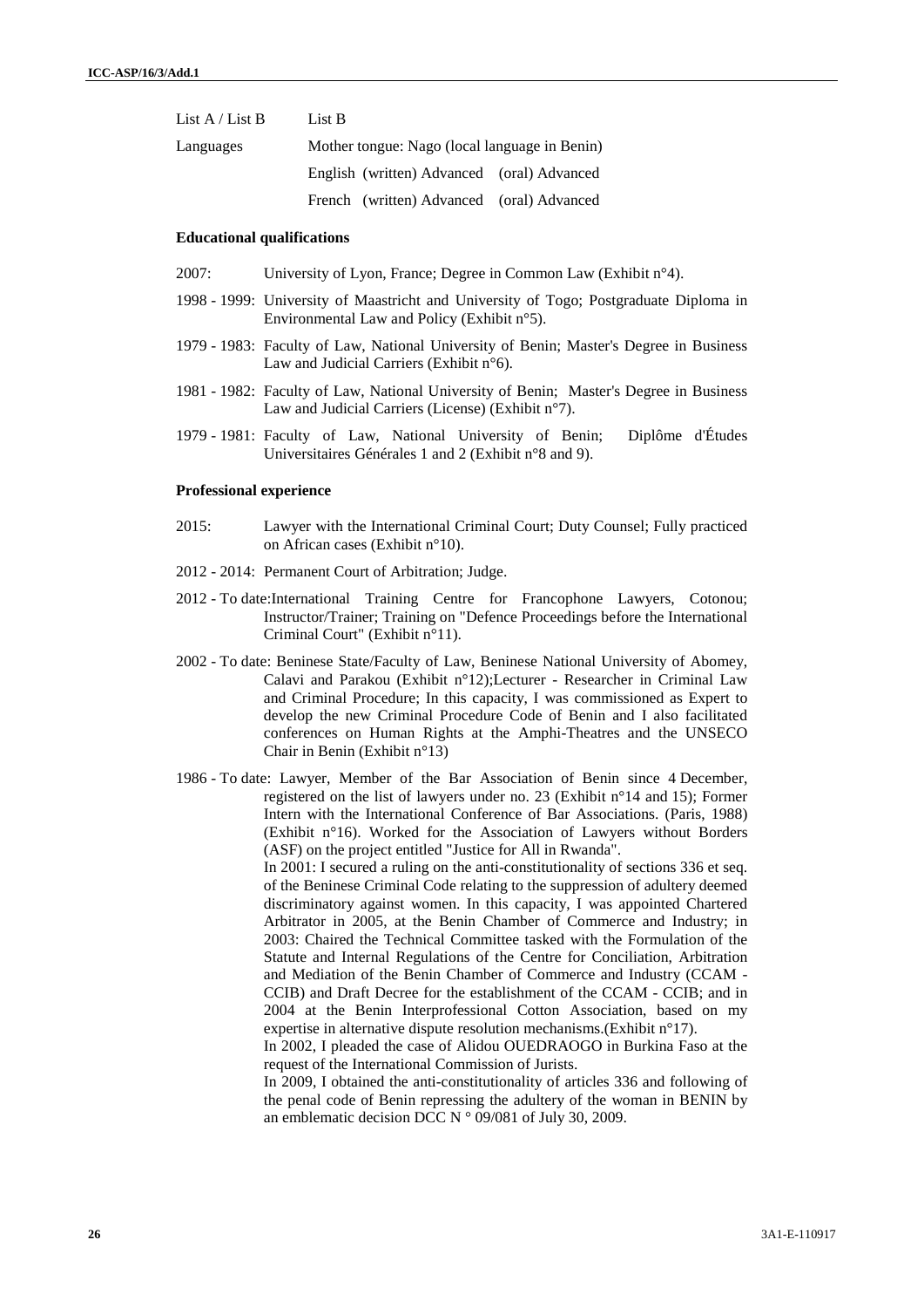| | |
|---|---|
| List A / List B | List B |
| Languages | Mother tongue: Nago (local language in Benin) |
| | English (written) Advanced (oral) Advanced |
| | French (written) Advanced (oral) Advanced |

**Educational qualifications**

2007: University of Lyon, France; Degree in Common Law (Exhibit n°4).

1998 - 1999: University of Maastricht and University of Togo; Postgraduate Diploma in Environmental Law and Policy (Exhibit n°5).

1979 - 1983: Faculty of Law, National University of Benin; Master's Degree in Business Law and Judicial Carriers (Exhibit n°6).

1981 - 1982: Faculty of Law, National University of Benin; Master's Degree in Business Law and Judicial Carriers (License) (Exhibit n°7).

1979 - 1981: Faculty of Law, National University of Benin; Diplôme d'Études Universitaires Générales 1 and 2 (Exhibit n°8 and 9).

**Professional experience**

2015: Lawyer with the International Criminal Court; Duty Counsel; Fully practiced on African cases (Exhibit n°10).

2012 - 2014: Permanent Court of Arbitration; Judge.

2012 - To date: International Training Centre for Francophone Lawyers, Cotonou; Instructor/Trainer; Training on "Defence Proceedings before the International Criminal Court" (Exhibit n°11).

2002 - To date: Beninese State/Faculty of Law, Beninese National University of Abomey, Calavi and Parakou (Exhibit n°12);Lecturer - Researcher in Criminal Law and Criminal Procedure; In this capacity, I was commissioned as Expert to develop the new Criminal Procedure Code of Benin and I also facilitated conferences on Human Rights at the Amphi-Theatres and the UNSECO Chair in Benin (Exhibit n°13)

1986 - To date: Lawyer, Member of the Bar Association of Benin since 4 December, registered on the list of lawyers under no. 23 (Exhibit n°14 and 15); Former Intern with the International Conference of Bar Associations. (Paris, 1988) (Exhibit n°16). Worked for the Association of Lawyers without Borders (ASF) on the project entitled "Justice for All in Rwanda".

In 2001: I secured a ruling on the anti-constitutionality of sections 336 et seq. of the Beninese Criminal Code relating to the suppression of adultery deemed discriminatory against women. In this capacity, I was appointed Chartered Arbitrator in 2005, at the Benin Chamber of Commerce and Industry; in 2003: Chaired the Technical Committee tasked with the Formulation of the Statute and Internal Regulations of the Centre for Conciliation, Arbitration and Mediation of the Benin Chamber of Commerce and Industry (CCAM - CCIB) and Draft Decree for the establishment of the CCAM - CCIB; and in 2004 at the Benin Interprofessional Cotton Association, based on my expertise in alternative dispute resolution mechanisms.(Exhibit n°17).

In 2002, I pleaded the case of Alidou OUEDRAOGO in Burkina Faso at the request of the International Commission of Jurists.

In 2009, I obtained the anti-constitutionality of articles 336 and following of the penal code of Benin repressing the adultery of the woman in BENIN by an emblematic decision DCC N ° 09/081 of July 30, 2009.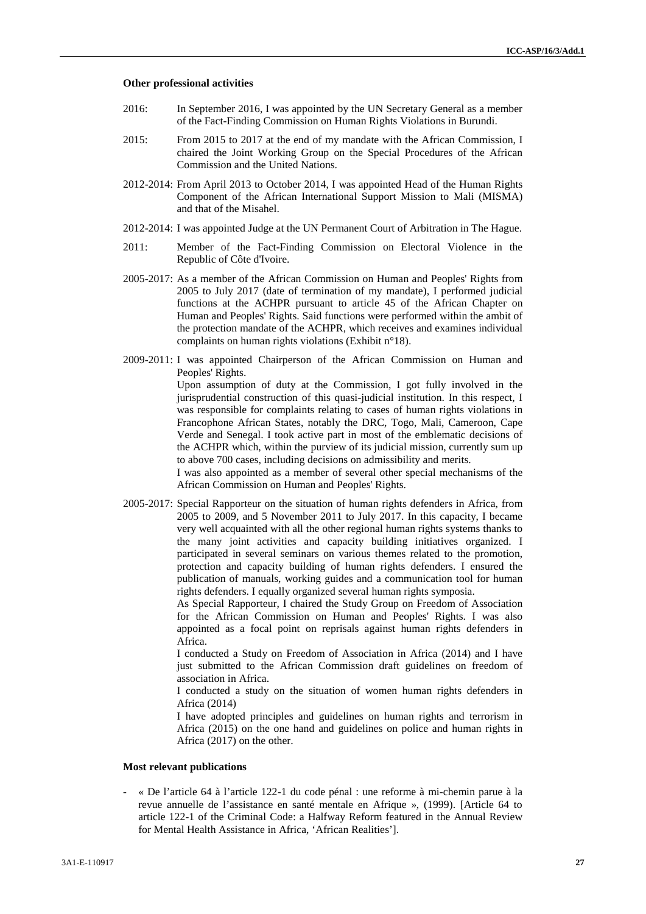**Other professional activities**

2016: In September 2016, I was appointed by the UN Secretary General as a member of the Fact-Finding Commission on Human Rights Violations in Burundi.

2015: From 2015 to 2017 at the end of my mandate with the African Commission, I chaired the Joint Working Group on the Special Procedures of the African Commission and the United Nations.

2012-2014: From April 2013 to October 2014, I was appointed Head of the Human Rights Component of the African International Support Mission to Mali (MISMA) and that of the Misahel.

2012-2014: I was appointed Judge at the UN Permanent Court of Arbitration in The Hague.

2011: Member of the Fact-Finding Commission on Electoral Violence in the Republic of Côte d'Ivoire.

2005-2017: As a member of the African Commission on Human and Peoples' Rights from 2005 to July 2017 (date of termination of my mandate), I performed judicial functions at the ACHPR pursuant to article 45 of the African Chapter on Human and Peoples' Rights. Said functions were performed within the ambit of the protection mandate of the ACHPR, which receives and examines individual complaints on human rights violations (Exhibit n°18).

2009-2011: I was appointed Chairperson of the African Commission on Human and Peoples' Rights.

Upon assumption of duty at the Commission, I got fully involved in the jurisprudential construction of this quasi-judicial institution. In this respect, I was responsible for complaints relating to cases of human rights violations in Francophone African States, notably the DRC, Togo, Mali, Cameroon, Cape Verde and Senegal. I took active part in most of the emblematic decisions of the ACHPR which, within the purview of its judicial mission, currently sum up to above 700 cases, including decisions on admissibility and merits.

I was also appointed as a member of several other special mechanisms of the African Commission on Human and Peoples' Rights.

2005-2017: Special Rapporteur on the situation of human rights defenders in Africa, from 2005 to 2009, and 5 November 2011 to July 2017. In this capacity, I became very well acquainted with all the other regional human rights systems thanks to the many joint activities and capacity building initiatives organized. I participated in several seminars on various themes related to the promotion, protection and capacity building of human rights defenders. I ensured the publication of manuals, working guides and a communication tool for human rights defenders. I equally organized several human rights symposia.

As Special Rapporteur, I chaired the Study Group on Freedom of Association for the African Commission on Human and Peoples' Rights. I was also appointed as a focal point on reprisals against human rights defenders in Africa.

I conducted a Study on Freedom of Association in Africa (2014) and I have just submitted to the African Commission draft guidelines on freedom of association in Africa.

I conducted a study on the situation of women human rights defenders in Africa (2014)

I have adopted principles and guidelines on human rights and terrorism in Africa (2015) on the one hand and guidelines on police and human rights in Africa (2017) on the other.

**Most relevant publications**

- « De l'article 64 à l'article 122-1 du code pénal : une reforme à mi-chemin parue à la revue annuelle de l'assistance en santé mentale en Afrique », (1999). [Article 64 to article 122-1 of the Criminal Code: a Halfway Reform featured in the Annual Review for Mental Health Assistance in Africa, 'African Realities'].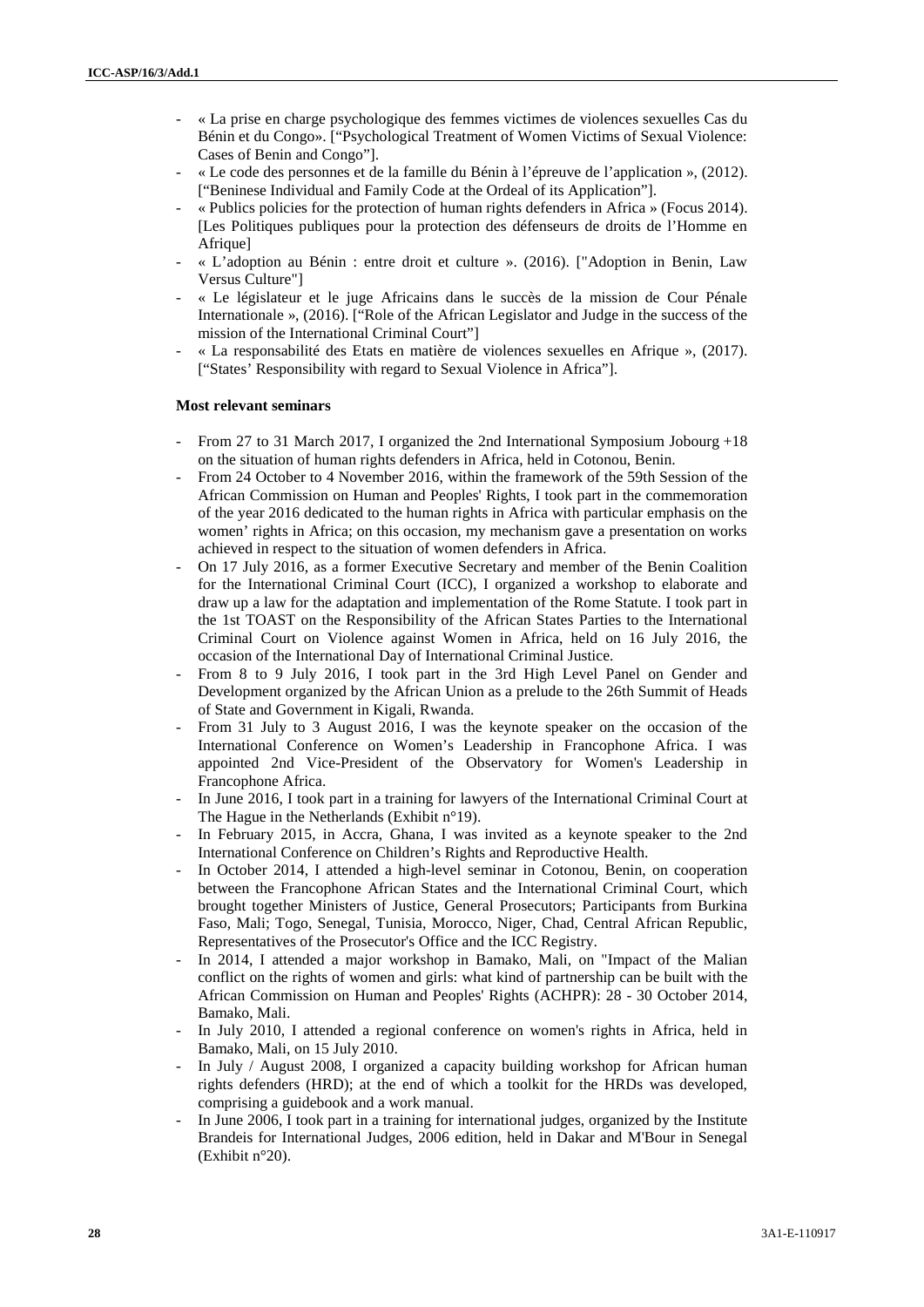- « La prise en charge psychologique des femmes victimes de violences sexuelles Cas du Bénin et du Congo». ["Psychological Treatment of Women Victims of Sexual Violence: Cases of Benin and Congo"].
- « Le code des personnes et de la famille du Bénin à l'épreuve de l'application », (2012). ["Beninese Individual and Family Code at the Ordeal of its Application"].
- « Publics policies for the protection of human rights defenders in Africa » (Focus 2014). [Les Politiques publiques pour la protection des défenseurs de droits de l'Homme en Afrique]
- « L'adoption au Bénin : entre droit et culture ». (2016). ["Adoption in Benin, Law Versus Culture"]
- « Le législateur et le juge Africains dans le succès de la mission de Cour Pénale Internationale », (2016). ["Role of the African Legislator and Judge in the success of the mission of the International Criminal Court"]
- « La responsabilité des Etats en matière de violences sexuelles en Afrique », (2017). ["States' Responsibility with regard to Sexual Violence in Africa"].

**Most relevant seminars**

- From 27 to 31 March 2017, I organized the 2nd International Symposium Jobourg +18 on the situation of human rights defenders in Africa, held in Cotonou, Benin.
- From 24 October to 4 November 2016, within the framework of the 59th Session of the African Commission on Human and Peoples' Rights, I took part in the commemoration of the year 2016 dedicated to the human rights in Africa with particular emphasis on the women' rights in Africa; on this occasion, my mechanism gave a presentation on works achieved in respect to the situation of women defenders in Africa.
- On 17 July 2016, as a former Executive Secretary and member of the Benin Coalition for the International Criminal Court (ICC), I organized a workshop to elaborate and draw up a law for the adaptation and implementation of the Rome Statute. I took part in the 1st TOAST on the Responsibility of the African States Parties to the International Criminal Court on Violence against Women in Africa, held on 16 July 2016, the occasion of the International Day of International Criminal Justice.
- From 8 to 9 July 2016, I took part in the 3rd High Level Panel on Gender and Development organized by the African Union as a prelude to the 26th Summit of Heads of State and Government in Kigali, Rwanda.
- From 31 July to 3 August 2016, I was the keynote speaker on the occasion of the International Conference on Women's Leadership in Francophone Africa. I was appointed 2nd Vice-President of the Observatory for Women's Leadership in Francophone Africa.
- In June 2016, I took part in a training for lawyers of the International Criminal Court at The Hague in the Netherlands (Exhibit n°19).
- In February 2015, in Accra, Ghana, I was invited as a keynote speaker to the 2nd International Conference on Children's Rights and Reproductive Health.
- In October 2014, I attended a high-level seminar in Cotonou, Benin, on cooperation between the Francophone African States and the International Criminal Court, which brought together Ministers of Justice, General Prosecutors; Participants from Burkina Faso, Mali; Togo, Senegal, Tunisia, Morocco, Niger, Chad, Central African Republic, Representatives of the Prosecutor's Office and the ICC Registry.
- In 2014, I attended a major workshop in Bamako, Mali, on "Impact of the Malian conflict on the rights of women and girls: what kind of partnership can be built with the African Commission on Human and Peoples' Rights (ACHPR): 28 - 30 October 2014, Bamako, Mali.
- In July 2010, I attended a regional conference on women's rights in Africa, held in Bamako, Mali, on 15 July 2010.
- In July / August 2008, I organized a capacity building workshop for African human rights defenders (HRD); at the end of which a toolkit for the HRDs was developed, comprising a guidebook and a work manual.
- In June 2006, I took part in a training for international judges, organized by the Institute Brandeis for International Judges, 2006 edition, held in Dakar and M'Bour in Senegal (Exhibit n°20).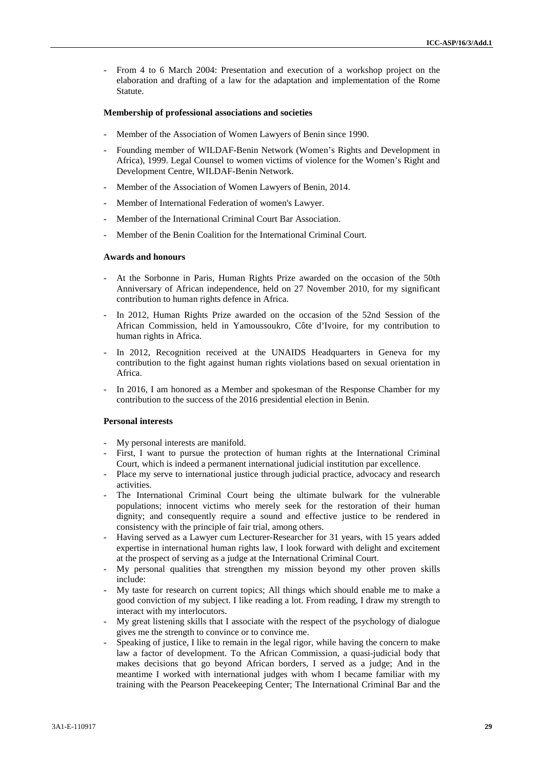- From 4 to 6 March 2004: Presentation and execution of a workshop project on the elaboration and drafting of a law for the adaptation and implementation of the Rome Statute.

**Membership of professional associations and societies**

- Member of the Association of Women Lawyers of Benin since 1990.
- Founding member of WILDAF-Benin Network (Women's Rights and Development in Africa), 1999. Legal Counsel to women victims of violence for the Women's Right and Development Centre, WILDAF-Benin Network.
- Member of the Association of Women Lawyers of Benin, 2014.
- Member of International Federation of women's Lawyer.
- Member of the International Criminal Court Bar Association.
- Member of the Benin Coalition for the International Criminal Court.

**Awards and honours**

- At the Sorbonne in Paris, Human Rights Prize awarded on the occasion of the 50th Anniversary of African independence, held on 27 November 2010, for my significant contribution to human rights defence in Africa.
- In 2012, Human Rights Prize awarded on the occasion of the 52nd Session of the African Commission, held in Yamoussoukro, Côte d'Ivoire, for my contribution to human rights in Africa.
- In 2012, Recognition received at the UNAIDS Headquarters in Geneva for my contribution to the fight against human rights violations based on sexual orientation in Africa.
- In 2016, I am honored as a Member and spokesman of the Response Chamber for my contribution to the success of the 2016 presidential election in Benin.

**Personal interests**

- My personal interests are manifold.
- First, I want to pursue the protection of human rights at the International Criminal Court, which is indeed a permanent international judicial institution par excellence.
- Place my serve to international justice through judicial practice, advocacy and research activities.
- The International Criminal Court being the ultimate bulwark for the vulnerable populations; innocent victims who merely seek for the restoration of their human dignity; and consequently require a sound and effective justice to be rendered in consistency with the principle of fair trial, among others.
- Having served as a Lawyer cum Lecturer-Researcher for 31 years, with 15 years added expertise in international human rights law, I look forward with delight and excitement at the prospect of serving as a judge at the International Criminal Court.
- My personal qualities that strengthen my mission beyond my other proven skills include:
- My taste for research on current topics; All things which should enable me to make a good conviction of my subject. I like reading a lot. From reading, I draw my strength to interact with my interlocutors.
- My great listening skills that I associate with the respect of the psychology of dialogue gives me the strength to convince or to convince me.
- Speaking of justice, I like to remain in the legal rigor, while having the concern to make law a factor of development. To the African Commission, a quasi-judicial body that makes decisions that go beyond African borders, I served as a judge; And in the meantime I worked with international judges with whom I became familiar with my training with the Pearson Peacekeeping Center; The International Criminal Bar and the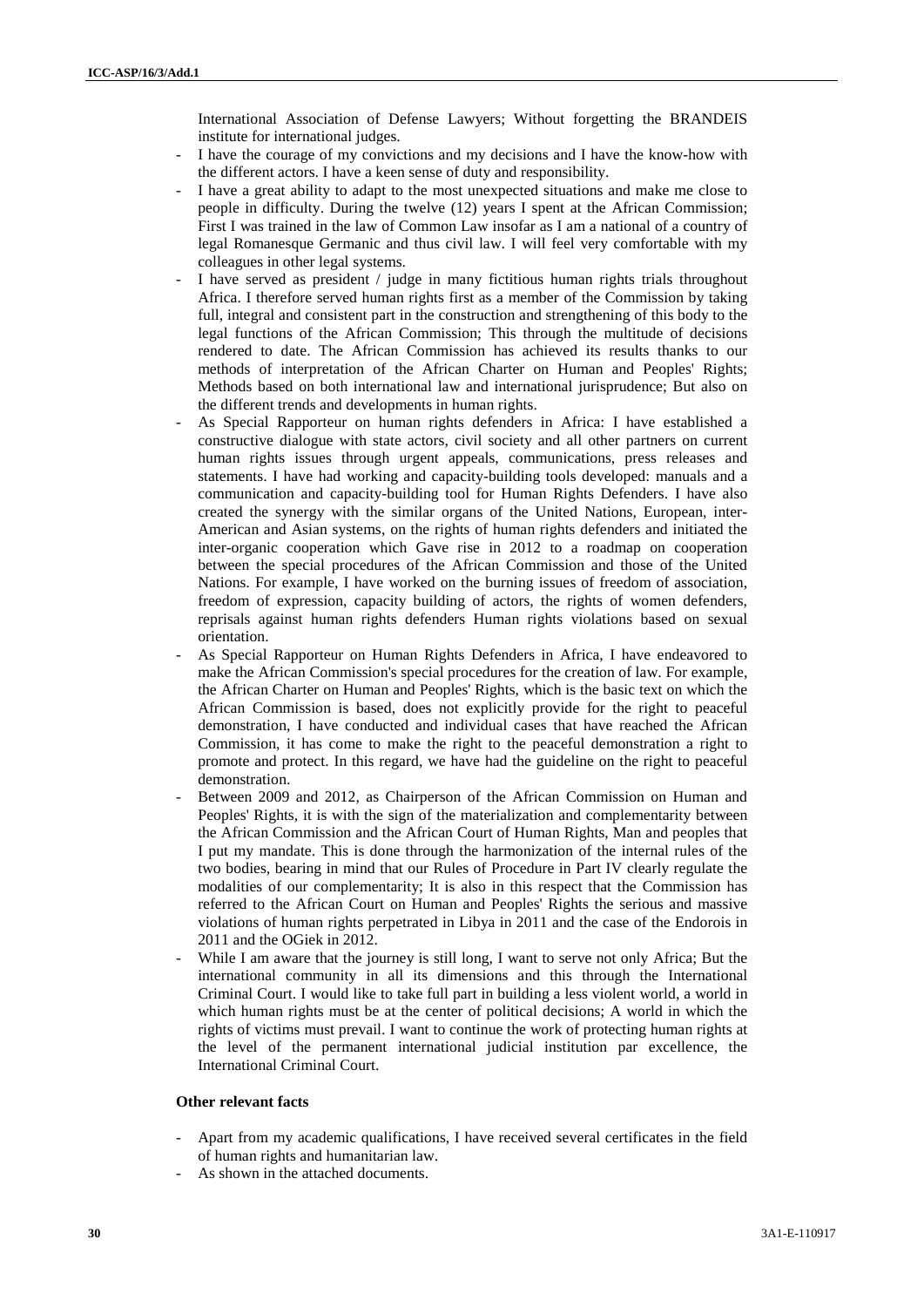International Association of Defense Lawyers; Without forgetting the BRANDEIS institute for international judges.

- I have the courage of my convictions and my decisions and I have the know-how with the different actors. I have a keen sense of duty and responsibility.
- I have a great ability to adapt to the most unexpected situations and make me close to people in difficulty. During the twelve (12) years I spent at the African Commission; First I was trained in the law of Common Law insofar as I am a national of a country of legal Romanesque Germanic and thus civil law. I will feel very comfortable with my colleagues in other legal systems.
- I have served as president / judge in many fictitious human rights trials throughout Africa. I therefore served human rights first as a member of the Commission by taking full, integral and consistent part in the construction and strengthening of this body to the legal functions of the African Commission; This through the multitude of decisions rendered to date. The African Commission has achieved its results thanks to our methods of interpretation of the African Charter on Human and Peoples' Rights; Methods based on both international law and international jurisprudence; But also on the different trends and developments in human rights.
- As Special Rapporteur on human rights defenders in Africa: I have established a constructive dialogue with state actors, civil society and all other partners on current human rights issues through urgent appeals, communications, press releases and statements. I have had working and capacity-building tools developed: manuals and a communication and capacity-building tool for Human Rights Defenders. I have also created the synergy with the similar organs of the United Nations, European, inter-American and Asian systems, on the rights of human rights defenders and initiated the inter-organic cooperation which Gave rise in 2012 to a roadmap on cooperation between the special procedures of the African Commission and those of the United Nations. For example, I have worked on the burning issues of freedom of association, freedom of expression, capacity building of actors, the rights of women defenders, reprisals against human rights defenders Human rights violations based on sexual orientation.
- As Special Rapporteur on Human Rights Defenders in Africa, I have endeavored to make the African Commission's special procedures for the creation of law. For example, the African Charter on Human and Peoples' Rights, which is the basic text on which the African Commission is based, does not explicitly provide for the right to peaceful demonstration, I have conducted and individual cases that have reached the African Commission, it has come to make the right to the peaceful demonstration a right to promote and protect. In this regard, we have had the guideline on the right to peaceful demonstration.
- Between 2009 and 2012, as Chairperson of the African Commission on Human and Peoples' Rights, it is with the sign of the materialization and complementarity between the African Commission and the African Court of Human Rights, Man and peoples that I put my mandate. This is done through the harmonization of the internal rules of the two bodies, bearing in mind that our Rules of Procedure in Part IV clearly regulate the modalities of our complementarity; It is also in this respect that the Commission has referred to the African Court on Human and Peoples' Rights the serious and massive violations of human rights perpetrated in Libya in 2011 and the case of the Endorois in 2011 and the OGiek in 2012.
- While I am aware that the journey is still long, I want to serve not only Africa; But the international community in all its dimensions and this through the International Criminal Court. I would like to take full part in building a less violent world, a world in which human rights must be at the center of political decisions; A world in which the rights of victims must prevail. I want to continue the work of protecting human rights at the level of the permanent international judicial institution par excellence, the International Criminal Court.

**Other relevant facts**

- Apart from my academic qualifications, I have received several certificates in the field of human rights and humanitarian law.
- As shown in the attached documents.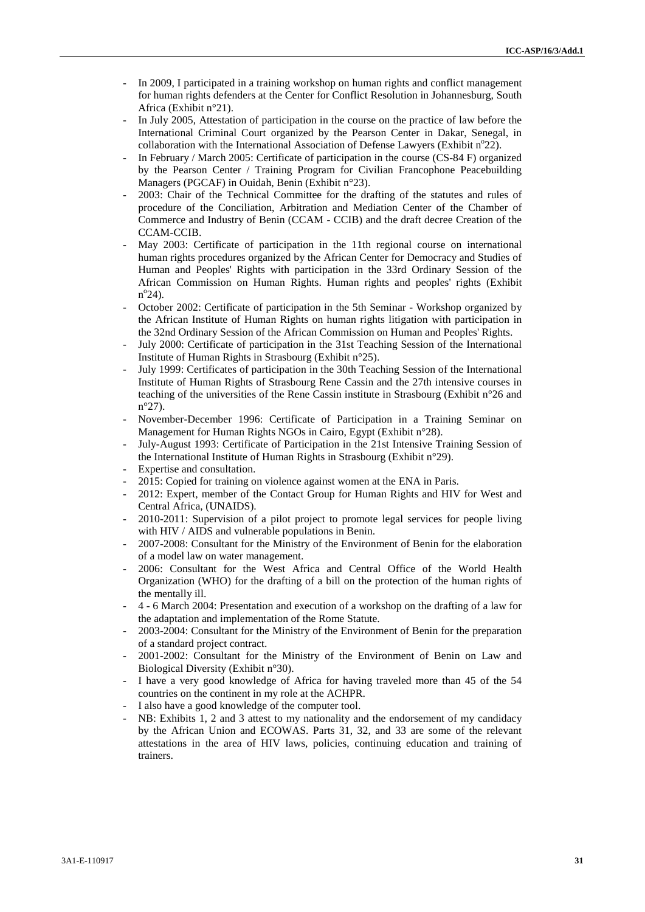- In 2009, I participated in a training workshop on human rights and conflict management for human rights defenders at the Center for Conflict Resolution in Johannesburg, South Africa (Exhibit n°21).
- In July 2005, Attestation of participation in the course on the practice of law before the International Criminal Court organized by the Pearson Center in Dakar, Senegal, in collaboration with the International Association of Defense Lawyers (Exhibit n°22).
- In February / March 2005: Certificate of participation in the course (CS-84 F) organized by the Pearson Center / Training Program for Civilian Francophone Peacebuilding Managers (PGCAF) in Ouidah, Benin (Exhibit n°23).
- 2003: Chair of the Technical Committee for the drafting of the statutes and rules of procedure of the Conciliation, Arbitration and Mediation Center of the Chamber of Commerce and Industry of Benin (CCAM - CCIB) and the draft decree Creation of the CCAM-CCIB.
- May 2003: Certificate of participation in the 11th regional course on international human rights procedures organized by the African Center for Democracy and Studies of Human and Peoples' Rights with participation in the 33rd Ordinary Session of the African Commission on Human Rights. Human rights and peoples' rights (Exhibit n°24).
- October 2002: Certificate of participation in the 5th Seminar - Workshop organized by the African Institute of Human Rights on human rights litigation with participation in the 32nd Ordinary Session of the African Commission on Human and Peoples' Rights.
- July 2000: Certificate of participation in the 31st Teaching Session of the International Institute of Human Rights in Strasbourg (Exhibit n°25).
- July 1999: Certificates of participation in the 30th Teaching Session of the International Institute of Human Rights of Strasbourg Rene Cassin and the 27th intensive courses in teaching of the universities of the Rene Cassin institute in Strasbourg (Exhibit n°26 and n°27).
- November-December 1996: Certificate of Participation in a Training Seminar on Management for Human Rights NGOs in Cairo, Egypt (Exhibit n°28).
- July-August 1993: Certificate of Participation in the 21st Intensive Training Session of the International Institute of Human Rights in Strasbourg (Exhibit n°29).
- Expertise and consultation.
- 2015: Copied for training on violence against women at the ENA in Paris.
- 2012: Expert, member of the Contact Group for Human Rights and HIV for West and Central Africa, (UNAIDS).
- 2010-2011: Supervision of a pilot project to promote legal services for people living with HIV / AIDS and vulnerable populations in Benin.
- 2007-2008: Consultant for the Ministry of the Environment of Benin for the elaboration of a model law on water management.
- 2006: Consultant for the West Africa and Central Office of the World Health Organization (WHO) for the drafting of a bill on the protection of the human rights of the mentally ill.
- 4 - 6 March 2004: Presentation and execution of a workshop on the drafting of a law for the adaptation and implementation of the Rome Statute.
- 2003-2004: Consultant for the Ministry of the Environment of Benin for the preparation of a standard project contract.
- 2001-2002: Consultant for the Ministry of the Environment of Benin on Law and Biological Diversity (Exhibit n°30).
- I have a very good knowledge of Africa for having traveled more than 45 of the 54 countries on the continent in my role at the ACHPR.
- I also have a good knowledge of the computer tool.
- NB: Exhibits 1, 2 and 3 attest to my nationality and the endorsement of my candidacy by the African Union and ECOWAS. Parts 31, 32, and 33 are some of the relevant attestations in the area of HIV laws, policies, continuing education and training of trainers.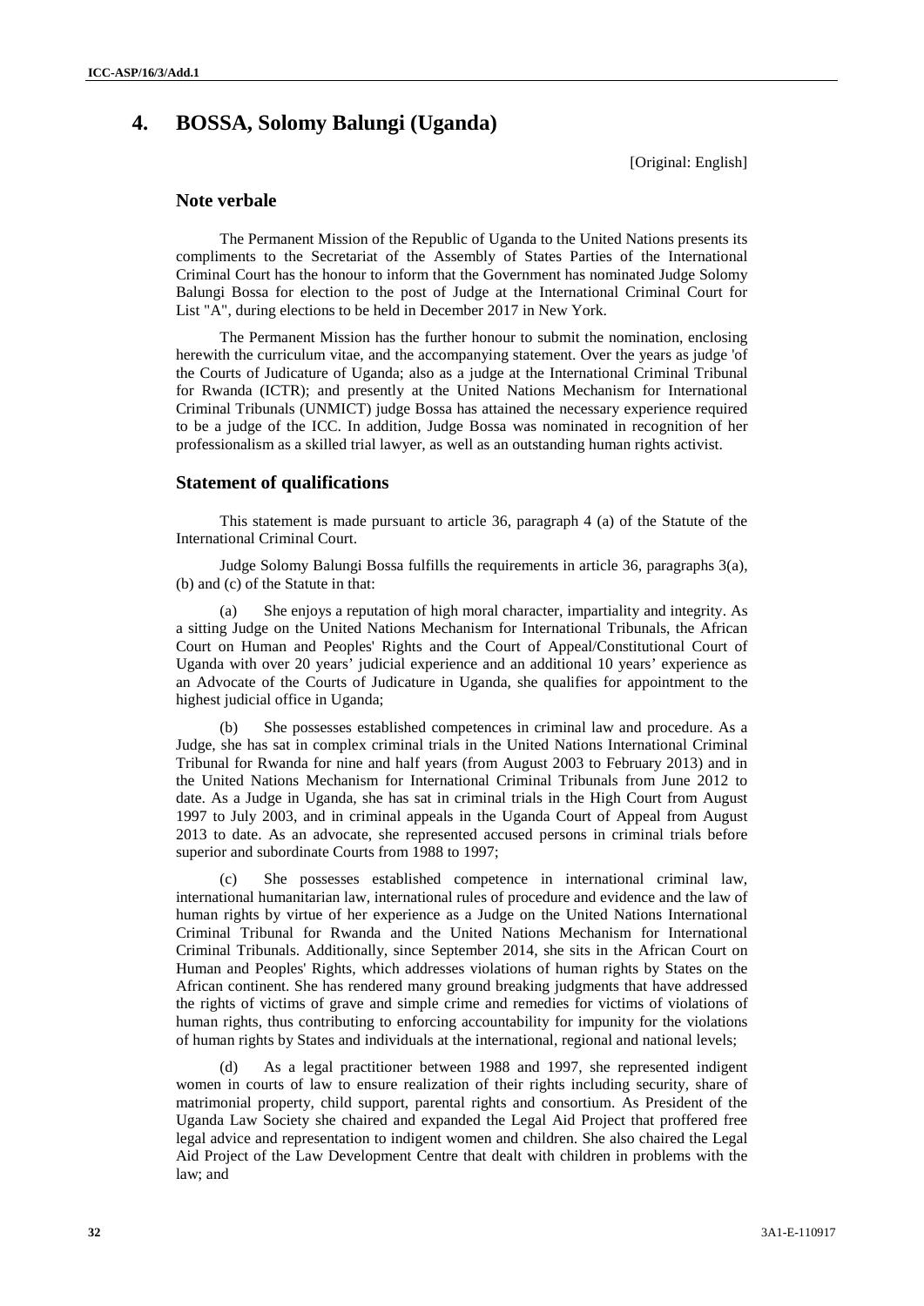# 4. BOSSA, Solomy Balungi (Uganda)

[Original: English]

## Note verbale

The Permanent Mission of the Republic of Uganda to the United Nations presents its compliments to the Secretariat of the Assembly of States Parties of the International Criminal Court has the honour to inform that the Government has nominated Judge Solomy Balungi Bossa for election to the post of Judge at the International Criminal Court for List "A", during elections to be held in December 2017 in New York.

The Permanent Mission has the further honour to submit the nomination, enclosing herewith the curriculum vitae, and the accompanying statement. Over the years as judge 'of the Courts of Judicature of Uganda; also as a judge at the International Criminal Tribunal for Rwanda (ICTR); and presently at the United Nations Mechanism for International Criminal Tribunals (UNMICT) judge Bossa has attained the necessary experience required to be a judge of the ICC. In addition, Judge Bossa was nominated in recognition of her professionalism as a skilled trial lawyer, as well as an outstanding human rights activist.

## Statement of qualifications

This statement is made pursuant to article 36, paragraph 4 (a) of the Statute of the International Criminal Court.

Judge Solomy Balungi Bossa fulfills the requirements in article 36, paragraphs 3(a), (b) and (c) of the Statute in that:

(a) She enjoys a reputation of high moral character, impartiality and integrity. As a sitting Judge on the United Nations Mechanism for International Tribunals, the African Court on Human and Peoples' Rights and the Court of Appeal/Constitutional Court of Uganda with over 20 years' judicial experience and an additional 10 years' experience as an Advocate of the Courts of Judicature in Uganda, she qualifies for appointment to the highest judicial office in Uganda;

(b) She possesses established competences in criminal law and procedure. As a Judge, she has sat in complex criminal trials in the United Nations International Criminal Tribunal for Rwanda for nine and half years (from August 2003 to February 2013) and in the United Nations Mechanism for International Criminal Tribunals from June 2012 to date. As a Judge in Uganda, she has sat in criminal trials in the High Court from August 1997 to July 2003, and in criminal appeals in the Uganda Court of Appeal from August 2013 to date. As an advocate, she represented accused persons in criminal trials before superior and subordinate Courts from 1988 to 1997;

(c) She possesses established competence in international criminal law, international humanitarian law, international rules of procedure and evidence and the law of human rights by virtue of her experience as a Judge on the United Nations International Criminal Tribunal for Rwanda and the United Nations Mechanism for International Criminal Tribunals. Additionally, since September 2014, she sits in the African Court on Human and Peoples' Rights, which addresses violations of human rights by States on the African continent. She has rendered many ground breaking judgments that have addressed the rights of victims of grave and simple crime and remedies for victims of violations of human rights, thus contributing to enforcing accountability for impunity for the violations of human rights by States and individuals at the international, regional and national levels;

(d) As a legal practitioner between 1988 and 1997, she represented indigent women in courts of law to ensure realization of their rights including security, share of matrimonial property, child support, parental rights and consortium. As President of the Uganda Law Society she chaired and expanded the Legal Aid Project that proffered free legal advice and representation to indigent women and children. She also chaired the Legal Aid Project of the Law Development Centre that dealt with children in problems with the law; and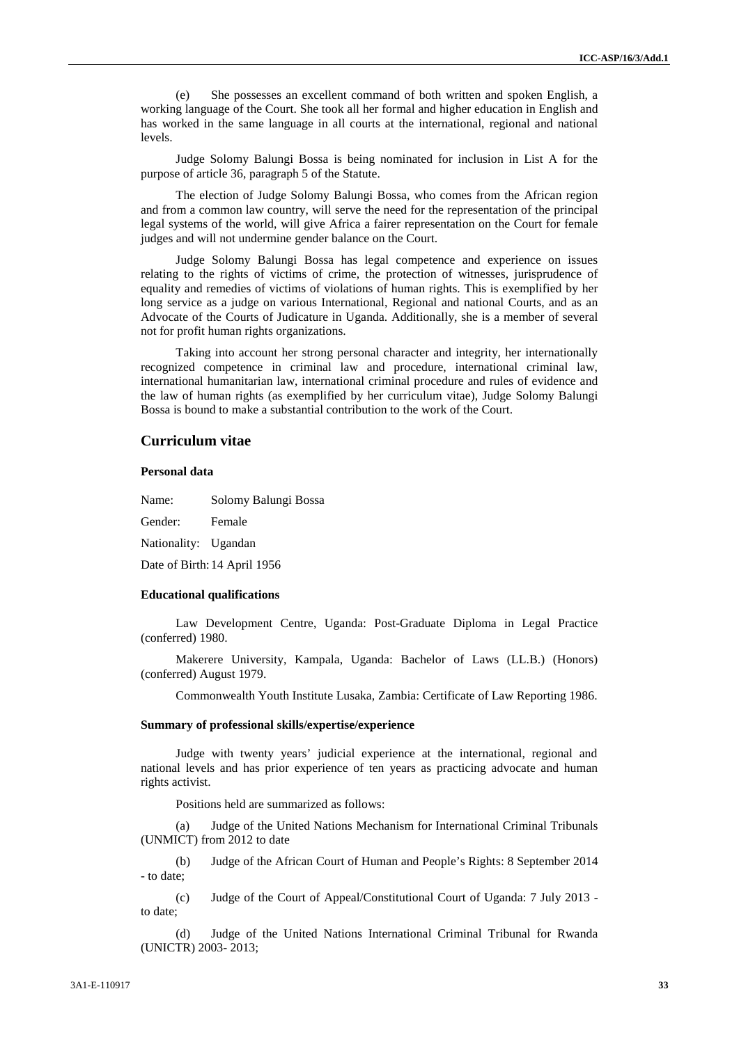(e) She possesses an excellent command of both written and spoken English, a working language of the Court. She took all her formal and higher education in English and has worked in the same language in all courts at the international, regional and national levels.

Judge Solomy Balungi Bossa is being nominated for inclusion in List A for the purpose of article 36, paragraph 5 of the Statute.

The election of Judge Solomy Balungi Bossa, who comes from the African region and from a common law country, will serve the need for the representation of the principal legal systems of the world, will give Africa a fairer representation on the Court for female judges and will not undermine gender balance on the Court.

Judge Solomy Balungi Bossa has legal competence and experience on issues relating to the rights of victims of crime, the protection of witnesses, jurisprudence of equality and remedies of victims of violations of human rights. This is exemplified by her long service as a judge on various International, Regional and national Courts, and as an Advocate of the Courts of Judicature in Uganda. Additionally, she is a member of several not for profit human rights organizations.

Taking into account her strong personal character and integrity, her internationally recognized competence in criminal law and procedure, international criminal law, international humanitarian law, international criminal procedure and rules of evidence and the law of human rights (as exemplified by her curriculum vitae), Judge Solomy Balungi Bossa is bound to make a substantial contribution to the work of the Court.

## Curriculum vitae

### Personal data

Name: Solomy Balungi Bossa

Gender: Female

Nationality: Ugandan

Date of Birth: 14 April 1956

### Educational qualifications

Law Development Centre, Uganda: Post-Graduate Diploma in Legal Practice (conferred) 1980.

Makerere University, Kampala, Uganda: Bachelor of Laws (LL.B.) (Honors) (conferred) August 1979.

Commonwealth Youth Institute Lusaka, Zambia: Certificate of Law Reporting 1986.

### Summary of professional skills/expertise/experience

Judge with twenty years' judicial experience at the international, regional and national levels and has prior experience of ten years as practicing advocate and human rights activist.

Positions held are summarized as follows:

(a) Judge of the United Nations Mechanism for International Criminal Tribunals (UNMICT) from 2012 to date

(b) Judge of the African Court of Human and People's Rights: 8 September 2014 - to date;

(c) Judge of the Court of Appeal/Constitutional Court of Uganda: 7 July 2013 - to date;

(d) Judge of the United Nations International Criminal Tribunal for Rwanda (UNICTR) 2003- 2013;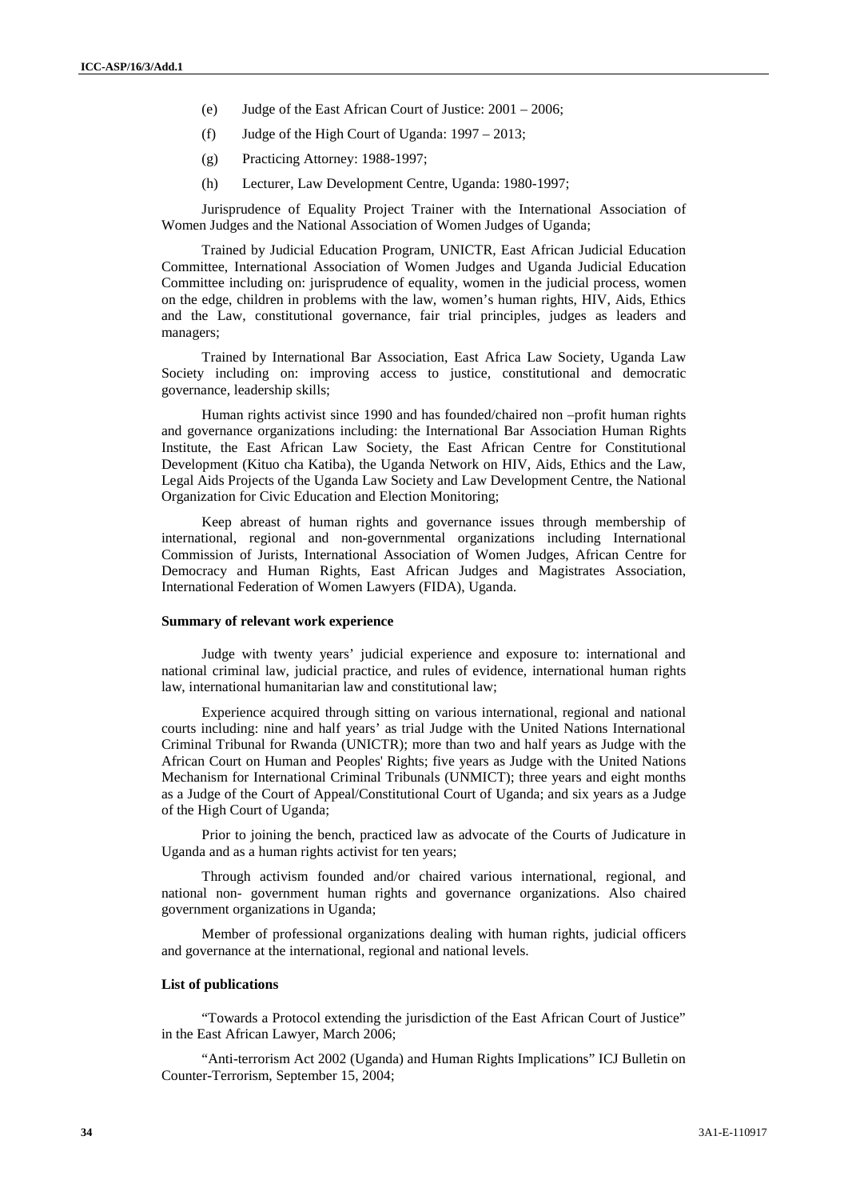(e) Judge of the East African Court of Justice: 2001 – 2006;

(f) Judge of the High Court of Uganda: 1997 – 2013;

(g) Practicing Attorney: 1988-1997;

(h) Lecturer, Law Development Centre, Uganda: 1980-1997;

Jurisprudence of Equality Project Trainer with the International Association of Women Judges and the National Association of Women Judges of Uganda;

Trained by Judicial Education Program, UNICTR, East African Judicial Education Committee, International Association of Women Judges and Uganda Judicial Education Committee including on: jurisprudence of equality, women in the judicial process, women on the edge, children in problems with the law, women's human rights, HIV, Aids, Ethics and the Law, constitutional governance, fair trial principles, judges as leaders and managers;

Trained by International Bar Association, East Africa Law Society, Uganda Law Society including on: improving access to justice, constitutional and democratic governance, leadership skills;

Human rights activist since 1990 and has founded/chaired non –profit human rights and governance organizations including: the International Bar Association Human Rights Institute, the East African Law Society, the East African Centre for Constitutional Development (Kituo cha Katiba), the Uganda Network on HIV, Aids, Ethics and the Law, Legal Aids Projects of the Uganda Law Society and Law Development Centre, the National Organization for Civic Education and Election Monitoring;

Keep abreast of human rights and governance issues through membership of international, regional and non-governmental organizations including International Commission of Jurists, International Association of Women Judges, African Centre for Democracy and Human Rights, East African Judges and Magistrates Association, International Federation of Women Lawyers (FIDA), Uganda.

**Summary of relevant work experience**

Judge with twenty years' judicial experience and exposure to: international and national criminal law, judicial practice, and rules of evidence, international human rights law, international humanitarian law and constitutional law;

Experience acquired through sitting on various international, regional and national courts including: nine and half years' as trial Judge with the United Nations International Criminal Tribunal for Rwanda (UNICTR); more than two and half years as Judge with the African Court on Human and Peoples' Rights; five years as Judge with the United Nations Mechanism for International Criminal Tribunals (UNMICT); three years and eight months as a Judge of the Court of Appeal/Constitutional Court of Uganda; and six years as a Judge of the High Court of Uganda;

Prior to joining the bench, practiced law as advocate of the Courts of Judicature in Uganda and as a human rights activist for ten years;

Through activism founded and/or chaired various international, regional, and national non- government human rights and governance organizations. Also chaired government organizations in Uganda;

Member of professional organizations dealing with human rights, judicial officers and governance at the international, regional and national levels.

**List of publications**

"Towards a Protocol extending the jurisdiction of the East African Court of Justice" in the East African Lawyer, March 2006;

"Anti-terrorism Act 2002 (Uganda) and Human Rights Implications" ICJ Bulletin on Counter-Terrorism, September 15, 2004;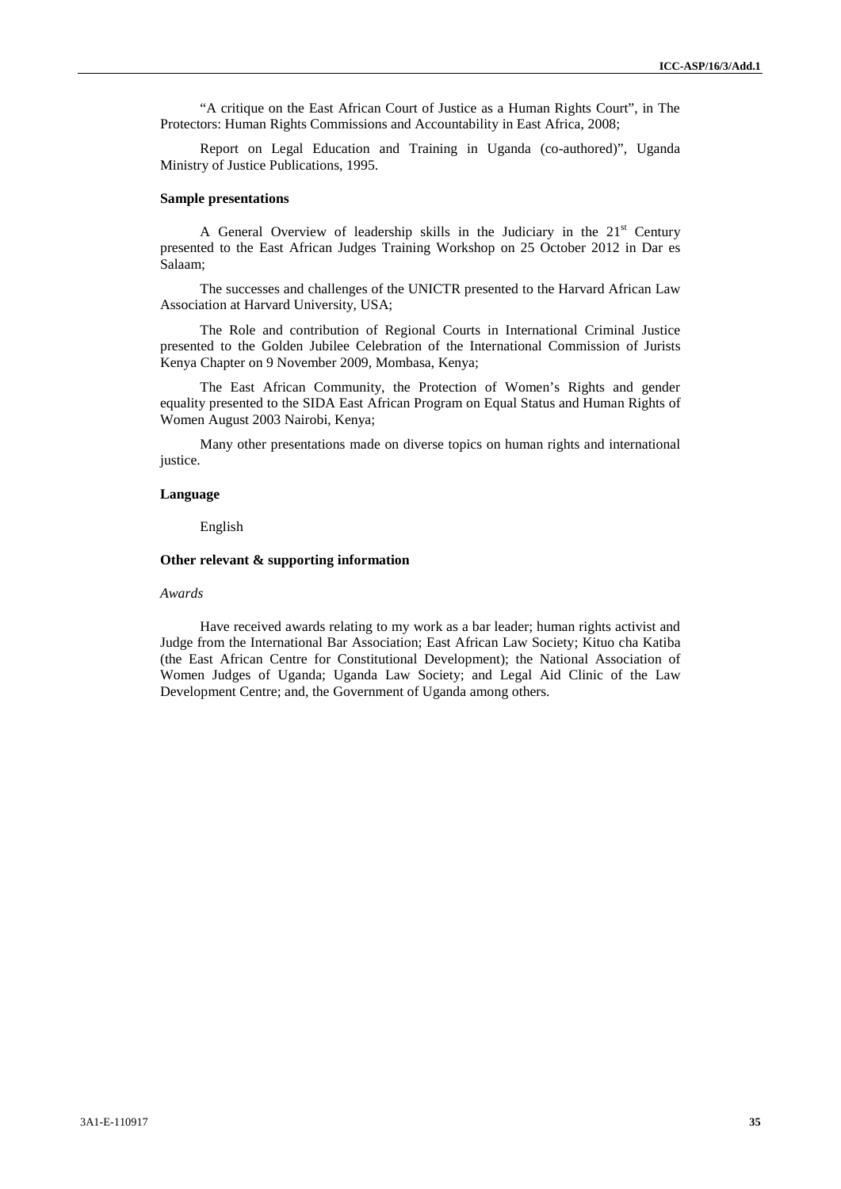"A critique on the East African Court of Justice as a Human Rights Court", in The Protectors: Human Rights Commissions and Accountability in East Africa, 2008;

Report on Legal Education and Training in Uganda (co-authored)", Uganda Ministry of Justice Publications, 1995.

#### Sample presentations

A General Overview of leadership skills in the Judiciary in the 21st Century presented to the East African Judges Training Workshop on 25 October 2012 in Dar es Salaam;

The successes and challenges of the UNICTR presented to the Harvard African Law Association at Harvard University, USA;

The Role and contribution of Regional Courts in International Criminal Justice presented to the Golden Jubilee Celebration of the International Commission of Jurists Kenya Chapter on 9 November 2009, Mombasa, Kenya;

The East African Community, the Protection of Women's Rights and gender equality presented to the SIDA East African Program on Equal Status and Human Rights of Women August 2003 Nairobi, Kenya;

Many other presentations made on diverse topics on human rights and international justice.

#### Language

English

#### Other relevant & supporting information

*Awards*

Have received awards relating to my work as a bar leader; human rights activist and Judge from the International Bar Association; East African Law Society; Kituo cha Katiba (the East African Centre for Constitutional Development); the National Association of Women Judges of Uganda; Uganda Law Society; and Legal Aid Clinic of the Law Development Centre; and, the Government of Uganda among others.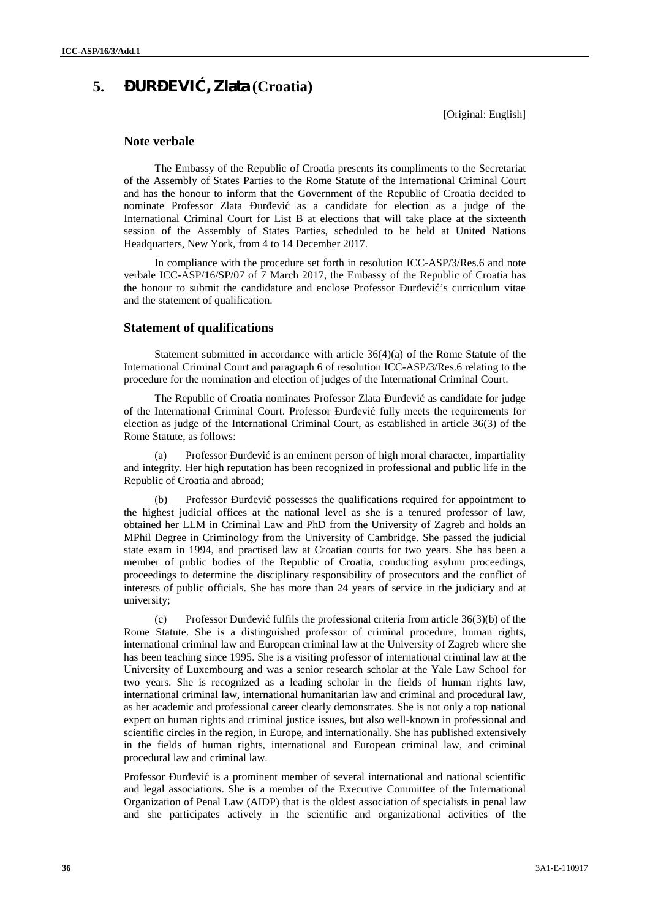# 5. ĐURĐEVIĆ, Zlata (Croatia)

[Original: English]

## Note verbale

The Embassy of the Republic of Croatia presents its compliments to the Secretariat of the Assembly of States Parties to the Rome Statute of the International Criminal Court and has the honour to inform that the Government of the Republic of Croatia decided to nominate Professor Zlata Đurđević as a candidate for election as a judge of the International Criminal Court for List B at elections that will take place at the sixteenth session of the Assembly of States Parties, scheduled to be held at United Nations Headquarters, New York, from 4 to 14 December 2017.

In compliance with the procedure set forth in resolution ICC-ASP/3/Res.6 and note verbale ICC-ASP/16/SP/07 of 7 March 2017, the Embassy of the Republic of Croatia has the honour to submit the candidature and enclose Professor Đurđević's curriculum vitae and the statement of qualification.

## Statement of qualifications

Statement submitted in accordance with article 36(4)(a) of the Rome Statute of the International Criminal Court and paragraph 6 of resolution ICC-ASP/3/Res.6 relating to the procedure for the nomination and election of judges of the International Criminal Court.

The Republic of Croatia nominates Professor Zlata Đurđević as candidate for judge of the International Criminal Court. Professor Đurđević fully meets the requirements for election as judge of the International Criminal Court, as established in article 36(3) of the Rome Statute, as follows:

(a) Professor Đurđević is an eminent person of high moral character, impartiality and integrity. Her high reputation has been recognized in professional and public life in the Republic of Croatia and abroad;

(b) Professor Đurđević possesses the qualifications required for appointment to the highest judicial offices at the national level as she is a tenured professor of law, obtained her LLM in Criminal Law and PhD from the University of Zagreb and holds an MPhil Degree in Criminology from the University of Cambridge. She passed the judicial state exam in 1994, and practised law at Croatian courts for two years. She has been a member of public bodies of the Republic of Croatia, conducting asylum proceedings, proceedings to determine the disciplinary responsibility of prosecutors and the conflict of interests of public officials. She has more than 24 years of service in the judiciary and at university;

(c) Professor Đurđević fulfils the professional criteria from article 36(3)(b) of the Rome Statute. She is a distinguished professor of criminal procedure, human rights, international criminal law and European criminal law at the University of Zagreb where she has been teaching since 1995. She is a visiting professor of international criminal law at the University of Luxembourg and was a senior research scholar at the Yale Law School for two years. She is recognized as a leading scholar in the fields of human rights law, international criminal law, international humanitarian law and criminal and procedural law, as her academic and professional career clearly demonstrates. She is not only a top national expert on human rights and criminal justice issues, but also well-known in professional and scientific circles in the region, in Europe, and internationally. She has published extensively in the fields of human rights, international and European criminal law, and criminal procedural law and criminal law.

Professor Đurđević is a prominent member of several international and national scientific and legal associations. She is a member of the Executive Committee of the International Organization of Penal Law (AIDP) that is the oldest association of specialists in penal law and she participates actively in the scientific and organizational activities of the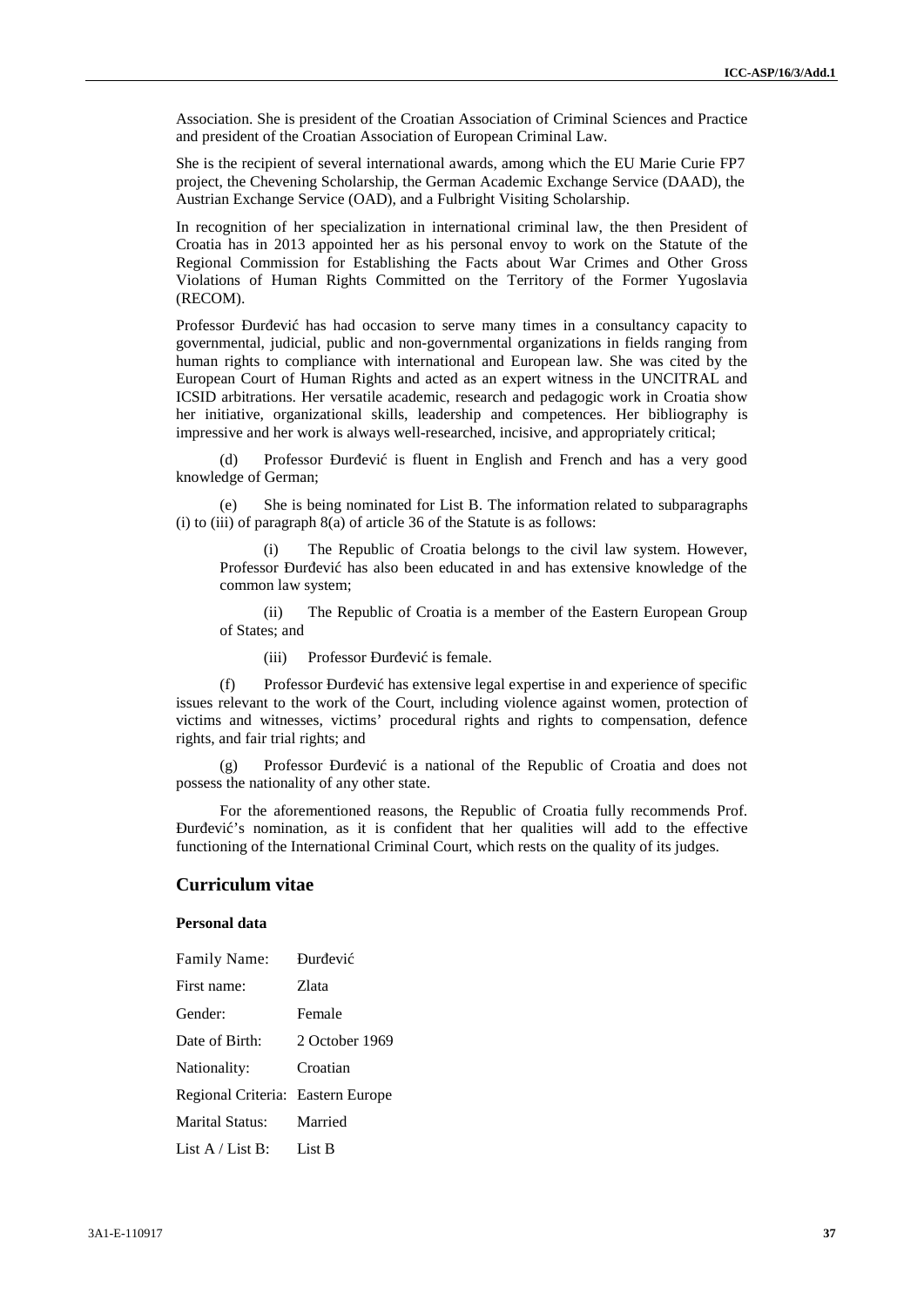Association. She is president of the Croatian Association of Criminal Sciences and Practice and president of the Croatian Association of European Criminal Law.

She is the recipient of several international awards, among which the EU Marie Curie FP7 project, the Chevening Scholarship, the German Academic Exchange Service (DAAD), the Austrian Exchange Service (OAD), and a Fulbright Visiting Scholarship.

In recognition of her specialization in international criminal law, the then President of Croatia has in 2013 appointed her as his personal envoy to work on the Statute of the Regional Commission for Establishing the Facts about War Crimes and Other Gross Violations of Human Rights Committed on the Territory of the Former Yugoslavia (RECOM).

Professor Đurđević has had occasion to serve many times in a consultancy capacity to governmental, judicial, public and non-governmental organizations in fields ranging from human rights to compliance with international and European law. She was cited by the European Court of Human Rights and acted as an expert witness in the UNCITRAL and ICSID arbitrations. Her versatile academic, research and pedagogic work in Croatia show her initiative, organizational skills, leadership and competences. Her bibliography is impressive and her work is always well-researched, incisive, and appropriately critical;

(d) Professor Đurđević is fluent in English and French and has a very good knowledge of German;

(e) She is being nominated for List B. The information related to subparagraphs (i) to (iii) of paragraph 8(a) of article 36 of the Statute is as follows:

(i) The Republic of Croatia belongs to the civil law system. However, Professor Đurđević has also been educated in and has extensive knowledge of the common law system;

(ii) The Republic of Croatia is a member of the Eastern European Group of States; and

(iii) Professor Đurđević is female.

(f) Professor Đurđević has extensive legal expertise in and experience of specific issues relevant to the work of the Court, including violence against women, protection of victims and witnesses, victims' procedural rights and rights to compensation, defence rights, and fair trial rights; and

(g) Professor Đurđević is a national of the Republic of Croatia and does not possess the nationality of any other state.

For the aforementioned reasons, the Republic of Croatia fully recommends Prof. Đurđević's nomination, as it is confident that her qualities will add to the effective functioning of the International Criminal Court, which rests on the quality of its judges.

## Curriculum vitae

### Personal data

| | |
|---|---|
| Family Name: | Đurđević |
| First name: | Zlata |
| Gender: | Female |
| Date of Birth: | 2 October 1969 |
| Nationality: | Croatian |
| Regional Criteria: | Eastern Europe |
| Marital Status: | Married |
| List A / List B: | List B |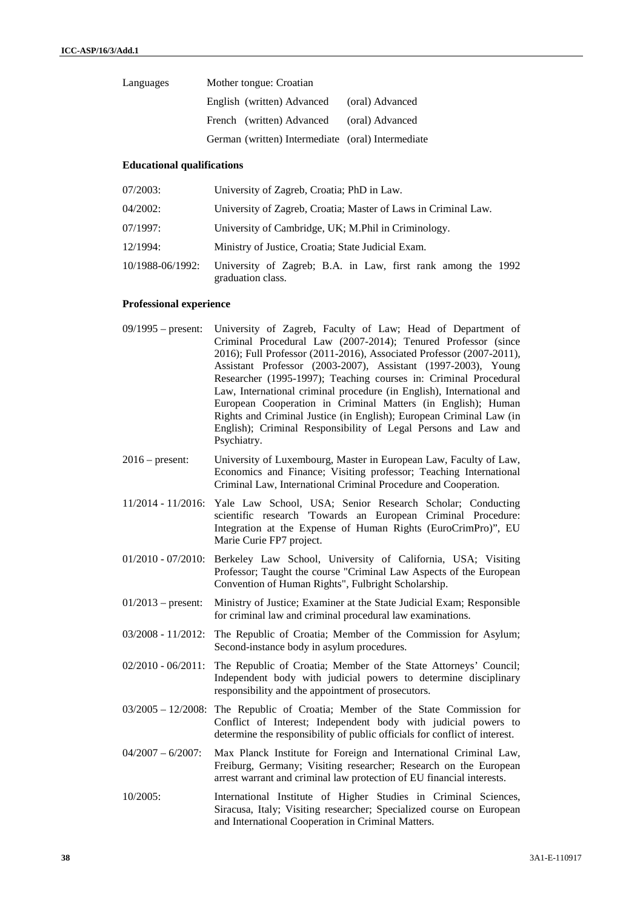| | | |
|---|---|---|
| Languages | Mother tongue: Croatian | |
| | English (written) Advanced | (oral) Advanced |
| | French (written) Advanced | (oral) Advanced |
| | German (written) Intermediate | (oral) Intermediate |

**Educational qualifications**

| | |
|---|---|
| 07/2003: | University of Zagreb, Croatia; PhD in Law. |
| 04/2002: | University of Zagreb, Croatia; Master of Laws in Criminal Law. |
| 07/1997: | University of Cambridge, UK; M.Phil in Criminology. |
| 12/1994: | Ministry of Justice, Croatia; State Judicial Exam. |
| 10/1988-06/1992: | University of Zagreb; B.A. in Law, first rank among the 1992 graduation class. |

**Professional experience**

| | |
|---|---|
| 09/1995 – present: | University of Zagreb, Faculty of Law; Head of Department of Criminal Procedural Law (2007-2014); Tenured Professor (since 2016); Full Professor (2011-2016), Associated Professor (2007-2011), Assistant Professor (2003-2007), Assistant (1997-2003), Young Researcher (1995-1997); Teaching courses in: Criminal Procedural Law, International criminal procedure (in English), International and European Cooperation in Criminal Matters (in English); Human Rights and Criminal Justice (in English); European Criminal Law (in English); Criminal Responsibility of Legal Persons and Law and Psychiatry. |
| 2016 – present: | University of Luxembourg, Master in European Law, Faculty of Law, Economics and Finance; Visiting professor; Teaching International Criminal Law, International Criminal Procedure and Cooperation. |
| 11/2014 - 11/2016: | Yale Law School, USA; Senior Research Scholar; Conducting scientific research 'Towards an European Criminal Procedure: Integration at the Expense of Human Rights (EuroCrimPro)", EU Marie Curie FP7 project. |
| 01/2010 - 07/2010: | Berkeley Law School, University of California, USA; Visiting Professor; Taught the course "Criminal Law Aspects of the European Convention of Human Rights", Fulbright Scholarship. |
| 01/2013 – present: | Ministry of Justice; Examiner at the State Judicial Exam; Responsible for criminal law and criminal procedural law examinations. |
| 03/2008 - 11/2012: | The Republic of Croatia; Member of the Commission for Asylum; Second-instance body in asylum procedures. |
| 02/2010 - 06/2011: | The Republic of Croatia; Member of the State Attorneys' Council; Independent body with judicial powers to determine disciplinary responsibility and the appointment of prosecutors. |
| 03/2005 – 12/2008: | The Republic of Croatia; Member of the State Commission for Conflict of Interest; Independent body with judicial powers to determine the responsibility of public officials for conflict of interest. |
| 04/2007 – 6/2007: | Max Planck Institute for Foreign and International Criminal Law, Freiburg, Germany; Visiting researcher; Research on the European arrest warrant and criminal law protection of EU financial interests. |
| 10/2005: | International Institute of Higher Studies in Criminal Sciences, Siracusa, Italy; Visiting researcher; Specialized course on European and International Cooperation in Criminal Matters. |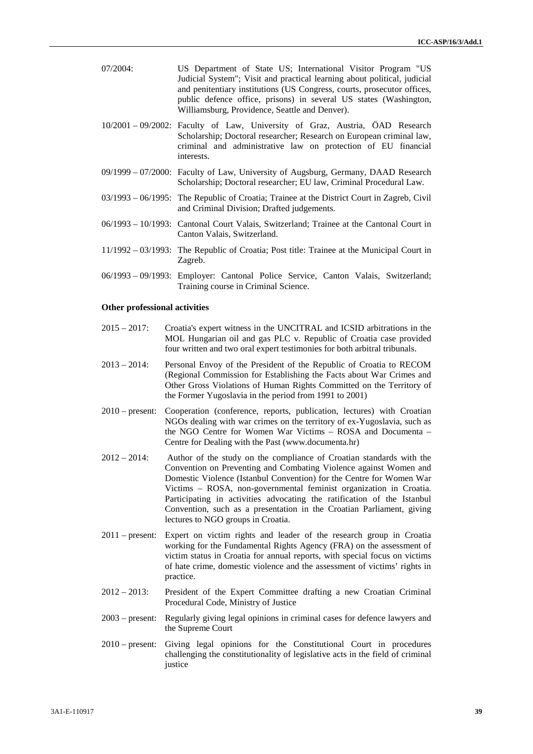07/2004: US Department of State US; International Visitor Program "US Judicial System"; Visit and practical learning about political, judicial and penitentiary institutions (US Congress, courts, prosecutor offices, public defence office, prisons) in several US states (Washington, Williamsburg, Providence, Seattle and Denver).

10/2001 – 09/2002: Faculty of Law, University of Graz, Austria, ÖAD Research Scholarship; Doctoral researcher; Research on European criminal law, criminal and administrative law on protection of EU financial interests.

09/1999 – 07/2000: Faculty of Law, University of Augsburg, Germany, DAAD Research Scholarship; Doctoral researcher; EU law, Criminal Procedural Law.

03/1993 – 06/1995: The Republic of Croatia; Trainee at the District Court in Zagreb, Civil and Criminal Division; Drafted judgements.

06/1993 – 10/1993: Cantonal Court Valais, Switzerland; Trainee at the Cantonal Court in Canton Valais, Switzerland.

11/1992 – 03/1993: The Republic of Croatia; Post title: Trainee at the Municipal Court in Zagreb.

06/1993 – 09/1993: Employer: Cantonal Police Service, Canton Valais, Switzerland; Training course in Criminal Science.

**Other professional activities**

2015 – 2017: Croatia's expert witness in the UNCITRAL and ICSID arbitrations in the MOL Hungarian oil and gas PLC v. Republic of Croatia case provided four written and two oral expert testimonies for both arbitral tribunals.

2013 – 2014: Personal Envoy of the President of the Republic of Croatia to RECOM (Regional Commission for Establishing the Facts about War Crimes and Other Gross Violations of Human Rights Committed on the Territory of the Former Yugoslavia in the period from 1991 to 2001)

2010 – present: Cooperation (conference, reports, publication, lectures) with Croatian NGOs dealing with war crimes on the territory of ex-Yugoslavia, such as the NGO Centre for Women War Victims – ROSA and Documenta – Centre for Dealing with the Past (www.documenta.hr)

2012 – 2014: Author of the study on the compliance of Croatian standards with the Convention on Preventing and Combating Violence against Women and Domestic Violence (Istanbul Convention) for the Centre for Women War Victims – ROSA, non-governmental feminist organization in Croatia. Participating in activities advocating the ratification of the Istanbul Convention, such as a presentation in the Croatian Parliament, giving lectures to NGO groups in Croatia.

2011 – present: Expert on victim rights and leader of the research group in Croatia working for the Fundamental Rights Agency (FRA) on the assessment of victim status in Croatia for annual reports, with special focus on victims of hate crime, domestic violence and the assessment of victims' rights in practice.

2012 – 2013: President of the Expert Committee drafting a new Croatian Criminal Procedural Code, Ministry of Justice

2003 – present: Regularly giving legal opinions in criminal cases for defence lawyers and the Supreme Court

2010 – present: Giving legal opinions for the Constitutional Court in procedures challenging the constitutionality of legislative acts in the field of criminal justice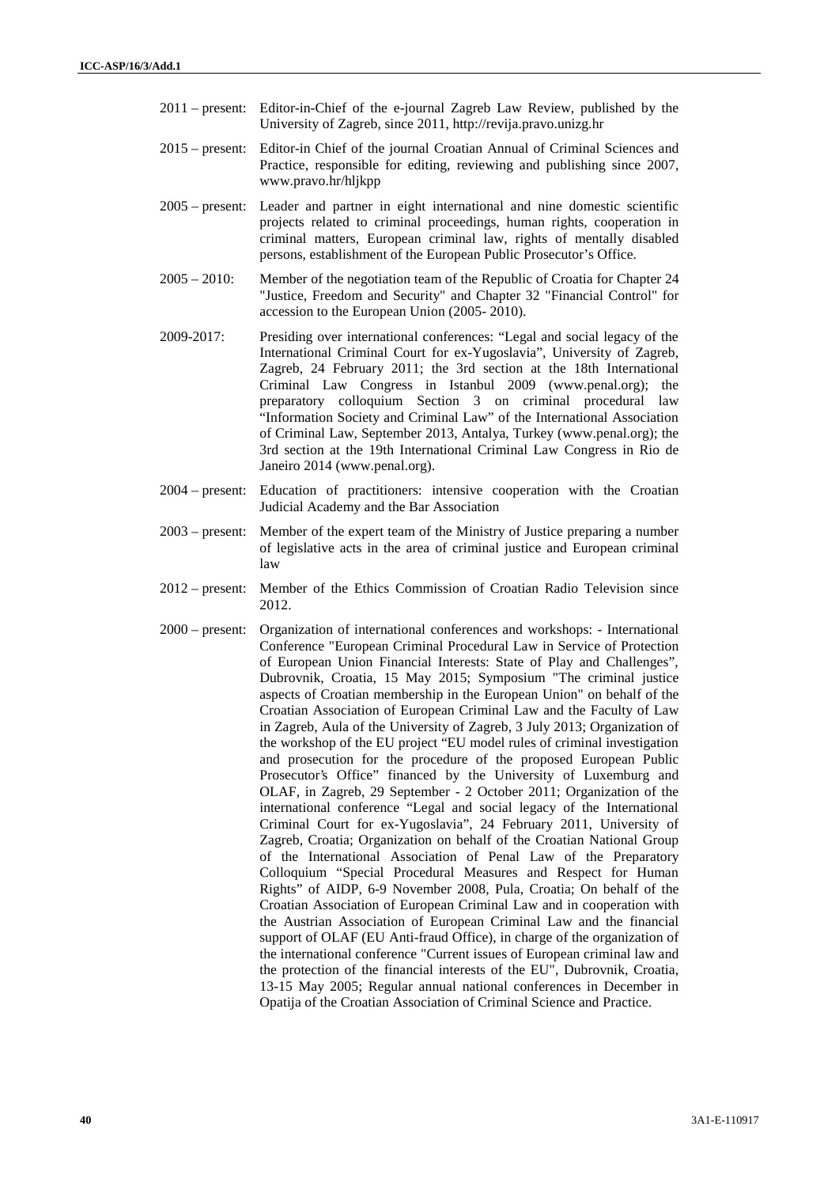2011 – present: Editor-in-Chief of the e-journal Zagreb Law Review, published by the University of Zagreb, since 2011, http://revija.pravo.unizg.hr

2015 – present: Editor-in Chief of the journal Croatian Annual of Criminal Sciences and Practice, responsible for editing, reviewing and publishing since 2007, www.pravo.hr/hljkpp

2005 – present: Leader and partner in eight international and nine domestic scientific projects related to criminal proceedings, human rights, cooperation in criminal matters, European criminal law, rights of mentally disabled persons, establishment of the European Public Prosecutor's Office.

2005 – 2010: Member of the negotiation team of the Republic of Croatia for Chapter 24 "Justice, Freedom and Security" and Chapter 32 "Financial Control" for accession to the European Union (2005- 2010).

2009-2017: Presiding over international conferences: "Legal and social legacy of the International Criminal Court for ex-Yugoslavia", University of Zagreb, Zagreb, 24 February 2011; the 3rd section at the 18th International Criminal Law Congress in Istanbul 2009 (www.penal.org); the preparatory colloquium Section 3 on criminal procedural law "Information Society and Criminal Law" of the International Association of Criminal Law, September 2013, Antalya, Turkey (www.penal.org); the 3rd section at the 19th International Criminal Law Congress in Rio de Janeiro 2014 (www.penal.org).

2004 – present: Education of practitioners: intensive cooperation with the Croatian Judicial Academy and the Bar Association

2003 – present: Member of the expert team of the Ministry of Justice preparing a number of legislative acts in the area of criminal justice and European criminal law

2012 – present: Member of the Ethics Commission of Croatian Radio Television since 2012.

2000 – present: Organization of international conferences and workshops: - International Conference "European Criminal Procedural Law in Service of Protection of European Union Financial Interests: State of Play and Challenges", Dubrovnik, Croatia, 15 May 2015; Symposium "The criminal justice aspects of Croatian membership in the European Union" on behalf of the Croatian Association of European Criminal Law and the Faculty of Law in Zagreb, Aula of the University of Zagreb, 3 July 2013; Organization of the workshop of the EU project "EU model rules of criminal investigation and prosecution for the procedure of the proposed European Public Prosecutor's Office" financed by the University of Luxemburg and OLAF, in Zagreb, 29 September - 2 October 2011; Organization of the international conference "Legal and social legacy of the International Criminal Court for ex-Yugoslavia", 24 February 2011, University of Zagreb, Croatia; Organization on behalf of the Croatian National Group of the International Association of Penal Law of the Preparatory Colloquium "Special Procedural Measures and Respect for Human Rights" of AIDP, 6-9 November 2008, Pula, Croatia; On behalf of the Croatian Association of European Criminal Law and in cooperation with the Austrian Association of European Criminal Law and the financial support of OLAF (EU Anti-fraud Office), in charge of the organization of the international conference "Current issues of European criminal law and the protection of the financial interests of the EU", Dubrovnik, Croatia, 13-15 May 2005; Regular annual national conferences in December in Opatija of the Croatian Association of Criminal Science and Practice.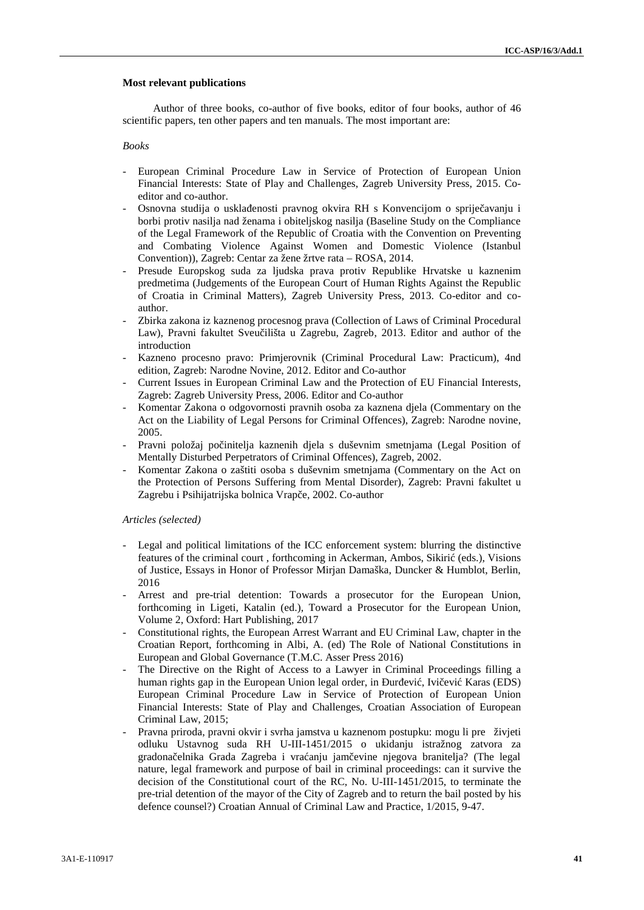**Most relevant publications**

Author of three books, co-author of five books, editor of four books, author of 46 scientific papers, ten other papers and ten manuals. The most important are:

*Books*

- European Criminal Procedure Law in Service of Protection of European Union Financial Interests: State of Play and Challenges, Zagreb University Press, 2015. Co-editor and co-author.
- Osnovna studija o usklađenosti pravnog okvira RH s Konvencijom o sprječavanju i borbi protiv nasilja nad ženama i obiteljskog nasilja (Baseline Study on the Compliance of the Legal Framework of the Republic of Croatia with the Convention on Preventing and Combating Violence Against Women and Domestic Violence (Istanbul Convention)), Zagreb: Centar za žene žrtve rata – ROSA, 2014.
- Presude Europskog suda za ljudska prava protiv Republike Hrvatske u kaznenim predmetima (Judgements of the European Court of Human Rights Against the Republic of Croatia in Criminal Matters), Zagreb University Press, 2013. Co-editor and co-author.
- Zbirka zakona iz kaznenog procesnog prava (Collection of Laws of Criminal Procedural Law), Pravni fakultet Sveučilišta u Zagrebu, Zagreb, 2013. Editor and author of the introduction
- Kazneno procesno pravo: Primjerovnik (Criminal Procedural Law: Practicum), 4nd edition, Zagreb: Narodne Novine, 2012. Editor and Co-author
- Current Issues in European Criminal Law and the Protection of EU Financial Interests, Zagreb: Zagreb University Press, 2006. Editor and Co-author
- Komentar Zakona o odgovornosti pravnih osoba za kaznena djela (Commentary on the Act on the Liability of Legal Persons for Criminal Offences), Zagreb: Narodne novine, 2005.
- Pravni položaj počinitelja kaznenih djela s duševnim smetnjama (Legal Position of Mentally Disturbed Perpetrators of Criminal Offences), Zagreb, 2002.
- Komentar Zakona o zaštiti osoba s duševnim smetnjama (Commentary on the Act on the Protection of Persons Suffering from Mental Disorder), Zagreb: Pravni fakultet u Zagrebu i Psihijatrijska bolnica Vrapče, 2002. Co-author

*Articles (selected)*

- Legal and political limitations of the ICC enforcement system: blurring the distinctive features of the criminal court , forthcoming in Ackerman, Ambos, Sikirić (eds.), Visions of Justice, Essays in Honor of Professor Mirjan Damaška, Duncker & Humblot, Berlin, 2016
- Arrest and pre-trial detention: Towards a prosecutor for the European Union, forthcoming in Ligeti, Katalin (ed.), Toward a Prosecutor for the European Union, Volume 2, Oxford: Hart Publishing, 2017
- Constitutional rights, the European Arrest Warrant and EU Criminal Law, chapter in the Croatian Report, forthcoming in Albi, A. (ed) The Role of National Constitutions in European and Global Governance (T.M.C. Asser Press 2016)
- The Directive on the Right of Access to a Lawyer in Criminal Proceedings filling a human rights gap in the European Union legal order, in Đurđević, Ivičević Karas (EDS) European Criminal Procedure Law in Service of Protection of European Union Financial Interests: State of Play and Challenges, Croatian Association of European Criminal Law, 2015;
- Pravna priroda, pravni okvir i svrha jamstva u kaznenom postupku: mogu li pre živjeti odluku Ustavnog suda RH U-III-1451/2015 o ukidanju istražnog zatvora za gradonačelnika Grada Zagreba i vraćanju jamčevine njegova branitelja? (The legal nature, legal framework and purpose of bail in criminal proceedings: can it survive the decision of the Constitutional court of the RC, No. U-III-1451/2015, to terminate the pre-trial detention of the mayor of the City of Zagreb and to return the bail posted by his defence counsel?) Croatian Annual of Criminal Law and Practice, 1/2015, 9-47.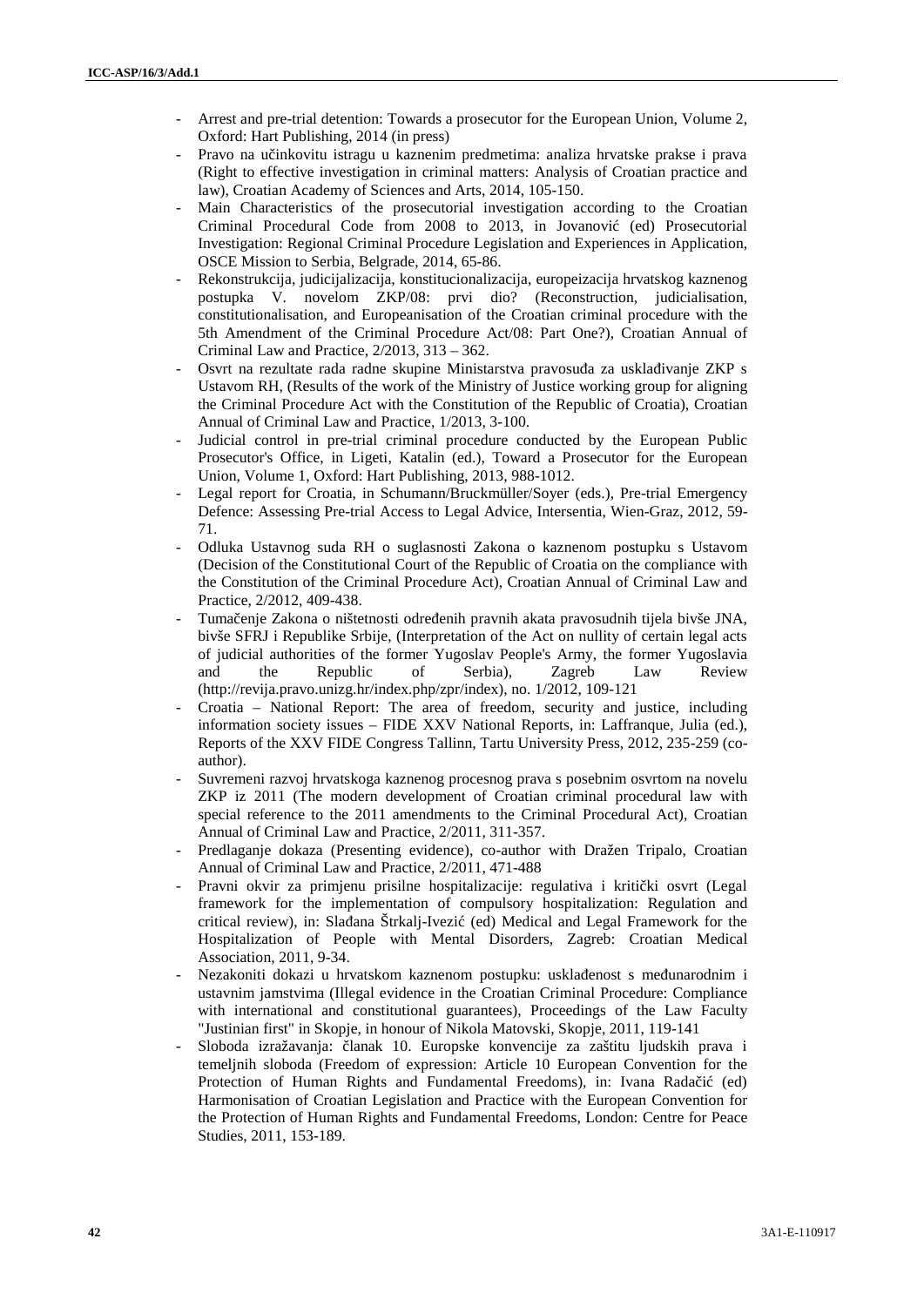- Arrest and pre-trial detention: Towards a prosecutor for the European Union, Volume 2, Oxford: Hart Publishing, 2014 (in press)
- Pravo na učinkovitu istragu u kaznenim predmetima: analiza hrvatske prakse i prava (Right to effective investigation in criminal matters: Analysis of Croatian practice and law), Croatian Academy of Sciences and Arts, 2014, 105-150.
- Main Characteristics of the prosecutorial investigation according to the Croatian Criminal Procedural Code from 2008 to 2013, in Jovanović (ed) Prosecutorial Investigation: Regional Criminal Procedure Legislation and Experiences in Application, OSCE Mission to Serbia, Belgrade, 2014, 65-86.
- Rekonstrukcija, judicijalizacija, konstitucionalizacija, europeizacija hrvatskog kaznenog postupka V. novelom ZKP/08: prvi dio? (Reconstruction, judicialisation, constitutionalisation, and Europeanisation of the Croatian criminal procedure with the 5th Amendment of the Criminal Procedure Act/08: Part One?), Croatian Annual of Criminal Law and Practice, 2/2013, 313 – 362.
- Osvrt na rezultate rada radne skupine Ministarstva pravosuđa za usklađivanje ZKP s Ustavom RH, (Results of the work of the Ministry of Justice working group for aligning the Criminal Procedure Act with the Constitution of the Republic of Croatia), Croatian Annual of Criminal Law and Practice, 1/2013, 3-100.
- Judicial control in pre-trial criminal procedure conducted by the European Public Prosecutor's Office, in Ligeti, Katalin (ed.), Toward a Prosecutor for the European Union, Volume 1, Oxford: Hart Publishing, 2013, 988-1012.
- Legal report for Croatia, in Schumann/Bruckmüller/Soyer (eds.), Pre-trial Emergency Defence: Assessing Pre-trial Access to Legal Advice, Intersentia, Wien-Graz, 2012, 59-71.
- Odluka Ustavnog suda RH o suglasnosti Zakona o kaznenom postupku s Ustavom (Decision of the Constitutional Court of the Republic of Croatia on the compliance with the Constitution of the Criminal Procedure Act), Croatian Annual of Criminal Law and Practice, 2/2012, 409-438.
- Tumačenje Zakona o ništetnosti određenih pravnih akata pravosudnih tijela bivše JNA, bivše SFRJ i Republike Srbije, (Interpretation of the Act on nullity of certain legal acts of judicial authorities of the former Yugoslav People's Army, the former Yugoslavia and the Republic of Serbia), Zagreb Law Review (http://revija.pravo.unizg.hr/index.php/zpr/index), no. 1/2012, 109-121
- Croatia – National Report: The area of freedom, security and justice, including information society issues – FIDE XXV National Reports, in: Laffranque, Julia (ed.), Reports of the XXV FIDE Congress Tallinn, Tartu University Press, 2012, 235-259 (co-author).
- Suvremeni razvoj hrvatskoga kaznenog procesnog prava s posebnim osvrtom na novelu ZKP iz 2011 (The modern development of Croatian criminal procedural law with special reference to the 2011 amendments to the Criminal Procedural Act), Croatian Annual of Criminal Law and Practice, 2/2011, 311-357.
- Predlaganje dokaza (Presenting evidence), co-author with Dražen Tripalo, Croatian Annual of Criminal Law and Practice, 2/2011, 471-488
- Pravni okvir za primjenu prisilne hospitalizacije: regulativa i kritički osvrt (Legal framework for the implementation of compulsory hospitalization: Regulation and critical review), in: Slađana Štrkalj-Ivezić (ed) Medical and Legal Framework for the Hospitalization of People with Mental Disorders, Zagreb: Croatian Medical Association, 2011, 9-34.
- Nezakoniti dokazi u hrvatskom kaznenom postupku: usklađenost s međunarodnim i ustavnim jamstvima (Illegal evidence in the Croatian Criminal Procedure: Compliance with international and constitutional guarantees), Proceedings of the Law Faculty "Justinian first" in Skopje, in honour of Nikola Matovski, Skopje, 2011, 119-141
- Sloboda izražavanja: članak 10. Europske konvencije za zaštitu ljudskih prava i temeljnih sloboda (Freedom of expression: Article 10 European Convention for the Protection of Human Rights and Fundamental Freedoms), in: Ivana Radačić (ed) Harmonisation of Croatian Legislation and Practice with the European Convention for the Protection of Human Rights and Fundamental Freedoms, London: Centre for Peace Studies, 2011, 153-189.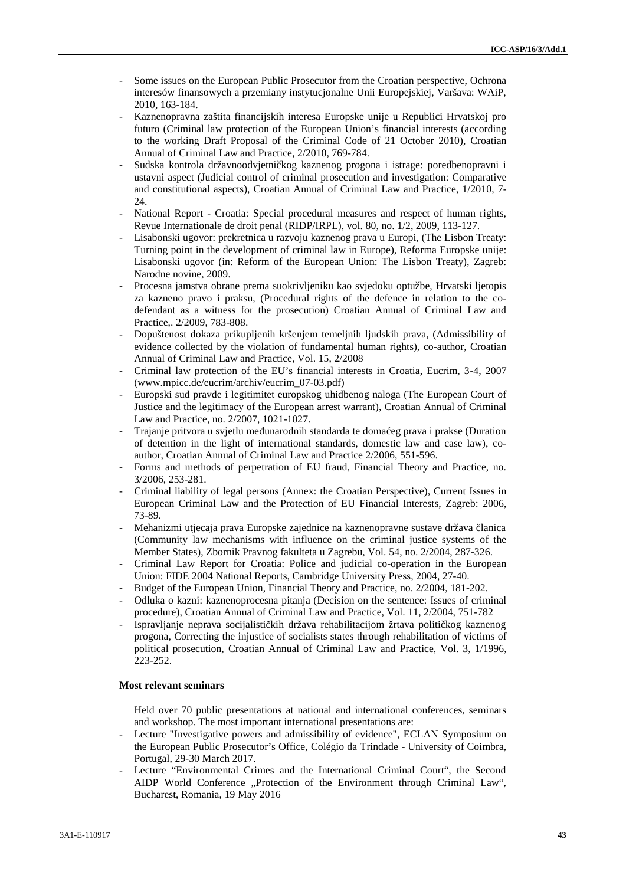- Some issues on the European Public Prosecutor from the Croatian perspective, Ochrona interesów finansowych a przemiany instytucjonalne Unii Europejskiej, Varšava: WAiP, 2010, 163-184.
- Kaznenopravna zaštita financijskih interesa Europske unije u Republici Hrvatskoj pro futuro (Criminal law protection of the European Union's financial interests (according to the working Draft Proposal of the Criminal Code of 21 October 2010), Croatian Annual of Criminal Law and Practice, 2/2010, 769-784.
- Sudska kontrola državnoodvjetničkog kaznenog progona i istrage: poredbenopravni i ustavni aspect (Judicial control of criminal prosecution and investigation: Comparative and constitutional aspects), Croatian Annual of Criminal Law and Practice, 1/2010, 7-24.
- National Report - Croatia: Special procedural measures and respect of human rights, Revue Internationale de droit penal (RIDP/IRPL), vol. 80, no. 1/2, 2009, 113-127.
- Lisabonski ugovor: prekretnica u razvoju kaznenog prava u Europi, (The Lisbon Treaty: Turning point in the development of criminal law in Europe), Reforma Europske unije: Lisabonski ugovor (in: Reform of the European Union: The Lisbon Treaty), Zagreb: Narodne novine, 2009.
- Procesna jamstva obrane prema suokrivljeniku kao svjedoku optužbe, Hrvatski ljetopis za kazneno pravo i praksu, (Procedural rights of the defence in relation to the co-defendant as a witness for the prosecution) Croatian Annual of Criminal Law and Practice,. 2/2009, 783-808.
- Dopuštenost dokaza prikupljenih kršenjem temeljnih ljudskih prava, (Admissibility of evidence collected by the violation of fundamental human rights), co-author, Croatian Annual of Criminal Law and Practice, Vol. 15, 2/2008
- Criminal law protection of the EU's financial interests in Croatia, Eucrim, 3-4, 2007 (www.mpicc.de/eucrim/archiv/eucrim_07-03.pdf)
- Europski sud pravde i legitimitet europskog uhidbenog naloga (The European Court of Justice and the legitimacy of the European arrest warrant), Croatian Annual of Criminal Law and Practice, no. 2/2007, 1021-1027.
- Trajanje pritvora u svjetlu međunarodnih standarda te domaćeg prava i prakse (Duration of detention in the light of international standards, domestic law and case law), co-author, Croatian Annual of Criminal Law and Practice 2/2006, 551-596.
- Forms and methods of perpetration of EU fraud, Financial Theory and Practice, no. 3/2006, 253-281.
- Criminal liability of legal persons (Annex: the Croatian Perspective), Current Issues in European Criminal Law and the Protection of EU Financial Interests, Zagreb: 2006, 73-89.
- Mehanizmi utjecaja prava Europske zajednice na kaznenopravne sustave država članica (Community law mechanisms with influence on the criminal justice systems of the Member States), Zbornik Pravnog fakulteta u Zagrebu, Vol. 54, no. 2/2004, 287-326.
- Criminal Law Report for Croatia: Police and judicial co-operation in the European Union: FIDE 2004 National Reports, Cambridge University Press, 2004, 27-40.
- Budget of the European Union, Financial Theory and Practice, no. 2/2004, 181-202.
- Odluka o kazni: kaznenoprocesna pitanja (Decision on the sentence: Issues of criminal procedure), Croatian Annual of Criminal Law and Practice, Vol. 11, 2/2004, 751-782
- Ispravljanje neprava socijalističkih država rehabilitacijom žrtava političkog kaznenog progona, Correcting the injustice of socialists states through rehabilitation of victims of political prosecution, Croatian Annual of Criminal Law and Practice, Vol. 3, 1/1996, 223-252.

**Most relevant seminars**

Held over 70 public presentations at national and international conferences, seminars and workshop. The most important international presentations are:

- Lecture "Investigative powers and admissibility of evidence", ECLAN Symposium on the European Public Prosecutor's Office, Colégio da Trindade - University of Coimbra, Portugal, 29-30 March 2017.
- Lecture "Environmental Crimes and the International Criminal Court", the Second AIDP World Conference „Protection of the Environment through Criminal Law", Bucharest, Romania, 19 May 2016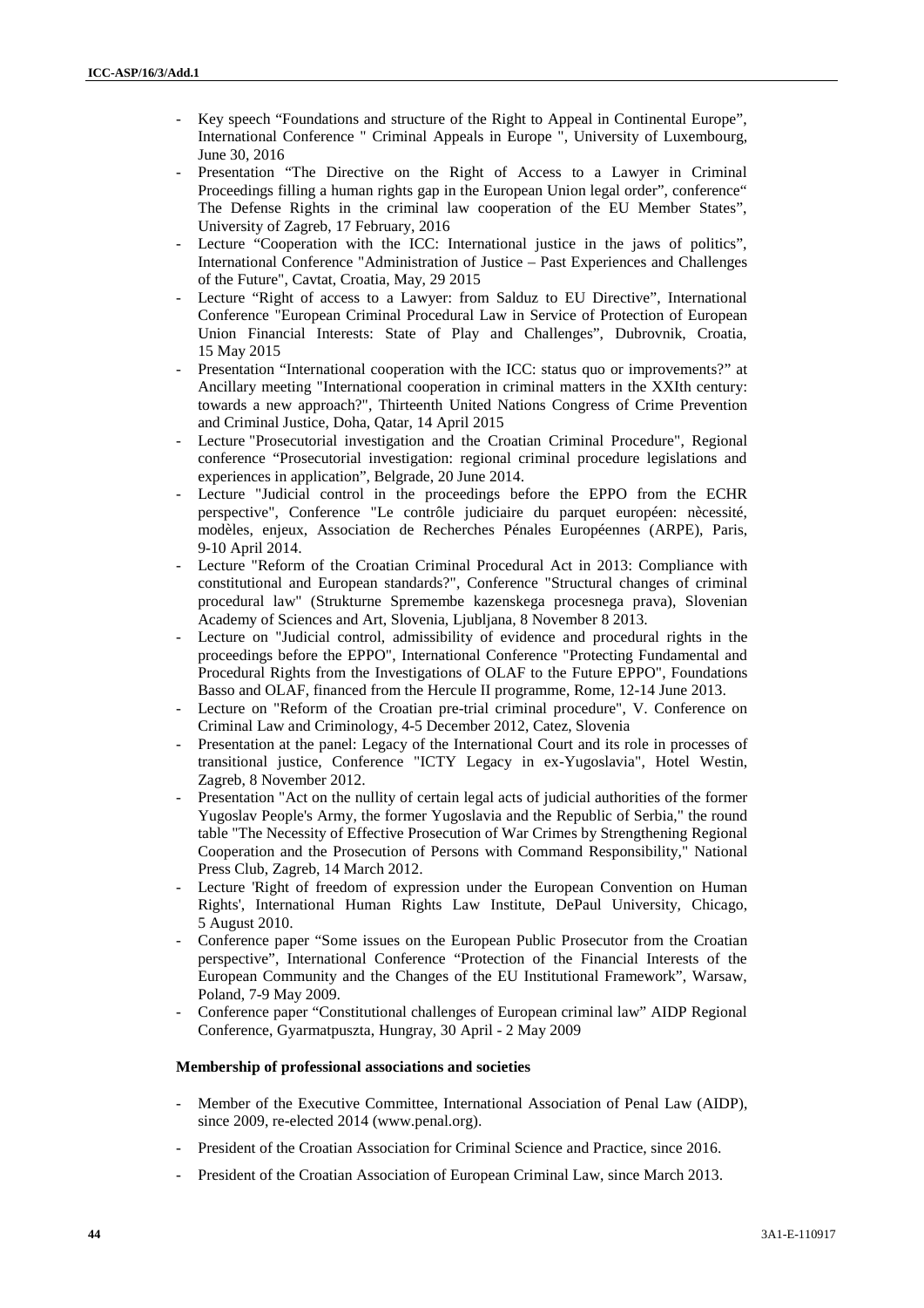- Key speech "Foundations and structure of the Right to Appeal in Continental Europe", International Conference " Criminal Appeals in Europe ", University of Luxembourg, June 30, 2016
- Presentation "The Directive on the Right of Access to a Lawyer in Criminal Proceedings filling a human rights gap in the European Union legal order", conference" The Defense Rights in the criminal law cooperation of the EU Member States", University of Zagreb, 17 February, 2016
- Lecture "Cooperation with the ICC: International justice in the jaws of politics", International Conference "Administration of Justice – Past Experiences and Challenges of the Future", Cavtat, Croatia, May, 29 2015
- Lecture "Right of access to a Lawyer: from Salduz to EU Directive", International Conference "European Criminal Procedural Law in Service of Protection of European Union Financial Interests: State of Play and Challenges", Dubrovnik, Croatia, 15 May 2015
- Presentation "International cooperation with the ICC: status quo or improvements?" at Ancillary meeting "International cooperation in criminal matters in the XXIth century: towards a new approach?", Thirteenth United Nations Congress of Crime Prevention and Criminal Justice, Doha, Qatar, 14 April 2015
- Lecture "Prosecutorial investigation and the Croatian Criminal Procedure", Regional conference "Prosecutorial investigation: regional criminal procedure legislations and experiences in application", Belgrade, 20 June 2014.
- Lecture "Judicial control in the proceedings before the EPPO from the ECHR perspective", Conference "Le contrôle judiciaire du parquet européen: nècessité, modèles, enjeux, Association de Recherches Pénales Européennes (ARPE), Paris, 9-10 April 2014.
- Lecture "Reform of the Croatian Criminal Procedural Act in 2013: Compliance with constitutional and European standards?", Conference "Structural changes of criminal procedural law" (Strukturne Spremembe kazenskega procesnega prava), Slovenian Academy of Sciences and Art, Slovenia, Ljubljana, 8 November 8 2013.
- Lecture on "Judicial control, admissibility of evidence and procedural rights in the proceedings before the EPPO", International Conference "Protecting Fundamental and Procedural Rights from the Investigations of OLAF to the Future EPPO", Foundations Basso and OLAF, financed from the Hercule II programme, Rome, 12-14 June 2013.
- Lecture on "Reform of the Croatian pre-trial criminal procedure", V. Conference on Criminal Law and Criminology, 4-5 December 2012, Catez, Slovenia
- Presentation at the panel: Legacy of the International Court and its role in processes of transitional justice, Conference "ICTY Legacy in ex-Yugoslavia", Hotel Westin, Zagreb, 8 November 2012.
- Presentation "Act on the nullity of certain legal acts of judicial authorities of the former Yugoslav People's Army, the former Yugoslavia and the Republic of Serbia," the round table "The Necessity of Effective Prosecution of War Crimes by Strengthening Regional Cooperation and the Prosecution of Persons with Command Responsibility," National Press Club, Zagreb, 14 March 2012.
- Lecture 'Right of freedom of expression under the European Convention on Human Rights', International Human Rights Law Institute, DePaul University, Chicago, 5 August 2010.
- Conference paper "Some issues on the European Public Prosecutor from the Croatian perspective", International Conference "Protection of the Financial Interests of the European Community and the Changes of the EU Institutional Framework", Warsaw, Poland, 7-9 May 2009.
- Conference paper "Constitutional challenges of European criminal law" AIDP Regional Conference, Gyarmatpuszta, Hungray, 30 April - 2 May 2009

**Membership of professional associations and societies**

- Member of the Executive Committee, International Association of Penal Law (AIDP), since 2009, re-elected 2014 (www.penal.org).
- President of the Croatian Association for Criminal Science and Practice, since 2016.
- President of the Croatian Association of European Criminal Law, since March 2013.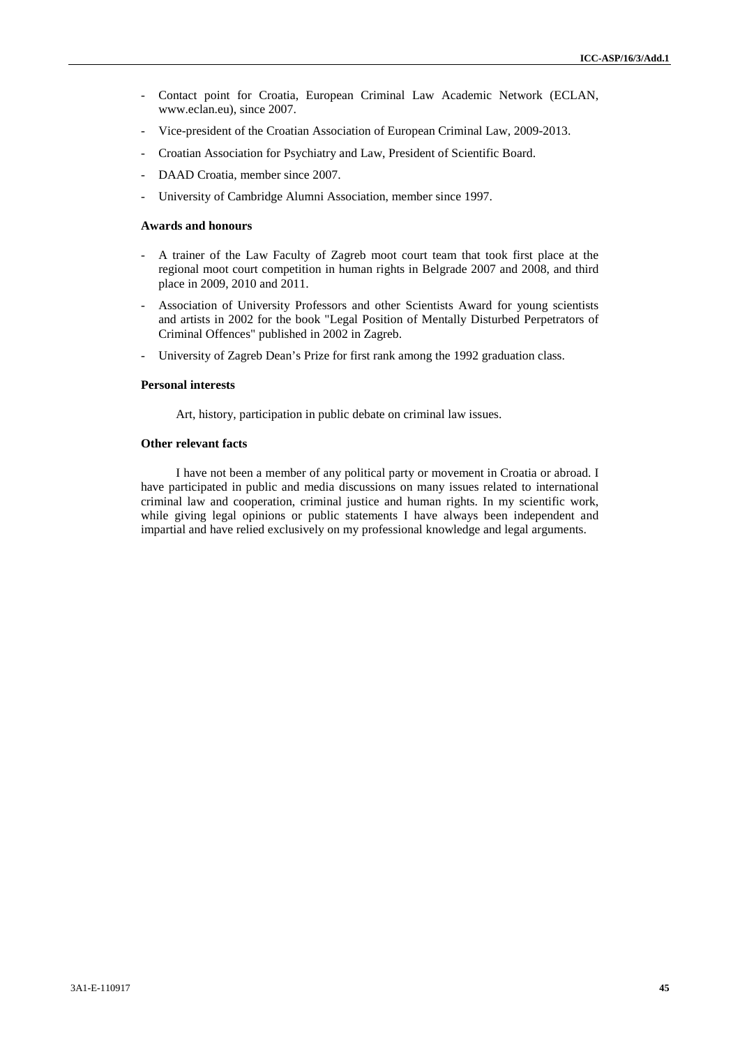- Contact point for Croatia, European Criminal Law Academic Network (ECLAN, www.eclan.eu), since 2007.
- Vice-president of the Croatian Association of European Criminal Law, 2009-2013.
- Croatian Association for Psychiatry and Law, President of Scientific Board.
- DAAD Croatia, member since 2007.
- University of Cambridge Alumni Association, member since 1997.

**Awards and honours**

- A trainer of the Law Faculty of Zagreb moot court team that took first place at the regional moot court competition in human rights in Belgrade 2007 and 2008, and third place in 2009, 2010 and 2011.
- Association of University Professors and other Scientists Award for young scientists and artists in 2002 for the book "Legal Position of Mentally Disturbed Perpetrators of Criminal Offences" published in 2002 in Zagreb.
- University of Zagreb Dean's Prize for first rank among the 1992 graduation class.

**Personal interests**

Art, history, participation in public debate on criminal law issues.

**Other relevant facts**

I have not been a member of any political party or movement in Croatia or abroad. I have participated in public and media discussions on many issues related to international criminal law and cooperation, criminal justice and human rights. In my scientific work, while giving legal opinions or public statements I have always been independent and impartial and have relied exclusively on my professional knowledge and legal arguments.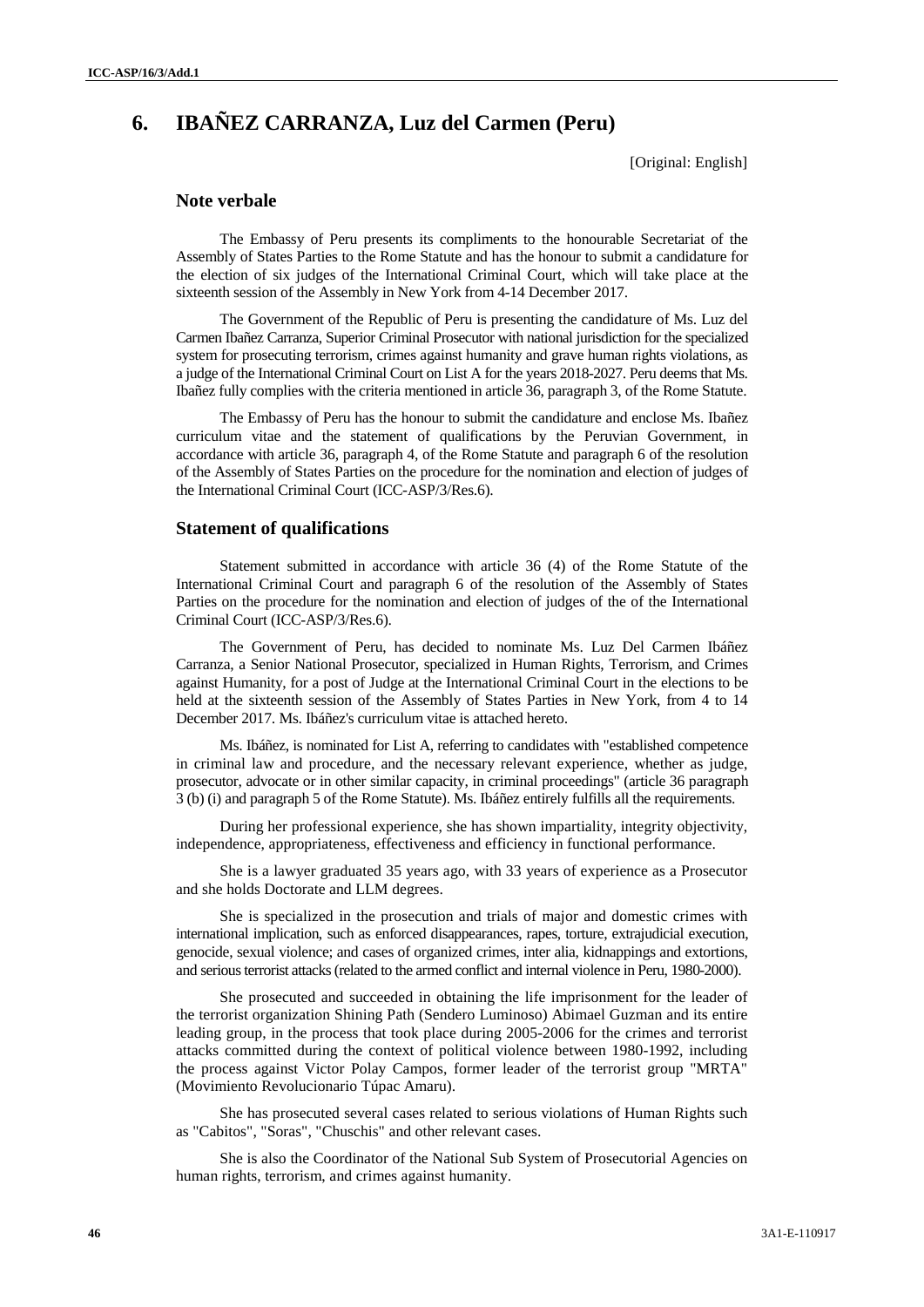# 6. IBAÑEZ CARRANZA, Luz del Carmen (Peru)

[Original: English]

## Note verbale

The Embassy of Peru presents its compliments to the honourable Secretariat of the Assembly of States Parties to the Rome Statute and has the honour to submit a candidature for the election of six judges of the International Criminal Court, which will take place at the sixteenth session of the Assembly in New York from 4-14 December 2017.

The Government of the Republic of Peru is presenting the candidature of Ms. Luz del Carmen Ibañez Carranza, Superior Criminal Prosecutor with national jurisdiction for the specialized system for prosecuting terrorism, crimes against humanity and grave human rights violations, as a judge of the International Criminal Court on List A for the years 2018-2027. Peru deems that Ms. Ibañez fully complies with the criteria mentioned in article 36, paragraph 3, of the Rome Statute.

The Embassy of Peru has the honour to submit the candidature and enclose Ms. Ibañez curriculum vitae and the statement of qualifications by the Peruvian Government, in accordance with article 36, paragraph 4, of the Rome Statute and paragraph 6 of the resolution of the Assembly of States Parties on the procedure for the nomination and election of judges of the International Criminal Court (ICC-ASP/3/Res.6).

## Statement of qualifications

Statement submitted in accordance with article 36 (4) of the Rome Statute of the International Criminal Court and paragraph 6 of the resolution of the Assembly of States Parties on the procedure for the nomination and election of judges of the of the International Criminal Court (ICC-ASP/3/Res.6).

The Government of Peru, has decided to nominate Ms. Luz Del Carmen Ibáñez Carranza, a Senior National Prosecutor, specialized in Human Rights, Terrorism, and Crimes against Humanity, for a post of Judge at the International Criminal Court in the elections to be held at the sixteenth session of the Assembly of States Parties in New York, from 4 to 14 December 2017. Ms. Ibáñez's curriculum vitae is attached hereto.

Ms. Ibáñez, is nominated for List A, referring to candidates with "established competence in criminal law and procedure, and the necessary relevant experience, whether as judge, prosecutor, advocate or in other similar capacity, in criminal proceedings" (article 36 paragraph 3 (b) (i) and paragraph 5 of the Rome Statute). Ms. Ibáñez entirely fulfills all the requirements.

During her professional experience, she has shown impartiality, integrity objectivity, independence, appropriateness, effectiveness and efficiency in functional performance.

She is a lawyer graduated 35 years ago, with 33 years of experience as a Prosecutor and she holds Doctorate and LLM degrees.

She is specialized in the prosecution and trials of major and domestic crimes with international implication, such as enforced disappearances, rapes, torture, extrajudicial execution, genocide, sexual violence; and cases of organized crimes, inter alia, kidnappings and extortions, and serious terrorist attacks (related to the armed conflict and internal violence in Peru, 1980-2000).

She prosecuted and succeeded in obtaining the life imprisonment for the leader of the terrorist organization Shining Path (Sendero Luminoso) Abimael Guzman and its entire leading group, in the process that took place during 2005-2006 for the crimes and terrorist attacks committed during the context of political violence between 1980-1992, including the process against Victor Polay Campos, former leader of the terrorist group "MRTA" (Movimiento Revolucionario Túpac Amaru).

She has prosecuted several cases related to serious violations of Human Rights such as "Cabitos", "Soras", "Chuschis" and other relevant cases.

She is also the Coordinator of the National Sub System of Prosecutorial Agencies on human rights, terrorism, and crimes against humanity.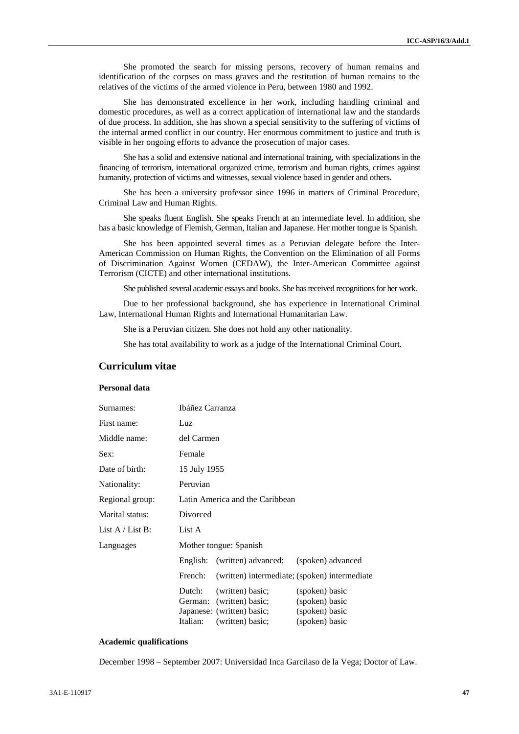She promoted the search for missing persons, recovery of human remains and identification of the corpses on mass graves and the restitution of human remains to the relatives of the victims of the armed violence in Peru, between 1980 and 1992.

She has demonstrated excellence in her work, including handling criminal and domestic procedures, as well as a correct application of international law and the standards of due process. In addition, she has shown a special sensitivity to the suffering of victims of the internal armed conflict in our country. Her enormous commitment to justice and truth is visible in her ongoing efforts to advance the prosecution of major cases.

She has a solid and extensive national and international training, with specializations in the financing of terrorism, international organized crime, terrorism and human rights, crimes against humanity, protection of victims and witnesses, sexual violence based in gender and others.

She has been a university professor since 1996 in matters of Criminal Procedure, Criminal Law and Human Rights.

She speaks fluent English. She speaks French at an intermediate level. In addition, she has a basic knowledge of Flemish, German, Italian and Japanese. Her mother tongue is Spanish.

She has been appointed several times as a Peruvian delegate before the Inter-American Commission on Human Rights, the Convention on the Elimination of all Forms of Discrimination Against Women (CEDAW), the Inter-American Committee against Terrorism (CICTE) and other international institutions.

She published several academic essays and books. She has received recognitions for her work.

Due to her professional background, she has experience in International Criminal Law, International Human Rights and International Humanitarian Law.

She is a Peruvian citizen. She does not hold any other nationality.

She has total availability to work as a judge of the International Criminal Court.

## Curriculum vitae

### Personal data

| | |
|---|---|
| Surnames: | Ibáñez Carranza |
| First name: | Luz |
| Middle name: | del Carmen |
| Sex: | Female |
| Date of birth: | 15 July 1955 |
| Nationality: | Peruvian |
| Regional group: | Latin America and the Caribbean |
| Marital status: | Divorced |
| List A / List B: | List A |
| Languages | Mother tongue: Spanish |
| | English: (written) advanced; (spoken) advanced |
| | French: (written) intermediate; (spoken) intermediate |
| | Dutch: (written) basic; (spoken) basic |
| | German: (written) basic; (spoken) basic |
| | Japanese: (written) basic; (spoken) basic |
| | Italian: (written) basic; (spoken) basic |

### Academic qualifications

December 1998 – September 2007: Universidad Inca Garcilaso de la Vega; Doctor of Law.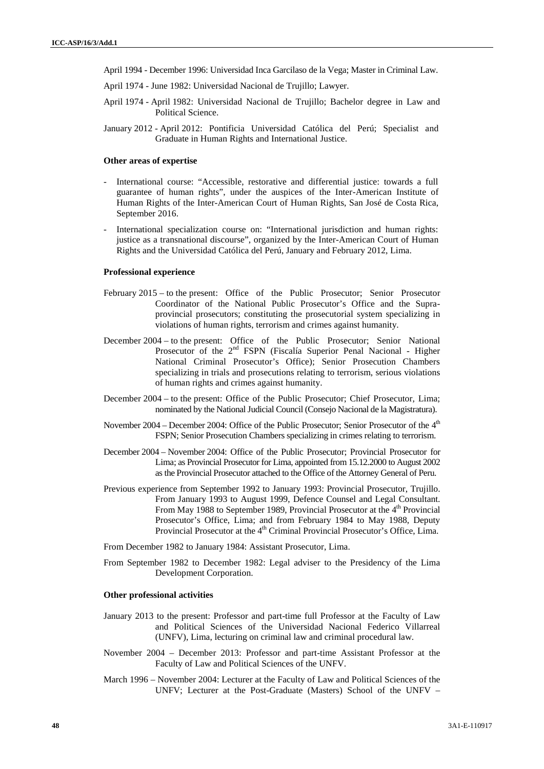April 1994 - December 1996: Universidad Inca Garcilaso de la Vega; Master in Criminal Law.

April 1974 - June 1982: Universidad Nacional de Trujillo; Lawyer.

April 1974 - April 1982: Universidad Nacional de Trujillo; Bachelor degree in Law and Political Science.

January 2012 - April 2012: Pontificia Universidad Católica del Perú; Specialist and Graduate in Human Rights and International Justice.

**Other areas of expertise**

- International course: "Accessible, restorative and differential justice: towards a full guarantee of human rights", under the auspices of the Inter-American Institute of Human Rights of the Inter-American Court of Human Rights, San José de Costa Rica, September 2016.
- International specialization course on: "International jurisdiction and human rights: justice as a transnational discourse", organized by the Inter-American Court of Human Rights and the Universidad Católica del Perú, January and February 2012, Lima.

**Professional experience**

February 2015 – to the present: Office of the Public Prosecutor; Senior Prosecutor Coordinator of the National Public Prosecutor's Office and the Supra-provincial prosecutors; constituting the prosecutorial system specializing in violations of human rights, terrorism and crimes against humanity.

December 2004 – to the present: Office of the Public Prosecutor; Senior National Prosecutor of the 2nd FSPN (Fiscalía Superior Penal Nacional - Higher National Criminal Prosecutor's Office); Senior Prosecution Chambers specializing in trials and prosecutions relating to terrorism, serious violations of human rights and crimes against humanity.

December 2004 – to the present: Office of the Public Prosecutor; Chief Prosecutor, Lima; nominated by the National Judicial Council (Consejo Nacional de la Magistratura).

November 2004 – December 2004: Office of the Public Prosecutor; Senior Prosecutor of the 4th FSPN; Senior Prosecution Chambers specializing in crimes relating to terrorism.

December 2004 – November 2004: Office of the Public Prosecutor; Provincial Prosecutor for Lima; as Provincial Prosecutor for Lima, appointed from 15.12.2000 to August 2002 as the Provincial Prosecutor attached to the Office of the Attorney General of Peru.

Previous experience from September 1992 to January 1993: Provincial Prosecutor, Trujillo. From January 1993 to August 1999, Defence Counsel and Legal Consultant. From May 1988 to September 1989, Provincial Prosecutor at the 4th Provincial Prosecutor's Office, Lima; and from February 1984 to May 1988, Deputy Provincial Prosecutor at the 4th Criminal Provincial Prosecutor's Office, Lima.

From December 1982 to January 1984: Assistant Prosecutor, Lima.

From September 1982 to December 1982: Legal adviser to the Presidency of the Lima Development Corporation.

**Other professional activities**

January 2013 to the present: Professor and part-time full Professor at the Faculty of Law and Political Sciences of the Universidad Nacional Federico Villarreal (UNFV), Lima, lecturing on criminal law and criminal procedural law.

November 2004 – December 2013: Professor and part-time Assistant Professor at the Faculty of Law and Political Sciences of the UNFV.

March 1996 – November 2004: Lecturer at the Faculty of Law and Political Sciences of the UNFV; Lecturer at the Post-Graduate (Masters) School of the UNFV –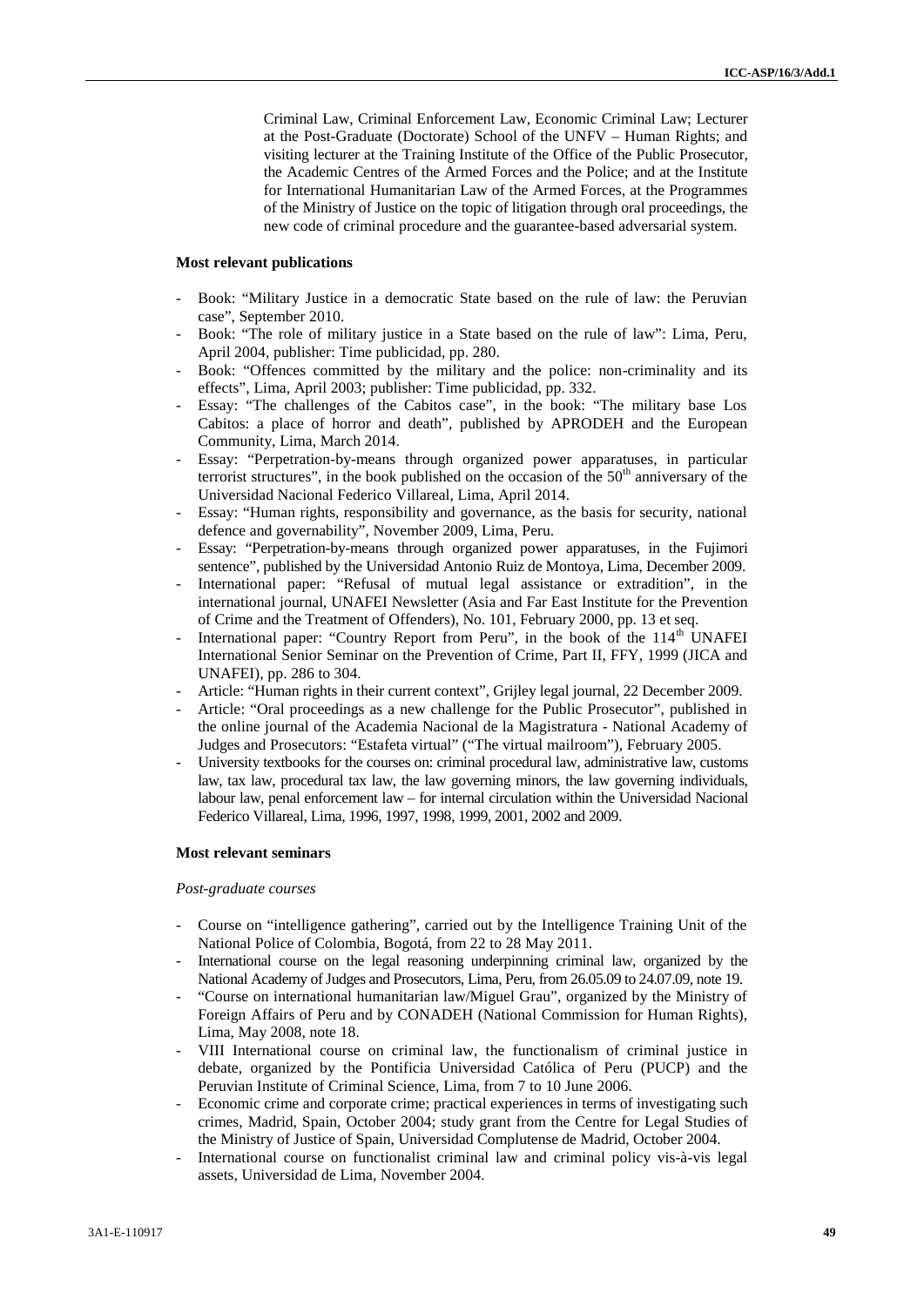Criminal Law, Criminal Enforcement Law, Economic Criminal Law; Lecturer at the Post-Graduate (Doctorate) School of the UNFV – Human Rights; and visiting lecturer at the Training Institute of the Office of the Public Prosecutor, the Academic Centres of the Armed Forces and the Police; and at the Institute for International Humanitarian Law of the Armed Forces, at the Programmes of the Ministry of Justice on the topic of litigation through oral proceedings, the new code of criminal procedure and the guarantee-based adversarial system.

**Most relevant publications**

- Book: "Military Justice in a democratic State based on the rule of law: the Peruvian case", September 2010.
- Book: "The role of military justice in a State based on the rule of law": Lima, Peru, April 2004, publisher: Time publicidad, pp. 280.
- Book: "Offences committed by the military and the police: non-criminality and its effects", Lima, April 2003; publisher: Time publicidad, pp. 332.
- Essay: "The challenges of the Cabitos case", in the book: "The military base Los Cabitos: a place of horror and death", published by APRODEH and the European Community, Lima, March 2014.
- Essay: "Perpetration-by-means through organized power apparatuses, in particular terrorist structures", in the book published on the occasion of the 50th anniversary of the Universidad Nacional Federico Villareal, Lima, April 2014.
- Essay: "Human rights, responsibility and governance, as the basis for security, national defence and governability", November 2009, Lima, Peru.
- Essay: "Perpetration-by-means through organized power apparatuses, in the Fujimori sentence", published by the Universidad Antonio Ruiz de Montoya, Lima, December 2009.
- International paper: "Refusal of mutual legal assistance or extradition", in the international journal, UNAFEI Newsletter (Asia and Far East Institute for the Prevention of Crime and the Treatment of Offenders), No. 101, February 2000, pp. 13 et seq.
- International paper: "Country Report from Peru", in the book of the 114th UNAFEI International Senior Seminar on the Prevention of Crime, Part II, FFY, 1999 (JICA and UNAFEI), pp. 286 to 304.
- Article: "Human rights in their current context", Grijley legal journal, 22 December 2009.
- Article: "Oral proceedings as a new challenge for the Public Prosecutor", published in the online journal of the Academia Nacional de la Magistratura - National Academy of Judges and Prosecutors: "Estafeta virtual" ("The virtual mailroom"), February 2005.
- University textbooks for the courses on: criminal procedural law, administrative law, customs law, tax law, procedural tax law, the law governing minors, the law governing individuals, labour law, penal enforcement law – for internal circulation within the Universidad Nacional Federico Villareal, Lima, 1996, 1997, 1998, 1999, 2001, 2002 and 2009.

**Most relevant seminars**

*Post-graduate courses*

- Course on "intelligence gathering", carried out by the Intelligence Training Unit of the National Police of Colombia, Bogotá, from 22 to 28 May 2011.
- International course on the legal reasoning underpinning criminal law, organized by the National Academy of Judges and Prosecutors, Lima, Peru, from 26.05.09 to 24.07.09, note 19.
- "Course on international humanitarian law/Miguel Grau", organized by the Ministry of Foreign Affairs of Peru and by CONADEH (National Commission for Human Rights), Lima, May 2008, note 18.
- VIII International course on criminal law, the functionalism of criminal justice in debate, organized by the Pontificia Universidad Católica of Peru (PUCP) and the Peruvian Institute of Criminal Science, Lima, from 7 to 10 June 2006.
- Economic crime and corporate crime; practical experiences in terms of investigating such crimes, Madrid, Spain, October 2004; study grant from the Centre for Legal Studies of the Ministry of Justice of Spain, Universidad Complutense de Madrid, October 2004.
- International course on functionalist criminal law and criminal policy vis-à-vis legal assets, Universidad de Lima, November 2004.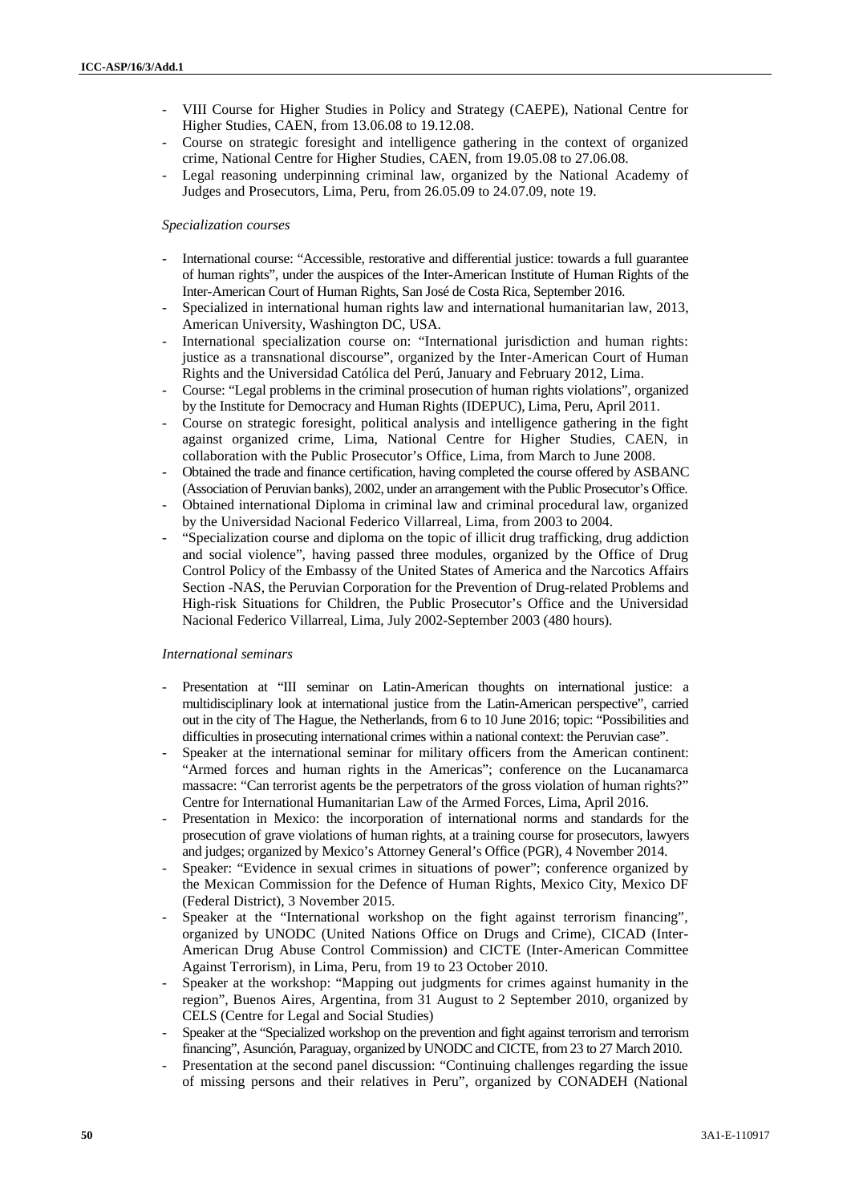- VIII Course for Higher Studies in Policy and Strategy (CAEPE), National Centre for Higher Studies, CAEN, from 13.06.08 to 19.12.08.
- Course on strategic foresight and intelligence gathering in the context of organized crime, National Centre for Higher Studies, CAEN, from 19.05.08 to 27.06.08.
- Legal reasoning underpinning criminal law, organized by the National Academy of Judges and Prosecutors, Lima, Peru, from 26.05.09 to 24.07.09, note 19.

*Specialization courses*

- International course: "Accessible, restorative and differential justice: towards a full guarantee of human rights", under the auspices of the Inter-American Institute of Human Rights of the Inter-American Court of Human Rights, San José de Costa Rica, September 2016.
- Specialized in international human rights law and international humanitarian law, 2013, American University, Washington DC, USA.
- International specialization course on: "International jurisdiction and human rights: justice as a transnational discourse", organized by the Inter-American Court of Human Rights and the Universidad Católica del Perú, January and February 2012, Lima.
- Course: "Legal problems in the criminal prosecution of human rights violations", organized by the Institute for Democracy and Human Rights (IDEPUC), Lima, Peru, April 2011.
- Course on strategic foresight, political analysis and intelligence gathering in the fight against organized crime, Lima, National Centre for Higher Studies, CAEN, in collaboration with the Public Prosecutor's Office, Lima, from March to June 2008.
- Obtained the trade and finance certification, having completed the course offered by ASBANC (Association of Peruvian banks), 2002, under an arrangement with the Public Prosecutor's Office.
- Obtained international Diploma in criminal law and criminal procedural law, organized by the Universidad Nacional Federico Villarreal, Lima, from 2003 to 2004.
- "Specialization course and diploma on the topic of illicit drug trafficking, drug addiction and social violence", having passed three modules, organized by the Office of Drug Control Policy of the Embassy of the United States of America and the Narcotics Affairs Section -NAS, the Peruvian Corporation for the Prevention of Drug-related Problems and High-risk Situations for Children, the Public Prosecutor's Office and the Universidad Nacional Federico Villarreal, Lima, July 2002-September 2003 (480 hours).

*International seminars*

- Presentation at "III seminar on Latin-American thoughts on international justice: a multidisciplinary look at international justice from the Latin-American perspective", carried out in the city of The Hague, the Netherlands, from 6 to 10 June 2016; topic: "Possibilities and difficulties in prosecuting international crimes within a national context: the Peruvian case".
- Speaker at the international seminar for military officers from the American continent: "Armed forces and human rights in the Americas"; conference on the Lucanamarca massacre: "Can terrorist agents be the perpetrators of the gross violation of human rights?" Centre for International Humanitarian Law of the Armed Forces, Lima, April 2016.
- Presentation in Mexico: the incorporation of international norms and standards for the prosecution of grave violations of human rights, at a training course for prosecutors, lawyers and judges; organized by Mexico's Attorney General's Office (PGR), 4 November 2014.
- Speaker: "Evidence in sexual crimes in situations of power"; conference organized by the Mexican Commission for the Defence of Human Rights, Mexico City, Mexico DF (Federal District), 3 November 2015.
- Speaker at the "International workshop on the fight against terrorism financing", organized by UNODC (United Nations Office on Drugs and Crime), CICAD (Inter-American Drug Abuse Control Commission) and CICTE (Inter-American Committee Against Terrorism), in Lima, Peru, from 19 to 23 October 2010.
- Speaker at the workshop: "Mapping out judgments for crimes against humanity in the region", Buenos Aires, Argentina, from 31 August to 2 September 2010, organized by CELS (Centre for Legal and Social Studies)
- Speaker at the "Specialized workshop on the prevention and fight against terrorism and terrorism financing", Asunción, Paraguay, organized by UNODC and CICTE, from 23 to 27 March 2010.
- Presentation at the second panel discussion: "Continuing challenges regarding the issue of missing persons and their relatives in Peru", organized by CONADEH (National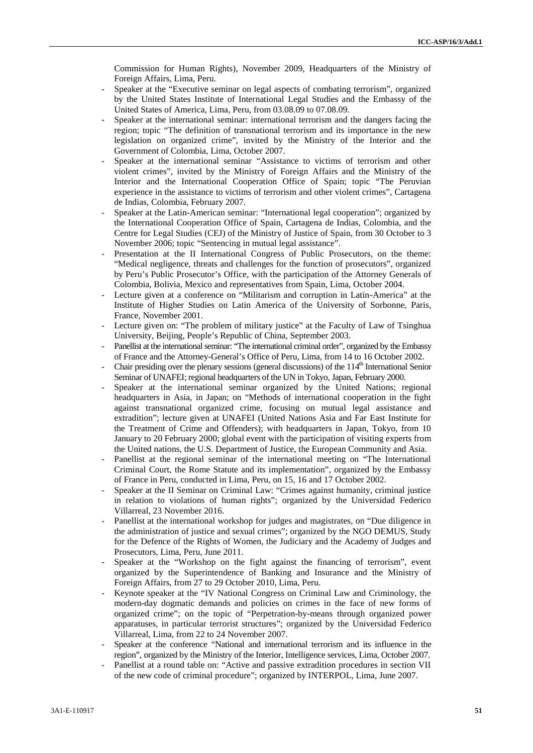Commission for Human Rights), November 2009, Headquarters of the Ministry of Foreign Affairs, Lima, Peru.

- Speaker at the "Executive seminar on legal aspects of combating terrorism", organized by the United States Institute of International Legal Studies and the Embassy of the United States of America, Lima, Peru, from 03.08.09 to 07.08.09.
- Speaker at the international seminar: international terrorism and the dangers facing the region; topic "The definition of transnational terrorism and its importance in the new legislation on organized crime", invited by the Ministry of the Interior and the Government of Colombia, Lima, October 2007.
- Speaker at the international seminar "Assistance to victims of terrorism and other violent crimes", invited by the Ministry of Foreign Affairs and the Ministry of the Interior and the International Cooperation Office of Spain; topic "The Peruvian experience in the assistance to victims of terrorism and other violent crimes", Cartagena de Indias, Colombia, February 2007.
- Speaker at the Latin-American seminar: "International legal cooperation"; organized by the International Cooperation Office of Spain, Cartagena de Indias, Colombia, and the Centre for Legal Studies (CEJ) of the Ministry of Justice of Spain, from 30 October to 3 November 2006; topic "Sentencing in mutual legal assistance".
- Presentation at the II International Congress of Public Prosecutors, on the theme: "Medical negligence, threats and challenges for the function of prosecutors", organized by Peru's Public Prosecutor's Office, with the participation of the Attorney Generals of Colombia, Bolivia, Mexico and representatives from Spain, Lima, October 2004.
- Lecture given at a conference on "Militarism and corruption in Latin-America" at the Institute of Higher Studies on Latin America of the University of Sorbonne, Paris, France, November 2001.
- Lecture given on: "The problem of military justice" at the Faculty of Law of Tsinghua University, Beijing, People's Republic of China, September 2003.
- Panellist at the international seminar: "The international criminal order", organized by the Embassy of France and the Attorney-General's Office of Peru, Lima, from 14 to 16 October 2002.
- Chair presiding over the plenary sessions (general discussions) of the 114th International Senior Seminar of UNAFEI; regional headquarters of the UN in Tokyo, Japan, February 2000.
- Speaker at the international seminar organized by the United Nations; regional headquarters in Asia, in Japan; on "Methods of international cooperation in the fight against transnational organized crime, focusing on mutual legal assistance and extradition"; lecture given at UNAFEI (United Nations Asia and Far East Institute for the Treatment of Crime and Offenders); with headquarters in Japan, Tokyo, from 10 January to 20 February 2000; global event with the participation of visiting experts from the United nations, the U.S. Department of Justice, the European Community and Asia.
- Panellist at the regional seminar of the international meeting on "The International Criminal Court, the Rome Statute and its implementation", organized by the Embassy of France in Peru, conducted in Lima, Peru, on 15, 16 and 17 October 2002.
- Speaker at the II Seminar on Criminal Law: "Crimes against humanity, criminal justice in relation to violations of human rights"; organized by the Universidad Federico Villarreal, 23 November 2016.
- Panellist at the international workshop for judges and magistrates, on "Due diligence in the administration of justice and sexual crimes"; organized by the NGO DEMUS, Study for the Defence of the Rights of Women, the Judiciary and the Academy of Judges and Prosecutors, Lima, Peru, June 2011.
- Speaker at the "Workshop on the fight against the financing of terrorism", event organized by the Superintendence of Banking and Insurance and the Ministry of Foreign Affairs, from 27 to 29 October 2010, Lima, Peru.
- Keynote speaker at the "IV National Congress on Criminal Law and Criminology, the modern-day dogmatic demands and policies on crimes in the face of new forms of organized crime"; on the topic of "Perpetration-by-means through organized power apparatuses, in particular terrorist structures"; organized by the Universidad Federico Villarreal, Lima, from 22 to 24 November 2007.
- Speaker at the conference "National and international terrorism and its influence in the region", organized by the Ministry of the Interior, Intelligence services, Lima, October 2007.
- Panellist at a round table on: "Active and passive extradition procedures in section VII of the new code of criminal procedure"; organized by INTERPOL, Lima, June 2007.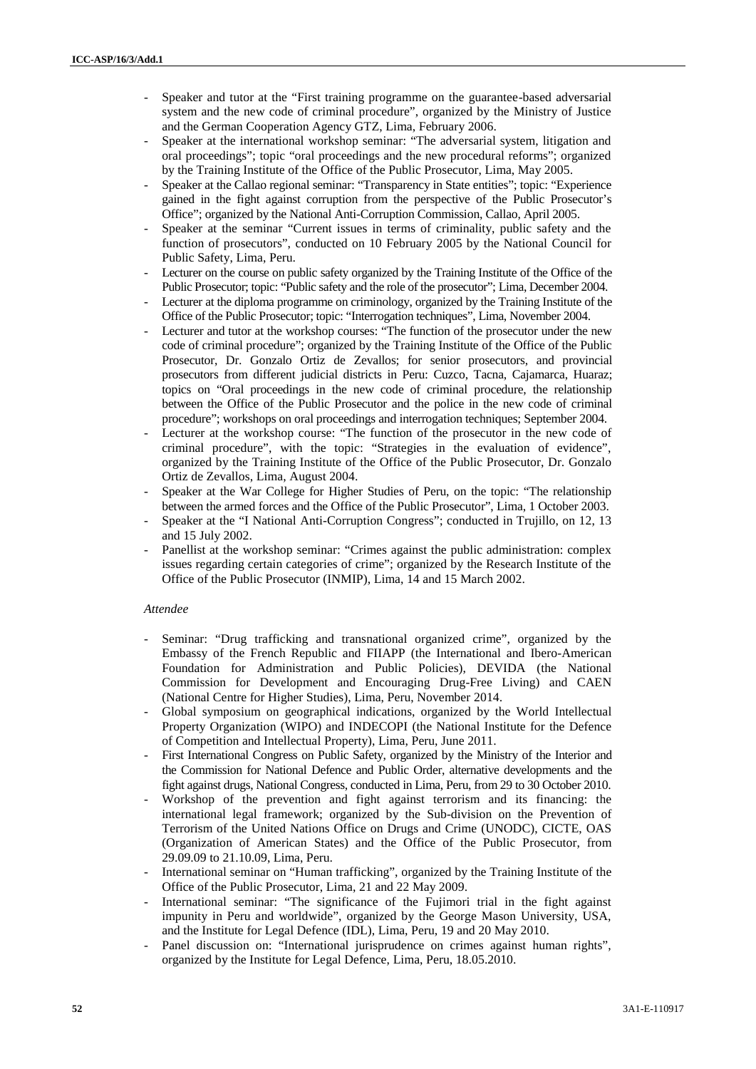- Speaker and tutor at the "First training programme on the guarantee-based adversarial system and the new code of criminal procedure", organized by the Ministry of Justice and the German Cooperation Agency GTZ, Lima, February 2006.
- Speaker at the international workshop seminar: "The adversarial system, litigation and oral proceedings"; topic "oral proceedings and the new procedural reforms"; organized by the Training Institute of the Office of the Public Prosecutor, Lima, May 2005.
- Speaker at the Callao regional seminar: "Transparency in State entities"; topic: "Experience gained in the fight against corruption from the perspective of the Public Prosecutor's Office"; organized by the National Anti-Corruption Commission, Callao, April 2005.
- Speaker at the seminar "Current issues in terms of criminality, public safety and the function of prosecutors", conducted on 10 February 2005 by the National Council for Public Safety, Lima, Peru.
- Lecturer on the course on public safety organized by the Training Institute of the Office of the Public Prosecutor; topic: "Public safety and the role of the prosecutor"; Lima, December 2004.
- Lecturer at the diploma programme on criminology, organized by the Training Institute of the Office of the Public Prosecutor; topic: "Interrogation techniques", Lima, November 2004.
- Lecturer and tutor at the workshop courses: "The function of the prosecutor under the new code of criminal procedure"; organized by the Training Institute of the Office of the Public Prosecutor, Dr. Gonzalo Ortiz de Zevallos; for senior prosecutors, and provincial prosecutors from different judicial districts in Peru: Cuzco, Tacna, Cajamarca, Huaraz; topics on "Oral proceedings in the new code of criminal procedure, the relationship between the Office of the Public Prosecutor and the police in the new code of criminal procedure"; workshops on oral proceedings and interrogation techniques; September 2004.
- Lecturer at the workshop course: "The function of the prosecutor in the new code of criminal procedure", with the topic: "Strategies in the evaluation of evidence", organized by the Training Institute of the Office of the Public Prosecutor, Dr. Gonzalo Ortiz de Zevallos, Lima, August 2004.
- Speaker at the War College for Higher Studies of Peru, on the topic: "The relationship between the armed forces and the Office of the Public Prosecutor", Lima, 1 October 2003.
- Speaker at the "I National Anti-Corruption Congress"; conducted in Trujillo, on 12, 13 and 15 July 2002.
- Panellist at the workshop seminar: "Crimes against the public administration: complex issues regarding certain categories of crime"; organized by the Research Institute of the Office of the Public Prosecutor (INMIP), Lima, 14 and 15 March 2002.

*Attendee*

- Seminar: "Drug trafficking and transnational organized crime", organized by the Embassy of the French Republic and FIIAPP (the International and Ibero-American Foundation for Administration and Public Policies), DEVIDA (the National Commission for Development and Encouraging Drug-Free Living) and CAEN (National Centre for Higher Studies), Lima, Peru, November 2014.
- Global symposium on geographical indications, organized by the World Intellectual Property Organization (WIPO) and INDECOPI (the National Institute for the Defence of Competition and Intellectual Property), Lima, Peru, June 2011.
- First International Congress on Public Safety, organized by the Ministry of the Interior and the Commission for National Defence and Public Order, alternative developments and the fight against drugs, National Congress, conducted in Lima, Peru, from 29 to 30 October 2010.
- Workshop of the prevention and fight against terrorism and its financing: the international legal framework; organized by the Sub-division on the Prevention of Terrorism of the United Nations Office on Drugs and Crime (UNODC), CICTE, OAS (Organization of American States) and the Office of the Public Prosecutor, from 29.09.09 to 21.10.09, Lima, Peru.
- International seminar on "Human trafficking", organized by the Training Institute of the Office of the Public Prosecutor, Lima, 21 and 22 May 2009.
- International seminar: "The significance of the Fujimori trial in the fight against impunity in Peru and worldwide", organized by the George Mason University, USA, and the Institute for Legal Defence (IDL), Lima, Peru, 19 and 20 May 2010.
- Panel discussion on: "International jurisprudence on crimes against human rights", organized by the Institute for Legal Defence, Lima, Peru, 18.05.2010.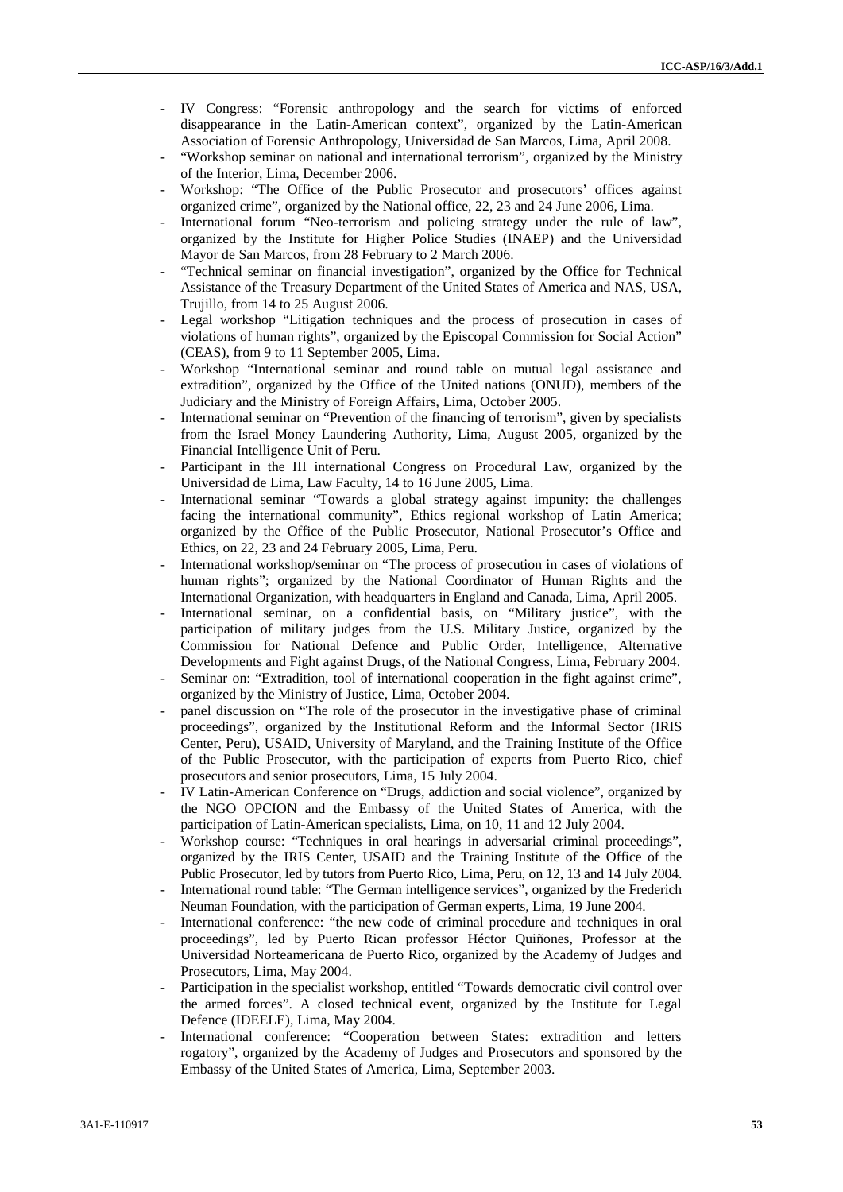- IV Congress: "Forensic anthropology and the search for victims of enforced disappearance in the Latin-American context", organized by the Latin-American Association of Forensic Anthropology, Universidad de San Marcos, Lima, April 2008.
- "Workshop seminar on national and international terrorism", organized by the Ministry of the Interior, Lima, December 2006.
- Workshop: "The Office of the Public Prosecutor and prosecutors' offices against organized crime", organized by the National office, 22, 23 and 24 June 2006, Lima.
- International forum "Neo-terrorism and policing strategy under the rule of law", organized by the Institute for Higher Police Studies (INAEP) and the Universidad Mayor de San Marcos, from 28 February to 2 March 2006.
- "Technical seminar on financial investigation", organized by the Office for Technical Assistance of the Treasury Department of the United States of America and NAS, USA, Trujillo, from 14 to 25 August 2006.
- Legal workshop "Litigation techniques and the process of prosecution in cases of violations of human rights", organized by the Episcopal Commission for Social Action" (CEAS), from 9 to 11 September 2005, Lima.
- Workshop "International seminar and round table on mutual legal assistance and extradition", organized by the Office of the United nations (ONUD), members of the Judiciary and the Ministry of Foreign Affairs, Lima, October 2005.
- International seminar on "Prevention of the financing of terrorism", given by specialists from the Israel Money Laundering Authority, Lima, August 2005, organized by the Financial Intelligence Unit of Peru.
- Participant in the III international Congress on Procedural Law, organized by the Universidad de Lima, Law Faculty, 14 to 16 June 2005, Lima.
- International seminar "Towards a global strategy against impunity: the challenges facing the international community", Ethics regional workshop of Latin America; organized by the Office of the Public Prosecutor, National Prosecutor's Office and Ethics, on 22, 23 and 24 February 2005, Lima, Peru.
- International workshop/seminar on "The process of prosecution in cases of violations of human rights"; organized by the National Coordinator of Human Rights and the International Organization, with headquarters in England and Canada, Lima, April 2005.
- International seminar, on a confidential basis, on "Military justice", with the participation of military judges from the U.S. Military Justice, organized by the Commission for National Defence and Public Order, Intelligence, Alternative Developments and Fight against Drugs, of the National Congress, Lima, February 2004.
- Seminar on: "Extradition, tool of international cooperation in the fight against crime", organized by the Ministry of Justice, Lima, October 2004.
- panel discussion on "The role of the prosecutor in the investigative phase of criminal proceedings", organized by the Institutional Reform and the Informal Sector (IRIS Center, Peru), USAID, University of Maryland, and the Training Institute of the Office of the Public Prosecutor, with the participation of experts from Puerto Rico, chief prosecutors and senior prosecutors, Lima, 15 July 2004.
- IV Latin-American Conference on "Drugs, addiction and social violence", organized by the NGO OPCION and the Embassy of the United States of America, with the participation of Latin-American specialists, Lima, on 10, 11 and 12 July 2004.
- Workshop course: "Techniques in oral hearings in adversarial criminal proceedings", organized by the IRIS Center, USAID and the Training Institute of the Office of the Public Prosecutor, led by tutors from Puerto Rico, Lima, Peru, on 12, 13 and 14 July 2004.
- International round table: "The German intelligence services", organized by the Frederich Neuman Foundation, with the participation of German experts, Lima, 19 June 2004.
- International conference: "the new code of criminal procedure and techniques in oral proceedings", led by Puerto Rican professor Héctor Quiñones, Professor at the Universidad Norteamericana de Puerto Rico, organized by the Academy of Judges and Prosecutors, Lima, May 2004.
- Participation in the specialist workshop, entitled "Towards democratic civil control over the armed forces". A closed technical event, organized by the Institute for Legal Defence (IDEELE), Lima, May 2004.
- International conference: "Cooperation between States: extradition and letters rogatory", organized by the Academy of Judges and Prosecutors and sponsored by the Embassy of the United States of America, Lima, September 2003.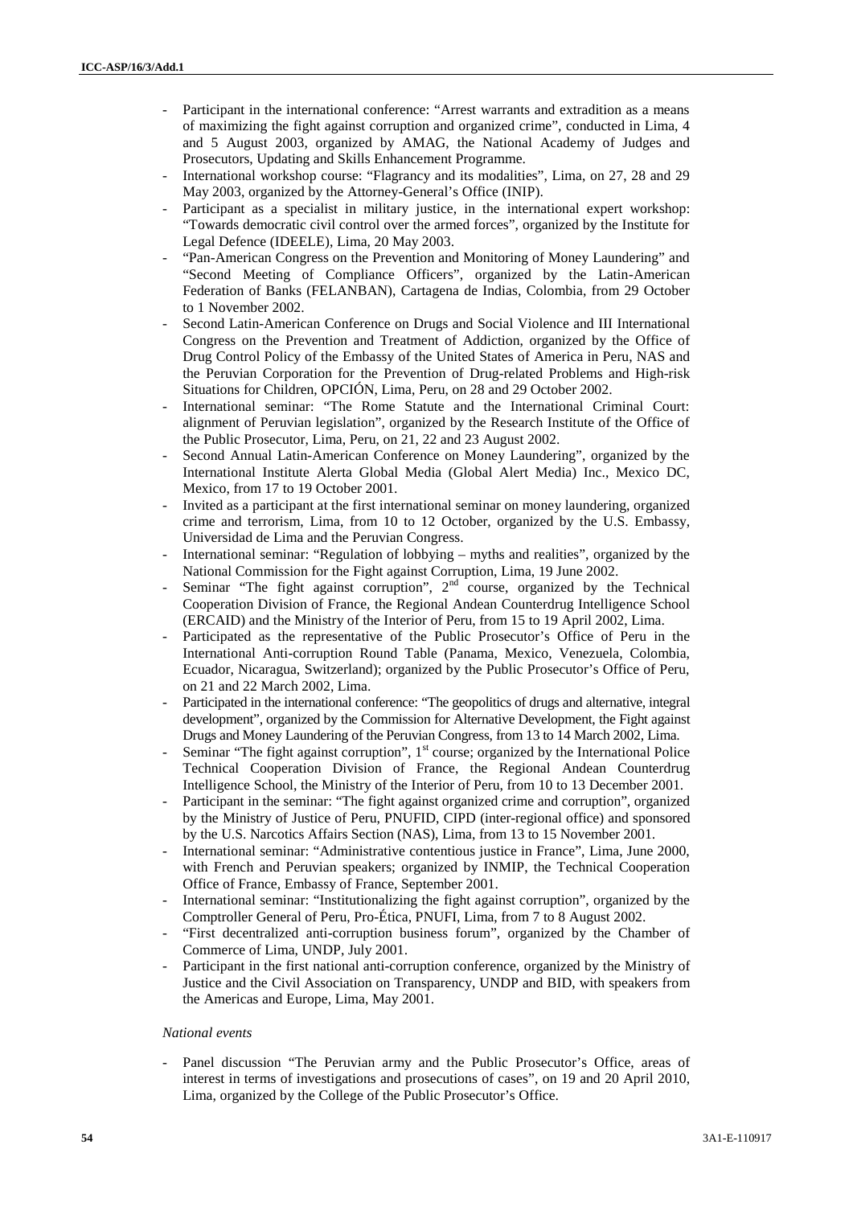- Participant in the international conference: "Arrest warrants and extradition as a means of maximizing the fight against corruption and organized crime", conducted in Lima, 4 and 5 August 2003, organized by AMAG, the National Academy of Judges and Prosecutors, Updating and Skills Enhancement Programme.
- International workshop course: "Flagrancy and its modalities", Lima, on 27, 28 and 29 May 2003, organized by the Attorney-General's Office (INIP).
- Participant as a specialist in military justice, in the international expert workshop: "Towards democratic civil control over the armed forces", organized by the Institute for Legal Defence (IDEELE), Lima, 20 May 2003.
- "Pan-American Congress on the Prevention and Monitoring of Money Laundering" and "Second Meeting of Compliance Officers", organized by the Latin-American Federation of Banks (FELANBAN), Cartagena de Indias, Colombia, from 29 October to 1 November 2002.
- Second Latin-American Conference on Drugs and Social Violence and III International Congress on the Prevention and Treatment of Addiction, organized by the Office of Drug Control Policy of the Embassy of the United States of America in Peru, NAS and the Peruvian Corporation for the Prevention of Drug-related Problems and High-risk Situations for Children, OPCIÓN, Lima, Peru, on 28 and 29 October 2002.
- International seminar: "The Rome Statute and the International Criminal Court: alignment of Peruvian legislation", organized by the Research Institute of the Office of the Public Prosecutor, Lima, Peru, on 21, 22 and 23 August 2002.
- Second Annual Latin-American Conference on Money Laundering", organized by the International Institute Alerta Global Media (Global Alert Media) Inc., Mexico DC, Mexico, from 17 to 19 October 2001.
- Invited as a participant at the first international seminar on money laundering, organized crime and terrorism, Lima, from 10 to 12 October, organized by the U.S. Embassy, Universidad de Lima and the Peruvian Congress.
- International seminar: "Regulation of lobbying – myths and realities", organized by the National Commission for the Fight against Corruption, Lima, 19 June 2002.
- Seminar "The fight against corruption", 2nd course, organized by the Technical Cooperation Division of France, the Regional Andean Counterdrug Intelligence School (ERCAID) and the Ministry of the Interior of Peru, from 15 to 19 April 2002, Lima.
- Participated as the representative of the Public Prosecutor's Office of Peru in the International Anti-corruption Round Table (Panama, Mexico, Venezuela, Colombia, Ecuador, Nicaragua, Switzerland); organized by the Public Prosecutor's Office of Peru, on 21 and 22 March 2002, Lima.
- Participated in the international conference: "The geopolitics of drugs and alternative, integral development", organized by the Commission for Alternative Development, the Fight against Drugs and Money Laundering of the Peruvian Congress, from 13 to 14 March 2002, Lima.
- Seminar "The fight against corruption", 1st course; organized by the International Police Technical Cooperation Division of France, the Regional Andean Counterdrug Intelligence School, the Ministry of the Interior of Peru, from 10 to 13 December 2001.
- Participant in the seminar: "The fight against organized crime and corruption", organized by the Ministry of Justice of Peru, PNUFID, CIPD (inter-regional office) and sponsored by the U.S. Narcotics Affairs Section (NAS), Lima, from 13 to 15 November 2001.
- International seminar: "Administrative contentious justice in France", Lima, June 2000, with French and Peruvian speakers; organized by INMIP, the Technical Cooperation Office of France, Embassy of France, September 2001.
- International seminar: "Institutionalizing the fight against corruption", organized by the Comptroller General of Peru, Pro-Ética, PNUFI, Lima, from 7 to 8 August 2002.
- "First decentralized anti-corruption business forum", organized by the Chamber of Commerce of Lima, UNDP, July 2001.
- Participant in the first national anti-corruption conference, organized by the Ministry of Justice and the Civil Association on Transparency, UNDP and BID, with speakers from the Americas and Europe, Lima, May 2001.

*National events*

- Panel discussion "The Peruvian army and the Public Prosecutor's Office, areas of interest in terms of investigations and prosecutions of cases", on 19 and 20 April 2010, Lima, organized by the College of the Public Prosecutor's Office.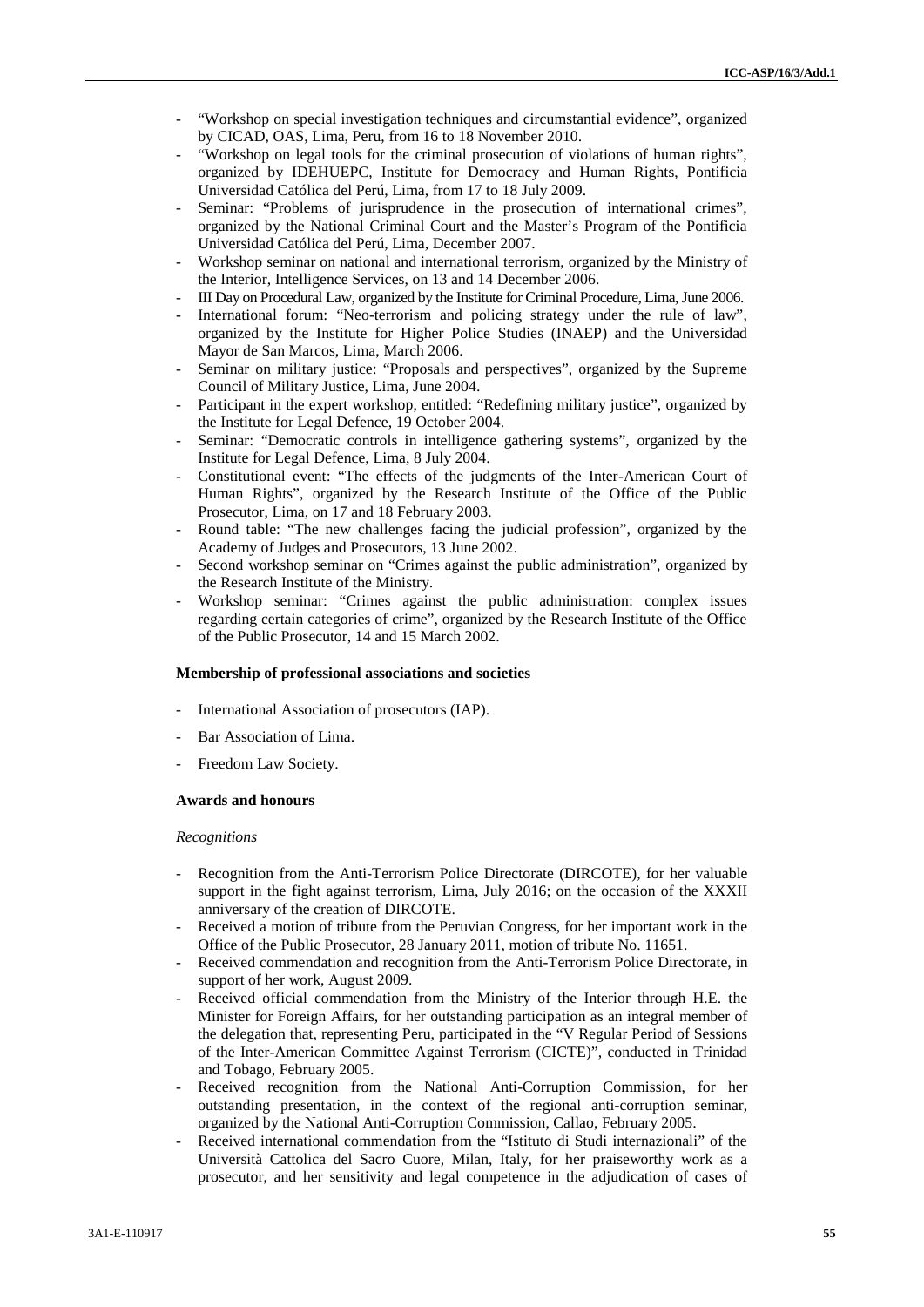- "Workshop on special investigation techniques and circumstantial evidence", organized by CICAD, OAS, Lima, Peru, from 16 to 18 November 2010.
- "Workshop on legal tools for the criminal prosecution of violations of human rights", organized by IDEHUEPC, Institute for Democracy and Human Rights, Pontificia Universidad Católica del Perú, Lima, from 17 to 18 July 2009.
- Seminar: "Problems of jurisprudence in the prosecution of international crimes", organized by the National Criminal Court and the Master's Program of the Pontificia Universidad Católica del Perú, Lima, December 2007.
- Workshop seminar on national and international terrorism, organized by the Ministry of the Interior, Intelligence Services, on 13 and 14 December 2006.
- III Day on Procedural Law, organized by the Institute for Criminal Procedure, Lima, June 2006.
- International forum: "Neo-terrorism and policing strategy under the rule of law", organized by the Institute for Higher Police Studies (INAEP) and the Universidad Mayor de San Marcos, Lima, March 2006.
- Seminar on military justice: "Proposals and perspectives", organized by the Supreme Council of Military Justice, Lima, June 2004.
- Participant in the expert workshop, entitled: "Redefining military justice", organized by the Institute for Legal Defence, 19 October 2004.
- Seminar: "Democratic controls in intelligence gathering systems", organized by the Institute for Legal Defence, Lima, 8 July 2004.
- Constitutional event: "The effects of the judgments of the Inter-American Court of Human Rights", organized by the Research Institute of the Office of the Public Prosecutor, Lima, on 17 and 18 February 2003.
- Round table: "The new challenges facing the judicial profession", organized by the Academy of Judges and Prosecutors, 13 June 2002.
- Second workshop seminar on "Crimes against the public administration", organized by the Research Institute of the Ministry.
- Workshop seminar: "Crimes against the public administration: complex issues regarding certain categories of crime", organized by the Research Institute of the Office of the Public Prosecutor, 14 and 15 March 2002.

**Membership of professional associations and societies**

- International Association of prosecutors (IAP).
- Bar Association of Lima.
- Freedom Law Society.

**Awards and honours**

*Recognitions*

- Recognition from the Anti-Terrorism Police Directorate (DIRCOTE), for her valuable support in the fight against terrorism, Lima, July 2016; on the occasion of the XXXII anniversary of the creation of DIRCOTE.
- Received a motion of tribute from the Peruvian Congress, for her important work in the Office of the Public Prosecutor, 28 January 2011, motion of tribute No. 11651.
- Received commendation and recognition from the Anti-Terrorism Police Directorate, in support of her work, August 2009.
- Received official commendation from the Ministry of the Interior through H.E. the Minister for Foreign Affairs, for her outstanding participation as an integral member of the delegation that, representing Peru, participated in the "V Regular Period of Sessions of the Inter-American Committee Against Terrorism (CICTE)", conducted in Trinidad and Tobago, February 2005.
- Received recognition from the National Anti-Corruption Commission, for her outstanding presentation, in the context of the regional anti-corruption seminar, organized by the National Anti-Corruption Commission, Callao, February 2005.
- Received international commendation from the "Istituto di Studi internazionali" of the Università Cattolica del Sacro Cuore, Milan, Italy, for her praiseworthy work as a prosecutor, and her sensitivity and legal competence in the adjudication of cases of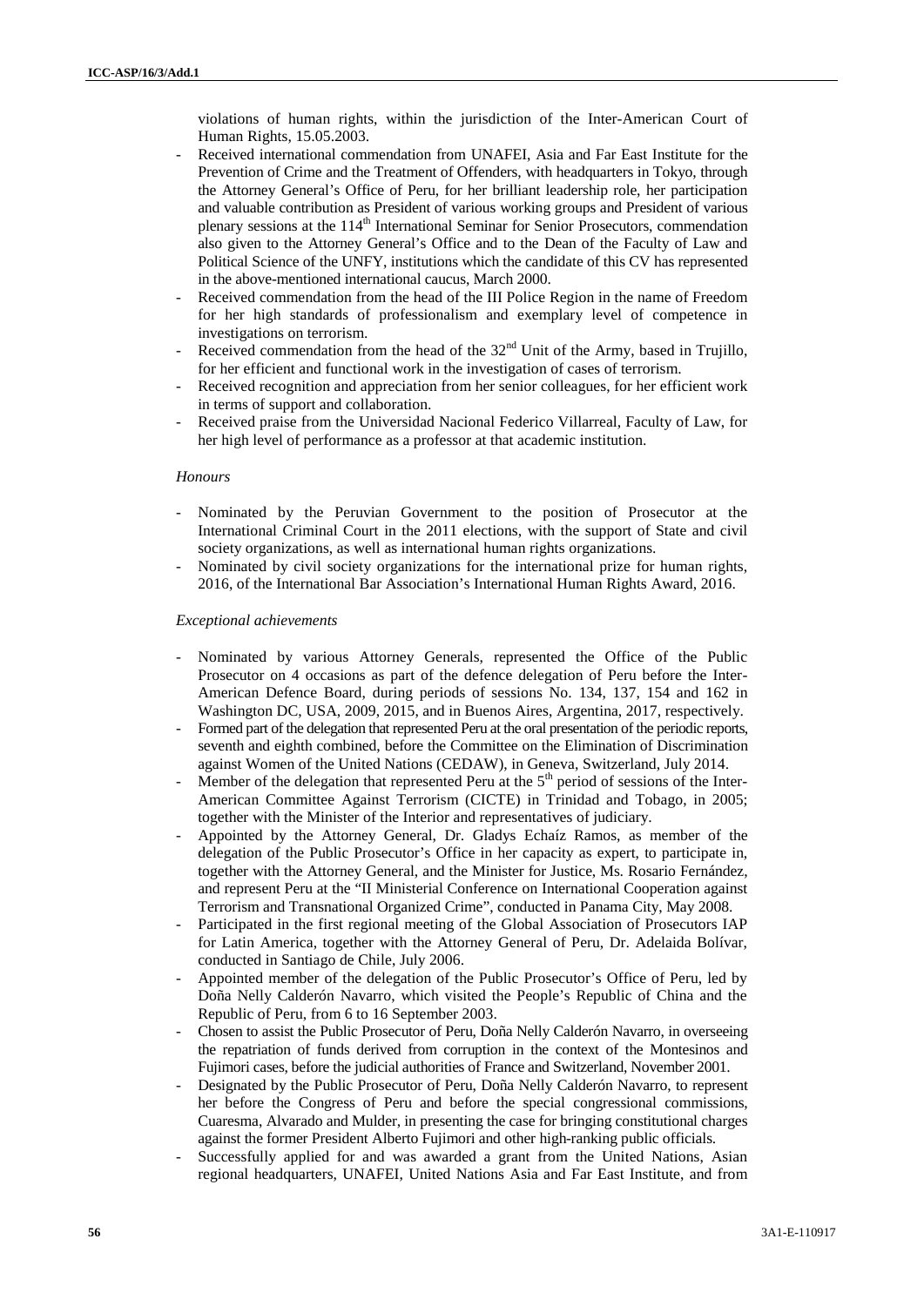violations of human rights, within the jurisdiction of the Inter-American Court of Human Rights, 15.05.2003.

- Received international commendation from UNAFEI, Asia and Far East Institute for the Prevention of Crime and the Treatment of Offenders, with headquarters in Tokyo, through the Attorney General's Office of Peru, for her brilliant leadership role, her participation and valuable contribution as President of various working groups and President of various plenary sessions at the 114th International Seminar for Senior Prosecutors, commendation also given to the Attorney General's Office and to the Dean of the Faculty of Law and Political Science of the UNFY, institutions which the candidate of this CV has represented in the above-mentioned international caucus, March 2000.
- Received commendation from the head of the III Police Region in the name of Freedom for her high standards of professionalism and exemplary level of competence in investigations on terrorism.
- Received commendation from the head of the 32nd Unit of the Army, based in Trujillo, for her efficient and functional work in the investigation of cases of terrorism.
- Received recognition and appreciation from her senior colleagues, for her efficient work in terms of support and collaboration.
- Received praise from the Universidad Nacional Federico Villarreal, Faculty of Law, for her high level of performance as a professor at that academic institution.

*Honours*

- Nominated by the Peruvian Government to the position of Prosecutor at the International Criminal Court in the 2011 elections, with the support of State and civil society organizations, as well as international human rights organizations.
- Nominated by civil society organizations for the international prize for human rights, 2016, of the International Bar Association's International Human Rights Award, 2016.

*Exceptional achievements*

- Nominated by various Attorney Generals, represented the Office of the Public Prosecutor on 4 occasions as part of the defence delegation of Peru before the Inter-American Defence Board, during periods of sessions No. 134, 137, 154 and 162 in Washington DC, USA, 2009, 2015, and in Buenos Aires, Argentina, 2017, respectively.
- Formed part of the delegation that represented Peru at the oral presentation of the periodic reports, seventh and eighth combined, before the Committee on the Elimination of Discrimination against Women of the United Nations (CEDAW), in Geneva, Switzerland, July 2014.
- Member of the delegation that represented Peru at the 5th period of sessions of the Inter-American Committee Against Terrorism (CICTE) in Trinidad and Tobago, in 2005; together with the Minister of the Interior and representatives of judiciary.
- Appointed by the Attorney General, Dr. Gladys Echaíz Ramos, as member of the delegation of the Public Prosecutor's Office in her capacity as expert, to participate in, together with the Attorney General, and the Minister for Justice, Ms. Rosario Fernández, and represent Peru at the "II Ministerial Conference on International Cooperation against Terrorism and Transnational Organized Crime", conducted in Panama City, May 2008.
- Participated in the first regional meeting of the Global Association of Prosecutors IAP for Latin America, together with the Attorney General of Peru, Dr. Adelaida Bolívar, conducted in Santiago de Chile, July 2006.
- Appointed member of the delegation of the Public Prosecutor's Office of Peru, led by Doña Nelly Calderón Navarro, which visited the People's Republic of China and the Republic of Peru, from 6 to 16 September 2003.
- Chosen to assist the Public Prosecutor of Peru, Doña Nelly Calderón Navarro, in overseeing the repatriation of funds derived from corruption in the context of the Montesinos and Fujimori cases, before the judicial authorities of France and Switzerland, November 2001.
- Designated by the Public Prosecutor of Peru, Doña Nelly Calderón Navarro, to represent her before the Congress of Peru and before the special congressional commissions, Cuaresma, Alvarado and Mulder, in presenting the case for bringing constitutional charges against the former President Alberto Fujimori and other high-ranking public officials.
- Successfully applied for and was awarded a grant from the United Nations, Asian regional headquarters, UNAFEI, United Nations Asia and Far East Institute, and from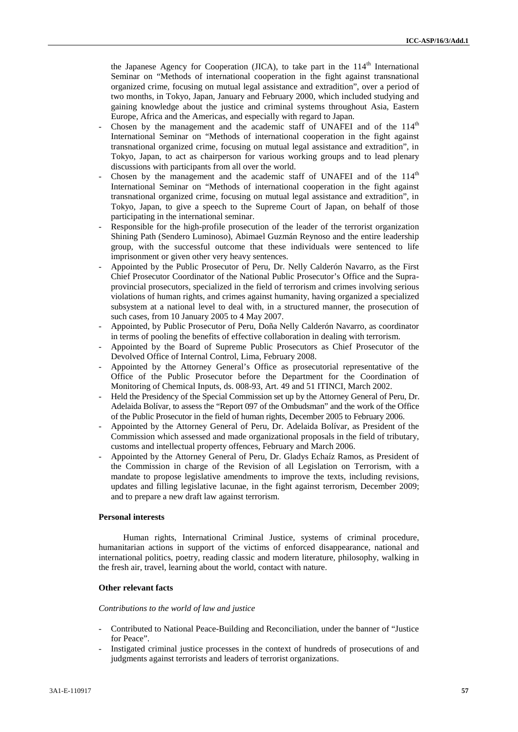the Japanese Agency for Cooperation (JICA), to take part in the 114th International Seminar on "Methods of international cooperation in the fight against transnational organized crime, focusing on mutual legal assistance and extradition", over a period of two months, in Tokyo, Japan, January and February 2000, which included studying and gaining knowledge about the justice and criminal systems throughout Asia, Eastern Europe, Africa and the Americas, and especially with regard to Japan.

- Chosen by the management and the academic staff of UNAFEI and of the 114th International Seminar on "Methods of international cooperation in the fight against transnational organized crime, focusing on mutual legal assistance and extradition", in Tokyo, Japan, to act as chairperson for various working groups and to lead plenary discussions with participants from all over the world.
- Chosen by the management and the academic staff of UNAFEI and of the 114th International Seminar on "Methods of international cooperation in the fight against transnational organized crime, focusing on mutual legal assistance and extradition", in Tokyo, Japan, to give a speech to the Supreme Court of Japan, on behalf of those participating in the international seminar.
- Responsible for the high-profile prosecution of the leader of the terrorist organization Shining Path (Sendero Luminoso), Abimael Guzmán Reynoso and the entire leadership group, with the successful outcome that these individuals were sentenced to life imprisonment or given other very heavy sentences.
- Appointed by the Public Prosecutor of Peru, Dr. Nelly Calderón Navarro, as the First Chief Prosecutor Coordinator of the National Public Prosecutor's Office and the Supra-provincial prosecutors, specialized in the field of terrorism and crimes involving serious violations of human rights, and crimes against humanity, having organized a specialized subsystem at a national level to deal with, in a structured manner, the prosecution of such cases, from 10 January 2005 to 4 May 2007.
- Appointed, by Public Prosecutor of Peru, Doña Nelly Calderón Navarro, as coordinator in terms of pooling the benefits of effective collaboration in dealing with terrorism.
- Appointed by the Board of Supreme Public Prosecutors as Chief Prosecutor of the Devolved Office of Internal Control, Lima, February 2008.
- Appointed by the Attorney General's Office as prosecutorial representative of the Office of the Public Prosecutor before the Department for the Coordination of Monitoring of Chemical Inputs, ds. 008-93, Art. 49 and 51 ITINCI, March 2002.
- Held the Presidency of the Special Commission set up by the Attorney General of Peru, Dr. Adelaida Bolívar, to assess the "Report 097 of the Ombudsman" and the work of the Office of the Public Prosecutor in the field of human rights, December 2005 to February 2006.
- Appointed by the Attorney General of Peru, Dr. Adelaida Bolívar, as President of the Commission which assessed and made organizational proposals in the field of tributary, customs and intellectual property offences, February and March 2006.
- Appointed by the Attorney General of Peru, Dr. Gladys Echaíz Ramos, as President of the Commission in charge of the Revision of all Legislation on Terrorism, with a mandate to propose legislative amendments to improve the texts, including revisions, updates and filling legislative lacunae, in the fight against terrorism, December 2009; and to prepare a new draft law against terrorism.

**Personal interests**

Human rights, International Criminal Justice, systems of criminal procedure, humanitarian actions in support of the victims of enforced disappearance, national and international politics, poetry, reading classic and modern literature, philosophy, walking in the fresh air, travel, learning about the world, contact with nature.

**Other relevant facts**

*Contributions to the world of law and justice*

- Contributed to National Peace-Building and Reconciliation, under the banner of "Justice for Peace".
- Instigated criminal justice processes in the context of hundreds of prosecutions of and judgments against terrorists and leaders of terrorist organizations.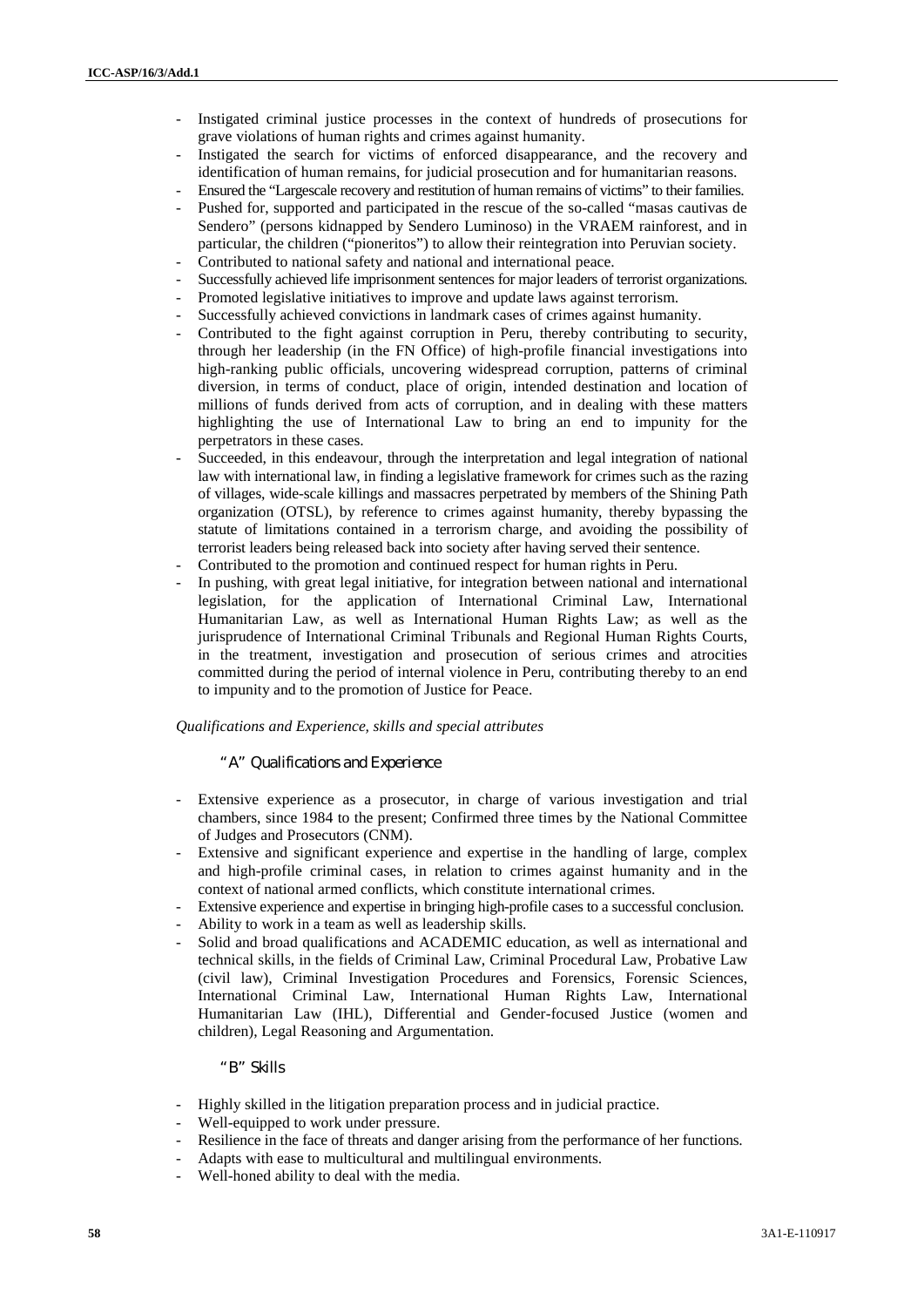- Instigated criminal justice processes in the context of hundreds of prosecutions for grave violations of human rights and crimes against humanity.
- Instigated the search for victims of enforced disappearance, and the recovery and identification of human remains, for judicial prosecution and for humanitarian reasons.
- Ensured the "Largescale recovery and restitution of human remains of victims" to their families.
- Pushed for, supported and participated in the rescue of the so-called "masas cautivas de Sendero" (persons kidnapped by Sendero Luminoso) in the VRAEM rainforest, and in particular, the children ("pioneritos") to allow their reintegration into Peruvian society.
- Contributed to national safety and national and international peace.
- Successfully achieved life imprisonment sentences for major leaders of terrorist organizations.
- Promoted legislative initiatives to improve and update laws against terrorism.
- Successfully achieved convictions in landmark cases of crimes against humanity.
- Contributed to the fight against corruption in Peru, thereby contributing to security, through her leadership (in the FN Office) of high-profile financial investigations into high-ranking public officials, uncovering widespread corruption, patterns of criminal diversion, in terms of conduct, place of origin, intended destination and location of millions of funds derived from acts of corruption, and in dealing with these matters highlighting the use of International Law to bring an end to impunity for the perpetrators in these cases.
- Succeeded, in this endeavour, through the interpretation and legal integration of national law with international law, in finding a legislative framework for crimes such as the razing of villages, wide-scale killings and massacres perpetrated by members of the Shining Path organization (OTSL), by reference to crimes against humanity, thereby bypassing the statute of limitations contained in a terrorism charge, and avoiding the possibility of terrorist leaders being released back into society after having served their sentence.
- Contributed to the promotion and continued respect for human rights in Peru.
- In pushing, with great legal initiative, for integration between national and international legislation, for the application of International Criminal Law, International Humanitarian Law, as well as International Human Rights Law; as well as the jurisprudence of International Criminal Tribunals and Regional Human Rights Courts, in the treatment, investigation and prosecution of serious crimes and atrocities committed during the period of internal violence in Peru, contributing thereby to an end to impunity and to the promotion of Justice for Peace.

*Qualifications and Experience, skills and special attributes*

*"A" Qualifications and Experience*

- Extensive experience as a prosecutor, in charge of various investigation and trial chambers, since 1984 to the present; Confirmed three times by the National Committee of Judges and Prosecutors (CNM).
- Extensive and significant experience and expertise in the handling of large, complex and high-profile criminal cases, in relation to crimes against humanity and in the context of national armed conflicts, which constitute international crimes.
- Extensive experience and expertise in bringing high-profile cases to a successful conclusion.
- Ability to work in a team as well as leadership skills.
- Solid and broad qualifications and ACADEMIC education, as well as international and technical skills, in the fields of Criminal Law, Criminal Procedural Law, Probative Law (civil law), Criminal Investigation Procedures and Forensics, Forensic Sciences, International Criminal Law, International Human Rights Law, International Humanitarian Law (IHL), Differential and Gender-focused Justice (women and children), Legal Reasoning and Argumentation.

*"B" Skills*

- Highly skilled in the litigation preparation process and in judicial practice.
- Well-equipped to work under pressure.
- Resilience in the face of threats and danger arising from the performance of her functions.
- Adapts with ease to multicultural and multilingual environments.
- Well-honed ability to deal with the media.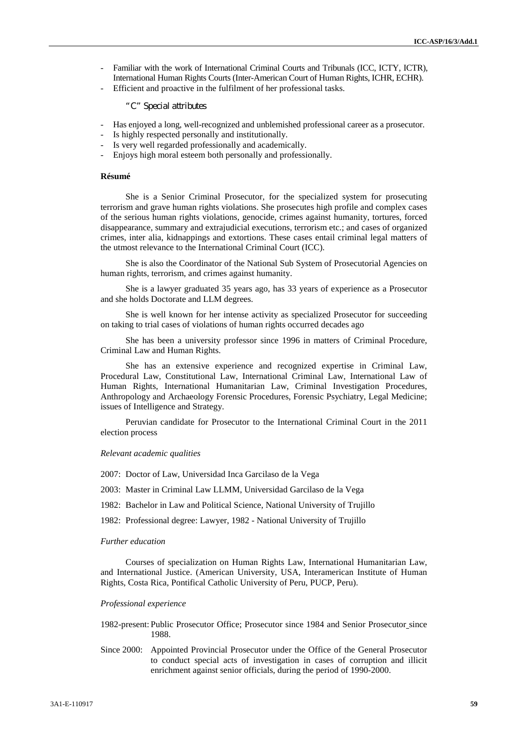- Familiar with the work of International Criminal Courts and Tribunals (ICC, ICTY, ICTR), International Human Rights Courts (Inter-American Court of Human Rights, ICHR, ECHR).
- Efficient and proactive in the fulfilment of her professional tasks.

*"C" Special attributes*

- Has enjoyed a long, well-recognized and unblemished professional career as a prosecutor.
- Is highly respected personally and institutionally.
- Is very well regarded professionally and academically.
- Enjoys high moral esteem both personally and professionally.

**Résumé**

She is a Senior Criminal Prosecutor, for the specialized system for prosecuting terrorism and grave human rights violations. She prosecutes high profile and complex cases of the serious human rights violations, genocide, crimes against humanity, tortures, forced disappearance, summary and extrajudicial executions, terrorism etc.; and cases of organized crimes, inter alia, kidnappings and extortions. These cases entail criminal legal matters of the utmost relevance to the International Criminal Court (ICC).

She is also the Coordinator of the National Sub System of Prosecutorial Agencies on human rights, terrorism, and crimes against humanity.

She is a lawyer graduated 35 years ago, has 33 years of experience as a Prosecutor and she holds Doctorate and LLM degrees.

She is well known for her intense activity as specialized Prosecutor for succeeding on taking to trial cases of violations of human rights occurred decades ago

She has been a university professor since 1996 in matters of Criminal Procedure, Criminal Law and Human Rights.

She has an extensive experience and recognized expertise in Criminal Law, Procedural Law, Constitutional Law, International Criminal Law, International Law of Human Rights, International Humanitarian Law, Criminal Investigation Procedures, Anthropology and Archaeology Forensic Procedures, Forensic Psychiatry, Legal Medicine; issues of Intelligence and Strategy.

Peruvian candidate for Prosecutor to the International Criminal Court in the 2011 election process

*Relevant academic qualities*

2007: Doctor of Law, Universidad Inca Garcilaso de la Vega

2003: Master in Criminal Law LLMM, Universidad Garcilaso de la Vega

1982: Bachelor in Law and Political Science, National University of Trujillo

1982: Professional degree: Lawyer, 1982 - National University of Trujillo

*Further education*

Courses of specialization on Human Rights Law, International Humanitarian Law, and International Justice. (American University, USA, Interamerican Institute of Human Rights, Costa Rica, Pontifical Catholic University of Peru, PUCP, Peru).

*Professional experience*

1982-present: Public Prosecutor Office; Prosecutor since 1984 and Senior Prosecutor since 1988.

Since 2000: Appointed Provincial Prosecutor under the Office of the General Prosecutor to conduct special acts of investigation in cases of corruption and illicit enrichment against senior officials, during the period of 1990-2000.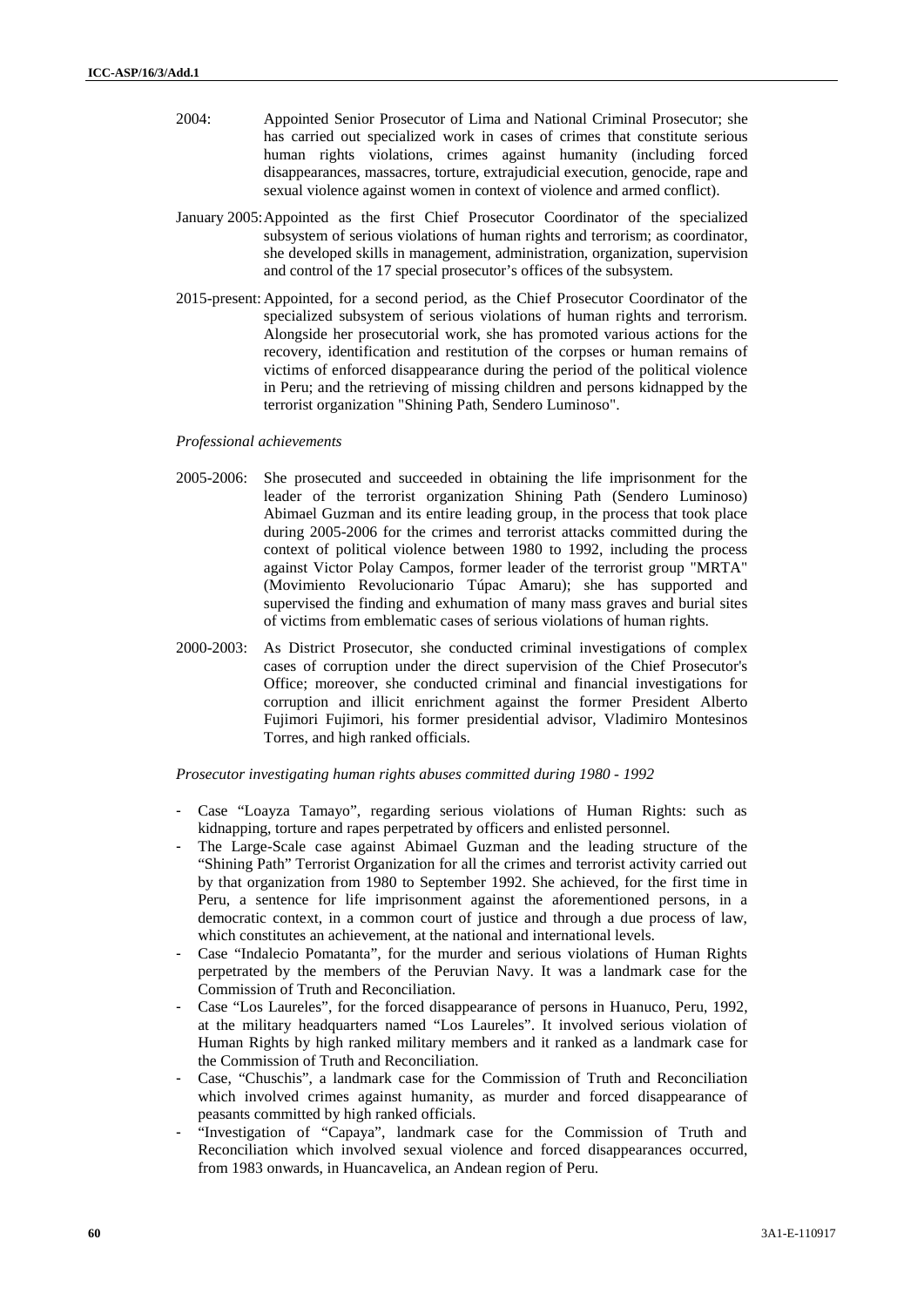2004: Appointed Senior Prosecutor of Lima and National Criminal Prosecutor; she has carried out specialized work in cases of crimes that constitute serious human rights violations, crimes against humanity (including forced disappearances, massacres, torture, extrajudicial execution, genocide, rape and sexual violence against women in context of violence and armed conflict).

January 2005: Appointed as the first Chief Prosecutor Coordinator of the specialized subsystem of serious violations of human rights and terrorism; as coordinator, she developed skills in management, administration, organization, supervision and control of the 17 special prosecutor's offices of the subsystem.

2015-present: Appointed, for a second period, as the Chief Prosecutor Coordinator of the specialized subsystem of serious violations of human rights and terrorism. Alongside her prosecutorial work, she has promoted various actions for the recovery, identification and restitution of the corpses or human remains of victims of enforced disappearance during the period of the political violence in Peru; and the retrieving of missing children and persons kidnapped by the terrorist organization "Shining Path, Sendero Luminoso".

*Professional achievements*

2005-2006: She prosecuted and succeeded in obtaining the life imprisonment for the leader of the terrorist organization Shining Path (Sendero Luminoso) Abimael Guzman and its entire leading group, in the process that took place during 2005-2006 for the crimes and terrorist attacks committed during the context of political violence between 1980 to 1992, including the process against Victor Polay Campos, former leader of the terrorist group "MRTA" (Movimiento Revolucionario Túpac Amaru); she has supported and supervised the finding and exhumation of many mass graves and burial sites of victims from emblematic cases of serious violations of human rights.

2000-2003: As District Prosecutor, she conducted criminal investigations of complex cases of corruption under the direct supervision of the Chief Prosecutor's Office; moreover, she conducted criminal and financial investigations for corruption and illicit enrichment against the former President Alberto Fujimori Fujimori, his former presidential advisor, Vladimiro Montesinos Torres, and high ranked officials.

*Prosecutor investigating human rights abuses committed during 1980 - 1992*

- Case "Loayza Tamayo", regarding serious violations of Human Rights: such as kidnapping, torture and rapes perpetrated by officers and enlisted personnel.
- The Large-Scale case against Abimael Guzman and the leading structure of the "Shining Path" Terrorist Organization for all the crimes and terrorist activity carried out by that organization from 1980 to September 1992. She achieved, for the first time in Peru, a sentence for life imprisonment against the aforementioned persons, in a democratic context, in a common court of justice and through a due process of law, which constitutes an achievement, at the national and international levels.
- Case "Indalecio Pomatanta", for the murder and serious violations of Human Rights perpetrated by the members of the Peruvian Navy. It was a landmark case for the Commission of Truth and Reconciliation.
- Case "Los Laureles", for the forced disappearance of persons in Huanuco, Peru, 1992, at the military headquarters named "Los Laureles". It involved serious violation of Human Rights by high ranked military members and it ranked as a landmark case for the Commission of Truth and Reconciliation.
- Case, "Chuschis", a landmark case for the Commission of Truth and Reconciliation which involved crimes against humanity, as murder and forced disappearance of peasants committed by high ranked officials.
- "Investigation of "Capaya", landmark case for the Commission of Truth and Reconciliation which involved sexual violence and forced disappearances occurred, from 1983 onwards, in Huancavelica, an Andean region of Peru.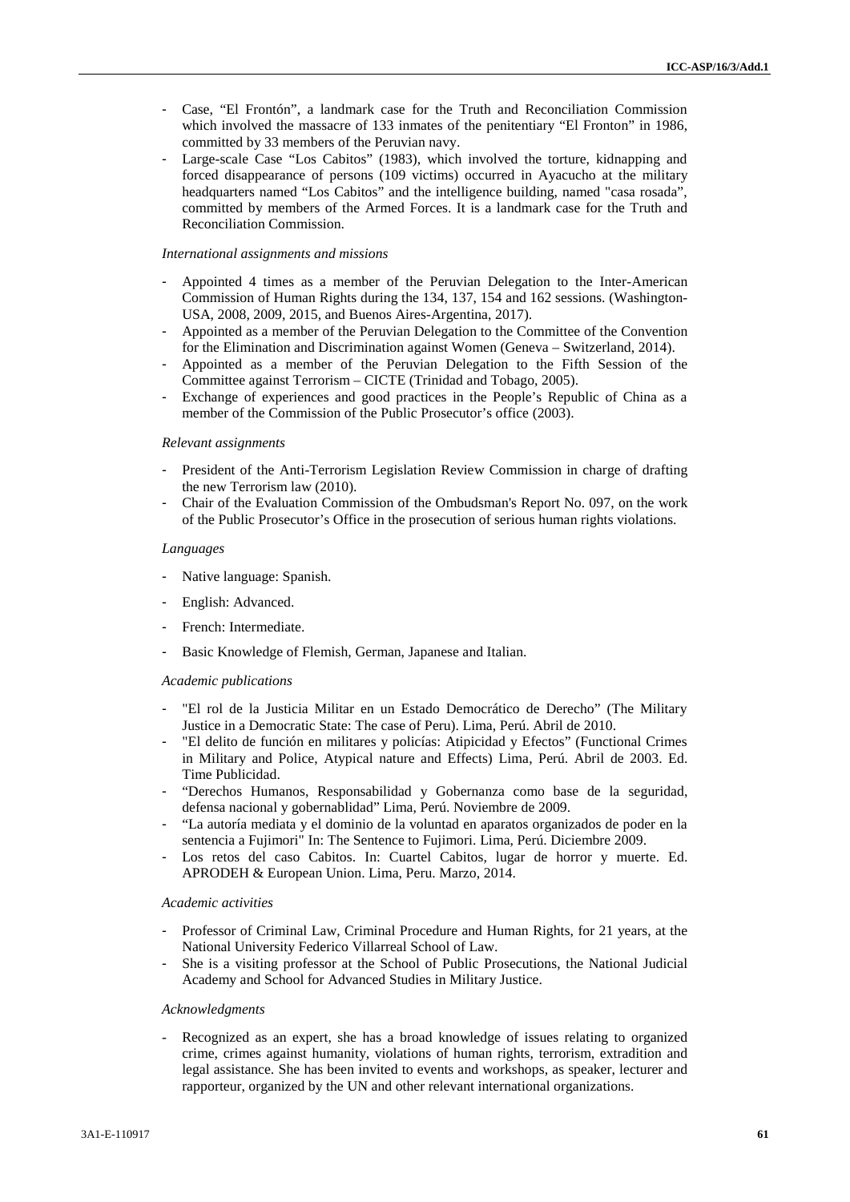- Case, "El Frontón", a landmark case for the Truth and Reconciliation Commission which involved the massacre of 133 inmates of the penitentiary "El Fronton" in 1986, committed by 33 members of the Peruvian navy.
- Large-scale Case "Los Cabitos" (1983), which involved the torture, kidnapping and forced disappearance of persons (109 victims) occurred in Ayacucho at the military headquarters named "Los Cabitos" and the intelligence building, named "casa rosada", committed by members of the Armed Forces. It is a landmark case for the Truth and Reconciliation Commission.

*International assignments and missions*

- Appointed 4 times as a member of the Peruvian Delegation to the Inter-American Commission of Human Rights during the 134, 137, 154 and 162 sessions. (Washington-USA, 2008, 2009, 2015, and Buenos Aires-Argentina, 2017).
- Appointed as a member of the Peruvian Delegation to the Committee of the Convention for the Elimination and Discrimination against Women (Geneva – Switzerland, 2014).
- Appointed as a member of the Peruvian Delegation to the Fifth Session of the Committee against Terrorism – CICTE (Trinidad and Tobago, 2005).
- Exchange of experiences and good practices in the People's Republic of China as a member of the Commission of the Public Prosecutor's office (2003).

*Relevant assignments*

- President of the Anti-Terrorism Legislation Review Commission in charge of drafting the new Terrorism law (2010).
- Chair of the Evaluation Commission of the Ombudsman's Report No. 097, on the work of the Public Prosecutor's Office in the prosecution of serious human rights violations.

*Languages*

- Native language: Spanish.
- English: Advanced.
- French: Intermediate.
- Basic Knowledge of Flemish, German, Japanese and Italian.

*Academic publications*

- "El rol de la Justicia Militar en un Estado Democrático de Derecho" (The Military Justice in a Democratic State: The case of Peru). Lima, Perú. Abril de 2010.
- "El delito de función en militares y policías: Atipicidad y Efectos" (Functional Crimes in Military and Police, Atypical nature and Effects) Lima, Perú. Abril de 2003. Ed. Time Publicidad.
- "Derechos Humanos, Responsabilidad y Gobernanza como base de la seguridad, defensa nacional y gobernablidad" Lima, Perú. Noviembre de 2009.
- "La autoría mediata y el dominio de la voluntad en aparatos organizados de poder en la sentencia a Fujimori" In: The Sentence to Fujimori. Lima, Perú. Diciembre 2009.
- Los retos del caso Cabitos. In: Cuartel Cabitos, lugar de horror y muerte. Ed. APRODEH & European Union. Lima, Peru. Marzo, 2014.

*Academic activities*

- Professor of Criminal Law, Criminal Procedure and Human Rights, for 21 years, at the National University Federico Villarreal School of Law.
- She is a visiting professor at the School of Public Prosecutions, the National Judicial Academy and School for Advanced Studies in Military Justice.

*Acknowledgments*

- Recognized as an expert, she has a broad knowledge of issues relating to organized crime, crimes against humanity, violations of human rights, terrorism, extradition and legal assistance. She has been invited to events and workshops, as speaker, lecturer and rapporteur, organized by the UN and other relevant international organizations.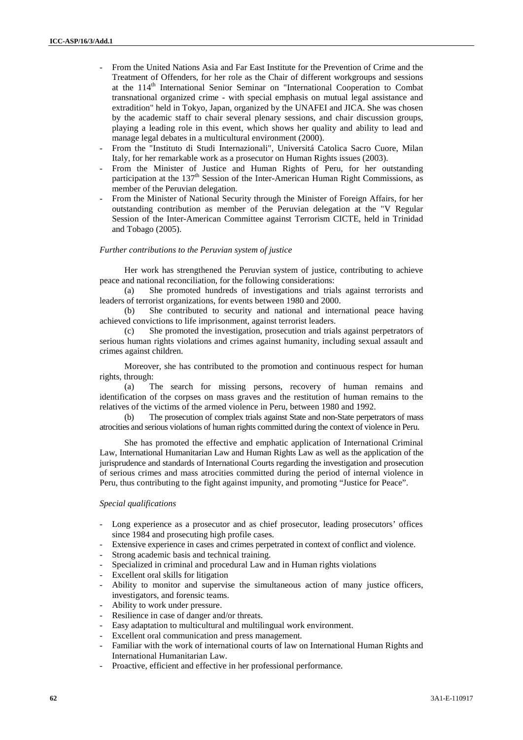- From the United Nations Asia and Far East Institute for the Prevention of Crime and the Treatment of Offenders, for her role as the Chair of different workgroups and sessions at the 114th International Senior Seminar on "International Cooperation to Combat transnational organized crime - with special emphasis on mutual legal assistance and extradition" held in Tokyo, Japan, organized by the UNAFEI and JICA. She was chosen by the academic staff to chair several plenary sessions, and chair discussion groups, playing a leading role in this event, which shows her quality and ability to lead and manage legal debates in a multicultural environment (2000).
- From the "Instituto di Studi Internazionali", Universitá Catolica Sacro Cuore, Milan Italy, for her remarkable work as a prosecutor on Human Rights issues (2003).
- From the Minister of Justice and Human Rights of Peru, for her outstanding participation at the 137th Session of the Inter-American Human Right Commissions, as member of the Peruvian delegation.
- From the Minister of National Security through the Minister of Foreign Affairs, for her outstanding contribution as member of the Peruvian delegation at the "V Regular Session of the Inter-American Committee against Terrorism CICTE, held in Trinidad and Tobago (2005).

*Further contributions to the Peruvian system of justice*

Her work has strengthened the Peruvian system of justice, contributing to achieve peace and national reconciliation, for the following considerations:

(a) She promoted hundreds of investigations and trials against terrorists and leaders of terrorist organizations, for events between 1980 and 2000.

(b) She contributed to security and national and international peace having achieved convictions to life imprisonment, against terrorist leaders.

(c) She promoted the investigation, prosecution and trials against perpetrators of serious human rights violations and crimes against humanity, including sexual assault and crimes against children.

Moreover, she has contributed to the promotion and continuous respect for human rights, through:

(a) The search for missing persons, recovery of human remains and identification of the corpses on mass graves and the restitution of human remains to the relatives of the victims of the armed violence in Peru, between 1980 and 1992.

(b) The prosecution of complex trials against State and non-State perpetrators of mass atrocities and serious violations of human rights committed during the context of violence in Peru.

She has promoted the effective and emphatic application of International Criminal Law, International Humanitarian Law and Human Rights Law as well as the application of the jurisprudence and standards of International Courts regarding the investigation and prosecution of serious crimes and mass atrocities committed during the period of internal violence in Peru, thus contributing to the fight against impunity, and promoting "Justice for Peace".

*Special qualifications*

- Long experience as a prosecutor and as chief prosecutor, leading prosecutors' offices since 1984 and prosecuting high profile cases.
- Extensive experience in cases and crimes perpetrated in context of conflict and violence.
- Strong academic basis and technical training.
- Specialized in criminal and procedural Law and in Human rights violations
- Excellent oral skills for litigation
- Ability to monitor and supervise the simultaneous action of many justice officers, investigators, and forensic teams.
- Ability to work under pressure.
- Resilience in case of danger and/or threats.
- Easy adaptation to multicultural and multilingual work environment.
- Excellent oral communication and press management.
- Familiar with the work of international courts of law on International Human Rights and International Humanitarian Law.
- Proactive, efficient and effective in her professional performance.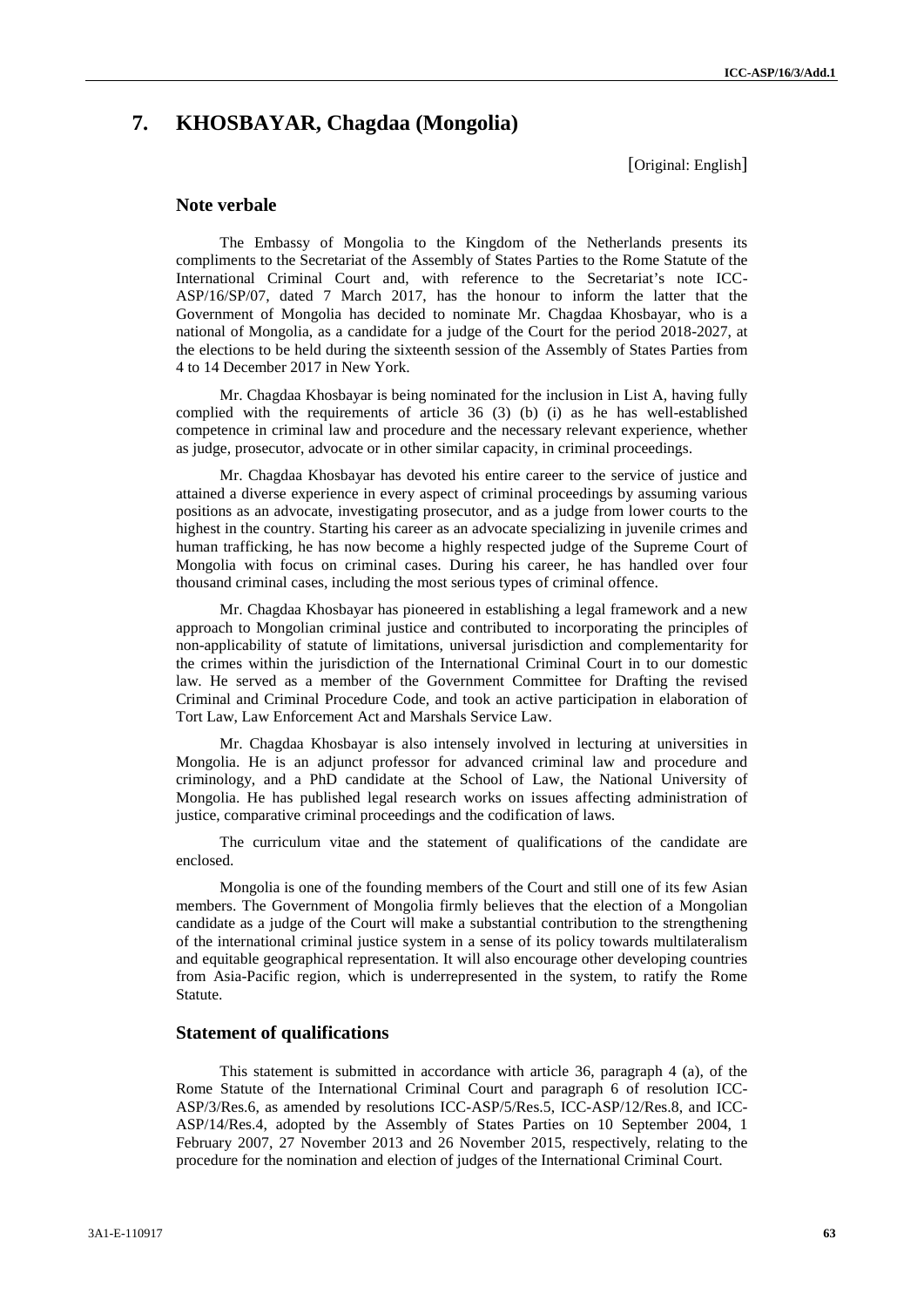# 7. KHOSBAYAR, Chagdaa (Mongolia)

[Original: English]

## Note verbale

The Embassy of Mongolia to the Kingdom of the Netherlands presents its compliments to the Secretariat of the Assembly of States Parties to the Rome Statute of the International Criminal Court and, with reference to the Secretariat's note ICC-ASP/16/SP/07, dated 7 March 2017, has the honour to inform the latter that the Government of Mongolia has decided to nominate Mr. Chagdaa Khosbayar, who is a national of Mongolia, as a candidate for a judge of the Court for the period 2018-2027, at the elections to be held during the sixteenth session of the Assembly of States Parties from 4 to 14 December 2017 in New York.

Mr. Chagdaa Khosbayar is being nominated for the inclusion in List A, having fully complied with the requirements of article 36 (3) (b) (i) as he has well-established competence in criminal law and procedure and the necessary relevant experience, whether as judge, prosecutor, advocate or in other similar capacity, in criminal proceedings.

Mr. Chagdaa Khosbayar has devoted his entire career to the service of justice and attained a diverse experience in every aspect of criminal proceedings by assuming various positions as an advocate, investigating prosecutor, and as a judge from lower courts to the highest in the country. Starting his career as an advocate specializing in juvenile crimes and human trafficking, he has now become a highly respected judge of the Supreme Court of Mongolia with focus on criminal cases. During his career, he has handled over four thousand criminal cases, including the most serious types of criminal offence.

Mr. Chagdaa Khosbayar has pioneered in establishing a legal framework and a new approach to Mongolian criminal justice and contributed to incorporating the principles of non-applicability of statute of limitations, universal jurisdiction and complementarity for the crimes within the jurisdiction of the International Criminal Court in to our domestic law. He served as a member of the Government Committee for Drafting the revised Criminal and Criminal Procedure Code, and took an active participation in elaboration of Tort Law, Law Enforcement Act and Marshals Service Law.

Mr. Chagdaa Khosbayar is also intensely involved in lecturing at universities in Mongolia. He is an adjunct professor for advanced criminal law and procedure and criminology, and a PhD candidate at the School of Law, the National University of Mongolia. He has published legal research works on issues affecting administration of justice, comparative criminal proceedings and the codification of laws.

The curriculum vitae and the statement of qualifications of the candidate are enclosed.

Mongolia is one of the founding members of the Court and still one of its few Asian members. The Government of Mongolia firmly believes that the election of a Mongolian candidate as a judge of the Court will make a substantial contribution to the strengthening of the international criminal justice system in a sense of its policy towards multilateralism and equitable geographical representation. It will also encourage other developing countries from Asia-Pacific region, which is underrepresented in the system, to ratify the Rome Statute.

## Statement of qualifications

This statement is submitted in accordance with article 36, paragraph 4 (a), of the Rome Statute of the International Criminal Court and paragraph 6 of resolution ICC-ASP/3/Res.6, as amended by resolutions ICC-ASP/5/Res.5, ICC-ASP/12/Res.8, and ICC-ASP/14/Res.4, adopted by the Assembly of States Parties on 10 September 2004, 1 February 2007, 27 November 2013 and 26 November 2015, respectively, relating to the procedure for the nomination and election of judges of the International Criminal Court.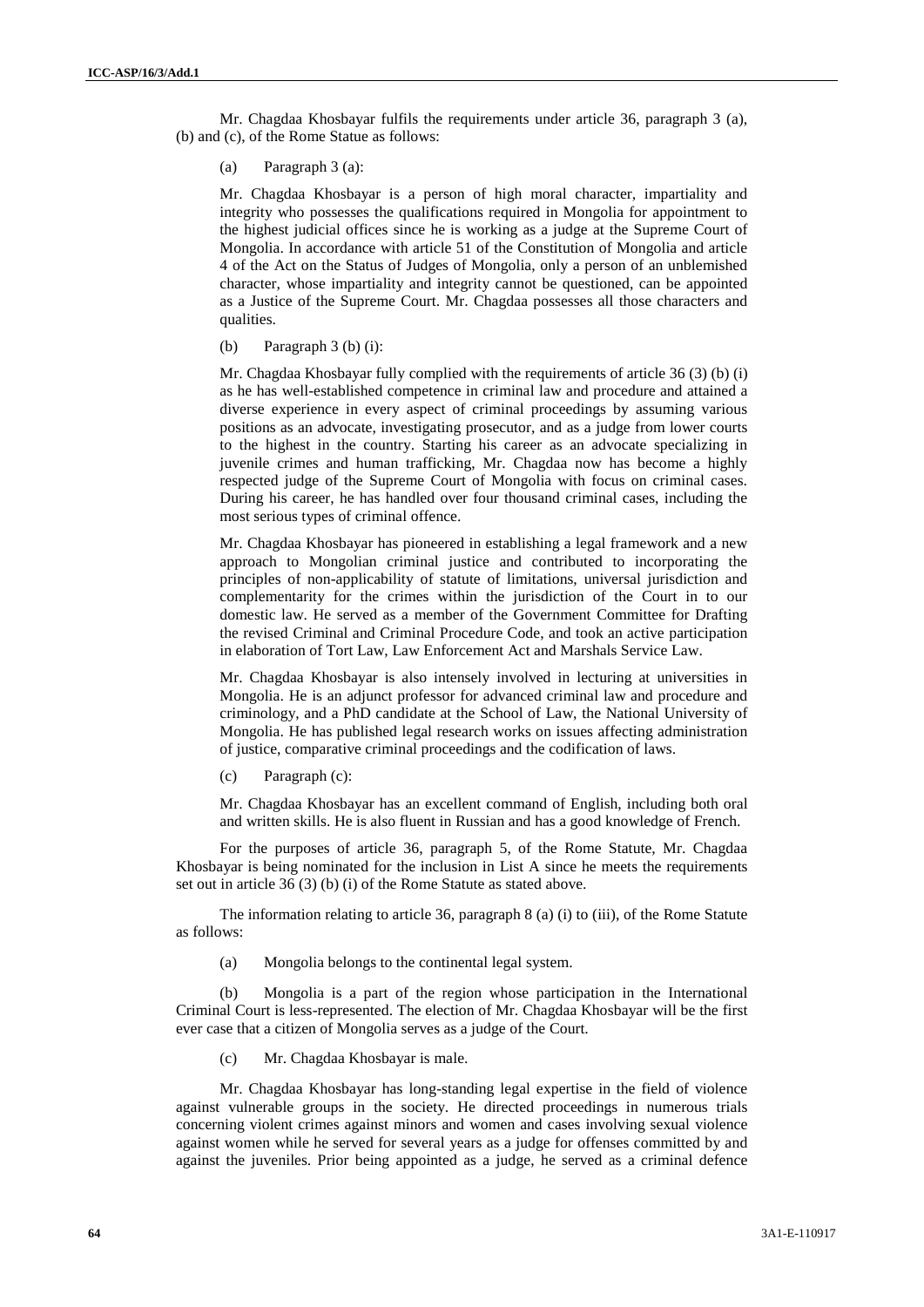Mr. Chagdaa Khosbayar fulfils the requirements under article 36, paragraph 3 (a), (b) and (c), of the Rome Statue as follows:

(a) Paragraph 3 (a):

Mr. Chagdaa Khosbayar is a person of high moral character, impartiality and integrity who possesses the qualifications required in Mongolia for appointment to the highest judicial offices since he is working as a judge at the Supreme Court of Mongolia. In accordance with article 51 of the Constitution of Mongolia and article 4 of the Act on the Status of Judges of Mongolia, only a person of an unblemished character, whose impartiality and integrity cannot be questioned, can be appointed as a Justice of the Supreme Court. Mr. Chagdaa possesses all those characters and qualities.

(b) Paragraph 3 (b) (i):

Mr. Chagdaa Khosbayar fully complied with the requirements of article 36 (3) (b) (i) as he well-established competence in criminal law and procedure and attained a diverse experience in every aspect of criminal proceedings by assuming various positions as an advocate, investigating prosecutor, and as a judge from lower courts to the highest in the country. Starting his career as an advocate specializing in juvenile crimes and human trafficking, Mr. Chagdaa now has become a highly respected judge of the Supreme Court of Mongolia with focus on criminal cases. During his career, he has handled over four thousand criminal cases, including the most serious types of criminal offence.

Mr. Chagdaa Khosbayar has pioneered in establishing a legal framework and a new approach to Mongolian criminal justice and contributed to incorporating the principles of non-applicability of statute of limitations, universal jurisdiction and complementarity for the crimes within the jurisdiction of the Court in to our domestic law. He served as a member of the Government Committee for Drafting the revised Criminal and Criminal Procedure Code, and took an active participation in elaboration of Tort Law, Law Enforcement Act and Marshals Service Law.

Mr. Chagdaa Khosbayar is also intensely involved in lecturing at universities in Mongolia. He is an adjunct professor for advanced criminal law and procedure and criminology, and a PhD candidate at the School of Law, the National University of Mongolia. He has published legal research works on issues affecting administration of justice, comparative criminal proceedings and the codification of laws.

(c) Paragraph (c):

Mr. Chagdaa Khosbayar has an excellent command of English, including both oral and written skills. He is also fluent in Russian and has a good knowledge of French.

For the purposes of article 36, paragraph 5, of the Rome Statute, Mr. Chagdaa Khosbayar is being nominated for the inclusion in List A since he meets the requirements set out in article 36 (3) (b) (i) of the Rome Statute as stated above.

The information relating to article 36, paragraph 8 (a) (i) to (iii), of the Rome Statute as follows:

(a) Mongolia belongs to the continental legal system.

(b) Mongolia is a part of the region whose participation in the International Criminal Court is less-represented. The election of Mr. Chagdaa Khosbayar will be the first ever case that a citizen of Mongolia serves as a judge of the Court.

(c) Mr. Chagdaa Khosbayar is male.

Mr. Chagdaa Khosbayar has long-standing legal expertise in the field of violence against vulnerable groups in the society. He directed proceedings in numerous trials concerning violent crimes against minors and women and cases involving sexual violence against women while he served for several years as a judge for offenses committed by and against the juveniles. Prior being appointed as a judge, he served as a criminal defence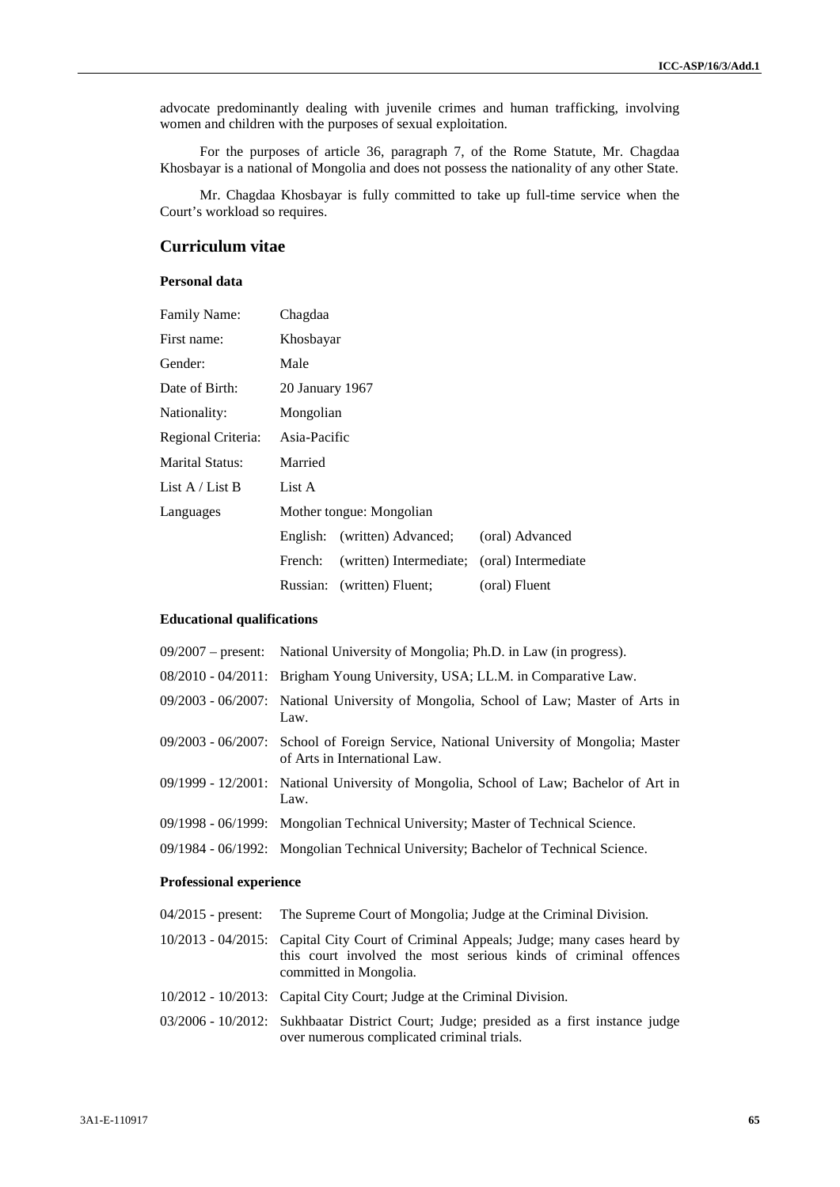advocate predominantly dealing with juvenile crimes and human trafficking, involving women and children with the purposes of sexual exploitation.

For the purposes of article 36, paragraph 7, of the Rome Statute, Mr. Chagdaa Khosbayar is a national of Mongolia and does not possess the nationality of any other State.

Mr. Chagdaa Khosbayar is fully committed to take up full-time service when the Court's workload so requires.

## Curriculum vitae

### Personal data

| | | | |
|---|---|---|---|
| Family Name: | Chagdaa | | |
| First name: | Khosbayar | | |
| Gender: | Male | | |
| Date of Birth: | 20 January 1967 | | |
| Nationality: | Mongolian | | |
| Regional Criteria: | Asia-Pacific | | |
| Marital Status: | Married | | |
| List A / List B | List A | | |
| Languages | Mother tongue: Mongolian | | |
| | English: | (written) Advanced; | (oral) Advanced |
| | French: | (written) Intermediate; | (oral) Intermediate |
| | Russian: | (written) Fluent; | (oral) Fluent |

### Educational qualifications

| | |
|---|---|
| 09/2007 – present: | National University of Mongolia; Ph.D. in Law (in progress). |
| 08/2010 - 04/2011: | Brigham Young University, USA; LL.M. in Comparative Law. |
| 09/2003 - 06/2007: | National University of Mongolia, School of Law; Master of Arts in Law. |
| 09/2003 - 06/2007: | School of Foreign Service, National University of Mongolia; Master of Arts in International Law. |
| 09/1999 - 12/2001: | National University of Mongolia, School of Law; Bachelor of Art in Law. |
| 09/1998 - 06/1999: | Mongolian Technical University; Master of Technical Science. |
| 09/1984 - 06/1992: | Mongolian Technical University; Bachelor of Technical Science. |

### Professional experience

| | |
|---|---|
| 04/2015 - present: | The Supreme Court of Mongolia; Judge at the Criminal Division. |
| 10/2013 - 04/2015: | Capital City Court of Criminal Appeals; Judge; many cases heard by this court involved the most serious kinds of criminal offences committed in Mongolia. |
| 10/2012 - 10/2013: | Capital City Court; Judge at the Criminal Division. |
| 03/2006 - 10/2012: | Sukhbaatar District Court; Judge; presided as a first instance judge over numerous complicated criminal trials. |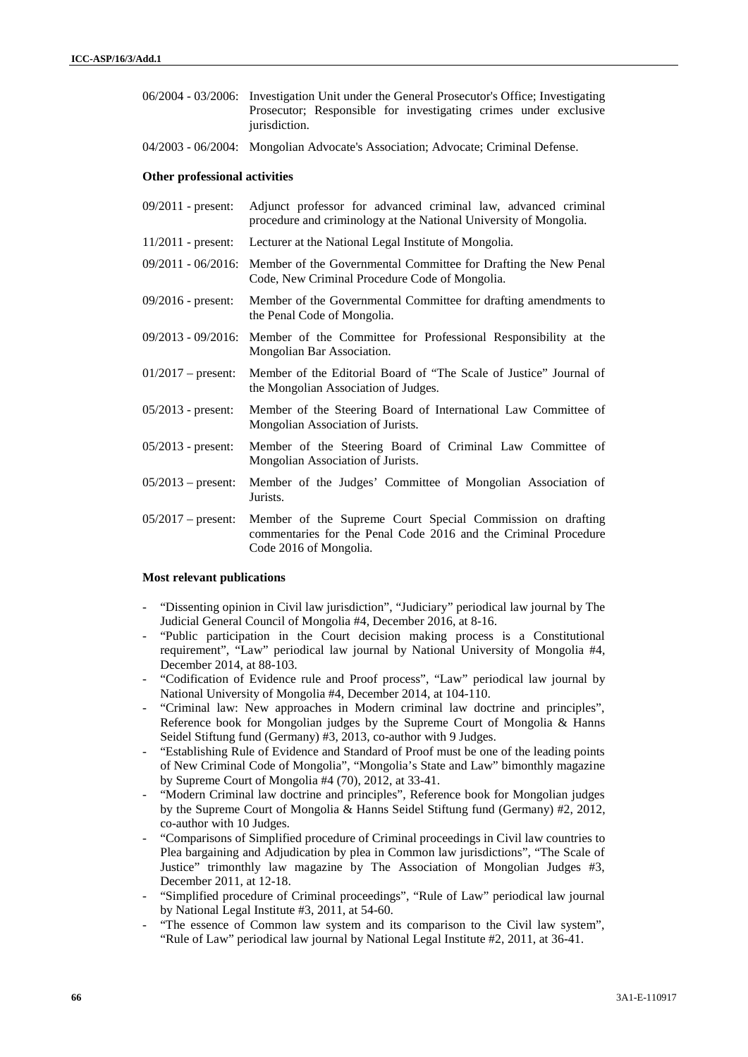06/2004 - 03/2006: Investigation Unit under the General Prosecutor's Office; Investigating Prosecutor; Responsible for investigating crimes under exclusive jurisdiction.

04/2003 - 06/2004: Mongolian Advocate's Association; Advocate; Criminal Defense.

**Other professional activities**

09/2011 - present: Adjunct professor for advanced criminal law, advanced criminal procedure and criminology at the National University of Mongolia.

11/2011 - present: Lecturer at the National Legal Institute of Mongolia.

09/2011 - 06/2016: Member of the Governmental Committee for Drafting the New Penal Code, New Criminal Procedure Code of Mongolia.

09/2016 - present: Member of the Governmental Committee for drafting amendments to the Penal Code of Mongolia.

09/2013 - 09/2016: Member of the Committee for Professional Responsibility at the Mongolian Bar Association.

01/2017 – present: Member of the Editorial Board of "The Scale of Justice" Journal of the Mongolian Association of Judges.

05/2013 - present: Member of the Steering Board of International Law Committee of Mongolian Association of Jurists.

05/2013 - present: Member of the Steering Board of Criminal Law Committee of Mongolian Association of Jurists.

05/2013 – present: Member of the Judges' Committee of Mongolian Association of Jurists.

05/2017 – present: Member of the Supreme Court Special Commission on drafting commentaries for the Penal Code 2016 and the Criminal Procedure Code 2016 of Mongolia.

**Most relevant publications**

- "Dissenting opinion in Civil law jurisdiction", "Judiciary" periodical law journal by The Judicial General Council of Mongolia #4, December 2016, at 8-16.
- "Public participation in the Court decision making process is a Constitutional requirement", "Law" periodical law journal by National University of Mongolia #4, December 2014, at 88-103.
- "Codification of Evidence rule and Proof process", "Law" periodical law journal by National University of Mongolia #4, December 2014, at 104-110.
- "Criminal law: New approaches in Modern criminal law doctrine and principles", Reference book for Mongolian judges by the Supreme Court of Mongolia & Hanns Seidel Stiftung fund (Germany) #3, 2013, co-author with 9 Judges.
- "Establishing Rule of Evidence and Standard of Proof must be one of the leading points of New Criminal Code of Mongolia", "Mongolia's State and Law" bimonthly magazine by Supreme Court of Mongolia #4 (70), 2012, at 33-41.
- "Modern Criminal law doctrine and principles", Reference book for Mongolian judges by the Supreme Court of Mongolia & Hanns Seidel Stiftung fund (Germany) #2, 2012, co-author with 10 Judges.
- "Comparisons of Simplified procedure of Criminal proceedings in Civil law countries to Plea bargaining and Adjudication by plea in Common law jurisdictions", "The Scale of Justice" trimonthly law magazine by The Association of Mongolian Judges #3, December 2011, at 12-18.
- "Simplified procedure of Criminal proceedings", "Rule of Law" periodical law journal by National Legal Institute #3, 2011, at 54-60.
- "The essence of Common law system and its comparison to the Civil law system", "Rule of Law" periodical law journal by National Legal Institute #2, 2011, at 36-41.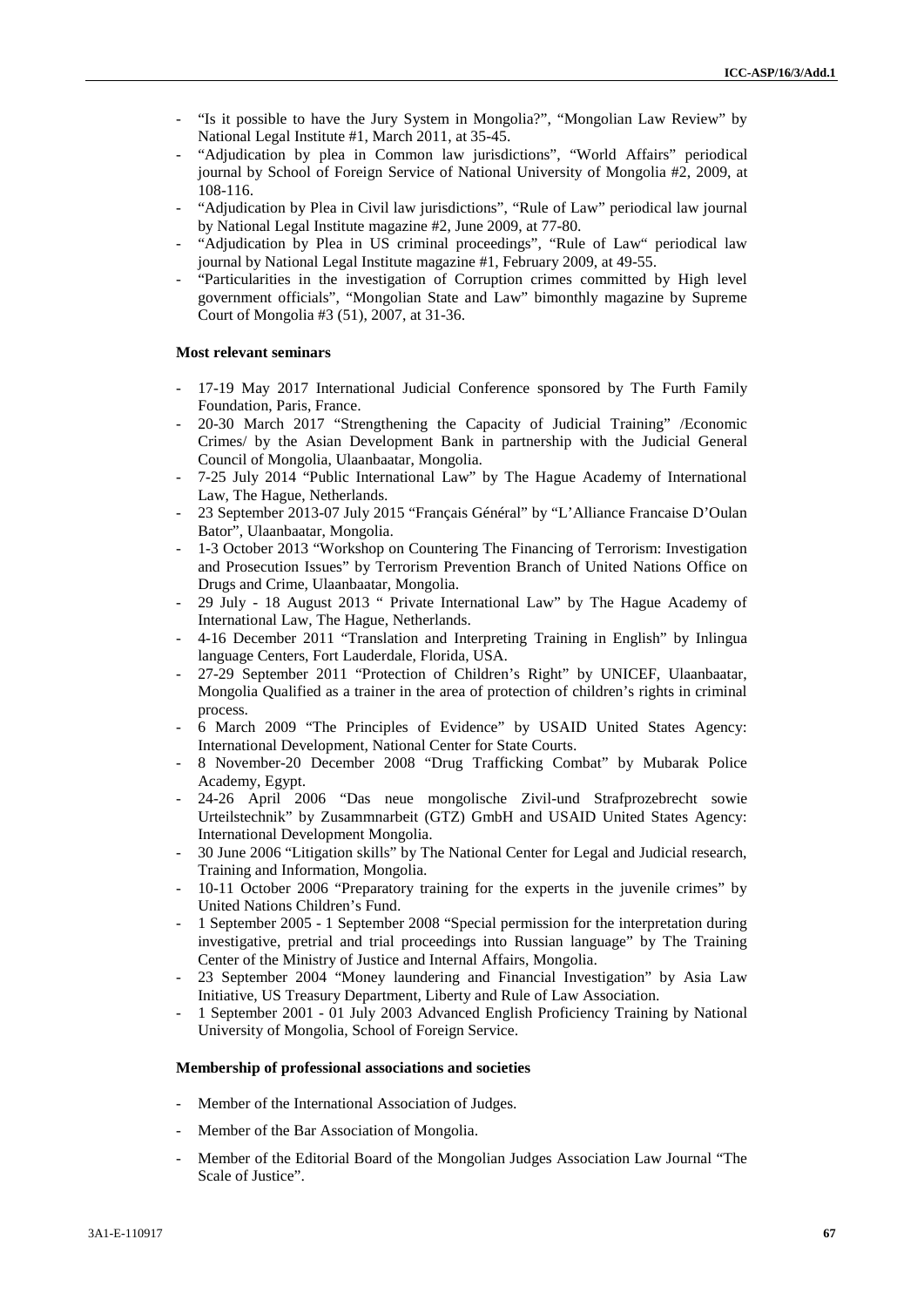- "Is it possible to have the Jury System in Mongolia?", "Mongolian Law Review" by National Legal Institute #1, March 2011, at 35-45.
- "Adjudication by plea in Common law jurisdictions", "World Affairs" periodical journal by School of Foreign Service of National University of Mongolia #2, 2009, at 108-116.
- "Adjudication by Plea in Civil law jurisdictions", "Rule of Law" periodical law journal by National Legal Institute magazine #2, June 2009, at 77-80.
- "Adjudication by Plea in US criminal proceedings", "Rule of Law" periodical law journal by National Legal Institute magazine #1, February 2009, at 49-55.
- "Particularities in the investigation of Corruption crimes committed by High level government officials", "Mongolian State and Law" bimonthly magazine by Supreme Court of Mongolia #3 (51), 2007, at 31-36.

**Most relevant seminars**

- 17-19 May 2017 International Judicial Conference sponsored by The Furth Family Foundation, Paris, France.
- 20-30 March 2017 "Strengthening the Capacity of Judicial Training" /Economic Crimes/ by the Asian Development Bank in partnership with the Judicial General Council of Mongolia, Ulaanbaatar, Mongolia.
- 7-25 July 2014 "Public International Law" by The Hague Academy of International Law, The Hague, Netherlands.
- 23 September 2013-07 July 2015 "Français Général" by "L'Alliance Francaise D'Oulan Bator", Ulaanbaatar, Mongolia.
- 1-3 October 2013 "Workshop on Countering The Financing of Terrorism: Investigation and Prosecution Issues" by Terrorism Prevention Branch of United Nations Office on Drugs and Crime, Ulaanbaatar, Mongolia.
- 29 July - 18 August 2013 " Private International Law" by The Hague Academy of International Law, The Hague, Netherlands.
- 4-16 December 2011 "Translation and Interpreting Training in English" by Inlingua language Centers, Fort Lauderdale, Florida, USA.
- 27-29 September 2011 "Protection of Children's Right" by UNICEF, Ulaanbaatar, Mongolia Qualified as a trainer in the area of protection of children's rights in criminal process.
- 6 March 2009 "The Principles of Evidence" by USAID United States Agency: International Development, National Center for State Courts.
- 8 November-20 December 2008 "Drug Trafficking Combat" by Mubarak Police Academy, Egypt.
- 24-26 April 2006 "Das neue mongolische Zivil-und Strafprozebrecht sowie Urteilstechnik" by Zusammnarbeit (GTZ) GmbH and USAID United States Agency: International Development Mongolia.
- 30 June 2006 "Litigation skills" by The National Center for Legal and Judicial research, Training and Information, Mongolia.
- 10-11 October 2006 "Preparatory training for the experts in the juvenile crimes" by United Nations Children's Fund.
- 1 September 2005 - 1 September 2008 "Special permission for the interpretation during investigative, pretrial and trial proceedings into Russian language" by The Training Center of the Ministry of Justice and Internal Affairs, Mongolia.
- 23 September 2004 "Money laundering and Financial Investigation" by Asia Law Initiative, US Treasury Department, Liberty and Rule of Law Association.
- 1 September 2001 - 01 July 2003 Advanced English Proficiency Training by National University of Mongolia, School of Foreign Service.

**Membership of professional associations and societies**

- Member of the International Association of Judges.
- Member of the Bar Association of Mongolia.
- Member of the Editorial Board of the Mongolian Judges Association Law Journal "The Scale of Justice".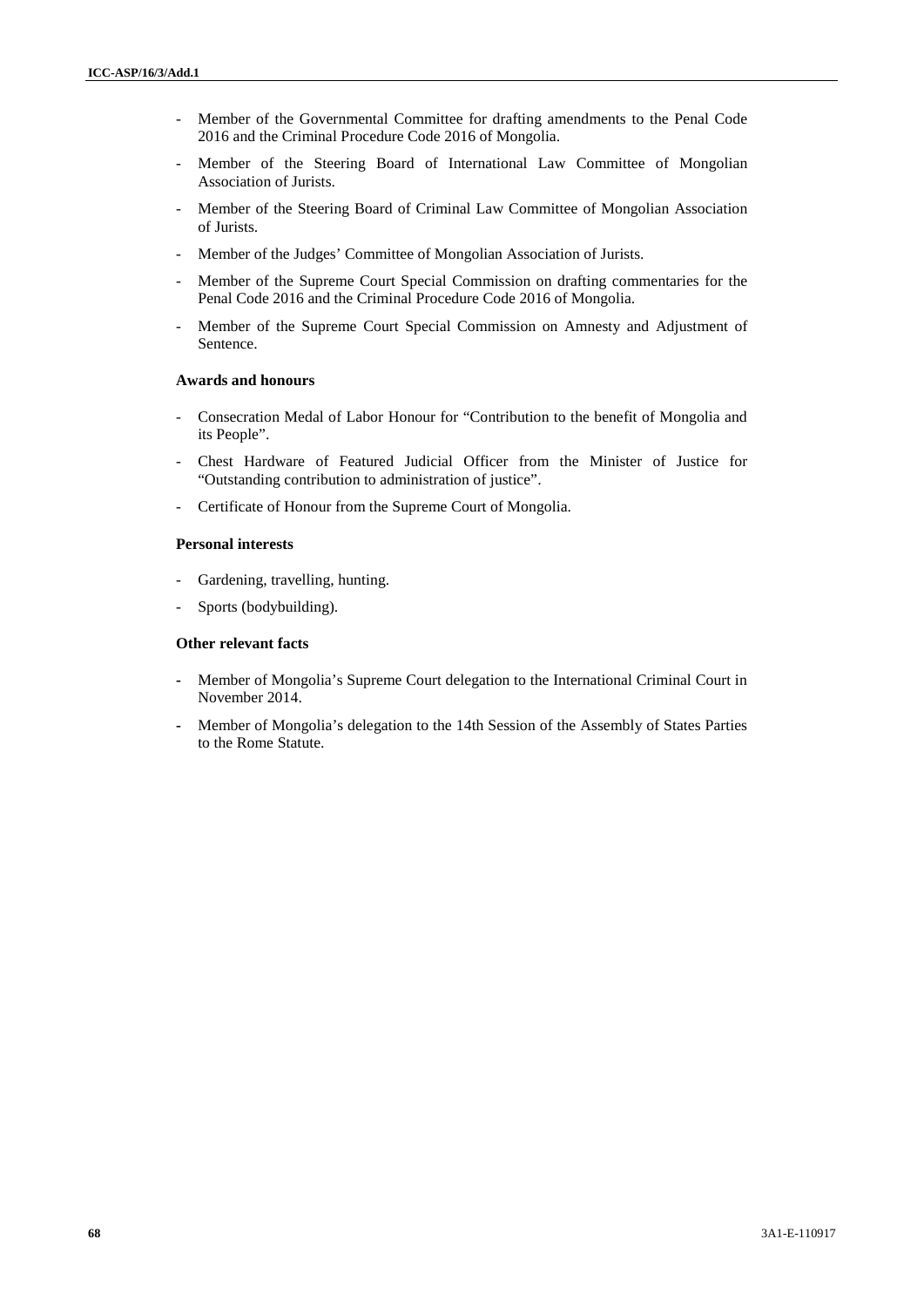- Member of the Governmental Committee for drafting amendments to the Penal Code 2016 and the Criminal Procedure Code 2016 of Mongolia.
- Member of the Steering Board of International Law Committee of Mongolian Association of Jurists.
- Member of the Steering Board of Criminal Law Committee of Mongolian Association of Jurists.
- Member of the Judges' Committee of Mongolian Association of Jurists.
- Member of the Supreme Court Special Commission on drafting commentaries for the Penal Code 2016 and the Criminal Procedure Code 2016 of Mongolia.
- Member of the Supreme Court Special Commission on Amnesty and Adjustment of Sentence.

**Awards and honours**

- Consecration Medal of Labor Honour for "Contribution to the benefit of Mongolia and its People".
- Chest Hardware of Featured Judicial Officer from the Minister of Justice for "Outstanding contribution to administration of justice".
- Certificate of Honour from the Supreme Court of Mongolia.

**Personal interests**

- Gardening, travelling, hunting.
- Sports (bodybuilding).

**Other relevant facts**

- Member of Mongolia's Supreme Court delegation to the International Criminal Court in November 2014.
- Member of Mongolia's delegation to the 14th Session of the Assembly of States Parties to the Rome Statute.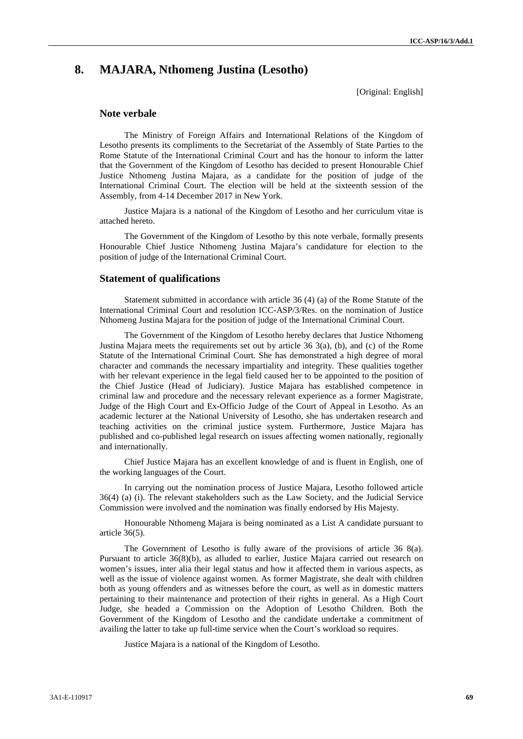# 8. MAJARA, Nthomeng Justina (Lesotho)

[Original: English]

## Note verbale

The Ministry of Foreign Affairs and International Relations of the Kingdom of Lesotho presents its compliments to the Secretariat of the Assembly of State Parties to the Rome Statute of the International Criminal Court and has the honour to inform the latter that the Government of the Kingdom of Lesotho has decided to present Honourable Chief Justice Nthomeng Justina Majara, as a candidate for the position of judge of the International Criminal Court. The election will be held at the sixteenth session of the Assembly, from 4-14 December 2017 in New York.

Justice Majara is a national of the Kingdom of Lesotho and her curriculum vitae is attached hereto.

The Government of the Kingdom of Lesotho by this note verbale, formally presents Honourable Chief Justice Nthomeng Justina Majara's candidature for election to the position of judge of the International Criminal Court.

## Statement of qualifications

Statement submitted in accordance with article 36 (4) (a) of the Rome Statute of the International Criminal Court and resolution ICC-ASP/3/Res. on the nomination of Justice Nthomeng Justina Majara for the position of judge of the International Criminal Court.

The Government of the Kingdom of Lesotho hereby declares that Justice Nthomeng Justina Majara meets the requirements set out by article 36 3(a), (b), and (c) of the Rome Statute of the International Criminal Court. She has demonstrated a high degree of moral character and commands the necessary impartiality and integrity. These qualities together with her relevant experience in the legal field caused her to be appointed to the position of the Chief Justice (Head of Judiciary). Justice Majara has established competence in criminal law and procedure and the necessary relevant experience as a former Magistrate, Judge of the High Court and Ex-Officio Judge of the Court of Appeal in Lesotho. As an academic lecturer at the National University of Lesotho, she has undertaken research and teaching activities on the criminal justice system. Furthermore, Justice Majara has published and co-published legal research on issues affecting women nationally, regionally and internationally.

Chief Justice Majara has an excellent knowledge of and is fluent in English, one of the working languages of the Court.

In carrying out the nomination process of Justice Majara, Lesotho followed article 36(4) (a) (i). The relevant stakeholders such as the Law Society, and the Judicial Service Commission were involved and the nomination was finally endorsed by His Majesty.

Honourable Nthomeng Majara is being nominated as a List A candidate pursuant to article 36(5).

The Government of Lesotho is fully aware of the provisions of article 36 8(a). Pursuant to article 36(8)(b), as alluded to earlier, Justice Majara carried out research on women's issues, inter alia their legal status and how it affected them in various aspects, as well as the issue of violence against women. As former Magistrate, she dealt with children both as young offenders and as witnesses before the court, as well as in domestic matters pertaining to their maintenance and protection of their rights in general. As a High Court Judge, she headed a Commission on the Adoption of Lesotho Children. Both the Government of the Kingdom of Lesotho and the candidate undertake a commitment of availing the latter to take up full-time service when the Court's workload so requires.

Justice Majara is a national of the Kingdom of Lesotho.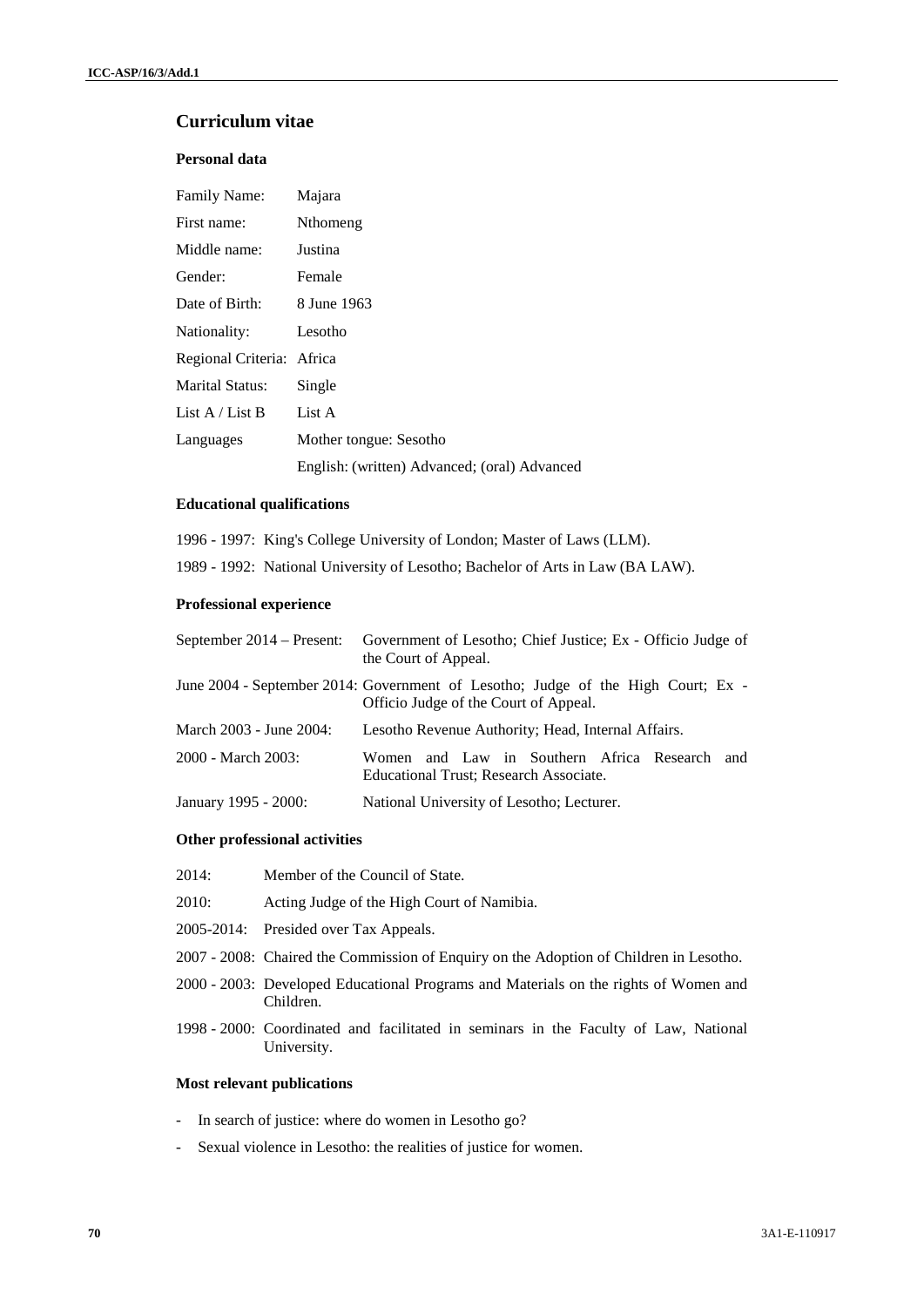## Curriculum vitae

### Personal data

| | |
|---|---|
| Family Name: | Majara |
| First name: | Nthomeng |
| Middle name: | Justina |
| Gender: | Female |
| Date of Birth: | 8 June 1963 |
| Nationality: | Lesotho |
| Regional Criteria: | Africa |
| Marital Status: | Single |
| List A / List B | List A |
| Languages | Mother tongue: Sesotho |
| | English: (written) Advanced; (oral) Advanced |

### Educational qualifications

1996 - 1997: King's College University of London; Master of Laws (LLM).

1989 - 1992: National University of Lesotho; Bachelor of Arts in Law (BA LAW).

### Professional experience

| | |
|---|---|
| September 2014 – Present: | Government of Lesotho; Chief Justice; Ex - Officio Judge of the Court of Appeal. |
| June 2004 - September 2014: | Government of Lesotho; Judge of the High Court; Ex - Officio Judge of the Court of Appeal. |
| March 2003 - June 2004: | Lesotho Revenue Authority; Head, Internal Affairs. |
| 2000 - March 2003: | Women and Law in Southern Africa Research and Educational Trust; Research Associate. |
| January 1995 - 2000: | National University of Lesotho; Lecturer. |

### Other professional activities

| | |
|---|---|
| 2014: | Member of the Council of State. |
| 2010: | Acting Judge of the High Court of Namibia. |
| 2005-2014: | Presided over Tax Appeals. |
| 2007 - 2008: | Chaired the Commission of Enquiry on the Adoption of Children in Lesotho. |
| 2000 - 2003: | Developed Educational Programs and Materials on the rights of Women and Children. |
| 1998 - 2000: | Coordinated and facilitated in seminars in the Faculty of Law, National University. |

### Most relevant publications

- In search of justice: where do women in Lesotho go?
- Sexual violence in Lesotho: the realities of justice for women.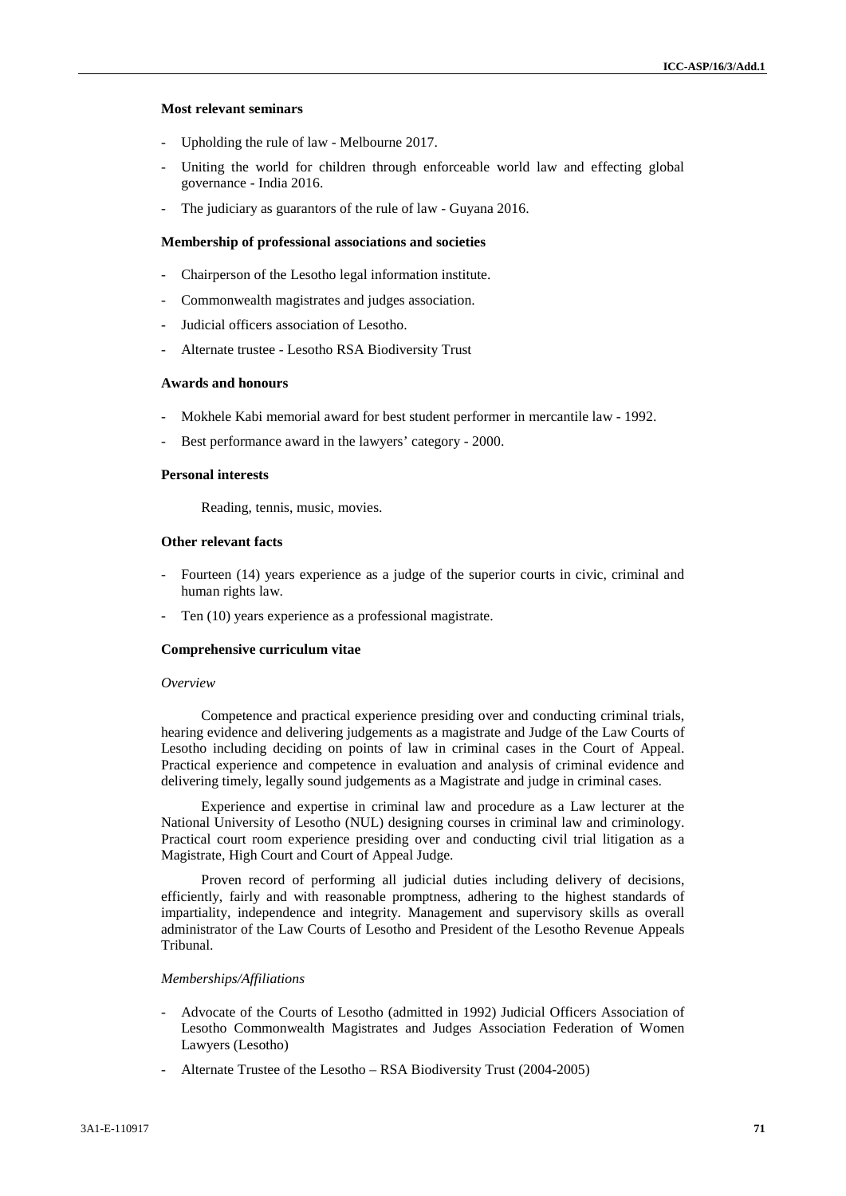**Most relevant seminars**

- Upholding the rule of law - Melbourne 2017.
- Uniting the world for children through enforceable world law and effecting global governance - India 2016.
- The judiciary as guarantors of the rule of law - Guyana 2016.

**Membership of professional associations and societies**

- Chairperson of the Lesotho legal information institute.
- Commonwealth magistrates and judges association.
- Judicial officers association of Lesotho.
- Alternate trustee - Lesotho RSA Biodiversity Trust

**Awards and honours**

- Mokhele Kabi memorial award for best student performer in mercantile law - 1992.
- Best performance award in the lawyers' category - 2000.

**Personal interests**

Reading, tennis, music, movies.

**Other relevant facts**

- Fourteen (14) years experience as a judge of the superior courts in civic, criminal and human rights law.
- Ten (10) years experience as a professional magistrate.

**Comprehensive curriculum vitae**

*Overview*

Competence and practical experience presiding over and conducting criminal trials, hearing evidence and delivering judgements as a magistrate and Judge of the Law Courts of Lesotho including deciding on points of law in criminal cases in the Court of Appeal. Practical experience and competence in evaluation and analysis of criminal evidence and delivering timely, legally sound judgements as a Magistrate and judge in criminal cases.

Experience and expertise in criminal law and procedure as a Law lecturer at the National University of Lesotho (NUL) designing courses in criminal law and criminology. Practical court room experience presiding over and conducting civil trial litigation as a Magistrate, High Court and Court of Appeal Judge.

Proven record of performing all judicial duties including delivery of decisions, efficiently, fairly and with reasonable promptness, adhering to the highest standards of impartiality, independence and integrity. Management and supervisory skills as overall administrator of the Law Courts of Lesotho and President of the Lesotho Revenue Appeals Tribunal.

*Memberships/Affiliations*

- Advocate of the Courts of Lesotho (admitted in 1992) Judicial Officers Association of Lesotho Commonwealth Magistrates and Judges Association Federation of Women Lawyers (Lesotho)
- Alternate Trustee of the Lesotho – RSA Biodiversity Trust (2004-2005)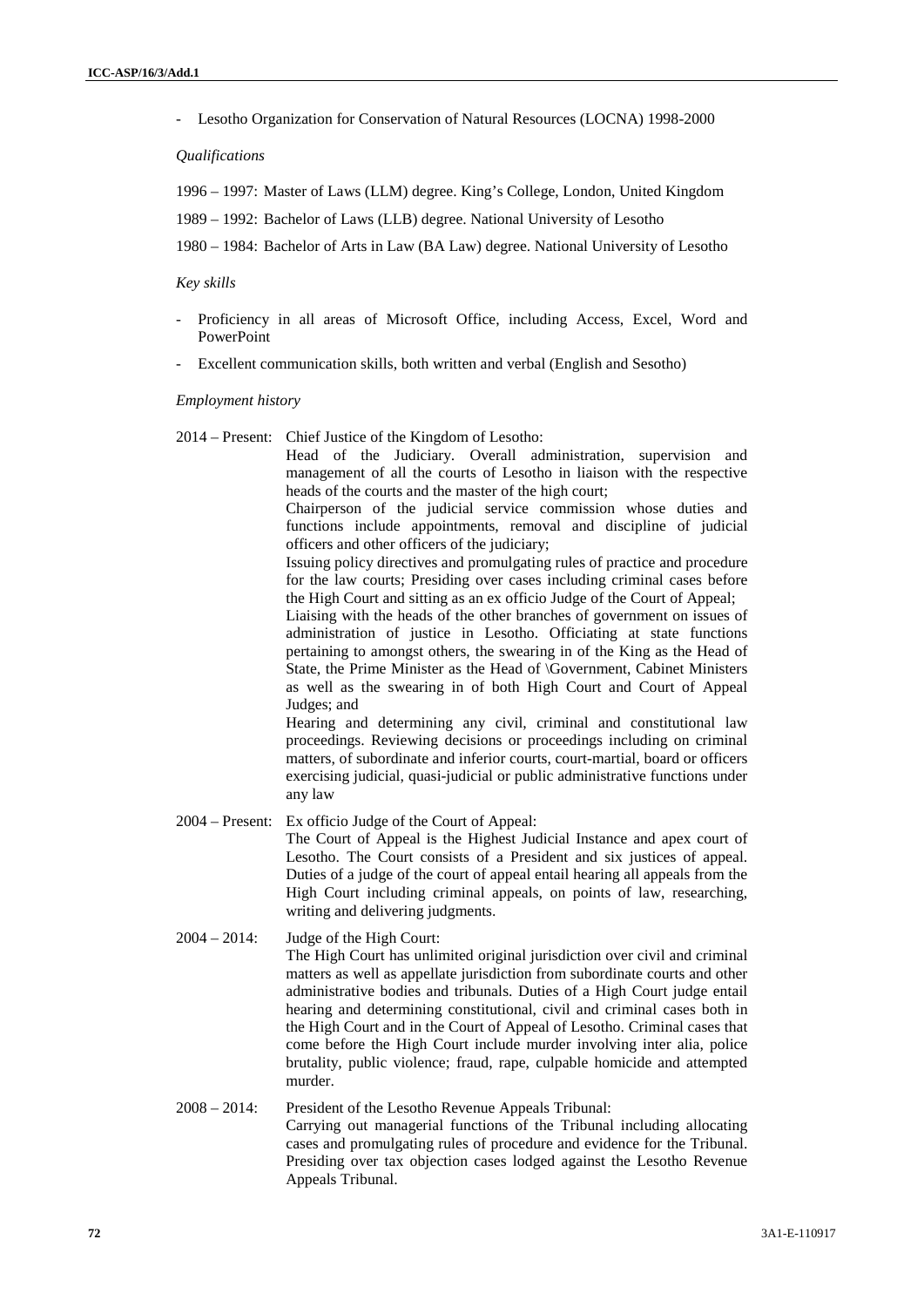- Lesotho Organization for Conservation of Natural Resources (LOCNA) 1998-2000

*Qualifications*

1996 – 1997: Master of Laws (LLM) degree. King's College, London, United Kingdom

1989 – 1992: Bachelor of Laws (LLB) degree. National University of Lesotho

1980 – 1984: Bachelor of Arts in Law (BA Law) degree. National University of Lesotho

*Key skills*

- Proficiency in all areas of Microsoft Office, including Access, Excel, Word and PowerPoint
- Excellent communication skills, both written and verbal (English and Sesotho)

*Employment history*

2014 – Present: Chief Justice of the Kingdom of Lesotho:

Head of the Judiciary. Overall administration, supervision and management of all the courts of Lesotho in liaison with the respective heads of the courts and the master of the high court;

Chairperson of the judicial service commission whose duties and functions include appointments, removal and discipline of judicial officers and other officers of the judiciary;

Issuing policy directives and promulgating rules of practice and procedure for the law courts; Presiding over cases including criminal cases before the High Court and sitting as an ex officio Judge of the Court of Appeal;

Liaising with the heads of the other branches of government on issues of administration of justice in Lesotho. Officiating at state functions pertaining to amongst others, the swearing in of the King as the Head of State, the Prime Minister as the Head of \Government, Cabinet Ministers as well as the swearing in of both High Court and Court of Appeal Judges; and

Hearing and determining any civil, criminal and constitutional law proceedings. Reviewing decisions or proceedings including on criminal matters, of subordinate and inferior courts, court-martial, board or officers exercising judicial, quasi-judicial or public administrative functions under any law

2004 – Present: Ex officio Judge of the Court of Appeal:

The Court of Appeal is the Highest Judicial Instance and apex court of Lesotho. The Court consists of a President and six justices of appeal. Duties of a judge of the court of appeal entail hearing all appeals from the High Court including criminal appeals, on points of law, researching, writing and delivering judgments.

2004 – 2014: Judge of the High Court:

The High Court has unlimited original jurisdiction over civil and criminal matters as well as appellate jurisdiction from subordinate courts and other administrative bodies and tribunals. Duties of a High Court judge entail hearing and determining constitutional, civil and criminal cases both in the High Court and in the Court of Appeal of Lesotho. Criminal cases that come before the High Court include murder involving inter alia, police brutality, public violence; fraud, rape, culpable homicide and attempted murder.

2008 – 2014: President of the Lesotho Revenue Appeals Tribunal:

Carrying out managerial functions of the Tribunal including allocating cases and promulgating rules of procedure and evidence for the Tribunal. Presiding over tax objection cases lodged against the Lesotho Revenue Appeals Tribunal.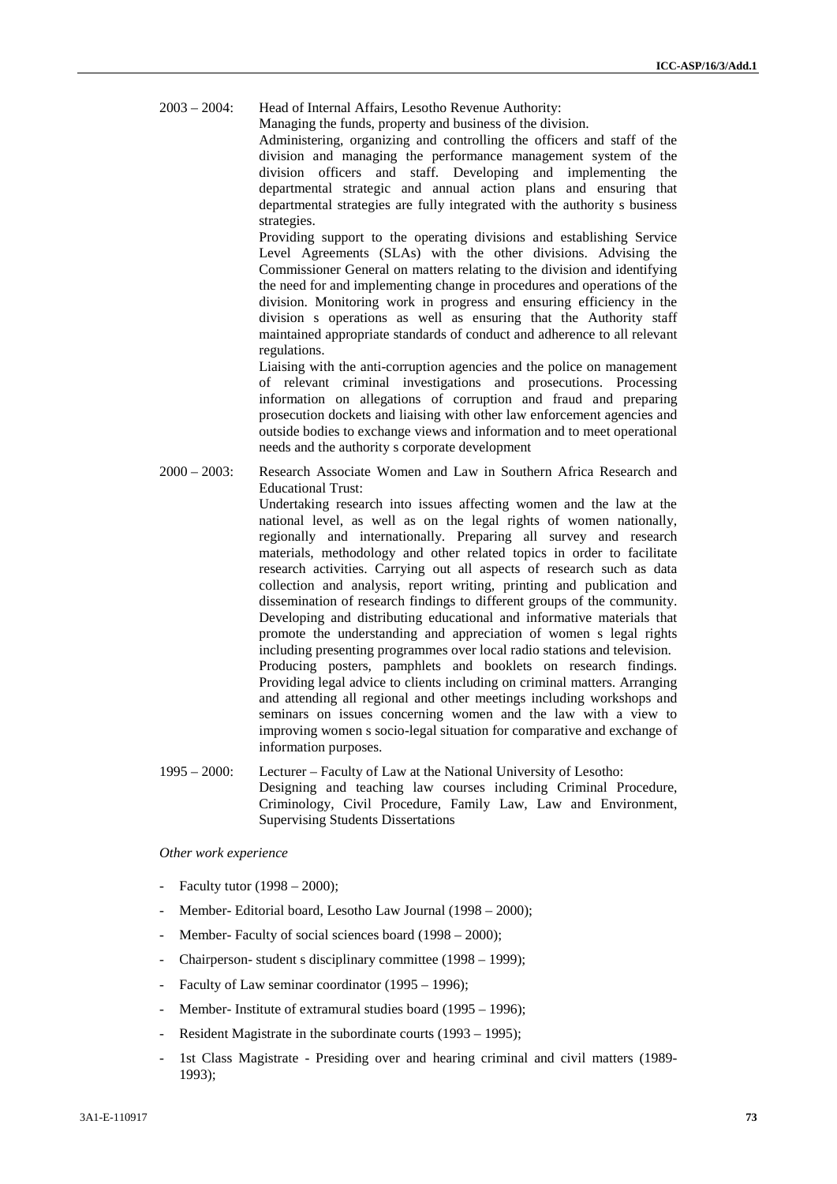2003 – 2004: Head of Internal Affairs, Lesotho Revenue Authority:

Managing the funds, property and business of the division.

Administering, organizing and controlling the officers and staff of the division and managing the performance management system of the division officers and staff. Developing and implementing the departmental strategic and annual action plans and ensuring that departmental strategies are fully integrated with the authority s business strategies.

Providing support to the operating divisions and establishing Service Level Agreements (SLAs) with the other divisions. Advising the Commissioner General on matters relating to the division and identifying the need for and implementing change in procedures and operations of the division. Monitoring work in progress and ensuring efficiency in the division s operations as well as ensuring that the Authority staff maintained appropriate standards of conduct and adherence to all relevant regulations.

Liaising with the anti-corruption agencies and the police on management of relevant criminal investigations and prosecutions. Processing information on allegations of corruption and fraud and preparing prosecution dockets and liaising with other law enforcement agencies and outside bodies to exchange views and information and to meet operational needs and the authority s corporate development

2000 – 2003: Research Associate Women and Law in Southern Africa Research and Educational Trust:

Undertaking research into issues affecting women and the law at the national level, as well as on the legal rights of women nationally, regionally and internationally. Preparing all survey and research materials, methodology and other related topics in order to facilitate research activities. Carrying out all aspects of research such as data collection and analysis, report writing, printing and publication and dissemination of research findings to different groups of the community. Developing and distributing educational and informative materials that promote the understanding and appreciation of women s legal rights including presenting programmes over local radio stations and television. Producing posters, pamphlets and booklets on research findings. Providing legal advice to clients including on criminal matters. Arranging and attending all regional and other meetings including workshops and seminars on issues concerning women and the law with a view to improving women s socio-legal situation for comparative and exchange of information purposes.

1995 – 2000: Lecturer – Faculty of Law at the National University of Lesotho:

Designing and teaching law courses including Criminal Procedure, Criminology, Civil Procedure, Family Law, Law and Environment, Supervising Students Dissertations

*Other work experience*

- Faculty tutor (1998 – 2000);
- Member- Editorial board, Lesotho Law Journal (1998 – 2000);
- Member- Faculty of social sciences board (1998 – 2000);
- Chairperson- student s disciplinary committee (1998 – 1999);
- Faculty of Law seminar coordinator (1995 – 1996);
- Member- Institute of extramural studies board (1995 – 1996);
- Resident Magistrate in the subordinate courts (1993 – 1995);
- 1st Class Magistrate - Presiding over and hearing criminal and civil matters (1989-1993);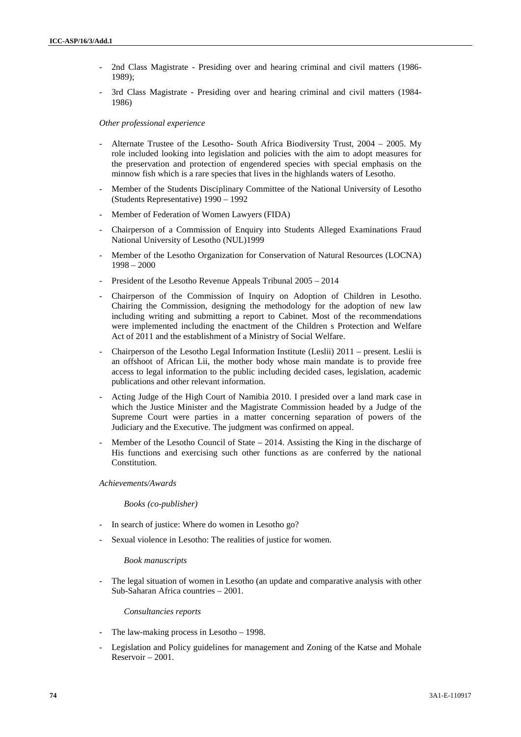- 2nd Class Magistrate - Presiding over and hearing criminal and civil matters (1986-1989);
- 3rd Class Magistrate - Presiding over and hearing criminal and civil matters (1984-1986)

*Other professional experience*

- Alternate Trustee of the Lesotho- South Africa Biodiversity Trust, 2004 – 2005. My role included looking into legislation and policies with the aim to adopt measures for the preservation and protection of engendered species with special emphasis on the minnow fish which is a rare species that lives in the highlands waters of Lesotho.
- Member of the Students Disciplinary Committee of the National University of Lesotho (Students Representative) 1990 – 1992
- Member of Federation of Women Lawyers (FIDA)
- Chairperson of a Commission of Enquiry into Students Alleged Examinations Fraud National University of Lesotho (NUL)1999
- Member of the Lesotho Organization for Conservation of Natural Resources (LOCNA) 1998 – 2000
- President of the Lesotho Revenue Appeals Tribunal 2005 – 2014
- Chairperson of the Commission of Inquiry on Adoption of Children in Lesotho. Chairing the Commission, designing the methodology for the adoption of new law including writing and submitting a report to Cabinet. Most of the recommendations were implemented including the enactment of the Children s Protection and Welfare Act of 2011 and the establishment of a Ministry of Social Welfare.
- Chairperson of the Lesotho Legal Information Institute (Leslii) 2011 – present. Leslii is an offshoot of African Lii, the mother body whose main mandate is to provide free access to legal information to the public including decided cases, legislation, academic publications and other relevant information.
- Acting Judge of the High Court of Namibia 2010. I presided over a land mark case in which the Justice Minister and the Magistrate Commission headed by a Judge of the Supreme Court were parties in a matter concerning separation of powers of the Judiciary and the Executive. The judgment was confirmed on appeal.
- Member of the Lesotho Council of State – 2014. Assisting the King in the discharge of His functions and exercising such other functions as are conferred by the national Constitution.

*Achievements/Awards*

*Books (co-publisher)*

- In search of justice: Where do women in Lesotho go?
- Sexual violence in Lesotho: The realities of justice for women.

*Book manuscripts*

- The legal situation of women in Lesotho (an update and comparative analysis with other Sub-Saharan Africa countries – 2001.

*Consultancies reports*

- The law-making process in Lesotho – 1998.
- Legislation and Policy guidelines for management and Zoning of the Katse and Mohale Reservoir – 2001.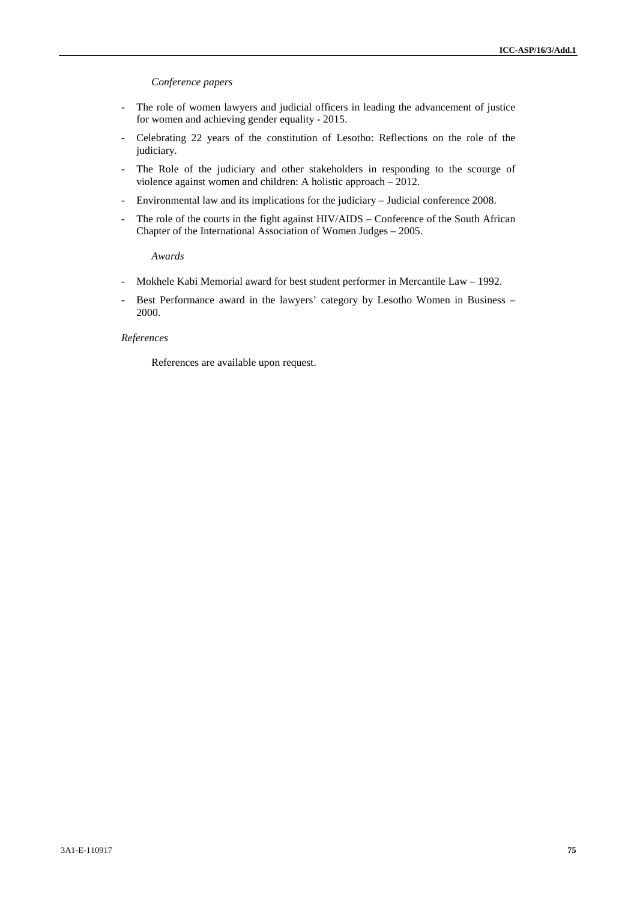*Conference papers*

- The role of women lawyers and judicial officers in leading the advancement of justice for women and achieving gender equality - 2015.
- Celebrating 22 years of the constitution of Lesotho: Reflections on the role of the judiciary.
- The Role of the judiciary and other stakeholders in responding to the scourge of violence against women and children: A holistic approach – 2012.
- Environmental law and its implications for the judiciary – Judicial conference 2008.
- The role of the courts in the fight against HIV/AIDS – Conference of the South African Chapter of the International Association of Women Judges – 2005.

*Awards*

- Mokhele Kabi Memorial award for best student performer in Mercantile Law – 1992.
- Best Performance award in the lawyers' category by Lesotho Women in Business – 2000.

*References*

References are available upon request.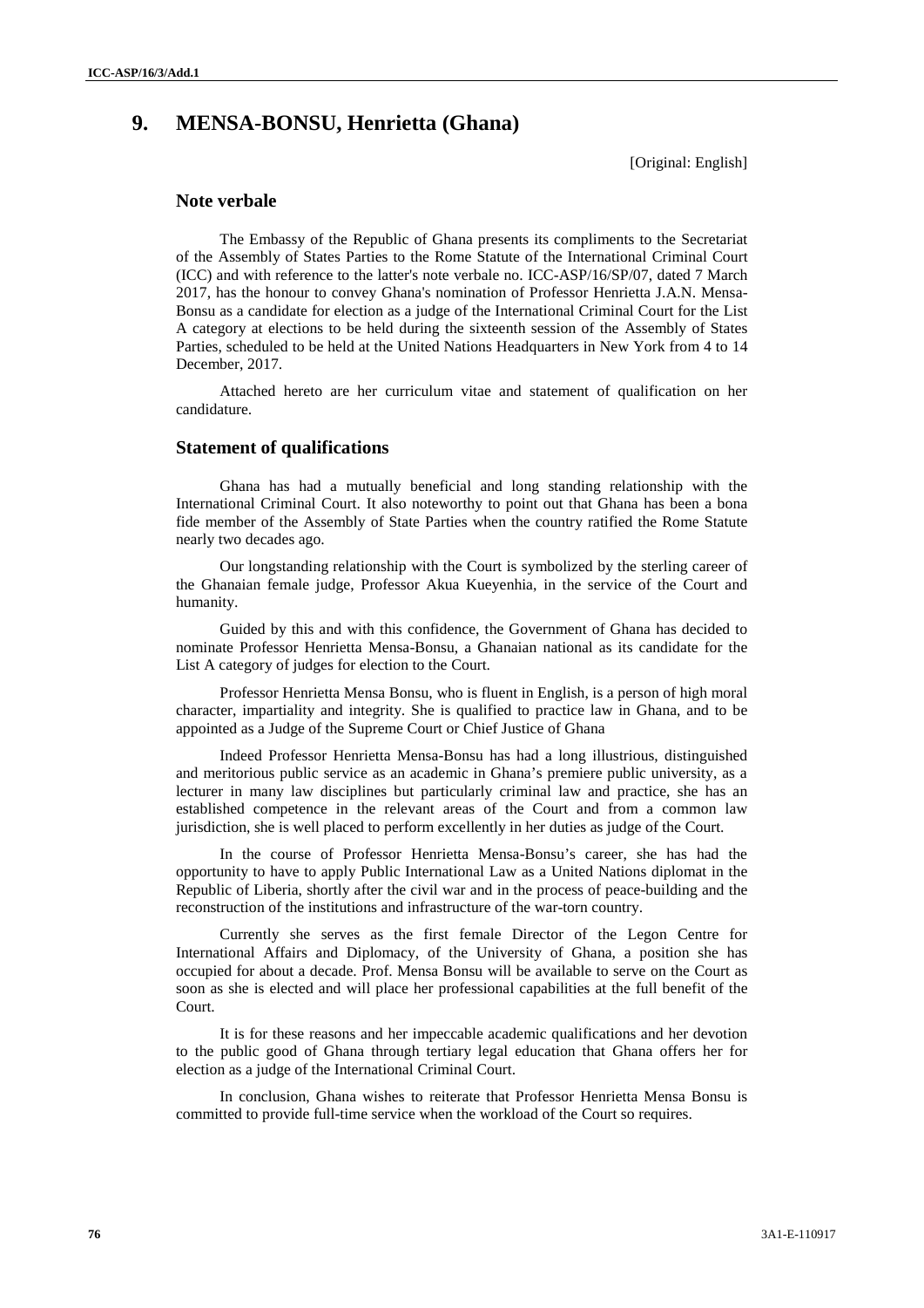# 9. MENSA-BONSU, Henrietta (Ghana)

[Original: English]

## Note verbale

The Embassy of the Republic of Ghana presents its compliments to the Secretariat of the Assembly of States Parties to the Rome Statute of the International Criminal Court (ICC) and with reference to the latter's note verbale no. ICC-ASP/16/SP/07, dated 7 March 2017, has the honour to convey Ghana's nomination of Professor Henrietta J.A.N. Mensa-Bonsu as a candidate for election as a judge of the International Criminal Court for the List A category at elections to be held during the sixteenth session of the Assembly of States Parties, scheduled to be held at the United Nations Headquarters in New York from 4 to 14 December, 2017.

Attached hereto are her curriculum vitae and statement of qualification on her candidature.

## Statement of qualifications

Ghana has had a mutually beneficial and long standing relationship with the International Criminal Court. It also noteworthy to point out that Ghana has been a bona fide member of the Assembly of State Parties when the country ratified the Rome Statute nearly two decades ago.

Our longstanding relationship with the Court is symbolized by the sterling career of the Ghanaian female judge, Professor Akua Kueyenhia, in the service of the Court and humanity.

Guided by this and with this confidence, the Government of Ghana has decided to nominate Professor Henrietta Mensa-Bonsu, a Ghanaian national as its candidate for the List A category of judges for election to the Court.

Professor Henrietta Mensa Bonsu, who is fluent in English, is a person of high moral character, impartiality and integrity. She is qualified to practice law in Ghana, and to be appointed as a Judge of the Supreme Court or Chief Justice of Ghana

Indeed Professor Henrietta Mensa-Bonsu has had a long illustrious, distinguished and meritorious public service as an academic in Ghana's premiere public university, as a lecturer in many law disciplines but particularly criminal law and practice, she has an established competence in the relevant areas of the Court and from a common law jurisdiction, she is well placed to perform excellently in her duties as judge of the Court.

In the course of Professor Henrietta Mensa-Bonsu's career, she has had the opportunity to have to apply Public International Law as a United Nations diplomat in the Republic of Liberia, shortly after the civil war and in the process of peace-building and the reconstruction of the institutions and infrastructure of the war-torn country.

Currently she serves as the first female Director of the Legon Centre for International Affairs and Diplomacy, of the University of Ghana, a position she has occupied for about a decade. Prof. Mensa Bonsu will be available to serve on the Court as soon as she is elected and will place her professional capabilities at the full benefit of the Court.

It is for these reasons and her impeccable academic qualifications and her devotion to the public good of Ghana through tertiary legal education that Ghana offers her for election as a judge of the International Criminal Court.

In conclusion, Ghana wishes to reiterate that Professor Henrietta Mensa Bonsu is committed to provide full-time service when the workload of the Court so requires.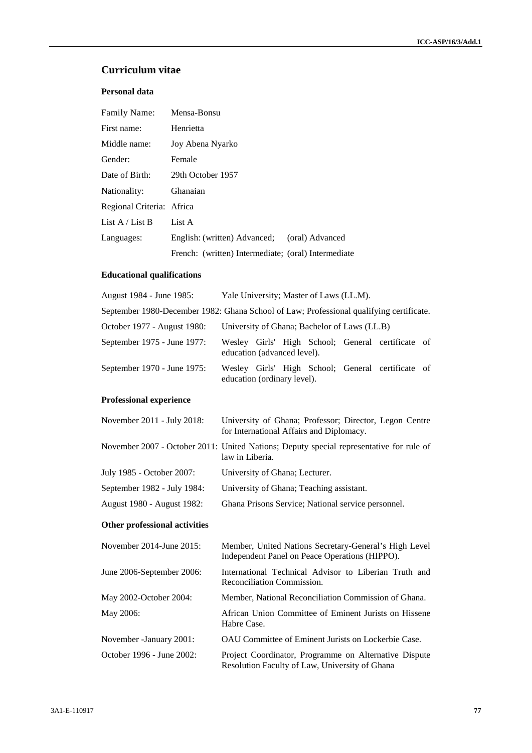## Curriculum vitae

### Personal data

| | |
|---|---|
| Family Name: | Mensa-Bonsu |
| First name: | Henrietta |
| Middle name: | Joy Abena Nyarko |
| Gender: | Female |
| Date of Birth: | 29th October 1957 |
| Nationality: | Ghanaian |
| Regional Criteria: | Africa |
| List A / List B | List A |
| Languages: | English: (written) Advanced; (oral) Advanced |
| | French: (written) Intermediate; (oral) Intermediate |

### Educational qualifications

| | |
|---|---|
| August 1984 - June 1985: | Yale University; Master of Laws (LL.M). |
| September 1980-December 1982: | Ghana School of Law; Professional qualifying certificate. |
| October 1977 - August 1980: | University of Ghana; Bachelor of Laws (LL.B) |
| September 1975 - June 1977: | Wesley Girls' High School; General certificate of education (advanced level). |
| September 1970 - June 1975: | Wesley Girls' High School; General certificate of education (ordinary level). |

### Professional experience

| | |
|---|---|
| November 2011 - July 2018: | University of Ghana; Professor; Director, Legon Centre for International Affairs and Diplomacy. |
| November 2007 - October 2011: | United Nations; Deputy special representative for rule of law in Liberia. |
| July 1985 - October 2007: | University of Ghana; Lecturer. |
| September 1982 - July 1984: | University of Ghana; Teaching assistant. |
| August 1980 - August 1982: | Ghana Prisons Service; National service personnel. |

### Other professional activities

| | |
|---|---|
| November 2014-June 2015: | Member, United Nations Secretary-General's High Level Independent Panel on Peace Operations (HIPPO). |
| June 2006-September 2006: | International Technical Advisor to Liberian Truth and Reconciliation Commission. |
| May 2002-October 2004: | Member, National Reconciliation Commission of Ghana. |
| May 2006: | African Union Committee of Eminent Jurists on Hissene Habre Case. |
| November -January 2001: | OAU Committee of Eminent Jurists on Lockerbie Case. |
| October 1996 - June 2002: | Project Coordinator, Programme on Alternative Dispute Resolution Faculty of Law, University of Ghana |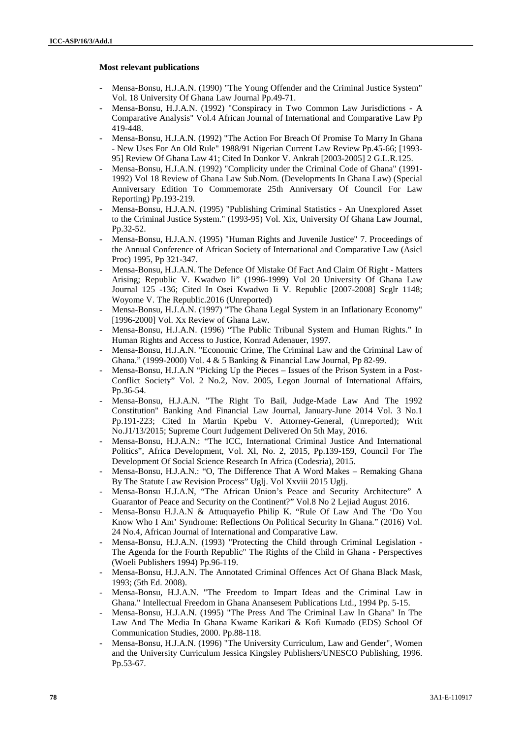**Most relevant publications**

- Mensa-Bonsu, H.J.A.N. (1990) "The Young Offender and the Criminal Justice System" Vol. 18 University Of Ghana Law Journal Pp.49-71.
- Mensa-Bonsu, H.J.A.N. (1992) "Conspiracy in Two Common Law Jurisdictions - A Comparative Analysis" Vol.4 African Journal of International and Comparative Law Pp 419-448.
- Mensa-Bonsu, H.J.A.N. (1992) "The Action For Breach Of Promise To Marry In Ghana - New Uses For An Old Rule" 1988/91 Nigerian Current Law Review Pp.45-66; [1993-95] Review Of Ghana Law 41; Cited In Donkor V. Ankrah [2003-2005] 2 G.L.R.125.
- Mensa-Bonsu, H.J.A.N. (1992) "Complicity under the Criminal Code of Ghana" (1991-1992) Vol 18 Review of Ghana Law Sub.Nom. (Developments In Ghana Law) (Special Anniversary Edition To Commemorate 25th Anniversary Of Council For Law Reporting) Pp.193-219.
- Mensa-Bonsu, H.J.A.N. (1995) "Publishing Criminal Statistics - An Unexplored Asset to the Criminal Justice System." (1993-95) Vol. Xix, University Of Ghana Law Journal, Pp.32-52.
- Mensa-Bonsu, H.J.A.N. (1995) "Human Rights and Juvenile Justice" 7. Proceedings of the Annual Conference of African Society of International and Comparative Law (Asicl Proc) 1995, Pp 321-347.
- Mensa-Bonsu, H.J.A.N. The Defence Of Mistake Of Fact And Claim Of Right - Matters Arising; Republic V. Kwadwo Ii" (1996-1999) Vol 20 University Of Ghana Law Journal 125 -136; Cited In Osei Kwadwo Ii V. Republic [2007-2008] Scglr 1148; Woyome V. The Republic.2016 (Unreported)
- Mensa-Bonsu, H.J.A.N. (1997) "The Ghana Legal System in an Inflationary Economy" [1996-2000] Vol. Xx Review of Ghana Law.
- Mensa-Bonsu, H.J.A.N. (1996) "The Public Tribunal System and Human Rights." In Human Rights and Access to Justice, Konrad Adenauer, 1997.
- Mensa-Bonsu, H.J.A.N. "Economic Crime, The Criminal Law and the Criminal Law of Ghana." (1999-2000) Vol. 4 & 5 Banking & Financial Law Journal, Pp 82-99.
- Mensa-Bonsu, H.J.A.N "Picking Up the Pieces – Issues of the Prison System in a Post-Conflict Society" Vol. 2 No.2, Nov. 2005, Legon Journal of International Affairs, Pp.36-54.
- Mensa-Bonsu, H.J.A.N. "The Right To Bail, Judge-Made Law And The 1992 Constitution" Banking And Financial Law Journal, January-June 2014 Vol. 3 No.1 Pp.191-223; Cited In Martin Kpebu V. Attorney-General, (Unreported); Writ No.J1/13/2015; Supreme Court Judgement Delivered On 5th May, 2016.
- Mensa-Bonsu, H.J.A.N.: "The ICC, International Criminal Justice And International Politics", Africa Development, Vol. Xl, No. 2, 2015, Pp.139-159, Council For The Development Of Social Science Research In Africa (Codesria), 2015.
- Mensa-Bonsu, H.J.A.N.: "O, The Difference That A Word Makes – Remaking Ghana By The Statute Law Revision Process" Uglj. Vol Xxviii 2015 Uglj.
- Mensa-Bonsu H.J.A.N, "The African Union's Peace and Security Architecture" A Guarantor of Peace and Security on the Continent?" Vol.8 No 2 Lejiad August 2016.
- Mensa-Bonsu H.J.A.N & Attuquayefio Philip K. "Rule Of Law And The 'Do You Know Who I Am' Syndrome: Reflections On Political Security In Ghana." (2016) Vol. 24 No.4, African Journal of International and Comparative Law.
- Mensa-Bonsu, H.J.A.N. (1993) "Protecting the Child through Criminal Legislation - The Agenda for the Fourth Republic" The Rights of the Child in Ghana - Perspectives (Woeli Publishers 1994) Pp.96-119.
- Mensa-Bonsu, H.J.A.N. The Annotated Criminal Offences Act Of Ghana Black Mask, 1993; (5th Ed. 2008).
- Mensa-Bonsu, H.J.A.N. "The Freedom to Impart Ideas and the Criminal Law in Ghana." Intellectual Freedom in Ghana Anansesem Publications Ltd., 1994 Pp. 5-15.
- Mensa-Bonsu, H.J.A.N. (1995) "The Press And The Criminal Law In Ghana" In The Law And The Media In Ghana Kwame Karikari & Kofi Kumado (EDS) School Of Communication Studies, 2000. Pp.88-118.
- Mensa-Bonsu, H.J.A.N. (1996) "The University Curriculum, Law and Gender", Women and the University Curriculum Jessica Kingsley Publishers/UNESCO Publishing, 1996. Pp.53-67.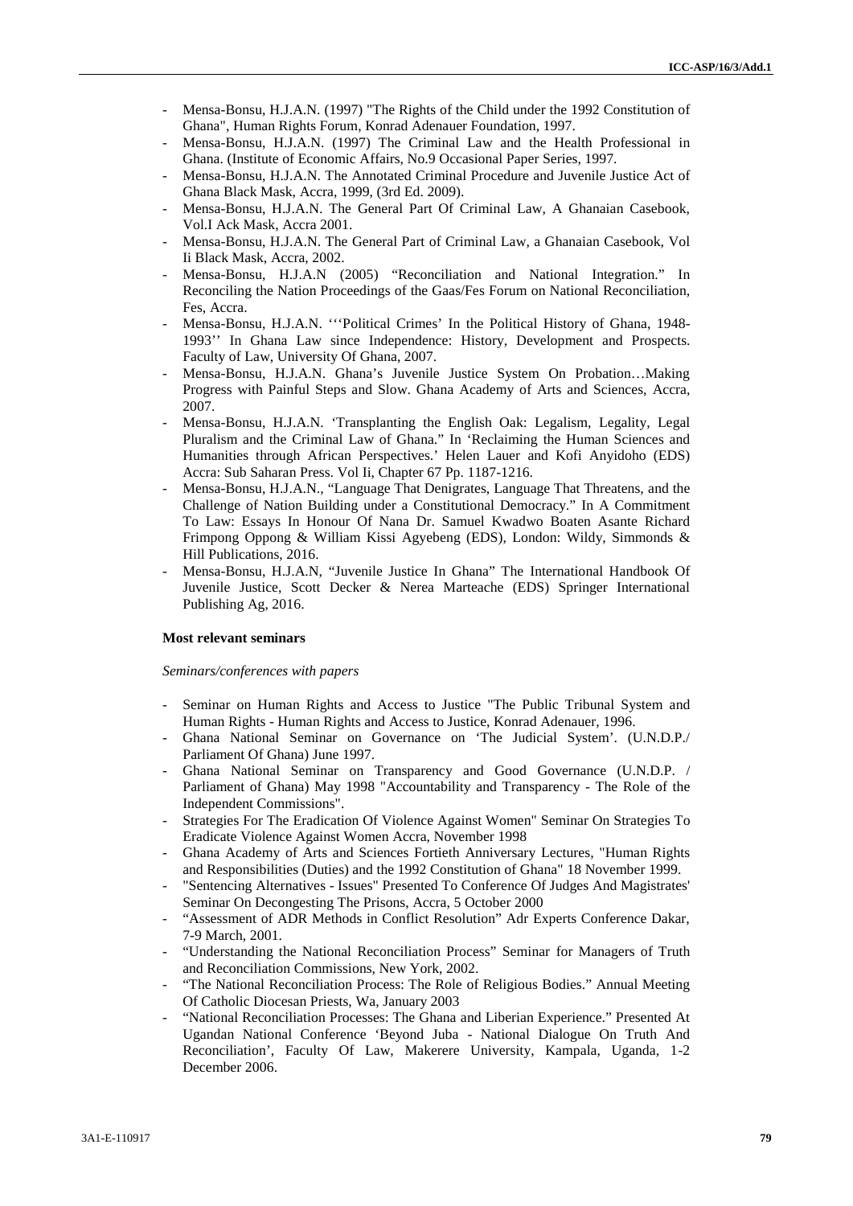- Mensa-Bonsu, H.J.A.N. (1997) "The Rights of the Child under the 1992 Constitution of Ghana", Human Rights Forum, Konrad Adenauer Foundation, 1997.
- Mensa-Bonsu, H.J.A.N. (1997) The Criminal Law and the Health Professional in Ghana. (Institute of Economic Affairs, No.9 Occasional Paper Series, 1997.
- Mensa-Bonsu, H.J.A.N. The Annotated Criminal Procedure and Juvenile Justice Act of Ghana Black Mask, Accra, 1999, (3rd Ed. 2009).
- Mensa-Bonsu, H.J.A.N. The General Part Of Criminal Law, A Ghanaian Casebook, Vol.I Ack Mask, Accra 2001.
- Mensa-Bonsu, H.J.A.N. The General Part of Criminal Law, a Ghanaian Casebook, Vol Ii Black Mask, Accra, 2002.
- Mensa-Bonsu, H.J.A.N (2005) "Reconciliation and National Integration." In Reconciling the Nation Proceedings of the Gaas/Fes Forum on National Reconciliation, Fes, Accra.
- Mensa-Bonsu, H.J.A.N. '''Political Crimes' In the Political History of Ghana, 1948-1993'' In Ghana Law since Independence: History, Development and Prospects. Faculty of Law, University Of Ghana, 2007.
- Mensa-Bonsu, H.J.A.N. Ghana's Juvenile Justice System On Probation…Making Progress with Painful Steps and Slow. Ghana Academy of Arts and Sciences, Accra, 2007.
- Mensa-Bonsu, H.J.A.N. 'Transplanting the English Oak: Legalism, Legality, Legal Pluralism and the Criminal Law of Ghana." In 'Reclaiming the Human Sciences and Humanities through African Perspectives.' Helen Lauer and Kofi Anyidoho (EDS) Accra: Sub Saharan Press. Vol Ii, Chapter 67 Pp. 1187-1216.
- Mensa-Bonsu, H.J.A.N., "Language That Denigrates, Language That Threatens, and the Challenge of Nation Building under a Constitutional Democracy." In A Commitment To Law: Essays In Honour Of Nana Dr. Samuel Kwadwo Boaten Asante Richard Frimpong Oppong & William Kissi Agyebeng (EDS), London: Wildy, Simmonds & Hill Publications, 2016.
- Mensa-Bonsu, H.J.A.N, "Juvenile Justice In Ghana" The International Handbook Of Juvenile Justice, Scott Decker & Nerea Marteache (EDS) Springer International Publishing Ag, 2016.

**Most relevant seminars**

*Seminars/conferences with papers*

- Seminar on Human Rights and Access to Justice "The Public Tribunal System and Human Rights - Human Rights and Access to Justice, Konrad Adenauer, 1996.
- Ghana National Seminar on Governance on 'The Judicial System'. (U.N.D.P./ Parliament Of Ghana) June 1997.
- Ghana National Seminar on Transparency and Good Governance (U.N.D.P. / Parliament of Ghana) May 1998 "Accountability and Transparency - The Role of the Independent Commissions".
- Strategies For The Eradication Of Violence Against Women" Seminar On Strategies To Eradicate Violence Against Women Accra, November 1998
- Ghana Academy of Arts and Sciences Fortieth Anniversary Lectures, "Human Rights and Responsibilities (Duties) and the 1992 Constitution of Ghana" 18 November 1999.
- "Sentencing Alternatives - Issues" Presented To Conference Of Judges And Magistrates' Seminar On Decongesting The Prisons, Accra, 5 October 2000
- "Assessment of ADR Methods in Conflict Resolution" Adr Experts Conference Dakar, 7-9 March, 2001.
- "Understanding the National Reconciliation Process" Seminar for Managers of Truth and Reconciliation Commissions, New York, 2002.
- "The National Reconciliation Process: The Role of Religious Bodies." Annual Meeting Of Catholic Diocesan Priests, Wa, January 2003
- "National Reconciliation Processes: The Ghana and Liberian Experience." Presented At Ugandan National Conference 'Beyond Juba - National Dialogue On Truth And Reconciliation', Faculty Of Law, Makerere University, Kampala, Uganda, 1-2 December 2006.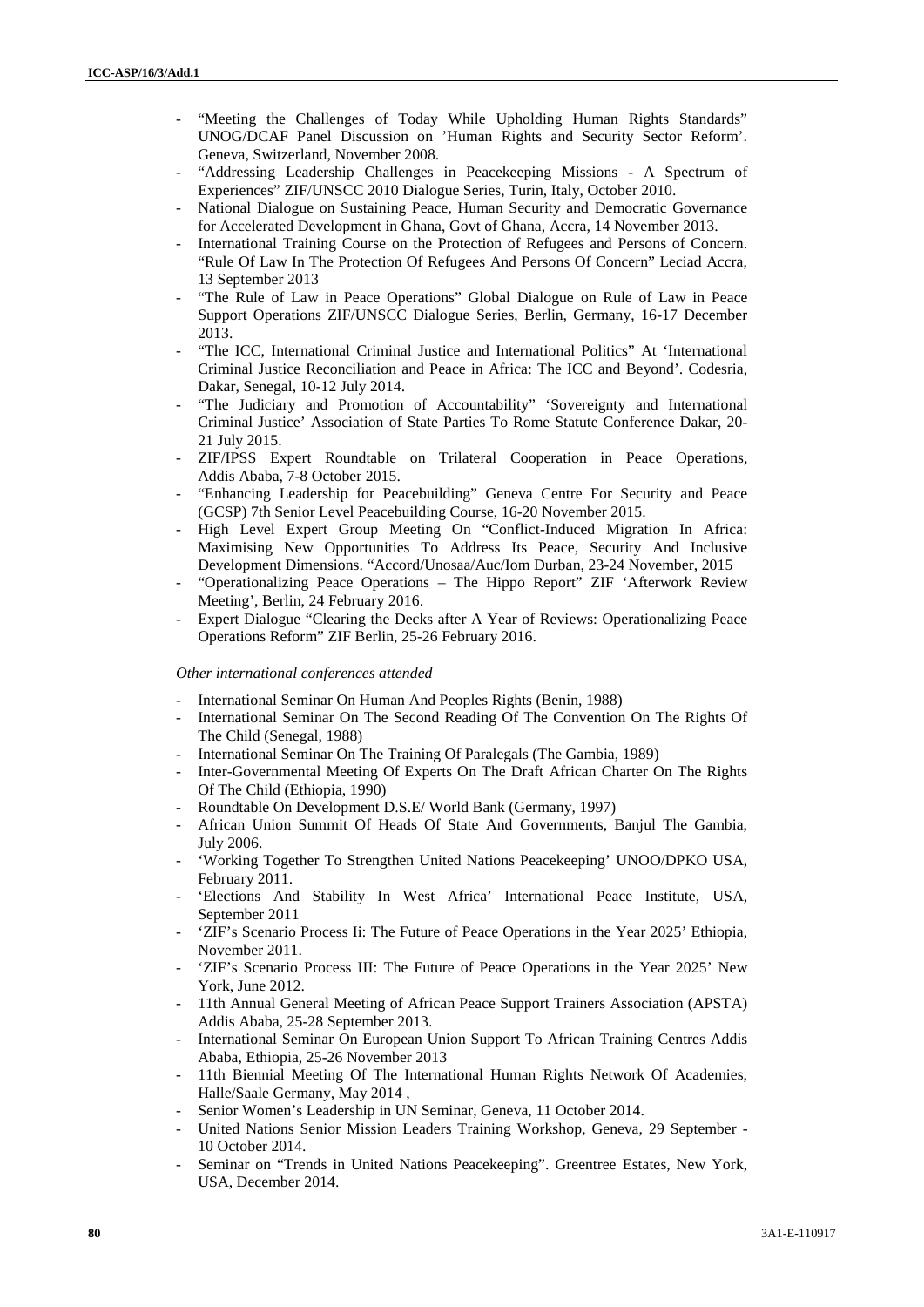- "Meeting the Challenges of Today While Upholding Human Rights Standards" UNOG/DCAF Panel Discussion on 'Human Rights and Security Sector Reform'. Geneva, Switzerland, November 2008.
- "Addressing Leadership Challenges in Peacekeeping Missions - A Spectrum of Experiences" ZIF/UNSCC 2010 Dialogue Series, Turin, Italy, October 2010.
- National Dialogue on Sustaining Peace, Human Security and Democratic Governance for Accelerated Development in Ghana, Govt of Ghana, Accra, 14 November 2013.
- International Training Course on the Protection of Refugees and Persons of Concern. "Rule Of Law In The Protection Of Refugees And Persons Of Concern" Leciad Accra, 13 September 2013
- "The Rule of Law in Peace Operations" Global Dialogue on Rule of Law in Peace Support Operations ZIF/UNSCC Dialogue Series, Berlin, Germany, 16-17 December 2013.
- "The ICC, International Criminal Justice and International Politics" At 'International Criminal Justice Reconciliation and Peace in Africa: The ICC and Beyond'. Codesria, Dakar, Senegal, 10-12 July 2014.
- "The Judiciary and Promotion of Accountability" 'Sovereignty and International Criminal Justice' Association of State Parties To Rome Statute Conference Dakar, 20-21 July 2015.
- ZIF/IPSS Expert Roundtable on Trilateral Cooperation in Peace Operations, Addis Ababa, 7-8 October 2015.
- "Enhancing Leadership for Peacebuilding" Geneva Centre For Security and Peace (GCSP) 7th Senior Level Peacebuilding Course, 16-20 November 2015.
- High Level Expert Group Meeting On "Conflict-Induced Migration In Africa: Maximising New Opportunities To Address Its Peace, Security And Inclusive Development Dimensions. "Accord/Unosaa/Auc/Iom Durban, 23-24 November, 2015
- "Operationalizing Peace Operations – The Hippo Report" ZIF 'Afterwork Review Meeting', Berlin, 24 February 2016.
- Expert Dialogue "Clearing the Decks after A Year of Reviews: Operationalizing Peace Operations Reform" ZIF Berlin, 25-26 February 2016.

*Other international conferences attended*

- International Seminar On Human And Peoples Rights (Benin, 1988)
- International Seminar On The Second Reading Of The Convention On The Rights Of The Child (Senegal, 1988)
- International Seminar On The Training Of Paralegals (The Gambia, 1989)
- Inter-Governmental Meeting Of Experts On The Draft African Charter On The Rights Of The Child (Ethiopia, 1990)
- Roundtable On Development D.S.E/ World Bank (Germany, 1997)
- African Union Summit Of Heads Of State And Governments, Banjul The Gambia, July 2006.
- 'Working Together To Strengthen United Nations Peacekeeping' UNOO/DPKO USA, February 2011.
- 'Elections And Stability In West Africa' International Peace Institute, USA, September 2011
- 'ZIF's Scenario Process Ii: The Future of Peace Operations in the Year 2025' Ethiopia, November 2011.
- 'ZIF's Scenario Process III: The Future of Peace Operations in the Year 2025' New York, June 2012.
- 11th Annual General Meeting of African Peace Support Trainers Association (APSTA) Addis Ababa, 25-28 September 2013.
- International Seminar On European Union Support To African Training Centres Addis Ababa, Ethiopia, 25-26 November 2013
- 11th Biennial Meeting Of The International Human Rights Network Of Academies, Halle/Saale Germany, May 2014 ,
- Senior Women's Leadership in UN Seminar, Geneva, 11 October 2014.
- United Nations Senior Mission Leaders Training Workshop, Geneva, 29 September - 10 October 2014.
- Seminar on "Trends in United Nations Peacekeeping". Greentree Estates, New York, USA, December 2014.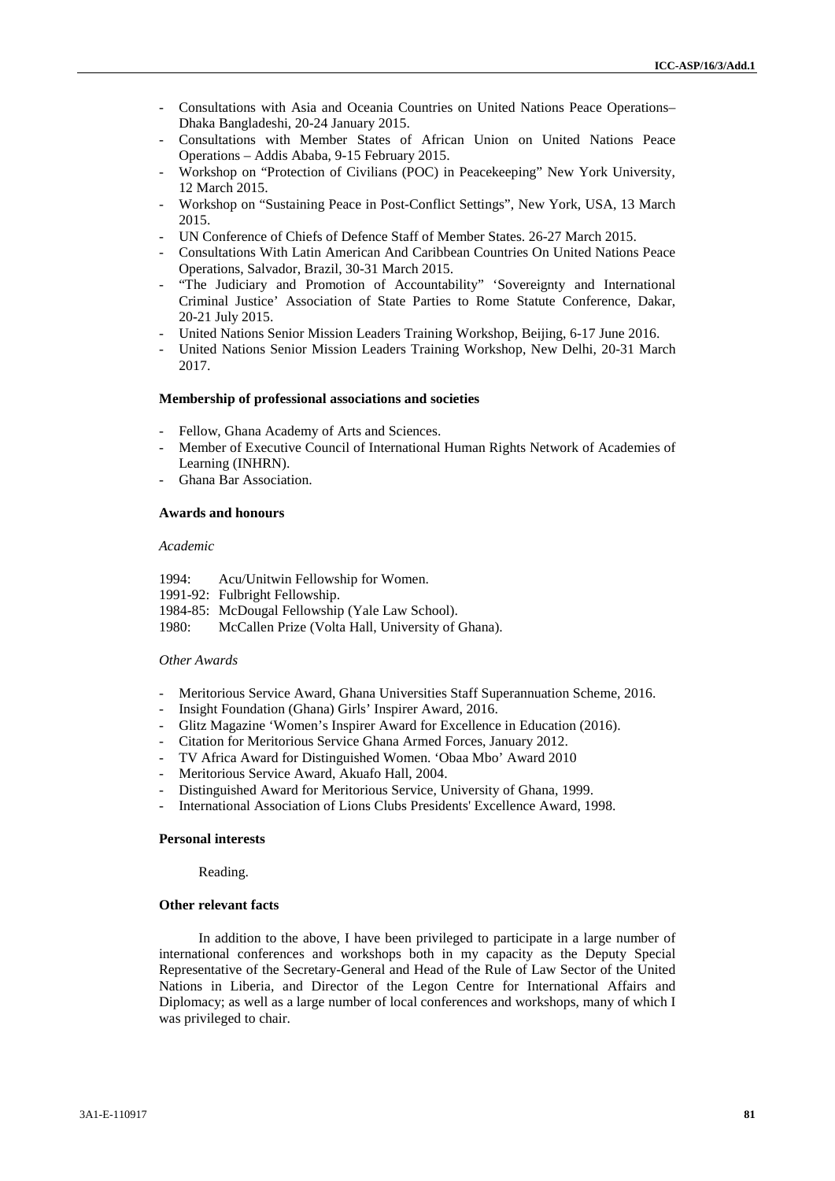- Consultations with Asia and Oceania Countries on United Nations Peace Operations– Dhaka Bangladeshi, 20-24 January 2015.
- Consultations with Member States of African Union on United Nations Peace Operations – Addis Ababa, 9-15 February 2015.
- Workshop on "Protection of Civilians (POC) in Peacekeeping" New York University, 12 March 2015.
- Workshop on "Sustaining Peace in Post-Conflict Settings", New York, USA, 13 March 2015.
- UN Conference of Chiefs of Defence Staff of Member States. 26-27 March 2015.
- Consultations With Latin American And Caribbean Countries On United Nations Peace Operations, Salvador, Brazil, 30-31 March 2015.
- "The Judiciary and Promotion of Accountability" 'Sovereignty and International Criminal Justice' Association of State Parties to Rome Statute Conference, Dakar, 20-21 July 2015.
- United Nations Senior Mission Leaders Training Workshop, Beijing, 6-17 June 2016.
- United Nations Senior Mission Leaders Training Workshop, New Delhi, 20-31 March 2017.

**Membership of professional associations and societies**

- Fellow, Ghana Academy of Arts and Sciences.
- Member of Executive Council of International Human Rights Network of Academies of Learning (INHRN).
- Ghana Bar Association.

**Awards and honours**

*Academic*

1994: Acu/Unitwin Fellowship for Women.
1991-92: Fulbright Fellowship.
1984-85: McDougal Fellowship (Yale Law School).
1980: McCallen Prize (Volta Hall, University of Ghana).

*Other Awards*

- Meritorious Service Award, Ghana Universities Staff Superannuation Scheme, 2016.
- Insight Foundation (Ghana) Girls' Inspirer Award, 2016.
- Glitz Magazine 'Women's Inspirer Award for Excellence in Education (2016).
- Citation for Meritorious Service Ghana Armed Forces, January 2012.
- TV Africa Award for Distinguished Women. 'Obaa Mbo' Award 2010
- Meritorious Service Award, Akuafo Hall, 2004.
- Distinguished Award for Meritorious Service, University of Ghana, 1999.
- International Association of Lions Clubs Presidents' Excellence Award, 1998.

**Personal interests**

Reading.

**Other relevant facts**

In addition to the above, I have been privileged to participate in a large number of international conferences and workshops both in my capacity as the Deputy Special Representative of the Secretary-General and Head of the Rule of Law Sector of the United Nations in Liberia, and Director of the Legon Centre for International Affairs and Diplomacy; as well as a large number of local conferences and workshops, many of which I was privileged to chair.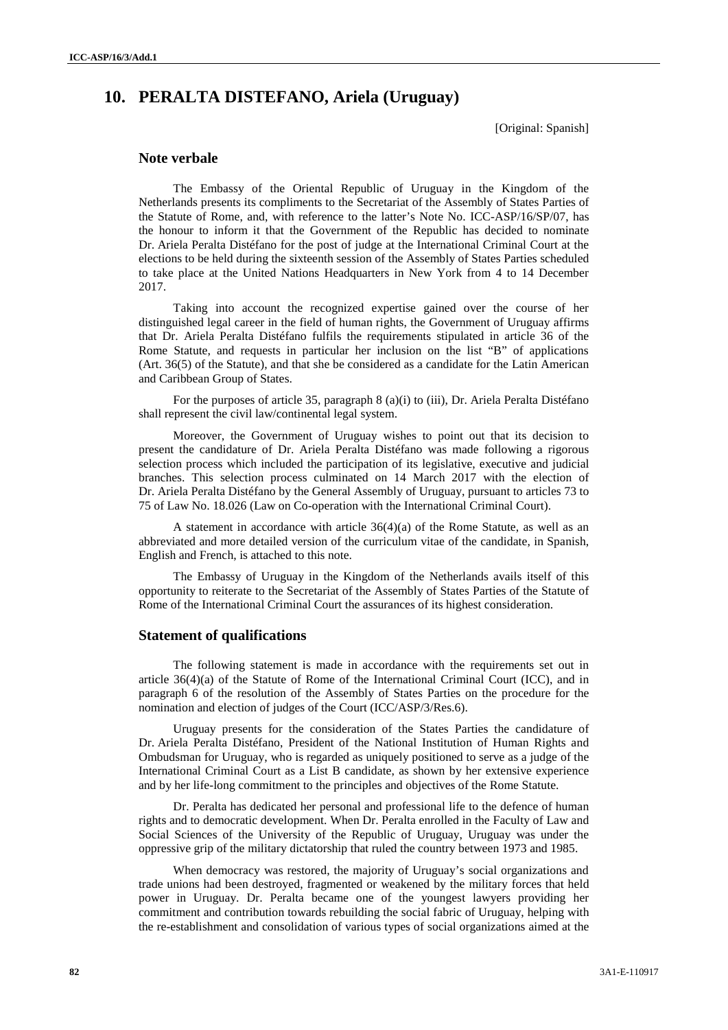# 10. PERALTA DISTEFANO, Ariela (Uruguay)

[Original: Spanish]

## Note verbale

The Embassy of the Oriental Republic of Uruguay in the Kingdom of the Netherlands presents its compliments to the Secretariat of the Assembly of States Parties of the Statute of Rome, and, with reference to the latter's Note No. ICC-ASP/16/SP/07, has the honour to inform it that the Government of the Republic has decided to nominate Dr. Ariela Peralta Distéfano for the post of judge at the International Criminal Court at the elections to be held during the sixteenth session of the Assembly of States Parties scheduled to take place at the United Nations Headquarters in New York from 4 to 14 December 2017.

Taking into account the recognized expertise gained over the course of her distinguished legal career in the field of human rights, the Government of Uruguay affirms that Dr. Ariela Peralta Distéfano fulfils the requirements stipulated in article 36 of the Rome Statute, and requests in particular her inclusion on the list "B" of applications (Art. 36(5) of the Statute), and that she be considered as a candidate for the Latin American and Caribbean Group of States.

For the purposes of article 35, paragraph 8 (a)(i) to (iii), Dr. Ariela Peralta Distéfano shall represent the civil law/continental legal system.

Moreover, the Government of Uruguay wishes to point out that its decision to present the candidature of Dr. Ariela Peralta Distéfano was made following a rigorous selection process which included the participation of its legislative, executive and judicial branches. This selection process culminated on 14 March 2017 with the election of Dr. Ariela Peralta Distéfano by the General Assembly of Uruguay, pursuant to articles 73 to 75 of Law No. 18.026 (Law on Co-operation with the International Criminal Court).

A statement in accordance with article 36(4)(a) of the Rome Statute, as well as an abbreviated and more detailed version of the curriculum vitae of the candidate, in Spanish, English and French, is attached to this note.

The Embassy of Uruguay in the Kingdom of the Netherlands avails itself of this opportunity to reiterate to the Secretariat of the Assembly of States Parties of the Statute of Rome of the International Criminal Court the assurances of its highest consideration.

## Statement of qualifications

The following statement is made in accordance with the requirements set out in article 36(4)(a) of the Statute of Rome of the International Criminal Court (ICC), and in paragraph 6 of the resolution of the Assembly of States Parties on the procedure for the nomination and election of judges of the Court (ICC/ASP/3/Res.6).

Uruguay presents for the consideration of the States Parties the candidature of Dr. Ariela Peralta Distéfano, President of the National Institution of Human Rights and Ombudsman for Uruguay, who is regarded as uniquely positioned to serve as a judge of the International Criminal Court as a List B candidate, as shown by her extensive experience and by her life-long commitment to the principles and objectives of the Rome Statute.

Dr. Peralta has dedicated her personal and professional life to the defence of human rights and to democratic development. When Dr. Peralta enrolled in the Faculty of Law and Social Sciences of the University of the Republic of Uruguay, Uruguay was under the oppressive grip of the military dictatorship that ruled the country between 1973 and 1985.

When democracy was restored, the majority of Uruguay's social organizations and trade unions had been destroyed, fragmented or weakened by the military forces that held power in Uruguay. Dr. Peralta became one of the youngest lawyers providing her commitment and contribution towards rebuilding the social fabric of Uruguay, helping with the re-establishment and consolidation of various types of social organizations aimed at the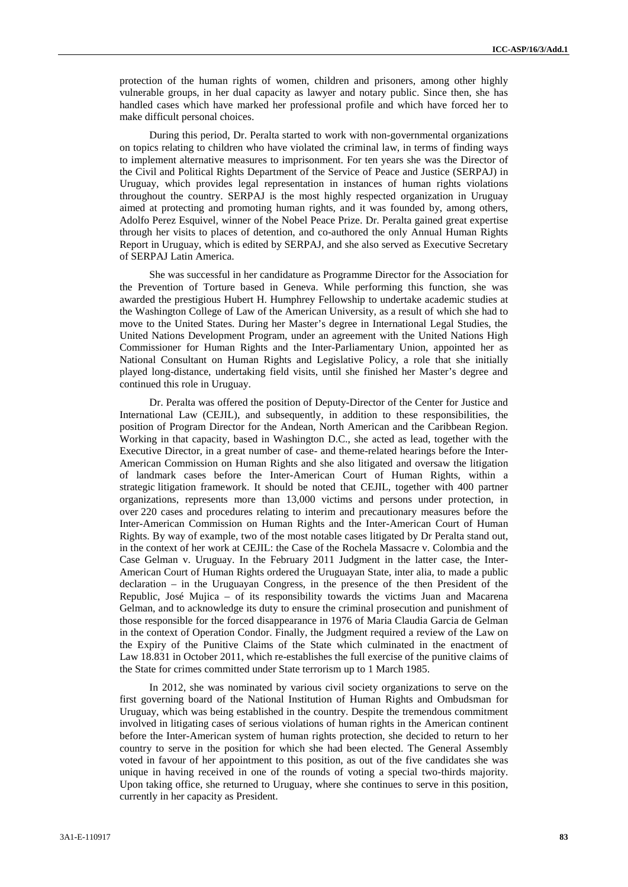protection of the human rights of women, children and prisoners, among other highly vulnerable groups, in her dual capacity as lawyer and notary public. Since then, she has handled cases which have marked her professional profile and which have forced her to make difficult personal choices.

During this period, Dr. Peralta started to work with non-governmental organizations on topics relating to children who have violated the criminal law, in terms of finding ways to implement alternative measures to imprisonment. For ten years she was the Director of the Civil and Political Rights Department of the Service of Peace and Justice (SERPAJ) in Uruguay, which provides legal representation in instances of human rights violations throughout the country. SERPAJ is the most highly respected organization in Uruguay aimed at protecting and promoting human rights, and it was founded by, among others, Adolfo Perez Esquivel, winner of the Nobel Peace Prize. Dr. Peralta gained great expertise through her visits to places of detention, and co-authored the only Annual Human Rights Report in Uruguay, which is edited by SERPAJ, and she also served as Executive Secretary of SERPAJ Latin America.

She was successful in her candidature as Programme Director for the Association for the Prevention of Torture based in Geneva. While performing this function, she was awarded the prestigious Hubert H. Humphrey Fellowship to undertake academic studies at the Washington College of Law of the American University, as a result of which she had to move to the United States. During her Master's degree in International Legal Studies, the United Nations Development Program, under an agreement with the United Nations High Commissioner for Human Rights and the Inter-Parliamentary Union, appointed her as National Consultant on Human Rights and Legislative Policy, a role that she initially played long-distance, undertaking field visits, until she finished her Master's degree and continued this role in Uruguay.

Dr. Peralta was offered the position of Deputy-Director of the Center for Justice and International Law (CEJIL), and subsequently, in addition to these responsibilities, the position of Program Director for the Andean, North American and the Caribbean Region. Working in that capacity, based in Washington D.C., she acted as lead, together with the Executive Director, in a great number of case- and theme-related hearings before the Inter-American Commission on Human Rights and she also litigated and oversaw the litigation of landmark cases before the Inter-American Court of Human Rights, within a strategic litigation framework. It should be noted that CEJIL, together with 400 partner organizations, represents more than 13,000 victims and persons under protection, in over 220 cases and procedures relating to interim and precautionary measures before the Inter-American Commission on Human Rights and the Inter-American Court of Human Rights. By way of example, two of the most notable cases litigated by Dr Peralta stand out, in the context of her work at CEJIL: the Case of the Rochela Massacre v. Colombia and the Case Gelman v. Uruguay. In the February 2011 Judgment in the latter case, the Inter-American Court of Human Rights ordered the Uruguayan State, inter alia, to made a public declaration – in the Uruguayan Congress, in the presence of the then President of the Republic, José Mujica – of its responsibility towards the victims Juan and Macarena Gelman, and to acknowledge its duty to ensure the criminal prosecution and punishment of those responsible for the forced disappearance in 1976 of Maria Claudia Garcia de Gelman in the context of Operation Condor. Finally, the Judgment required a review of the Law on the Expiry of the Punitive Claims of the State which culminated in the enactment of Law 18.831 in October 2011, which re-establishes the full exercise of the punitive claims of the State for crimes committed under State terrorism up to 1 March 1985.

In 2012, she was nominated by various civil society organizations to serve on the first governing board of the National Institution of Human Rights and Ombudsman for Uruguay, which was being established in the country. Despite the tremendous commitment involved in litigating cases of serious violations of human rights in the American continent before the Inter-American system of human rights protection, she decided to return to her country to serve in the position for which she had been elected. The General Assembly voted in favour of her appointment to this position, as out of the five candidates she was unique in having received in one of the rounds of voting a special two-thirds majority. Upon taking office, she returned to Uruguay, where she continues to serve in this position, currently in her capacity as President.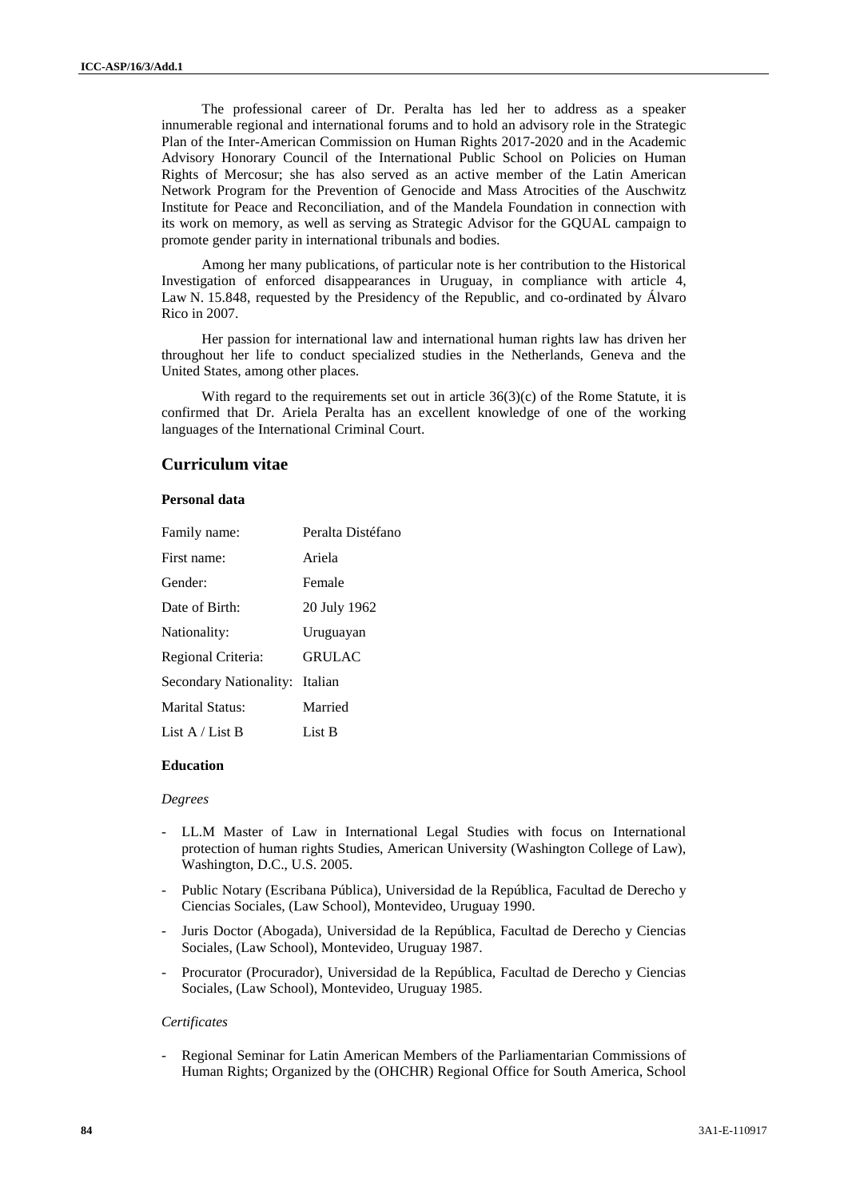The professional career of Dr. Peralta has led her to address as a speaker innumerable regional and international forums and to hold an advisory role in the Strategic Plan of the Inter-American Commission on Human Rights 2017-2020 and in the Academic Advisory Honorary Council of the International Public School on Policies on Human Rights of Mercosur; she has also served as an active member of the Latin American Network Program for the Prevention of Genocide and Mass Atrocities of the Auschwitz Institute for Peace and Reconciliation, and of the Mandela Foundation in connection with its work on memory, as well as serving as Strategic Advisor for the GQUAL campaign to promote gender parity in international tribunals and bodies.

Among her many publications, of particular note is her contribution to the Historical Investigation of enforced disappearances in Uruguay, in compliance with article 4, Law N. 15.848, requested by the Presidency of the Republic, and co-ordinated by Álvaro Rico in 2007.

Her passion for international law and international human rights law has driven her throughout her life to conduct specialized studies in the Netherlands, Geneva and the United States, among other places.

With regard to the requirements set out in article 36(3)(c) of the Rome Statute, it is confirmed that Dr. Ariela Peralta has an excellent knowledge of one of the working languages of the International Criminal Court.

## Curriculum vitae

### Personal data

| | |
|---|---|
| Family name: | Peralta Distéfano |
| First name: | Ariela |
| Gender: | Female |
| Date of Birth: | 20 July 1962 |
| Nationality: | Uruguayan |
| Regional Criteria: | GRULAC |
| Secondary Nationality: | Italian |
| Marital Status: | Married |
| List A / List B | List B |

### Education

*Degrees*

- LL.M Master of Law in International Legal Studies with focus on International protection of human rights Studies, American University (Washington College of Law), Washington, D.C., U.S. 2005.
- Public Notary (Escribana Pública), Universidad de la República, Facultad de Derecho y Ciencias Sociales, (Law School), Montevideo, Uruguay 1990.
- Juris Doctor (Abogada), Universidad de la República, Facultad de Derecho y Ciencias Sociales, (Law School), Montevideo, Uruguay 1987.
- Procurator (Procurador), Universidad de la República, Facultad de Derecho y Ciencias Sociales, (Law School), Montevideo, Uruguay 1985.

*Certificates*

- Regional Seminar for Latin American Members of the Parliamentarian Commissions of Human Rights; Organized by the (OHCHR) Regional Office for South America, School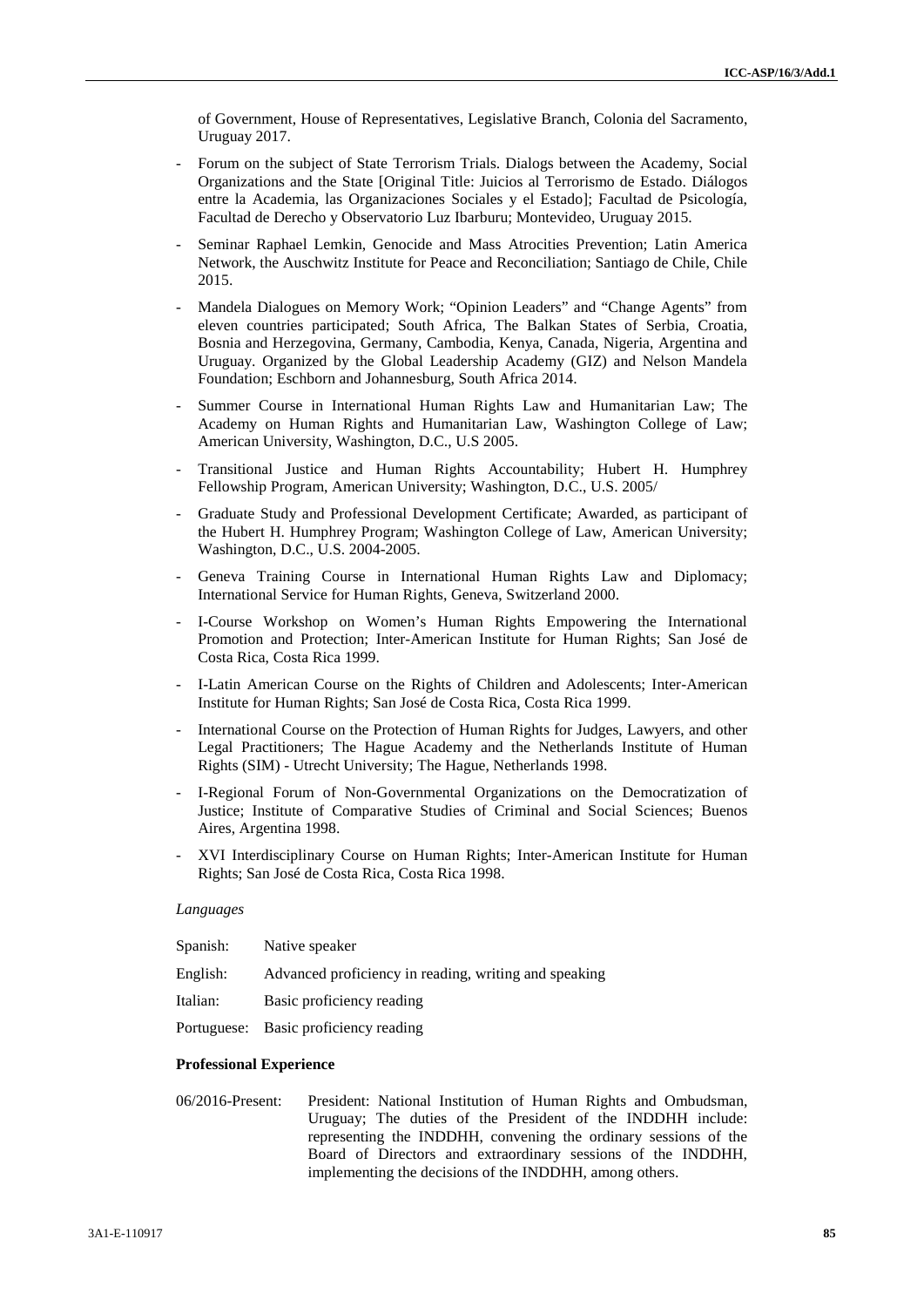of Government, House of Representatives, Legislative Branch, Colonia del Sacramento, Uruguay 2017.

- Forum on the subject of State Terrorism Trials. Dialogs between the Academy, Social Organizations and the State [Original Title: Juicios al Terrorismo de Estado. Diálogos entre la Academia, las Organizaciones Sociales y el Estado]; Facultad de Psicología, Facultad de Derecho y Observatorio Luz Ibarburu; Montevideo, Uruguay 2015.
- Seminar Raphael Lemkin, Genocide and Mass Atrocities Prevention; Latin America Network, the Auschwitz Institute for Peace and Reconciliation; Santiago de Chile, Chile 2015.
- Mandela Dialogues on Memory Work; "Opinion Leaders" and "Change Agents" from eleven countries participated; South Africa, The Balkan States of Serbia, Croatia, Bosnia and Herzegovina, Germany, Cambodia, Kenya, Canada, Nigeria, Argentina and Uruguay. Organized by the Global Leadership Academy (GIZ) and Nelson Mandela Foundation; Eschborn and Johannesburg, South Africa 2014.
- Summer Course in International Human Rights Law and Humanitarian Law; The Academy on Human Rights and Humanitarian Law, Washington College of Law; American University, Washington, D.C., U.S 2005.
- Transitional Justice and Human Rights Accountability; Hubert H. Humphrey Fellowship Program, American University; Washington, D.C., U.S. 2005/
- Graduate Study and Professional Development Certificate; Awarded, as participant of the Hubert H. Humphrey Program; Washington College of Law, American University; Washington, D.C., U.S. 2004-2005.
- Geneva Training Course in International Human Rights Law and Diplomacy; International Service for Human Rights, Geneva, Switzerland 2000.
- I-Course Workshop on Women's Human Rights Empowering the International Promotion and Protection; Inter-American Institute for Human Rights; San José de Costa Rica, Costa Rica 1999.
- I-Latin American Course on the Rights of Children and Adolescents; Inter-American Institute for Human Rights; San José de Costa Rica, Costa Rica 1999.
- International Course on the Protection of Human Rights for Judges, Lawyers, and other Legal Practitioners; The Hague Academy and the Netherlands Institute of Human Rights (SIM) - Utrecht University; The Hague, Netherlands 1998.
- I-Regional Forum of Non-Governmental Organizations on the Democratization of Justice; Institute of Comparative Studies of Criminal and Social Sciences; Buenos Aires, Argentina 1998.
- XVI Interdisciplinary Course on Human Rights; Inter-American Institute for Human Rights; San José de Costa Rica, Costa Rica 1998.

*Languages*

| | |
|---|---|
| Spanish: | Native speaker |
| English: | Advanced proficiency in reading, writing and speaking |
| Italian: | Basic proficiency reading |
| Portuguese: | Basic proficiency reading |

**Professional Experience**

06/2016-Present: President: National Institution of Human Rights and Ombudsman, Uruguay; The duties of the President of the INDDHH include: representing the INDDHH, convening the ordinary sessions of the Board of Directors and extraordinary sessions of the INDDHH, implementing the decisions of the INDDHH, among others.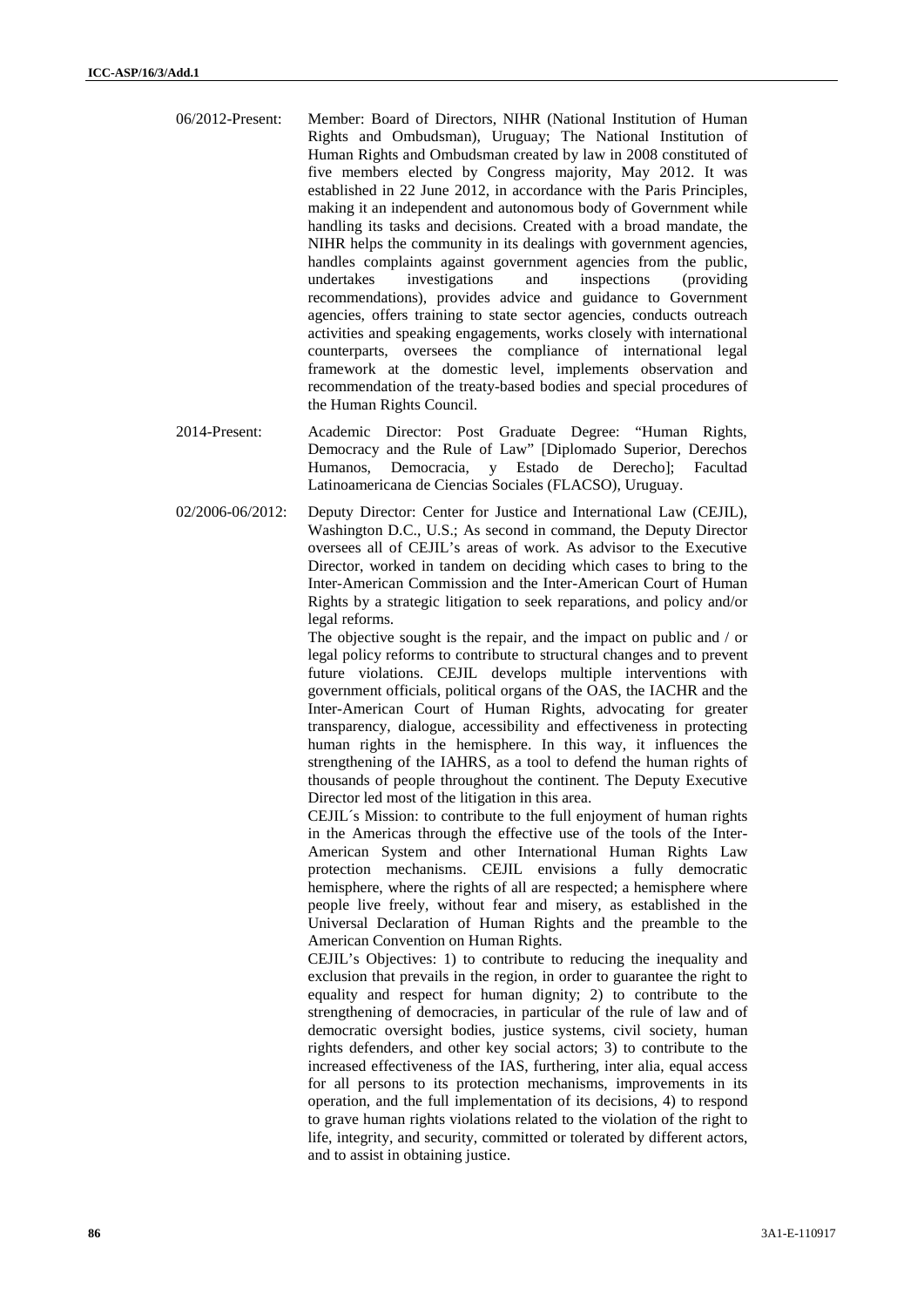06/2012-Present: Member: Board of Directors, NIHR (National Institution of Human Rights and Ombudsman), Uruguay; The National Institution of Human Rights and Ombudsman created by law in 2008 constituted of five members elected by Congress majority, May 2012. It was established in 22 June 2012, in accordance with the Paris Principles, making it an independent and autonomous body of Government while handling its tasks and decisions. Created with a broad mandate, the NIHR helps the community in its dealings with government agencies, handles complaints against government agencies from the public, undertakes investigations and inspections (providing recommendations), provides advice and guidance to Government agencies, offers training to state sector agencies, conducts outreach activities and speaking engagements, works closely with international counterparts, oversees the compliance of international legal framework at the domestic level, implements observation and recommendation of the treaty-based bodies and special procedures of the Human Rights Council.

2014-Present: Academic Director: Post Graduate Degree: "Human Rights, Democracy and the Rule of Law" [Diplomado Superior, Derechos Humanos, Democracia, y Estado de Derecho]; Facultad Latinoamericana de Ciencias Sociales (FLACSO), Uruguay.

02/2006-06/2012: Deputy Director: Center for Justice and International Law (CEJIL), Washington D.C., U.S.; As second in command, the Deputy Director oversees all of CEJIL's areas of work. As advisor to the Executive Director, worked in tandem on deciding which cases to bring to the Inter-American Commission and the Inter-American Court of Human Rights by a strategic litigation to seek reparations, and policy and/or legal reforms.

The objective sought is the repair, and the impact on public and / or legal policy reforms to contribute to structural changes and to prevent future violations. CEJIL develops multiple interventions with government officials, political organs of the OAS, the IACHR and the Inter-American Court of Human Rights, advocating for greater transparency, dialogue, accessibility and effectiveness in protecting human rights in the hemisphere. In this way, it influences the strengthening of the IAHRS, as a tool to defend the human rights of thousands of people throughout the continent. The Deputy Executive Director led most of the litigation in this area.

CEJIL´s Mission: to contribute to the full enjoyment of human rights in the Americas through the effective use of the tools of the Inter-American System and other International Human Rights Law protection mechanisms. CEJIL envisions a fully democratic hemisphere, where the rights of all are respected; a hemisphere where people live freely, without fear and misery, as established in the Universal Declaration of Human Rights and the preamble to the American Convention on Human Rights.

CEJIL's Objectives: 1) to contribute to reducing the inequality and exclusion that prevails in the region, in order to guarantee the right to equality and respect for human dignity; 2) to contribute to the strengthening of democracies, in particular of the rule of law and of democratic oversight bodies, justice systems, civil society, human rights defenders, and other key social actors; 3) to contribute to the increased effectiveness of the IAS, furthering, inter alia, equal access for all persons to its protection mechanisms, improvements in its operation, and the full implementation of its decisions, 4) to respond to grave human rights violations related to the violation of the right to life, integrity, and security, committed or tolerated by different actors, and to assist in obtaining justice.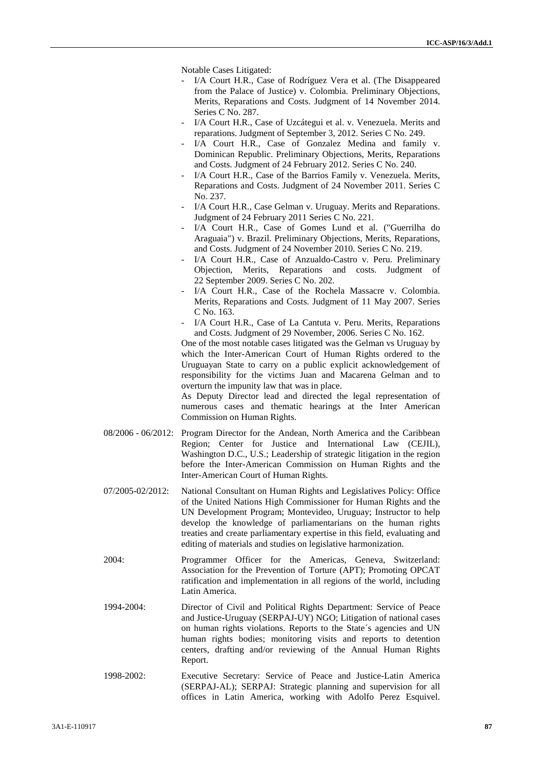Notable Cases Litigated:

- I/A Court H.R., Case of Rodríguez Vera et al. (The Disappeared from the Palace of Justice) v. Colombia. Preliminary Objections, Merits, Reparations and Costs. Judgment of 14 November 2014. Series C No. 287.
- I/A Court H.R., Case of Uzcátegui et al. v. Venezuela. Merits and reparations. Judgment of September 3, 2012. Series C No. 249.
- I/A Court H.R., Case of Gonzalez Medina and family v. Dominican Republic. Preliminary Objections, Merits, Reparations and Costs. Judgment of 24 February 2012. Series C No. 240.
- I/A Court H.R., Case of the Barrios Family v. Venezuela. Merits, Reparations and Costs. Judgment of 24 November 2011. Series C No. 237.
- I/A Court H.R., Case Gelman v. Uruguay. Merits and Reparations. Judgment of 24 February 2011 Series C No. 221.
- I/A Court H.R., Case of Gomes Lund et al. ("Guerrilha do Araguaia") v. Brazil. Preliminary Objections, Merits, Reparations, and Costs. Judgment of 24 November 2010. Series C No. 219.
- I/A Court H.R., Case of Anzualdo-Castro v. Peru. Preliminary Objection, Merits, Reparations and costs. Judgment of 22 September 2009. Series C No. 202.
- I/A Court H.R., Case of the Rochela Massacre v. Colombia. Merits, Reparations and Costs. Judgment of 11 May 2007. Series C No. 163.
- I/A Court H.R., Case of La Cantuta v. Peru. Merits, Reparations and Costs. Judgment of 29 November, 2006. Series C No. 162.

One of the most notable cases litigated was the Gelman vs Uruguay by which the Inter-American Court of Human Rights ordered to the Uruguayan State to carry on a public explicit acknowledgement of responsibility for the victims Juan and Macarena Gelman and to overturn the impunity law that was in place.

As Deputy Director lead and directed the legal representation of numerous cases and thematic hearings at the Inter American Commission on Human Rights.

08/2006 - 06/2012: Program Director for the Andean, North America and the Caribbean Region; Center for Justice and International Law (CEJIL), Washington D.C., U.S.; Leadership of strategic litigation in the region before the Inter-American Commission on Human Rights and the Inter-American Court of Human Rights.

07/2005-02/2012: National Consultant on Human Rights and Legislatives Policy: Office of the United Nations High Commissioner for Human Rights and the UN Development Program; Montevideo, Uruguay; Instructor to help develop the knowledge of parliamentarians on the human rights treaties and create parliamentary expertise in this field, evaluating and editing of materials and studies on legislative harmonization.

2004: Programmer Officer for the Americas, Geneva, Switzerland: Association for the Prevention of Torture (APT); Promoting OPCAT ratification and implementation in all regions of the world, including Latin America.

1994-2004: Director of Civil and Political Rights Department: Service of Peace and Justice-Uruguay (SERPAJ-UY) NGO; Litigation of national cases on human rights violations. Reports to the State´s agencies and UN human rights bodies; monitoring visits and reports to detention centers, drafting and/or reviewing of the Annual Human Rights Report.

1998-2002: Executive Secretary: Service of Peace and Justice-Latin America (SERPAJ-AL); SERPAJ: Strategic planning and supervision for all offices in Latin America, working with Adolfo Perez Esquivel.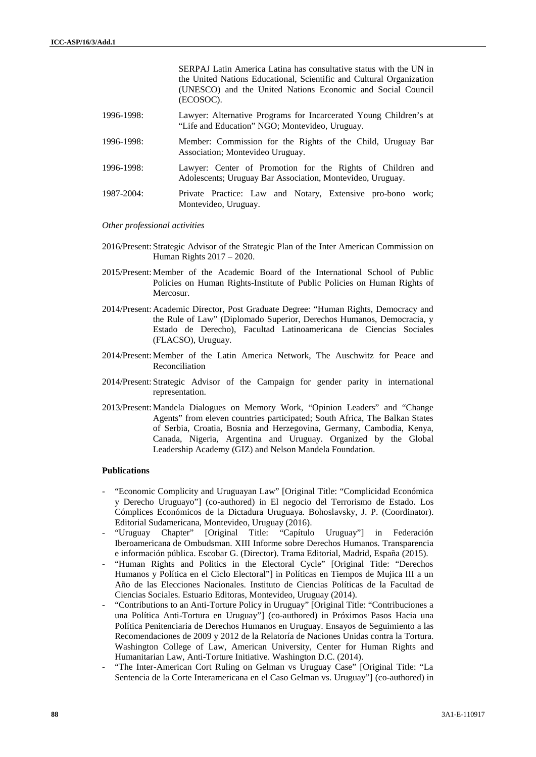SERPAJ Latin America Latina has consultative status with the UN in the United Nations Educational, Scientific and Cultural Organization (UNESCO) and the United Nations Economic and Social Council (ECOSOC).

1996-1998: Lawyer: Alternative Programs for Incarcerated Young Children's at "Life and Education" NGO; Montevideo, Uruguay.

1996-1998: Member: Commission for the Rights of the Child, Uruguay Bar Association; Montevideo Uruguay.

1996-1998: Lawyer: Center of Promotion for the Rights of Children and Adolescents; Uruguay Bar Association, Montevideo, Uruguay.

1987-2004: Private Practice: Law and Notary, Extensive pro-bono work; Montevideo, Uruguay.

*Other professional activities*

2016/Present: Strategic Advisor of the Strategic Plan of the Inter American Commission on Human Rights 2017 – 2020.

2015/Present: Member of the Academic Board of the International School of Public Policies on Human Rights-Institute of Public Policies on Human Rights of Mercosur.

2014/Present: Academic Director, Post Graduate Degree: "Human Rights, Democracy and the Rule of Law" (Diplomado Superior, Derechos Humanos, Democracia, y Estado de Derecho), Facultad Latinoamericana de Ciencias Sociales (FLACSO), Uruguay.

2014/Present: Member of the Latin America Network, The Auschwitz for Peace and Reconciliation

2014/Present: Strategic Advisor of the Campaign for gender parity in international representation.

2013/Present: Mandela Dialogues on Memory Work, "Opinion Leaders" and "Change Agents" from eleven countries participated; South Africa, The Balkan States of Serbia, Croatia, Bosnia and Herzegovina, Germany, Cambodia, Kenya, Canada, Nigeria, Argentina and Uruguay. Organized by the Global Leadership Academy (GIZ) and Nelson Mandela Foundation.

**Publications**

- "Economic Complicity and Uruguayan Law" [Original Title: "Complicidad Económica y Derecho Uruguayo"] (co-authored) in El negocio del Terrorismo de Estado. Los Cómplices Económicos de la Dictadura Uruguaya. Bohoslavsky, J. P. (Coordinator). Editorial Sudamericana, Montevideo, Uruguay (2016).
- "Uruguay Chapter" [Original Title: "Capítulo Uruguay"] in Federación Iberoamericana de Ombudsman. XIII Informe sobre Derechos Humanos. Transparencia e información pública. Escobar G. (Director). Trama Editorial, Madrid, España (2015).
- "Human Rights and Politics in the Electoral Cycle" [Original Title: "Derechos Humanos y Política en el Ciclo Electoral"] in Políticas en Tiempos de Mujica III a un Año de las Elecciones Nacionales. Instituto de Ciencias Políticas de la Facultad de Ciencias Sociales. Estuario Editoras, Montevideo, Uruguay (2014).
- "Contributions to an Anti-Torture Policy in Uruguay" [Original Title: "Contribuciones a una Política Anti-Tortura en Uruguay"] (co-authored) in Próximos Pasos Hacia una Política Penitenciaria de Derechos Humanos en Uruguay. Ensayos de Seguimiento a las Recomendaciones de 2009 y 2012 de la Relatoría de Naciones Unidas contra la Tortura. Washington College of Law, American University, Center for Human Rights and Humanitarian Law, Anti-Torture Initiative. Washington D.C. (2014).
- "The Inter-American Cort Ruling on Gelman vs Uruguay Case" [Original Title: "La Sentencia de la Corte Interamericana en el Caso Gelman vs. Uruguay"] (co-authored) in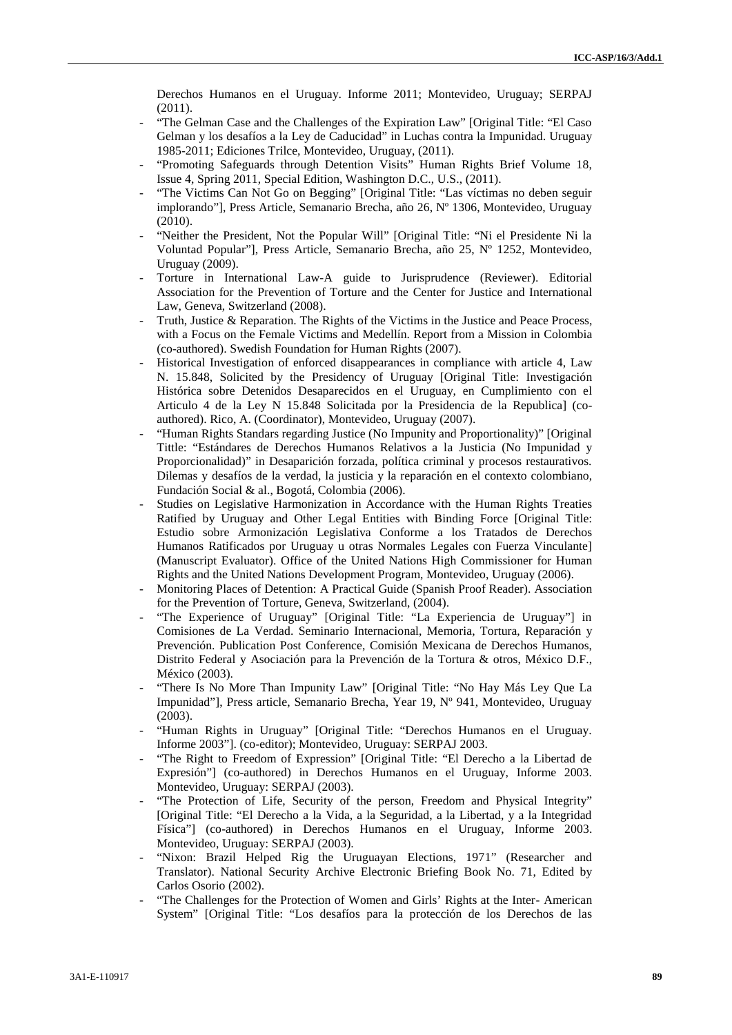Derechos Humanos en el Uruguay. Informe 2011; Montevideo, Uruguay; SERPAJ (2011).

- "The Gelman Case and the Challenges of the Expiration Law" [Original Title: "El Caso Gelman y los desafíos a la Ley de Caducidad" in Luchas contra la Impunidad. Uruguay 1985-2011; Ediciones Trilce, Montevideo, Uruguay, (2011).
- "Promoting Safeguards through Detention Visits" Human Rights Brief Volume 18, Issue 4, Spring 2011, Special Edition, Washington D.C., U.S., (2011).
- "The Victims Can Not Go on Begging" [Original Title: "Las víctimas no deben seguir implorando"], Press Article, Semanario Brecha, año 26, Nº 1306, Montevideo, Uruguay (2010).
- "Neither the President, Not the Popular Will" [Original Title: "Ni el Presidente Ni la Voluntad Popular"], Press Article, Semanario Brecha, año 25, Nº 1252, Montevideo, Uruguay (2009).
- Torture in International Law-A guide to Jurisprudence (Reviewer). Editorial Association for the Prevention of Torture and the Center for Justice and International Law, Geneva, Switzerland (2008).
- Truth, Justice & Reparation. The Rights of the Victims in the Justice and Peace Process, with a Focus on the Female Victims and Medellín. Report from a Mission in Colombia (co-authored). Swedish Foundation for Human Rights (2007).
- Historical Investigation of enforced disappearances in compliance with article 4, Law N. 15.848, Solicited by the Presidency of Uruguay [Original Title: Investigación Histórica sobre Detenidos Desaparecidos en el Uruguay, en Cumplimiento con el Articulo 4 de la Ley N 15.848 Solicitada por la Presidencia de la Republica] (co-authored). Rico, A. (Coordinator), Montevideo, Uruguay (2007).
- "Human Rights Standars regarding Justice (No Impunity and Proportionality)" [Original Tittle: "Estándares de Derechos Humanos Relativos a la Justicia (No Impunidad y Proporcionalidad)" in Desaparición forzada, política criminal y procesos restaurativos. Dilemas y desafíos de la verdad, la justicia y la reparación en el contexto colombiano, Fundación Social & al., Bogotá, Colombia (2006).
- Studies on Legislative Harmonization in Accordance with the Human Rights Treaties Ratified by Uruguay and Other Legal Entities with Binding Force [Original Title: Estudio sobre Armonización Legislativa Conforme a los Tratados de Derechos Humanos Ratificados por Uruguay u otras Normales Legales con Fuerza Vinculante] (Manuscript Evaluator). Office of the United Nations High Commissioner for Human Rights and the United Nations Development Program, Montevideo, Uruguay (2006).
- Monitoring Places of Detention: A Practical Guide (Spanish Proof Reader). Association for the Prevention of Torture, Geneva, Switzerland, (2004).
- "The Experience of Uruguay" [Original Title: "La Experiencia de Uruguay"] in Comisiones de La Verdad. Seminario Internacional, Memoria, Tortura, Reparación y Prevención. Publication Post Conference, Comisión Mexicana de Derechos Humanos, Distrito Federal y Asociación para la Prevención de la Tortura & otros, México D.F., México (2003).
- "There Is No More Than Impunity Law" [Original Title: "No Hay Más Ley Que La Impunidad"], Press article, Semanario Brecha, Year 19, Nº 941, Montevideo, Uruguay (2003).
- "Human Rights in Uruguay" [Original Title: "Derechos Humanos en el Uruguay. Informe 2003"]. (co-editor); Montevideo, Uruguay: SERPAJ 2003.
- "The Right to Freedom of Expression" [Original Title: "El Derecho a la Libertad de Expresión"] (co-authored) in Derechos Humanos en el Uruguay, Informe 2003. Montevideo, Uruguay: SERPAJ (2003).
- "The Protection of Life, Security of the person, Freedom and Physical Integrity" [Original Title: "El Derecho a la Vida, a la Seguridad, a la Libertad, y a la Integridad Física"] (co-authored) in Derechos Humanos en el Uruguay, Informe 2003. Montevideo, Uruguay: SERPAJ (2003).
- "Nixon: Brazil Helped Rig the Uruguayan Elections, 1971" (Researcher and Translator). National Security Archive Electronic Briefing Book No. 71, Edited by Carlos Osorio (2002).
- "The Challenges for the Protection of Women and Girls' Rights at the Inter- American System" [Original Title: "Los desafíos para la protección de los Derechos de las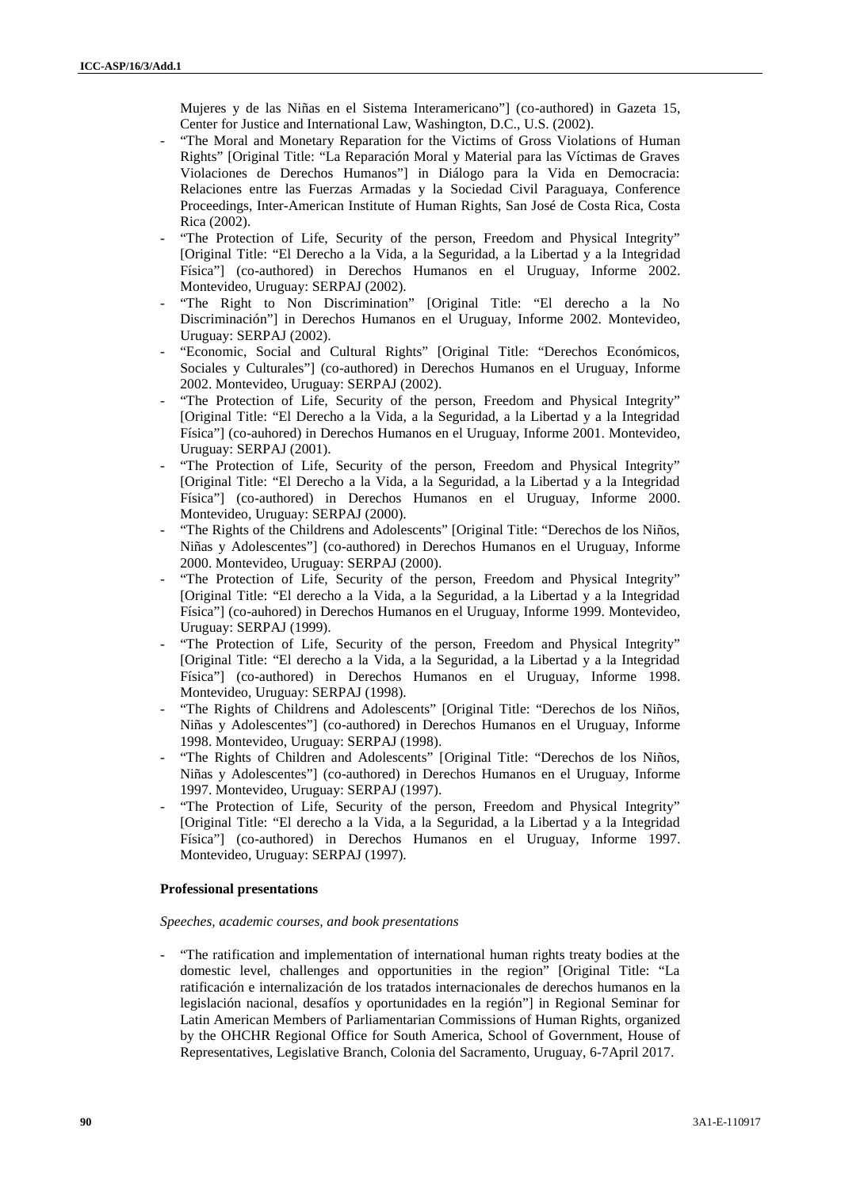Mujeres y de las Niñas en el Sistema Interamericano"] (co-authored) in Gazeta 15, Center for Justice and International Law, Washington, D.C., U.S. (2002).

- "The Moral and Monetary Reparation for the Victims of Gross Violations of Human Rights" [Original Title: "La Reparación Moral y Material para las Víctimas de Graves Violaciones de Derechos Humanos"] in Diálogo para la Vida en Democracia: Relaciones entre las Fuerzas Armadas y la Sociedad Civil Paraguaya, Conference Proceedings, Inter-American Institute of Human Rights, San José de Costa Rica, Costa Rica (2002).
- "The Protection of Life, Security of the person, Freedom and Physical Integrity" [Original Title: "El Derecho a la Vida, a la Seguridad, a la Libertad y a la Integridad Física"] (co-authored) in Derechos Humanos en el Uruguay, Informe 2002. Montevideo, Uruguay: SERPAJ (2002).
- "The Right to Non Discrimination" [Original Title: "El derecho a la No Discriminación"] in Derechos Humanos en el Uruguay, Informe 2002. Montevideo, Uruguay: SERPAJ (2002).
- "Economic, Social and Cultural Rights" [Original Title: "Derechos Económicos, Sociales y Culturales"] (co-authored) in Derechos Humanos en el Uruguay, Informe 2002. Montevideo, Uruguay: SERPAJ (2002).
- "The Protection of Life, Security of the person, Freedom and Physical Integrity" [Original Title: "El Derecho a la Vida, a la Seguridad, a la Libertad y a la Integridad Física"] (co-auhored) in Derechos Humanos en el Uruguay, Informe 2001. Montevideo, Uruguay: SERPAJ (2001).
- "The Protection of Life, Security of the person, Freedom and Physical Integrity" [Original Title: "El Derecho a la Vida, a la Seguridad, a la Libertad y a la Integridad Física"] (co-authored) in Derechos Humanos en el Uruguay, Informe 2000. Montevideo, Uruguay: SERPAJ (2000).
- "The Rights of the Childrens and Adolescents" [Original Title: "Derechos de los Niños, Niñas y Adolescentes"] (co-authored) in Derechos Humanos en el Uruguay, Informe 2000. Montevideo, Uruguay: SERPAJ (2000).
- "The Protection of Life, Security of the person, Freedom and Physical Integrity" [Original Title: "El derecho a la Vida, a la Seguridad, a la Libertad y a la Integridad Física"] (co-auhored) in Derechos Humanos en el Uruguay, Informe 1999. Montevideo, Uruguay: SERPAJ (1999).
- "The Protection of Life, Security of the person, Freedom and Physical Integrity" [Original Title: "El derecho a la Vida, a la Seguridad, a la Libertad y a la Integridad Física"] (co-authored) in Derechos Humanos en el Uruguay, Informe 1998. Montevideo, Uruguay: SERPAJ (1998).
- "The Rights of Childrens and Adolescents" [Original Title: "Derechos de los Niños, Niñas y Adolescentes"] (co-authored) in Derechos Humanos en el Uruguay, Informe 1998. Montevideo, Uruguay: SERPAJ (1998).
- "The Rights of Children and Adolescents" [Original Title: "Derechos de los Niños, Niñas y Adolescentes"] (co-authored) in Derechos Humanos en el Uruguay, Informe 1997. Montevideo, Uruguay: SERPAJ (1997).
- "The Protection of Life, Security of the person, Freedom and Physical Integrity" [Original Title: "El derecho a la Vida, a la Seguridad, a la Libertad y a la Integridad Física"] (co-authored) in Derechos Humanos en el Uruguay, Informe 1997. Montevideo, Uruguay: SERPAJ (1997).

**Professional presentations**

*Speeches, academic courses, and book presentations*

- "The ratification and implementation of international human rights treaty bodies at the domestic level, challenges and opportunities in the region" [Original Title: "La ratificación e internalización de los tratados internacionales de derechos humanos en la legislación nacional, desafíos y oportunidades en la región"] in Regional Seminar for Latin American Members of Parliamentarian Commissions of Human Rights, organized by the OHCHR Regional Office for South America, School of Government, House of Representatives, Legislative Branch, Colonia del Sacramento, Uruguay, 6-7April 2017.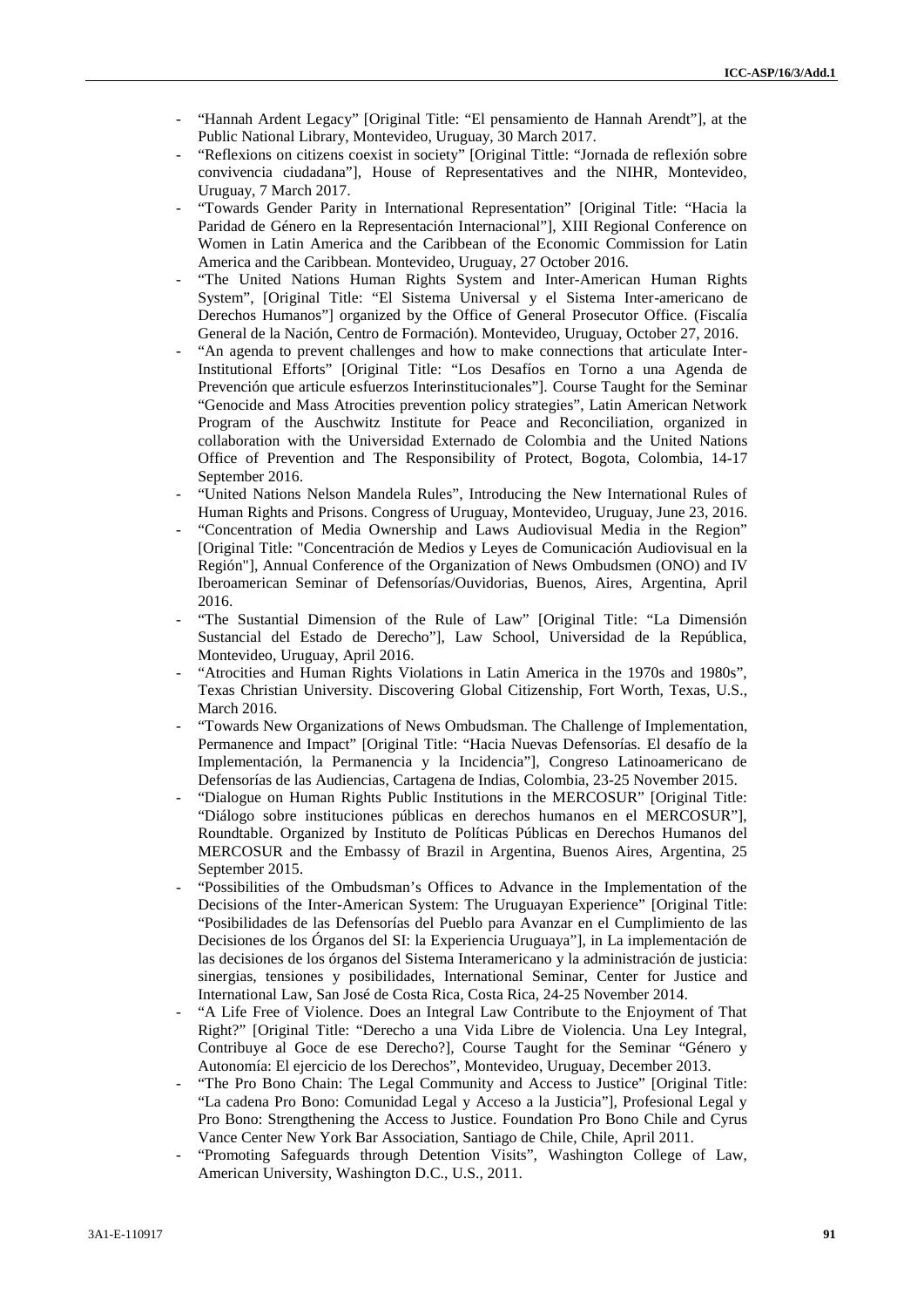- "Hannah Ardent Legacy" [Original Title: "El pensamiento de Hannah Arendt"], at the Public National Library, Montevideo, Uruguay, 30 March 2017.
- "Reflexions on citizens coexist in society" [Original Tittle: "Jornada de reflexión sobre convivencia ciudadana"], House of Representatives and the NIHR, Montevideo, Uruguay, 7 March 2017.
- "Towards Gender Parity in International Representation" [Original Title: "Hacia la Paridad de Género en la Representación Internacional"], XIII Regional Conference on Women in Latin America and the Caribbean of the Economic Commission for Latin America and the Caribbean. Montevideo, Uruguay, 27 October 2016.
- "The United Nations Human Rights System and Inter-American Human Rights System", [Original Title: "El Sistema Universal y el Sistema Inter-americano de Derechos Humanos"] organized by the Office of General Prosecutor Office. (Fiscalía General de la Nación, Centro de Formación). Montevideo, Uruguay, October 27, 2016.
- "An agenda to prevent challenges and how to make connections that articulate Inter-Institutional Efforts" [Original Title: "Los Desafíos en Torno a una Agenda de Prevención que articule esfuerzos Interinstitucionales"]. Course Taught for the Seminar "Genocide and Mass Atrocities prevention policy strategies", Latin American Network Program of the Auschwitz Institute for Peace and Reconciliation, organized in collaboration with the Universidad Externado de Colombia and the United Nations Office of Prevention and The Responsibility of Protect, Bogota, Colombia, 14-17 September 2016.
- "United Nations Nelson Mandela Rules", Introducing the New International Rules of Human Rights and Prisons. Congress of Uruguay, Montevideo, Uruguay, June 23, 2016.
- "Concentration of Media Ownership and Laws Audiovisual Media in the Region" [Original Title: "Concentración de Medios y Leyes de Comunicación Audiovisual en la Región"], Annual Conference of the Organization of News Ombudsmen (ONO) and IV Iberoamerican Seminar of Defensorías/Ouvidorias, Buenos, Aires, Argentina, April 2016.
- "The Sustantial Dimension of the Rule of Law" [Original Title: "La Dimensión Sustancial del Estado de Derecho"], Law School, Universidad de la República, Montevideo, Uruguay, April 2016.
- "Atrocities and Human Rights Violations in Latin America in the 1970s and 1980s", Texas Christian University. Discovering Global Citizenship, Fort Worth, Texas, U.S., March 2016.
- "Towards New Organizations of News Ombudsman. The Challenge of Implementation, Permanence and Impact" [Original Title: "Hacia Nuevas Defensorías. El desafío de la Implementación, la Permanencia y la Incidencia"], Congreso Latinoamericano de Defensorías de las Audiencias, Cartagena de Indias, Colombia, 23-25 November 2015.
- "Dialogue on Human Rights Public Institutions in the MERCOSUR" [Original Title: "Diálogo sobre instituciones públicas en derechos humanos en el MERCOSUR"], Roundtable. Organized by Instituto de Políticas Públicas en Derechos Humanos del MERCOSUR and the Embassy of Brazil in Argentina, Buenos Aires, Argentina, 25 September 2015.
- "Possibilities of the Ombudsman's Offices to Advance in the Implementation of the Decisions of the Inter-American System: The Uruguayan Experience" [Original Title: "Posibilidades de las Defensorías del Pueblo para Avanzar en el Cumplimiento de las Decisiones de los Órganos del SI: la Experiencia Uruguaya"], in La implementación de las decisiones de los órganos del Sistema Interamericano y la administración de justicia: sinergias, tensiones y posibilidades, International Seminar, Center for Justice and International Law, San José de Costa Rica, Costa Rica, 24-25 November 2014.
- "A Life Free of Violence. Does an Integral Law Contribute to the Enjoyment of That Right?" [Original Title: "Derecho a una Vida Libre de Violencia. Una Ley Integral, Contribuye al Goce de ese Derecho?], Course Taught for the Seminar "Género y Autonomía: El ejercicio de los Derechos", Montevideo, Uruguay, December 2013.
- "The Pro Bono Chain: The Legal Community and Access to Justice" [Original Title: "La cadena Pro Bono: Comunidad Legal y Acceso a la Justicia"], Profesional Legal y Pro Bono: Strengthening the Access to Justice. Foundation Pro Bono Chile and Cyrus Vance Center New York Bar Association, Santiago de Chile, Chile, April 2011.
- "Promoting Safeguards through Detention Visits", Washington College of Law, American University, Washington D.C., U.S., 2011.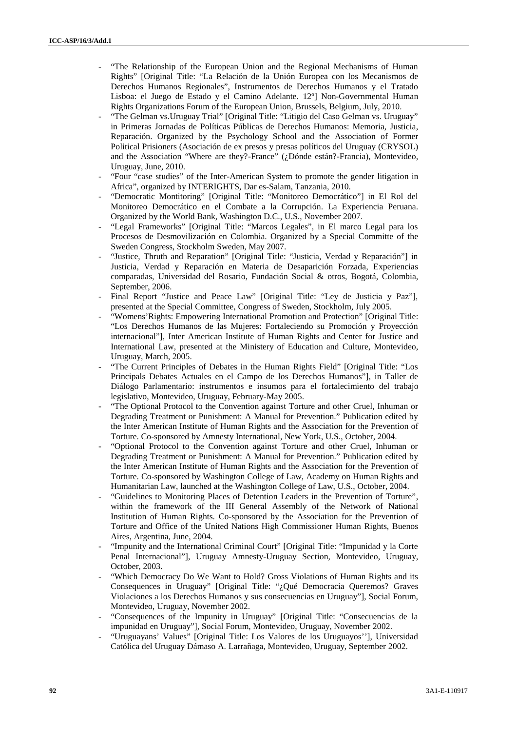- "The Relationship of the European Union and the Regional Mechanisms of Human Rights" [Original Title: "La Relación de la Unión Europea con los Mecanismos de Derechos Humanos Regionales", Instrumentos de Derechos Humanos y el Tratado Lisboa: el Juego de Estado y el Camino Adelante. 12º] Non-Governmental Human Rights Organizations Forum of the European Union, Brussels, Belgium, July, 2010.
- "The Gelman vs.Uruguay Trial" [Original Title: "Litigio del Caso Gelman vs. Uruguay" in Primeras Jornadas de Políticas Públicas de Derechos Humanos: Memoria, Justicia, Reparación. Organized by the Psychology School and the Association of Former Political Prisioners (Asociación de ex presos y presas políticos del Uruguay (CRYSOL) and the Association "Where are they?-France" (¿Dónde están?-Francia), Montevideo, Uruguay, June, 2010.
- "Four "case studies" of the Inter-American System to promote the gender litigation in Africa", organized by INTERIGHTS, Dar es-Salam, Tanzania, 2010.
- "Democratic Montitoring" [Original Title: "Monitoreo Democrático"] in El Rol del Monitoreo Democrático en el Combate a la Corrupción. La Experiencia Peruana. Organized by the World Bank, Washington D.C., U.S., November 2007.
- "Legal Frameworks" [Original Title: "Marcos Legales", in El marco Legal para los Procesos de Desmovilización en Colombia. Organized by a Special Committe of the Sweden Congress, Stockholm Sweden, May 2007.
- "Justice, Thruth and Reparation" [Original Title: "Justicia, Verdad y Reparación"] in Justicia, Verdad y Reparación en Materia de Desaparición Forzada, Experiencias comparadas, Universidad del Rosario, Fundación Social & otros, Bogotá, Colombia, September, 2006.
- Final Report "Justice and Peace Law" [Original Title: "Ley de Justicia y Paz"], presented at the Special Committee, Congress of Sweden, Stockholm, July 2005.
- "Womens'Rights: Empowering International Promotion and Protection" [Original Title: "Los Derechos Humanos de las Mujeres: Fortaleciendo su Promoción y Proyección internacional"], Inter American Institute of Human Rights and Center for Justice and International Law, presented at the Ministery of Education and Culture, Montevideo, Uruguay, March, 2005.
- "The Current Principles of Debates in the Human Rights Field" [Original Title: "Los Principals Debates Actuales en el Campo de los Derechos Humanos"], in Taller de Diálogo Parlamentario: instrumentos e insumos para el fortalecimiento del trabajo legislativo, Montevideo, Uruguay, February-May 2005.
- "The Optional Protocol to the Convention against Torture and other Cruel, Inhuman or Degrading Treatment or Punishment: A Manual for Prevention." Publication edited by the Inter American Institute of Human Rights and the Association for the Prevention of Torture. Co-sponsored by Amnesty International, New York, U.S., October, 2004.
- "Optional Protocol to the Convention against Torture and other Cruel, Inhuman or Degrading Treatment or Punishment: A Manual for Prevention." Publication edited by the Inter American Institute of Human Rights and the Association for the Prevention of Torture. Co-sponsored by Washington College of Law, Academy on Human Rights and Humanitarian Law, launched at the Washington College of Law, U.S., October, 2004.
- "Guidelines to Monitoring Places of Detention Leaders in the Prevention of Torture", within the framework of the III General Assembly of the Network of National Institution of Human Rights. Co-sponsored by the Association for the Prevention of Torture and Office of the United Nations High Commissioner Human Rights, Buenos Aires, Argentina, June, 2004.
- "Impunity and the International Criminal Court" [Original Title: "Impunidad y la Corte Penal Internacional"], Uruguay Amnesty-Uruguay Section, Montevideo, Uruguay, October, 2003.
- "Which Democracy Do We Want to Hold? Gross Violations of Human Rights and its Consequences in Uruguay" [Original Title: "¿Qué Democracia Queremos? Graves Violaciones a los Derechos Humanos y sus consecuencias en Uruguay"], Social Forum, Montevideo, Uruguay, November 2002.
- "Consequences of the Impunity in Uruguay" [Original Title: "Consecuencias de la impunidad en Uruguay"], Social Forum, Montevideo, Uruguay, November 2002.
- "Uruguayans' Values" [Original Title: Los Valores de los Uruguayos''], Universidad Católica del Uruguay Dámaso A. Larrañaga, Montevideo, Uruguay, September 2002.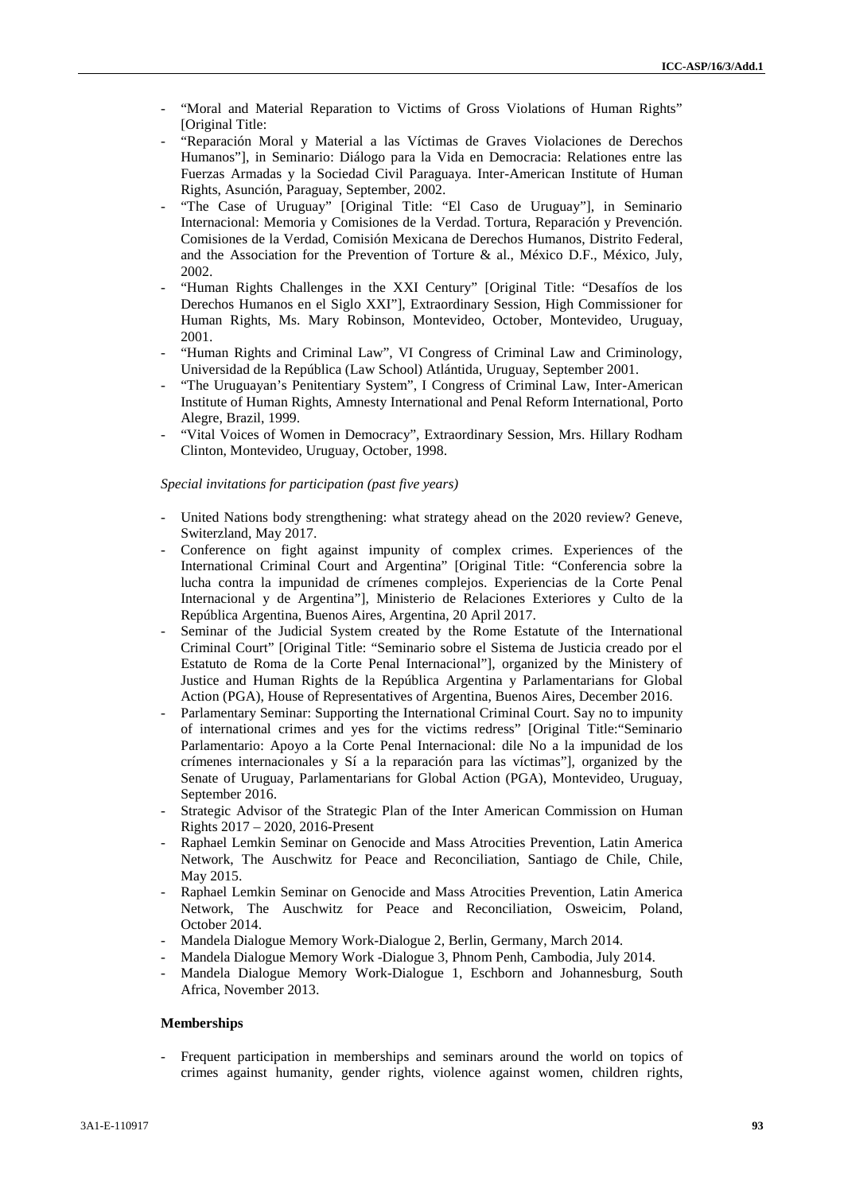- “Moral and Material Reparation to Victims of Gross Violations of Human Rights” [Original Title:
- “Reparación Moral y Material a las Víctimas de Graves Violaciones de Derechos Humanos”], in Seminario: Diálogo para la Vida en Democracia: Relationes entre las Fuerzas Armadas y la Sociedad Civil Paraguaya. Inter-American Institute of Human Rights, Asunción, Paraguay, September, 2002.
- “The Case of Uruguay” [Original Title: “El Caso de Uruguay”], in Seminario Internacional: Memoria y Comisiones de la Verdad. Tortura, Reparación y Prevención. Comisiones de la Verdad, Comisión Mexicana de Derechos Humanos, Distrito Federal, and the Association for the Prevention of Torture & al., México D.F., México, July, 2002.
- “Human Rights Challenges in the XXI Century” [Original Title: “Desafíos de los Derechos Humanos en el Siglo XXI”], Extraordinary Session, High Commissioner for Human Rights, Ms. Mary Robinson, Montevideo, October, Montevideo, Uruguay, 2001.
- “Human Rights and Criminal Law”, VI Congress of Criminal Law and Criminology, Universidad de la República (Law School) Atlántida, Uruguay, September 2001.
- “The Uruguayan’s Penitentiary System”, I Congress of Criminal Law, Inter-American Institute of Human Rights, Amnesty International and Penal Reform International, Porto Alegre, Brazil, 1999.
- “Vital Voices of Women in Democracy”, Extraordinary Session, Mrs. Hillary Rodham Clinton, Montevideo, Uruguay, October, 1998.

*Special invitations for participation (past five years)*

- United Nations body strengthening: what strategy ahead on the 2020 review? Geneve, Switerzland, May 2017.
- Conference on fight against impunity of complex crimes. Experiences of the International Criminal Court and Argentina” [Original Title: “Conferencia sobre la lucha contra la impunidad de crímenes complejos. Experiencias de la Corte Penal Internacional y de Argentina”], Ministerio de Relaciones Exteriores y Culto de la República Argentina, Buenos Aires, Argentina, 20 April 2017.
- Seminar of the Judicial System created by the Rome Estatute of the International Criminal Court” [Original Title: “Seminario sobre el Sistema de Justicia creado por el Estatuto de Roma de la Corte Penal Internacional”], organized by the Ministery of Justice and Human Rights de la República Argentina y Parlamentarians for Global Action (PGA), House of Representatives of Argentina, Buenos Aires, December 2016.
- Parlamentary Seminar: Supporting the International Criminal Court. Say no to impunity of international crimes and yes for the victims redress” [Original Title:“Seminario Parlamentario: Apoyo a la Corte Penal Internacional: dile No a la impunidad de los crímenes internacionales y Sí a la reparación para las víctimas”], organized by the Senate of Uruguay, Parlamentarians for Global Action (PGA), Montevideo, Uruguay, September 2016.
- Strategic Advisor of the Strategic Plan of the Inter American Commission on Human Rights 2017 – 2020, 2016-Present
- Raphael Lemkin Seminar on Genocide and Mass Atrocities Prevention, Latin America Network, The Auschwitz for Peace and Reconciliation, Santiago de Chile, Chile, May 2015.
- Raphael Lemkin Seminar on Genocide and Mass Atrocities Prevention, Latin America Network, The Auschwitz for Peace and Reconciliation, Osweicim, Poland, October 2014.
- Mandela Dialogue Memory Work-Dialogue 2, Berlin, Germany, March 2014.
- Mandela Dialogue Memory Work -Dialogue 3, Phnom Penh, Cambodia, July 2014.
- Mandela Dialogue Memory Work-Dialogue 1, Eschborn and Johannesburg, South Africa, November 2013.

**Memberships**

- Frequent participation in memberships and seminars around the world on topics of crimes against humanity, gender rights, violence against women, children rights,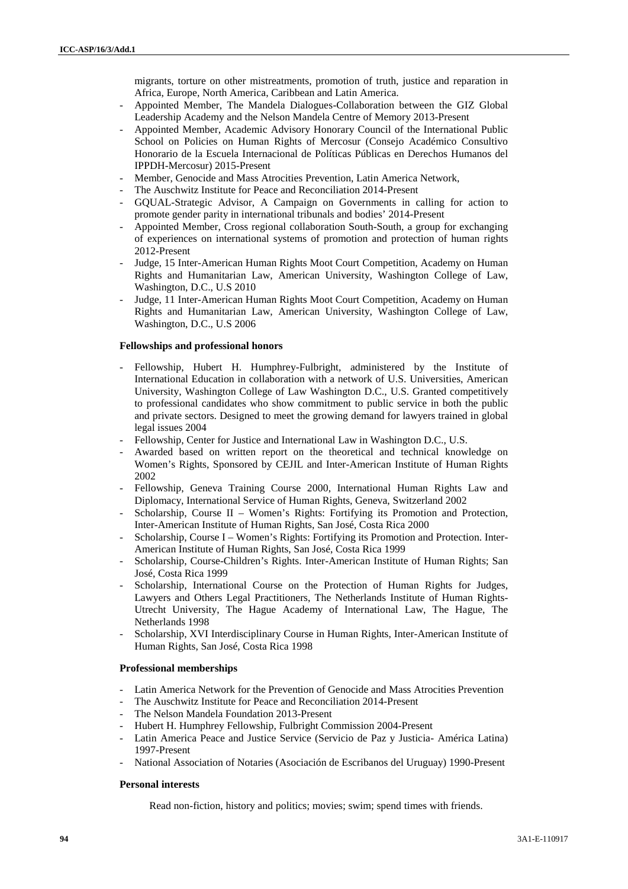migrants, torture on other mistreatments, promotion of truth, justice and reparation in Africa, Europe, North America, Caribbean and Latin America.

- Appointed Member, The Mandela Dialogues-Collaboration between the GIZ Global Leadership Academy and the Nelson Mandela Centre of Memory 2013-Present
- Appointed Member, Academic Advisory Honorary Council of the International Public School on Policies on Human Rights of Mercosur (Consejo Académico Consultivo Honorario de la Escuela Internacional de Políticas Públicas en Derechos Humanos del IPPDH-Mercosur) 2015-Present
- Member, Genocide and Mass Atrocities Prevention, Latin America Network,
- The Auschwitz Institute for Peace and Reconciliation 2014-Present
- GQUAL-Strategic Advisor, A Campaign on Governments in calling for action to promote gender parity in international tribunals and bodies' 2014-Present
- Appointed Member, Cross regional collaboration South-South, a group for exchanging of experiences on international systems of promotion and protection of human rights 2012-Present
- Judge, 15 Inter-American Human Rights Moot Court Competition, Academy on Human Rights and Humanitarian Law, American University, Washington College of Law, Washington, D.C., U.S 2010
- Judge, 11 Inter-American Human Rights Moot Court Competition, Academy on Human Rights and Humanitarian Law, American University, Washington College of Law, Washington, D.C., U.S 2006

**Fellowships and professional honors**

- Fellowship, Hubert H. Humphrey-Fulbright, administered by the Institute of International Education in collaboration with a network of U.S. Universities, American University, Washington College of Law Washington D.C., U.S. Granted competitively to professional candidates who show commitment to public service in both the public and private sectors. Designed to meet the growing demand for lawyers trained in global legal issues 2004
- Fellowship, Center for Justice and International Law in Washington D.C., U.S.
- Awarded based on written report on the theoretical and technical knowledge on Women's Rights, Sponsored by CEJIL and Inter-American Institute of Human Rights 2002
- Fellowship, Geneva Training Course 2000, International Human Rights Law and Diplomacy, International Service of Human Rights, Geneva, Switzerland 2002
- Scholarship, Course II – Women's Rights: Fortifying its Promotion and Protection, Inter-American Institute of Human Rights, San José, Costa Rica 2000
- Scholarship, Course I – Women's Rights: Fortifying its Promotion and Protection. Inter-American Institute of Human Rights, San José, Costa Rica 1999
- Scholarship, Course-Children's Rights. Inter-American Institute of Human Rights; San José, Costa Rica 1999
- Scholarship, International Course on the Protection of Human Rights for Judges, Lawyers and Others Legal Practitioners, The Netherlands Institute of Human Rights-Utrecht University, The Hague Academy of International Law, The Hague, The Netherlands 1998
- Scholarship, XVI Interdisciplinary Course in Human Rights, Inter-American Institute of Human Rights, San José, Costa Rica 1998

**Professional memberships**

- Latin America Network for the Prevention of Genocide and Mass Atrocities Prevention
- The Auschwitz Institute for Peace and Reconciliation 2014-Present
- The Nelson Mandela Foundation 2013-Present
- Hubert H. Humphrey Fellowship, Fulbright Commission 2004-Present
- Latin America Peace and Justice Service (Servicio de Paz y Justicia- América Latina) 1997-Present
- National Association of Notaries (Asociación de Escribanos del Uruguay) 1990-Present

**Personal interests**

Read non-fiction, history and politics; movies; swim; spend times with friends.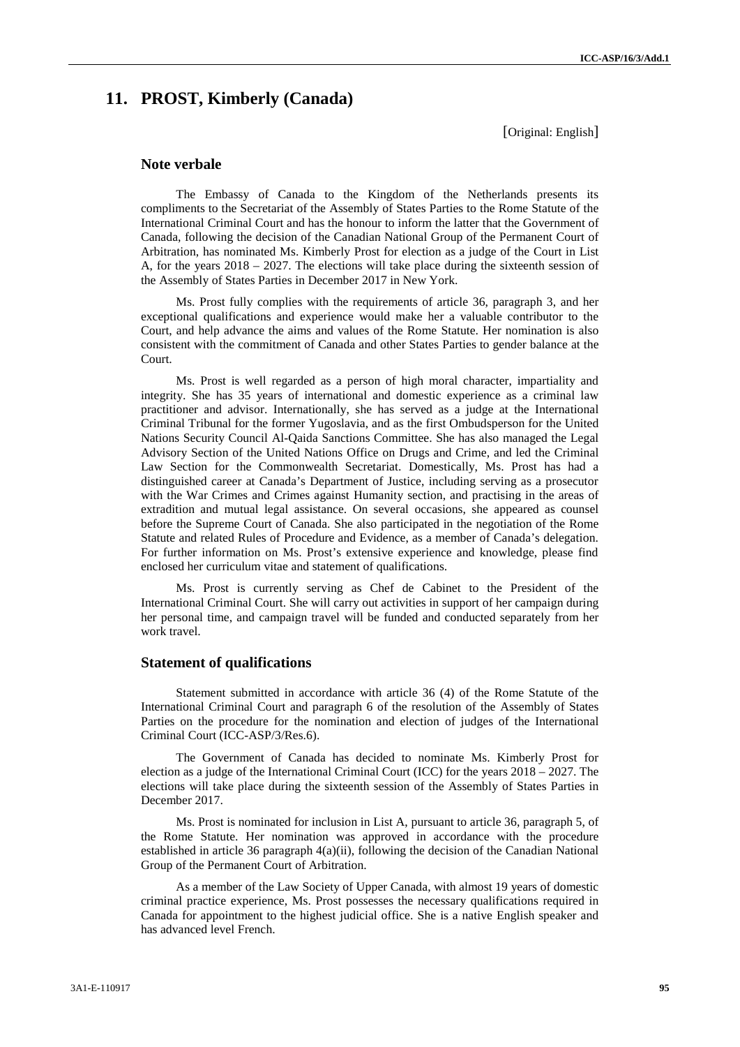## 11. PROST, Kimberly (Canada)

[Original: English]

### Note verbale

The Embassy of Canada to the Kingdom of the Netherlands presents its compliments to the Secretariat of the Assembly of States Parties to the Rome Statute of the International Criminal Court and has the honour to inform the latter that the Government of Canada, following the decision of the Canadian National Group of the Permanent Court of Arbitration, has nominated Ms. Kimberly Prost for election as a judge of the Court in List A, for the years 2018 – 2027. The elections will take place during the sixteenth session of the Assembly of States Parties in December 2017 in New York.

Ms. Prost fully complies with the requirements of article 36, paragraph 3, and her exceptional qualifications and experience would make her a valuable contributor to the Court, and help advance the aims and values of the Rome Statute. Her nomination is also consistent with the commitment of Canada and other States Parties to gender balance at the Court.

Ms. Prost is well regarded as a person of high moral character, impartiality and integrity. She has 35 years of international and domestic experience as a criminal law practitioner and advisor. Internationally, she has served as a judge at the International Criminal Tribunal for the former Yugoslavia, and as the first Ombudsperson for the United Nations Security Council Al-Qaida Sanctions Committee. She has also managed the Legal Advisory Section of the United Nations Office on Drugs and Crime, and led the Criminal Law Section for the Commonwealth Secretariat. Domestically, Ms. Prost has had a distinguished career at Canada's Department of Justice, including serving as a prosecutor with the War Crimes and Crimes against Humanity section, and practising in the areas of extradition and mutual legal assistance. On several occasions, she appeared as counsel before the Supreme Court of Canada. She also participated in the negotiation of the Rome Statute and related Rules of Procedure and Evidence, as a member of Canada's delegation. For further information on Ms. Prost's extensive experience and knowledge, please find enclosed her curriculum vitae and statement of qualifications.

Ms. Prost is currently serving as Chef de Cabinet to the President of the International Criminal Court. She will carry out activities in support of her campaign during her personal time, and campaign travel will be funded and conducted separately from her work travel.

### Statement of qualifications

Statement submitted in accordance with article 36 (4) of the Rome Statute of the International Criminal Court and paragraph 6 of the resolution of the Assembly of States Parties on the procedure for the nomination and election of judges of the International Criminal Court (ICC-ASP/3/Res.6).

The Government of Canada has decided to nominate Ms. Kimberly Prost for election as a judge of the International Criminal Court (ICC) for the years 2018 – 2027. The elections will take place during the sixteenth session of the Assembly of States Parties in December 2017.

Ms. Prost is nominated for inclusion in List A, pursuant to article 36, paragraph 5, of the Rome Statute. Her nomination was approved in accordance with the procedure established in article 36 paragraph 4(a)(ii), following the decision of the Canadian National Group of the Permanent Court of Arbitration.

As a member of the Law Society of Upper Canada, with almost 19 years of domestic criminal practice experience, Ms. Prost possesses the necessary qualifications required in Canada for appointment to the highest judicial office. She is a native English speaker and has advanced level French.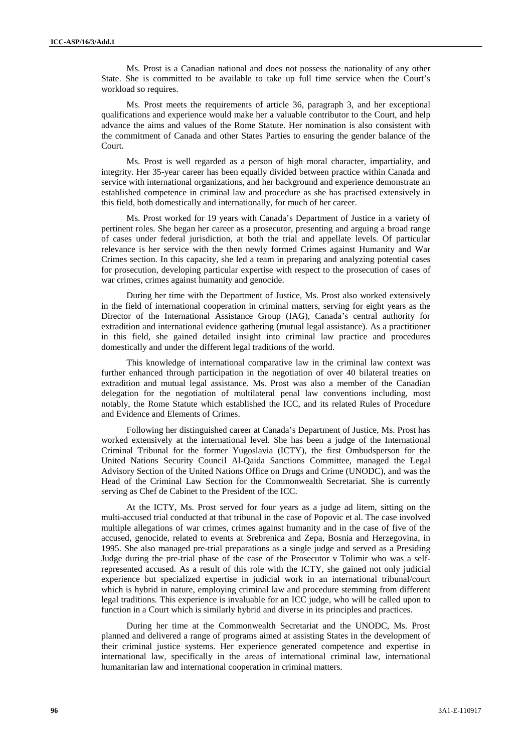Ms. Prost is a Canadian national and does not possess the nationality of any other State. She is committed to be available to take up full time service when the Court's workload so requires.

Ms. Prost meets the requirements of article 36, paragraph 3, and her exceptional qualifications and experience would make her a valuable contributor to the Court, and help advance the aims and values of the Rome Statute. Her nomination is also consistent with the commitment of Canada and other States Parties to ensuring the gender balance of the Court.

Ms. Prost is well regarded as a person of high moral character, impartiality, and integrity. Her 35-year career has been equally divided between practice within Canada and service with international organizations, and her background and experience demonstrate an established competence in criminal law and procedure as she has practised extensively in this field, both domestically and internationally, for much of her career.

Ms. Prost worked for 19 years with Canada's Department of Justice in a variety of pertinent roles. She began her career as a prosecutor, presenting and arguing a broad range of cases under federal jurisdiction, at both the trial and appellate levels. Of particular relevance is her service with the then newly formed Crimes against Humanity and War Crimes section. In this capacity, she led a team in preparing and analyzing potential cases for prosecution, developing particular expertise with respect to the prosecution of cases of war crimes, crimes against humanity and genocide.

During her time with the Department of Justice, Ms. Prost also worked extensively in the field of international cooperation in criminal matters, serving for eight years as the Director of the International Assistance Group (IAG), Canada's central authority for extradition and international evidence gathering (mutual legal assistance). As a practitioner in this field, she gained detailed insight into criminal law practice and procedures domestically and under the different legal traditions of the world.

This knowledge of international comparative law in the criminal law context was further enhanced through participation in the negotiation of over 40 bilateral treaties on extradition and mutual legal assistance. Ms. Prost was also a member of the Canadian delegation for the negotiation of multilateral penal law conventions including, most notably, the Rome Statute which established the ICC, and its related Rules of Procedure and Evidence and Elements of Crimes.

Following her distinguished career at Canada's Department of Justice, Ms. Prost has worked extensively at the international level. She has been a judge of the International Criminal Tribunal for the former Yugoslavia (ICTY), the first Ombudsperson for the United Nations Security Council Al-Qaida Sanctions Committee, managed the Legal Advisory Section of the United Nations Office on Drugs and Crime (UNODC), and was the Head of the Criminal Law Section for the Commonwealth Secretariat. She is currently serving as Chef de Cabinet to the President of the ICC.

At the ICTY, Ms. Prost served for four years as a judge ad litem, sitting on the multi-accused trial conducted at that tribunal in the case of Popovic et al. The case involved multiple allegations of war crimes, crimes against humanity and in the case of five of the accused, genocide, related to events at Srebrenica and Zepa, Bosnia and Herzegovina, in 1995. She also managed pre-trial preparations as a single judge and served as a Presiding Judge during the pre-trial phase of the case of the Prosecutor v Tolimir who was a self-represented accused. As a result of this role with the ICTY, she gained not only judicial experience but specialized expertise in judicial work in an international tribunal/court which is hybrid in nature, employing criminal law and procedure stemming from different legal traditions. This experience is invaluable for an ICC judge, who will be called upon to function in a Court which is similarly hybrid and diverse in its principles and practices.

During her time at the Commonwealth Secretariat and the UNODC, Ms. Prost planned and delivered a range of programs aimed at assisting States in the development of their criminal justice systems. Her experience generated competence and expertise in international law, specifically in the areas of international criminal law, international humanitarian law and international cooperation in criminal matters.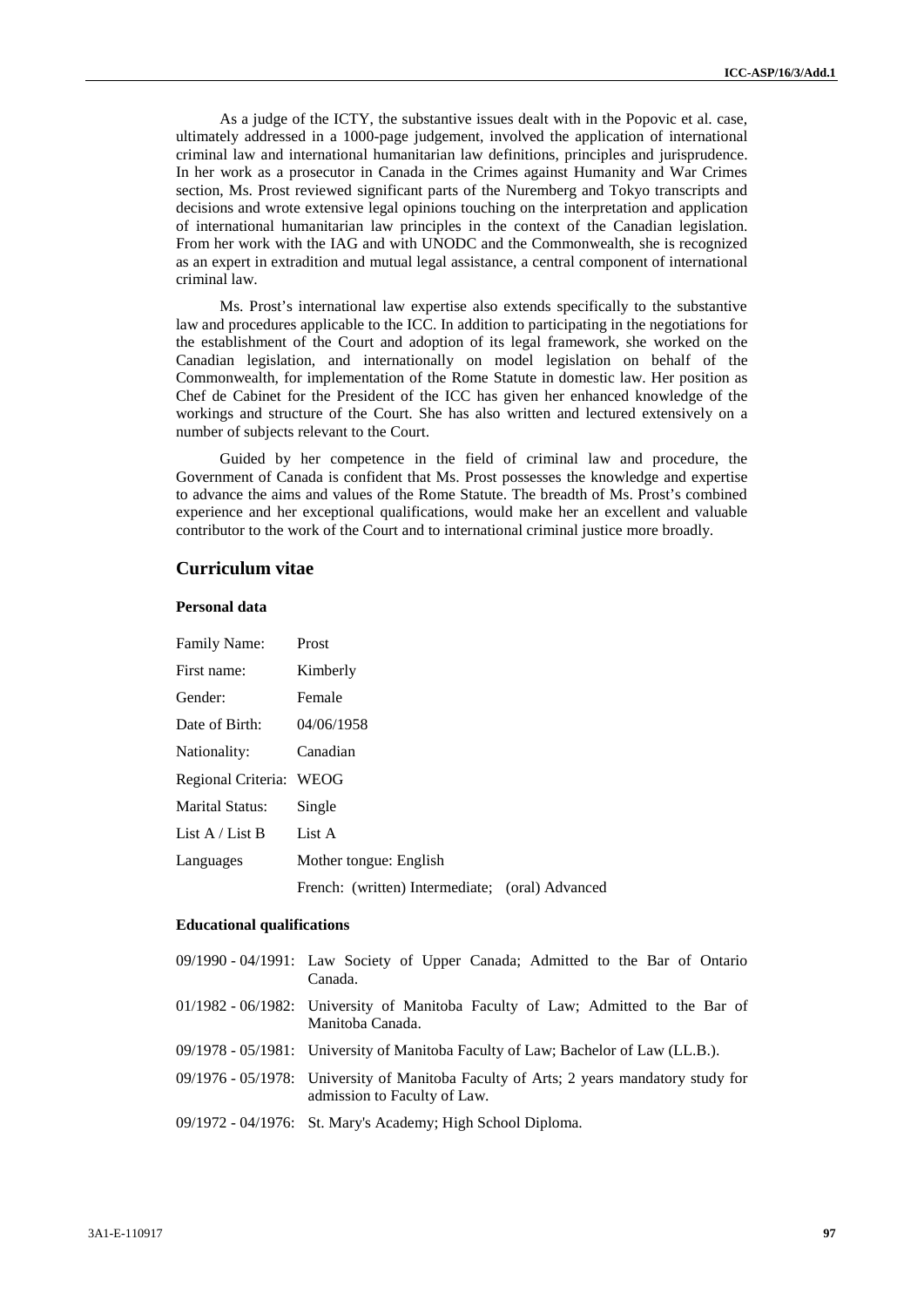As a judge of the ICTY, the substantive issues dealt with in the Popovic et al. case, ultimately addressed in a 1000-page judgement, involved the application of international criminal law and international humanitarian law definitions, principles and jurisprudence. In her work as a prosecutor in Canada in the Crimes against Humanity and War Crimes section, Ms. Prost reviewed significant parts of the Nuremberg and Tokyo transcripts and decisions and wrote extensive legal opinions touching on the interpretation and application of international humanitarian law principles in the context of the Canadian legislation. From her work with the IAG and with UNODC and the Commonwealth, she is recognized as an expert in extradition and mutual legal assistance, a central component of international criminal law.

Ms. Prost's international law expertise also extends specifically to the substantive law and procedures applicable to the ICC. In addition to participating in the negotiations for the establishment of the Court and adoption of its legal framework, she worked on the Canadian legislation, and internationally on model legislation on behalf of the Commonwealth, for implementation of the Rome Statute in domestic law. Her position as Chef de Cabinet for the President of the ICC has given her enhanced knowledge of the workings and structure of the Court. She has also written and lectured extensively on a number of subjects relevant to the Court.

Guided by her competence in the field of criminal law and procedure, the Government of Canada is confident that Ms. Prost possesses the knowledge and expertise to advance the aims and values of the Rome Statute. The breadth of Ms. Prost's combined experience and her exceptional qualifications, would make her an excellent and valuable contributor to the work of the Court and to international criminal justice more broadly.

## Curriculum vitae

### Personal data

| | |
|---|---|
| Family Name: | Prost |
| First name: | Kimberly |
| Gender: | Female |
| Date of Birth: | 04/06/1958 |
| Nationality: | Canadian |
| Regional Criteria: | WEOG |
| Marital Status: | Single |
| List A / List B | List A |
| Languages | Mother tongue: English |
| | French: (written) Intermediate; (oral) Advanced |

### Educational qualifications

| | |
|---|---|
| 09/1990 - 04/1991: | Law Society of Upper Canada; Admitted to the Bar of Ontario Canada. |
| 01/1982 - 06/1982: | University of Manitoba Faculty of Law; Admitted to the Bar of Manitoba Canada. |
| 09/1978 - 05/1981: | University of Manitoba Faculty of Law; Bachelor of Law (LL.B.). |
| 09/1976 - 05/1978: | University of Manitoba Faculty of Arts; 2 years mandatory study for admission to Faculty of Law. |
| 09/1972 - 04/1976: | St. Mary's Academy; High School Diploma. |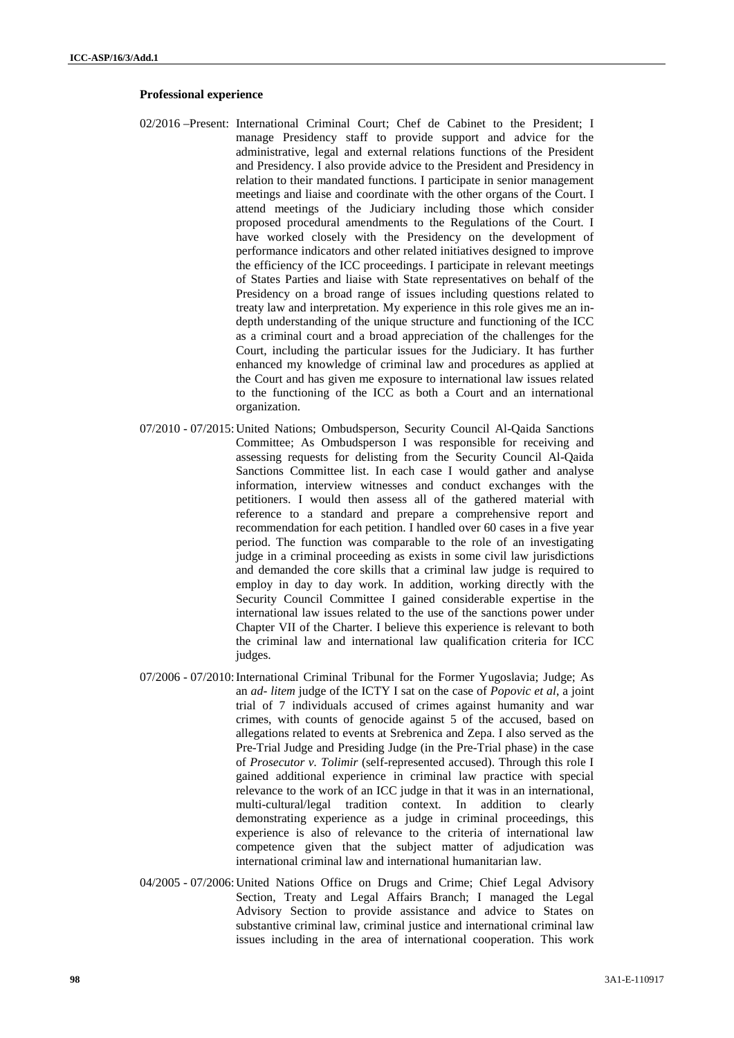**Professional experience**

02/2016 –Present: International Criminal Court; Chef de Cabinet to the President; I manage Presidency staff to provide support and advice for the administrative, legal and external relations functions of the President and Presidency. I also provide advice to the President and Presidency in relation to their mandated functions. I participate in senior management meetings and liaise and coordinate with the other organs of the Court. I attend meetings of the Judiciary including those which consider proposed procedural amendments to the Regulations of the Court. I have worked closely with the Presidency on the development of performance indicators and other related initiatives designed to improve the efficiency of the ICC proceedings. I participate in relevant meetings of States Parties and liaise with State representatives on behalf of the Presidency on a broad range of issues including questions related to treaty law and interpretation. My experience in this role gives me an in-depth understanding of the unique structure and functioning of the ICC as a criminal court and a broad appreciation of the challenges for the Court, including the particular issues for the Judiciary. It has further enhanced my knowledge of criminal law and procedures as applied at the Court and has given me exposure to international law issues related to the functioning of the ICC as both a Court and an international organization.

07/2010 - 07/2015: United Nations; Ombudsperson, Security Council Al-Qaida Sanctions Committee; As Ombudsperson I was responsible for receiving and assessing requests for delisting from the Security Council Al-Qaida Sanctions Committee list. In each case I would gather and analyse information, interview witnesses and conduct exchanges with the petitioners. I would then assess all of the gathered material with reference to a standard and prepare a comprehensive report and recommendation for each petition. I handled over 60 cases in a five year period. The function was comparable to the role of an investigating judge in a criminal proceeding as exists in some civil law jurisdictions and demanded the core skills that a criminal law judge is required to employ in day to day work. In addition, working directly with the Security Council Committee I gained considerable expertise in the international law issues related to the use of the sanctions power under Chapter VII of the Charter. I believe this experience is relevant to both the criminal law and international law qualification criteria for ICC judges.

07/2006 - 07/2010: International Criminal Tribunal for the Former Yugoslavia; Judge; As an *ad- litem* judge of the ICTY I sat on the case of *Popovic et al*, a joint trial of 7 individuals accused of crimes against humanity and war crimes, with counts of genocide against 5 of the accused, based on allegations related to events at Srebrenica and Zepa. I also served as the Pre-Trial Judge and Presiding Judge (in the Pre-Trial phase) in the case of *Prosecutor v. Tolimir* (self-represented accused). Through this role I gained additional experience in criminal law practice with special relevance to the work of an ICC judge in that it was in an international, multi-cultural/legal tradition context. In addition to clearly demonstrating experience as a judge in criminal proceedings, this experience is also of relevance to the criteria of international law competence given that the subject matter of adjudication was international criminal law and international humanitarian law.

04/2005 - 07/2006: United Nations Office on Drugs and Crime; Chief Legal Advisory Section, Treaty and Legal Affairs Branch; I managed the Legal Advisory Section to provide assistance and advice to States on substantive criminal law, criminal justice and international criminal law issues including in the area of international cooperation. This work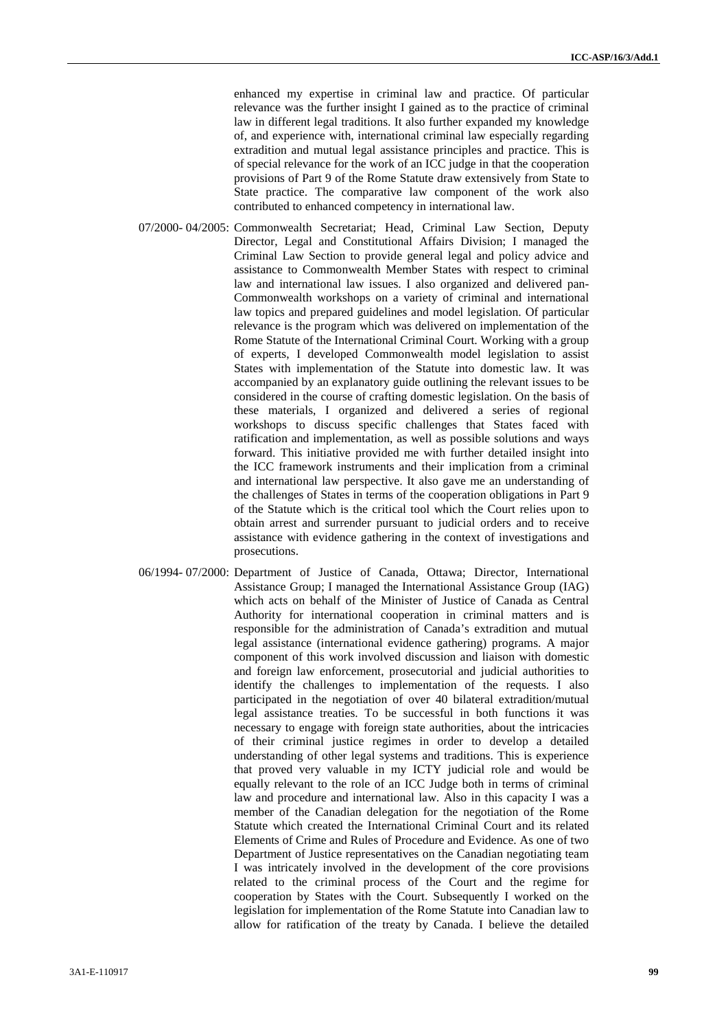enhanced my expertise in criminal law and practice. Of particular relevance was the further insight I gained as to the practice of criminal law in different legal traditions. It also further expanded my knowledge of, and experience with, international criminal law especially regarding extradition and mutual legal assistance principles and practice. This is of special relevance for the work of an ICC judge in that the cooperation provisions of Part 9 of the Rome Statute draw extensively from State to State practice. The comparative law component of the work also contributed to enhanced competency in international law.

07/2000- 04/2005: Commonwealth Secretariat; Head, Criminal Law Section, Deputy Director, Legal and Constitutional Affairs Division; I managed the Criminal Law Section to provide general legal and policy advice and assistance to Commonwealth Member States with respect to criminal law and international law issues. I also organized and delivered pan-Commonwealth workshops on a variety of criminal and international law topics and prepared guidelines and model legislation. Of particular relevance is the program which was delivered on implementation of the Rome Statute of the International Criminal Court. Working with a group of experts, I developed Commonwealth model legislation to assist States with implementation of the Statute into domestic law. It was accompanied by an explanatory guide outlining the relevant issues to be considered in the course of crafting domestic legislation. On the basis of these materials, I organized and delivered a series of regional workshops to discuss specific challenges that States faced with ratification and implementation, as well as possible solutions and ways forward. This initiative provided me with further detailed insight into the ICC framework instruments and their implication from a criminal and international law perspective. It also gave me an understanding of the challenges of States in terms of the cooperation obligations in Part 9 of the Statute which is the critical tool which the Court relies upon to obtain arrest and surrender pursuant to judicial orders and to receive assistance with evidence gathering in the context of investigations and prosecutions.

06/1994- 07/2000: Department of Justice of Canada, Ottawa; Director, International Assistance Group; I managed the International Assistance Group (IAG) which acts on behalf of the Minister of Justice of Canada as Central Authority for international cooperation in criminal matters and is responsible for the administration of Canada's extradition and mutual legal assistance (international evidence gathering) programs. A major component of this work involved discussion and liaison with domestic and foreign law enforcement, prosecutorial and judicial authorities to identify the challenges to implementation of the requests. I also participated in the negotiation of over 40 bilateral extradition/mutual legal assistance treaties. To be successful in both functions it was necessary to engage with foreign state authorities, about the intricacies of their criminal justice regimes in order to develop a detailed understanding of other legal systems and traditions. This is experience that proved very valuable in my ICTY judicial role and would be equally relevant to the role of an ICC Judge both in terms of criminal law and procedure and international law. Also in this capacity I was a member of the Canadian delegation for the negotiation of the Rome Statute which created the International Criminal Court and its related Elements of Crime and Rules of Procedure and Evidence. As one of two Department of Justice representatives on the Canadian negotiating team I was intricately involved in the development of the core provisions related to the criminal process of the Court and the regime for cooperation by States with the Court. Subsequently I worked on the legislation for implementation of the Rome Statute into Canadian law to allow for ratification of the treaty by Canada. I believe the detailed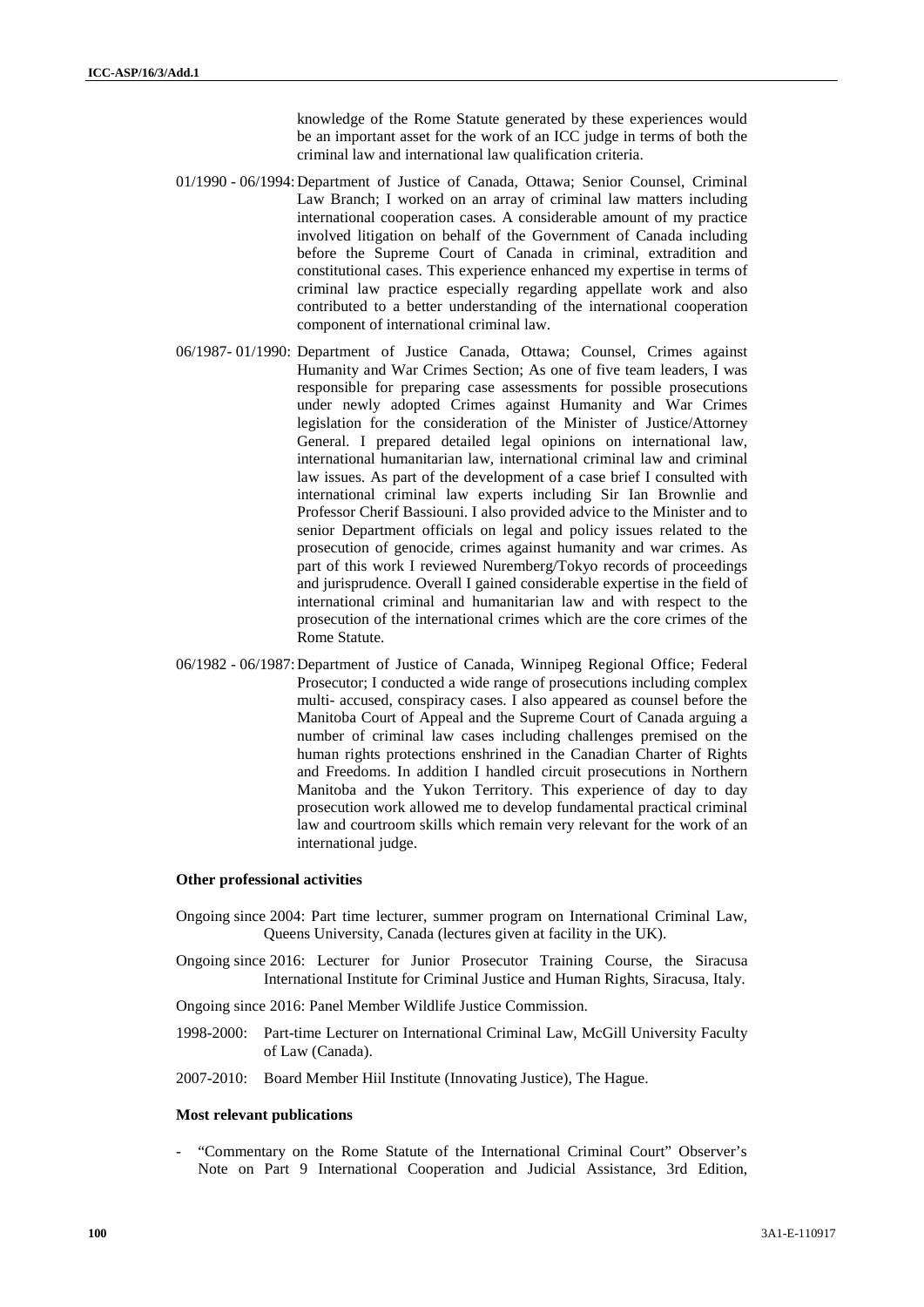knowledge of the Rome Statute generated by these experiences would be an important asset for the work of an ICC judge in terms of both the criminal law and international law qualification criteria.

01/1990 - 06/1994: Department of Justice of Canada, Ottawa; Senior Counsel, Criminal Law Branch; I worked on an array of criminal law matters including international cooperation cases. A considerable amount of my practice involved litigation on behalf of the Government of Canada including before the Supreme Court of Canada in criminal, extradition and constitutional cases. This experience enhanced my expertise in terms of criminal law practice especially regarding appellate work and also contributed to a better understanding of the international cooperation component of international criminal law.

06/1987- 01/1990: Department of Justice Canada, Ottawa; Counsel, Crimes against Humanity and War Crimes Section; As one of five team leaders, I was responsible for preparing case assessments for possible prosecutions under newly adopted Crimes against Humanity and War Crimes legislation for the consideration of the Minister of Justice/Attorney General. I prepared detailed legal opinions on international law, international humanitarian law, international criminal law and criminal law issues. As part of the development of a case brief I consulted with international criminal law experts including Sir Ian Brownlie and Professor Cherif Bassiouni. I also provided advice to the Minister and to senior Department officials on legal and policy issues related to the prosecution of genocide, crimes against humanity and war crimes. As part of this work I reviewed Nuremberg/Tokyo records of proceedings and jurisprudence. Overall I gained considerable expertise in the field of international criminal and humanitarian law and with respect to the prosecution of the international crimes which are the core crimes of the Rome Statute.

06/1982 - 06/1987: Department of Justice of Canada, Winnipeg Regional Office; Federal Prosecutor; I conducted a wide range of prosecutions including complex multi- accused, conspiracy cases. I also appeared as counsel before the Manitoba Court of Appeal and the Supreme Court of Canada arguing a number of criminal law cases including challenges premised on the human rights protections enshrined in the Canadian Charter of Rights and Freedoms. In addition I handled circuit prosecutions in Northern Manitoba and the Yukon Territory. This experience of day to day prosecution work allowed me to develop fundamental practical criminal law and courtroom skills which remain very relevant for the work of an international judge.

**Other professional activities**

Ongoing since 2004: Part time lecturer, summer program on International Criminal Law, Queens University, Canada (lectures given at facility in the UK).

Ongoing since 2016: Lecturer for Junior Prosecutor Training Course, the Siracusa International Institute for Criminal Justice and Human Rights, Siracusa, Italy.

Ongoing since 2016: Panel Member Wildlife Justice Commission.

1998-2000: Part-time Lecturer on International Criminal Law, McGill University Faculty of Law (Canada).

2007-2010: Board Member Hiil Institute (Innovating Justice), The Hague.

**Most relevant publications**

- "Commentary on the Rome Statute of the International Criminal Court" Observer's Note on Part 9 International Cooperation and Judicial Assistance, 3rd Edition,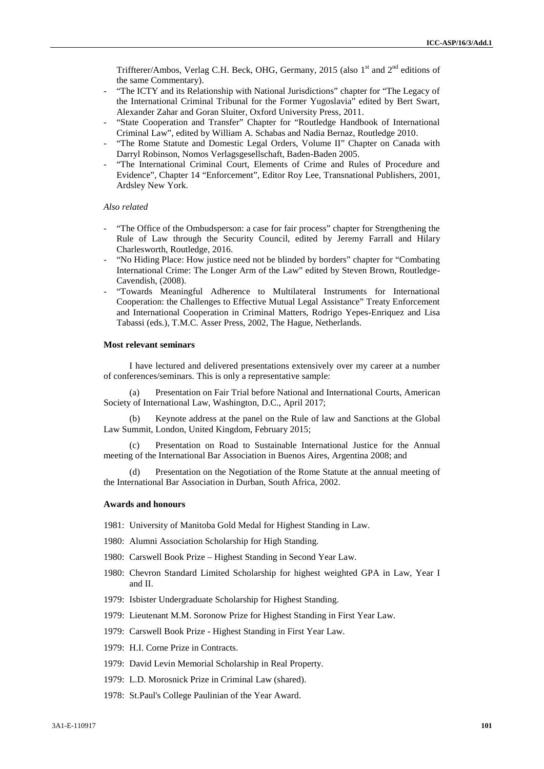Triffterer/Ambos, Verlag C.H. Beck, OHG, Germany, 2015 (also 1st and 2nd editions of the same Commentary).

- "The ICTY and its Relationship with National Jurisdictions" chapter for "The Legacy of the International Criminal Tribunal for the Former Yugoslavia" edited by Bert Swart, Alexander Zahar and Goran Sluiter, Oxford University Press, 2011.
- "State Cooperation and Transfer" Chapter for "Routledge Handbook of International Criminal Law", edited by William A. Schabas and Nadia Bernaz, Routledge 2010.
- "The Rome Statute and Domestic Legal Orders, Volume II" Chapter on Canada with Darryl Robinson, Nomos Verlagsgesellschaft, Baden-Baden 2005.
- "The International Criminal Court, Elements of Crime and Rules of Procedure and Evidence", Chapter 14 "Enforcement", Editor Roy Lee, Transnational Publishers, 2001, Ardsley New York.

*Also related*

- "The Office of the Ombudsperson: a case for fair process" chapter for Strengthening the Rule of Law through the Security Council, edited by Jeremy Farrall and Hilary Charlesworth, Routledge, 2016.
- "No Hiding Place: How justice need not be blinded by borders" chapter for "Combating International Crime: The Longer Arm of the Law" edited by Steven Brown, Routledge-Cavendish, (2008).
- "Towards Meaningful Adherence to Multilateral Instruments for International Cooperation: the Challenges to Effective Mutual Legal Assistance" Treaty Enforcement and International Cooperation in Criminal Matters, Rodrigo Yepes-Enriquez and Lisa Tabassi (eds.), T.M.C. Asser Press, 2002, The Hague, Netherlands.

**Most relevant seminars**

I have lectured and delivered presentations extensively over my career at a number of conferences/seminars. This is only a representative sample:

(a) Presentation on Fair Trial before National and International Courts, American Society of International Law, Washington, D.C., April 2017;

(b) Keynote address at the panel on the Rule of law and Sanctions at the Global Law Summit, London, United Kingdom, February 2015;

(c) Presentation on Road to Sustainable International Justice for the Annual meeting of the International Bar Association in Buenos Aires, Argentina 2008; and

(d) Presentation on the Negotiation of the Rome Statute at the annual meeting of the International Bar Association in Durban, South Africa, 2002.

**Awards and honours**

1981: University of Manitoba Gold Medal for Highest Standing in Law.

1980: Alumni Association Scholarship for High Standing.

1980: Carswell Book Prize – Highest Standing in Second Year Law.

1980: Chevron Standard Limited Scholarship for highest weighted GPA in Law, Year I and II.

1979: Isbister Undergraduate Scholarship for Highest Standing.

1979: Lieutenant M.M. Soronow Prize for Highest Standing in First Year Law.

1979: Carswell Book Prize - Highest Standing in First Year Law.

1979: H.I. Corne Prize in Contracts.

1979: David Levin Memorial Scholarship in Real Property.

1979: L.D. Morosnick Prize in Criminal Law (shared).

1978: St.Paul's College Paulinian of the Year Award.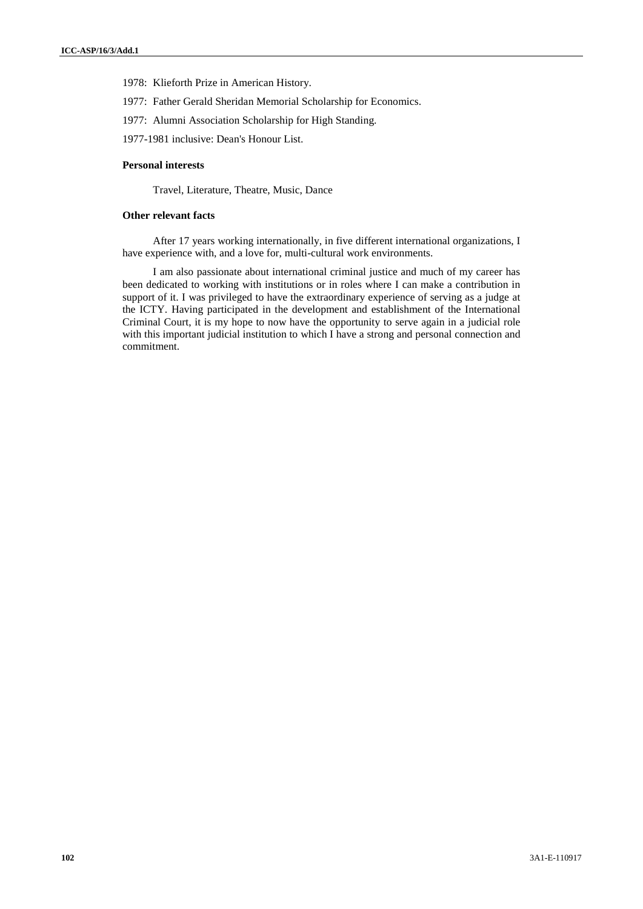1978: Klieforth Prize in American History.

1977: Father Gerald Sheridan Memorial Scholarship for Economics.

1977: Alumni Association Scholarship for High Standing.

1977-1981 inclusive: Dean's Honour List.

### Personal interests

Travel, Literature, Theatre, Music, Dance

### Other relevant facts

After 17 years working internationally, in five different international organizations, I have experience with, and a love for, multi-cultural work environments.

I am also passionate about international criminal justice and much of my career has been dedicated to working with institutions or in roles where I can make a contribution in support of it. I was privileged to have the extraordinary experience of serving as a judge at the ICTY. Having participated in the development and establishment of the International Criminal Court, it is my hope to now have the opportunity to serve again in a judicial role with this important judicial institution to which I have a strong and personal connection and commitment.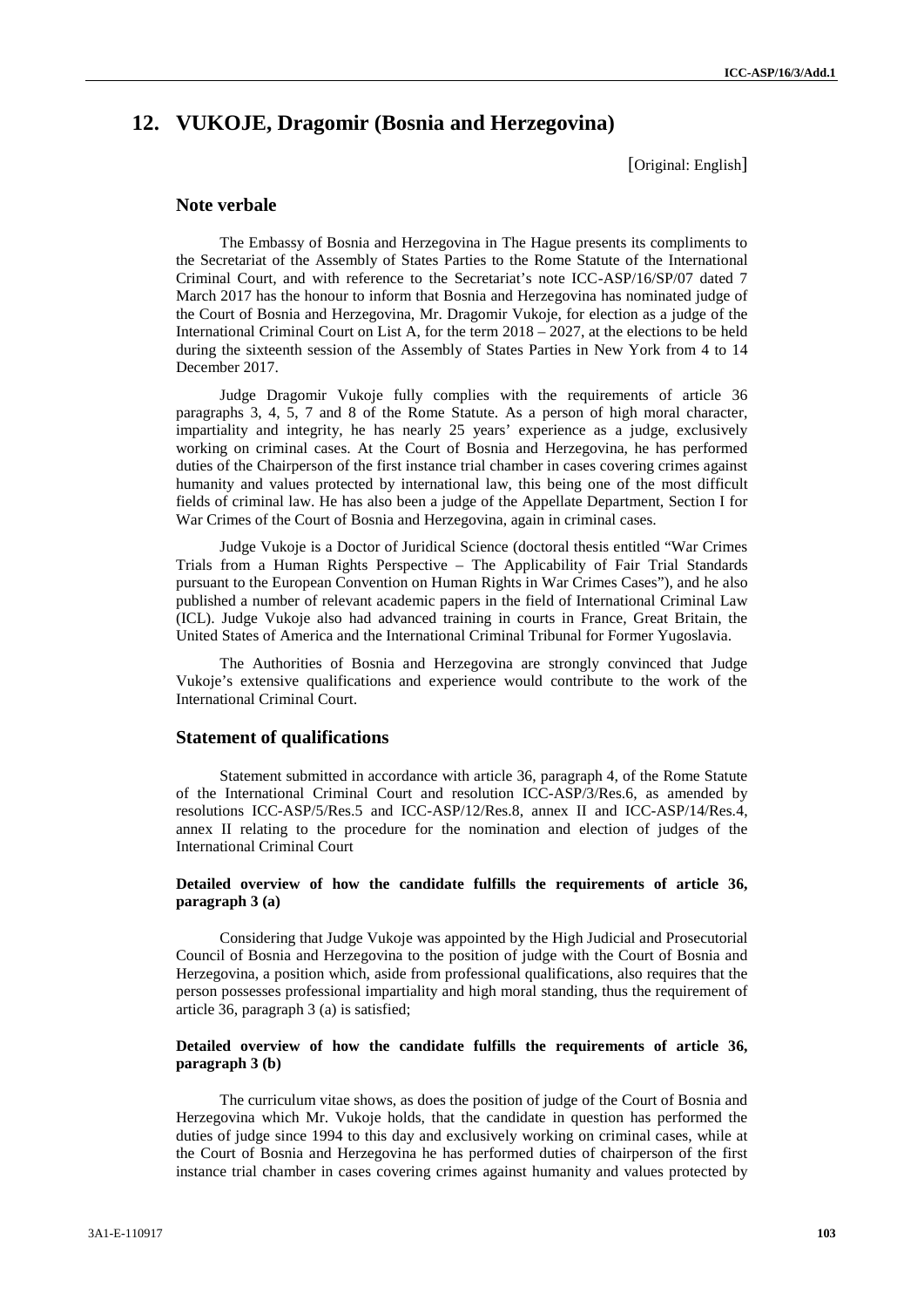## 12. VUKOJE, Dragomir (Bosnia and Herzegovina)

[Original: English]

### Note verbale

The Embassy of Bosnia and Herzegovina in The Hague presents its compliments to the Secretariat of the Assembly of States Parties to the Rome Statute of the International Criminal Court, and with reference to the Secretariat's note ICC-ASP/16/SP/07 dated 7 March 2017 has the honour to inform that Bosnia and Herzegovina has nominated judge of the Court of Bosnia and Herzegovina, Mr. Dragomir Vukoje, for election as a judge of the International Criminal Court on List A, for the term 2018 – 2027, at the elections to be held during the sixteenth session of the Assembly of States Parties in New York from 4 to 14 December 2017.

Judge Dragomir Vukoje fully complies with the requirements of article 36 paragraphs 3, 4, 5, 7 and 8 of the Rome Statute. As a person of high moral character, impartiality and integrity, he has nearly 25 years' experience as a judge, exclusively working on criminal cases. At the Court of Bosnia and Herzegovina, he has performed duties of the Chairperson of the first instance trial chamber in cases covering crimes against humanity and values protected by international law, this being one of the most difficult fields of criminal law. He has also been a judge of the Appellate Department, Section I for War Crimes of the Court of Bosnia and Herzegovina, again in criminal cases.

Judge Vukoje is a Doctor of Juridical Science (doctoral thesis entitled "War Crimes Trials from a Human Rights Perspective – The Applicability of Fair Trial Standards pursuant to the European Convention on Human Rights in War Crimes Cases"), and he also published a number of relevant academic papers in the field of International Criminal Law (ICL). Judge Vukoje also had advanced training in courts in France, Great Britain, the United States of America and the International Criminal Tribunal for Former Yugoslavia.

The Authorities of Bosnia and Herzegovina are strongly convinced that Judge Vukoje's extensive qualifications and experience would contribute to the work of the International Criminal Court.

### Statement of qualifications

Statement submitted in accordance with article 36, paragraph 4, of the Rome Statute of the International Criminal Court and resolution ICC-ASP/3/Res.6, as amended by resolutions ICC-ASP/5/Res.5 and ICC-ASP/12/Res.8, annex II and ICC-ASP/14/Res.4, annex II relating to the procedure for the nomination and election of judges of the International Criminal Court

**Detailed overview of how the candidate fulfills the requirements of article 36, paragraph 3 (a)**

Considering that Judge Vukoje was appointed by the High Judicial and Prosecutorial Council of Bosnia and Herzegovina to the position of judge with the Court of Bosnia and Herzegovina, a position which, aside from professional qualifications, also requires that the person possesses professional impartiality and high moral standing, thus the requirement of article 36, paragraph 3 (a) is satisfied;

**Detailed overview of how the candidate fulfills the requirements of article 36, paragraph 3 (b)**

The curriculum vitae shows, as does the position of judge of the Court of Bosnia and Herzegovina which Mr. Vukoje holds, that the candidate in question has performed the duties of judge since 1994 to this day and exclusively working on criminal cases, while at the Court of Bosnia and Herzegovina he has performed duties of chairperson of the first instance trial chamber in cases covering crimes against humanity and values protected by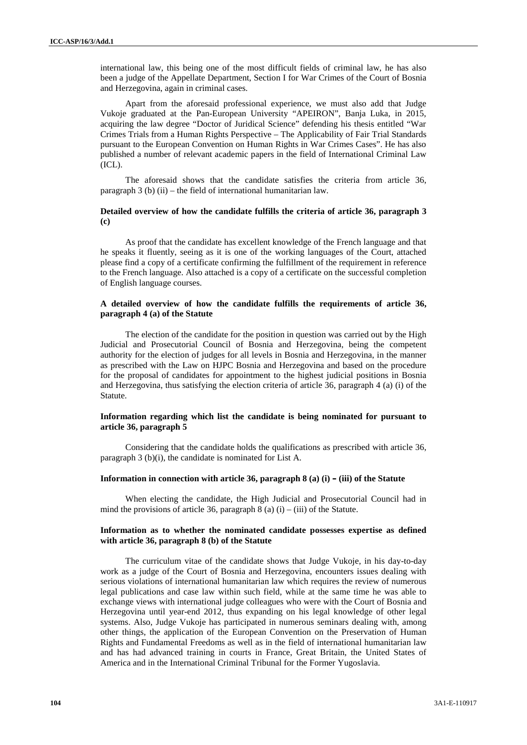international law, this being one of the most difficult fields of criminal law, he has also been a judge of the Appellate Department, Section I for War Crimes of the Court of Bosnia and Herzegovina, again in criminal cases.

Apart from the aforesaid professional experience, we must also add that Judge Vukoje graduated at the Pan-European University "APEIRON", Banja Luka, in 2015, acquiring the law degree "Doctor of Juridical Science" defending his thesis entitled "War Crimes Trials from a Human Rights Perspective – The Applicability of Fair Trial Standards pursuant to the European Convention on Human Rights in War Crimes Cases". He has also published a number of relevant academic papers in the field of International Criminal Law (ICL).

The aforesaid shows that the candidate satisfies the criteria from article 36, paragraph 3 (b) (ii) – the field of international humanitarian law.

**Detailed overview of how the candidate fulfills the criteria of article 36, paragraph 3 (c)**

As proof that the candidate has excellent knowledge of the French language and that he speaks it fluently, seeing as it is one of the working languages of the Court, attached please find a copy of a certificate confirming the fulfillment of the requirement in reference to the French language. Also attached is a copy of a certificate on the successful completion of English language courses.

**A detailed overview of how the candidate fulfills the requirements of article 36, paragraph 4 (a) of the Statute**

The election of the candidate for the position in question was carried out by the High Judicial and Prosecutorial Council of Bosnia and Herzegovina, being the competent authority for the election of judges for all levels in Bosnia and Herzegovina, in the manner as prescribed with the Law on HJPC Bosnia and Herzegovina and based on the procedure for the proposal of candidates for appointment to the highest judicial positions in Bosnia and Herzegovina, thus satisfying the election criteria of article 36, paragraph 4 (a) (i) of the Statute.

**Information regarding which list the candidate is being nominated for pursuant to article 36, paragraph 5**

Considering that the candidate holds the qualifications as prescribed with article 36, paragraph 3 (b)(i), the candidate is nominated for List A.

**Information in connection with article 36, paragraph 8 (a) (i) – (iii) of the Statute**

When electing the candidate, the High Judicial and Prosecutorial Council had in mind the provisions of article 36, paragraph 8 (a) (i) – (iii) of the Statute.

**Information as to whether the nominated candidate possesses expertise as defined with article 36, paragraph 8 (b) of the Statute**

The curriculum vitae of the candidate shows that Judge Vukoje, in his day-to-day work as a judge of the Court of Bosnia and Herzegovina, encounters issues dealing with serious violations of international humanitarian law which requires the review of numerous legal publications and case law within such field, while at the same time he was able to exchange views with international judge colleagues who were with the Court of Bosnia and Herzegovina until year-end 2012, thus expanding on his legal knowledge of other legal systems. Also, Judge Vukoje has participated in numerous seminars dealing with, among other things, the application of the European Convention on the Preservation of Human Rights and Fundamental Freedoms as well as in the field of international humanitarian law and has had advanced training in courts in France, Great Britain, the United States of America and in the International Criminal Tribunal for the Former Yugoslavia.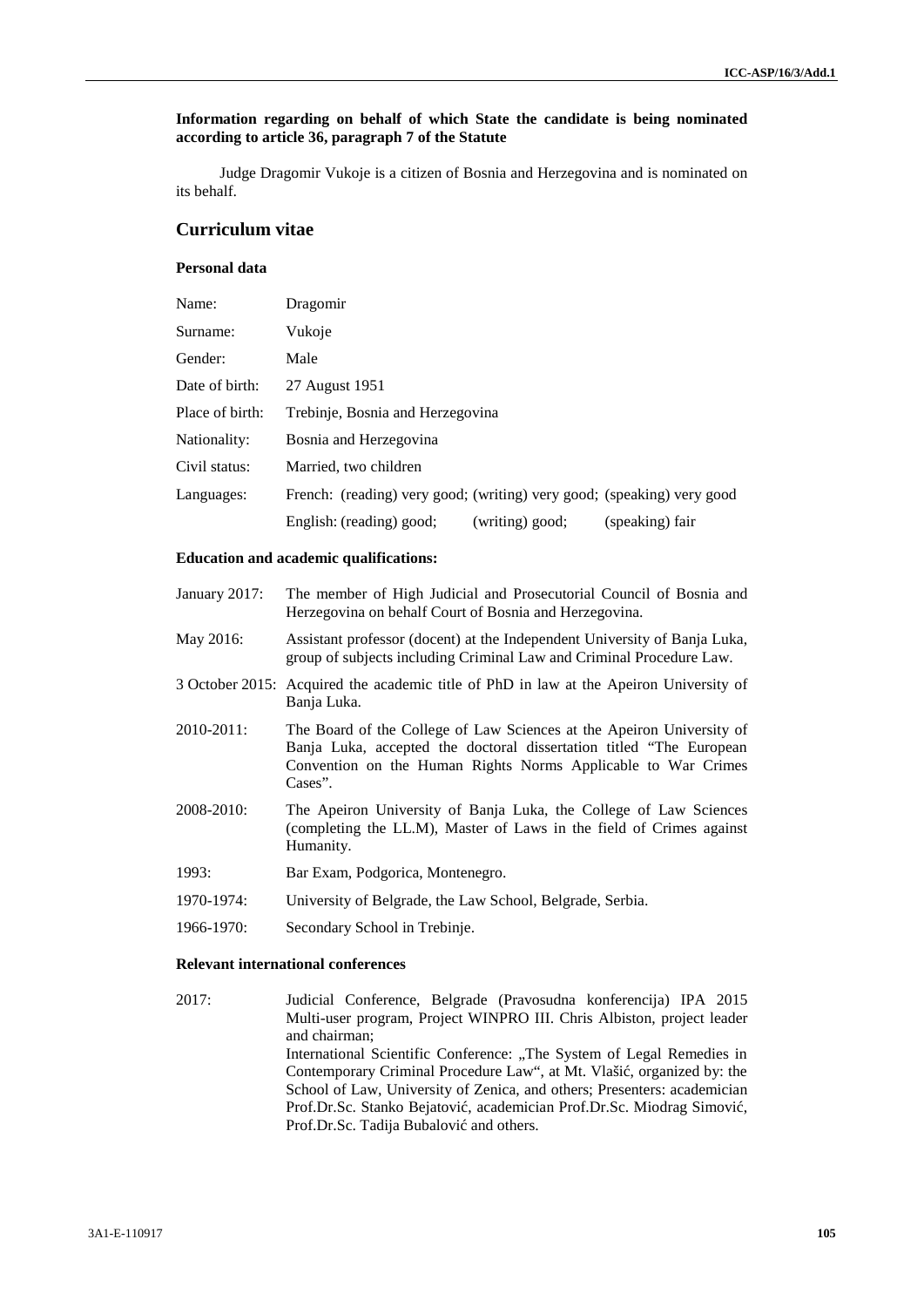**Information regarding on behalf of which State the candidate is being nominated according to article 36, paragraph 7 of the Statute**

Judge Dragomir Vukoje is a citizen of Bosnia and Herzegovina and is nominated on its behalf.

## Curriculum vitae

### Personal data

| | |
|---|---|
| Name: | Dragomir |
| Surname: | Vukoje |
| Gender: | Male |
| Date of birth: | 27 August 1951 |
| Place of birth: | Trebinje, Bosnia and Herzegovina |
| Nationality: | Bosnia and Herzegovina |
| Civil status: | Married, two children |
| Languages: | French: (reading) very good; (writing) very good; (speaking) very good |
| | English: (reading) good; (writing) good; (speaking) fair |

### Education and academic qualifications:

| | |
|---|---|
| January 2017: | The member of High Judicial and Prosecutorial Council of Bosnia and Herzegovina on behalf Court of Bosnia and Herzegovina. |
| May 2016: | Assistant professor (docent) at the Independent University of Banja Luka, group of subjects including Criminal Law and Criminal Procedure Law. |
| 3 October 2015: | Acquired the academic title of PhD in law at the Apeiron University of Banja Luka. |
| 2010-2011: | The Board of the College of Law Sciences at the Apeiron University of Banja Luka, accepted the doctoral dissertation titled "The European Convention on the Human Rights Norms Applicable to War Crimes Cases". |
| 2008-2010: | The Apeiron University of Banja Luka, the College of Law Sciences (completing the LL.M), Master of Laws in the field of Crimes against Humanity. |
| 1993: | Bar Exam, Podgorica, Montenegro. |
| 1970-1974: | University of Belgrade, the Law School, Belgrade, Serbia. |
| 1966-1970: | Secondary School in Trebinje. |

### Relevant international conferences

| | |
|---|---|
| 2017: | Judicial Conference, Belgrade (Pravosudna konferencija) IPA 2015 Multi-user program, Project WINPRO III. Chris Albiston, project leader and chairman; International Scientific Conference: „The System of Legal Remedies in Contemporary Criminal Procedure Law", at Mt. Vlašić, organized by: the School of Law, University of Zenica, and others; Presenters: academician Prof.Dr.Sc. Stanko Bejatović, academician Prof.Dr.Sc. Miodrag Simović, Prof.Dr.Sc. Tadija Bubalović and others. |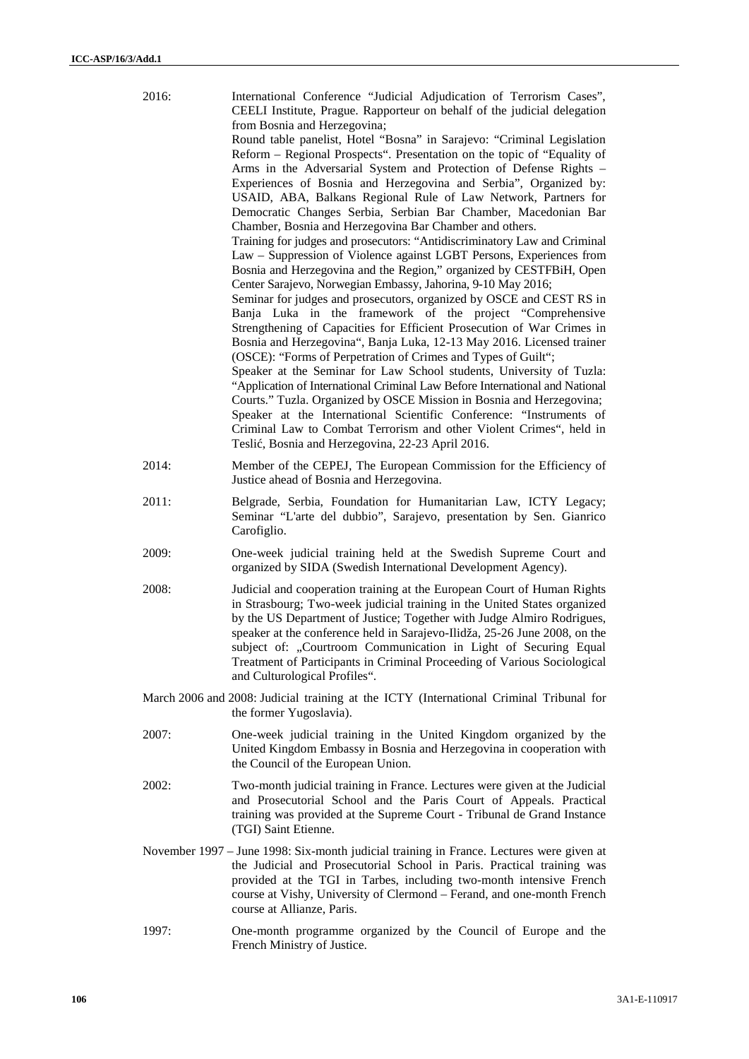2016: International Conference "Judicial Adjudication of Terrorism Cases", CEELI Institute, Prague. Rapporteur on behalf of the judicial delegation from Bosnia and Herzegovina;
Round table panelist, Hotel "Bosna" in Sarajevo: "Criminal Legislation Reform – Regional Prospects". Presentation on the topic of "Equality of Arms in the Adversarial System and Protection of Defense Rights – Experiences of Bosnia and Herzegovina and Serbia", Organized by: USAID, ABA, Balkans Regional Rule of Law Network, Partners for Democratic Changes Serbia, Serbian Bar Chamber, Macedonian Bar Chamber, Bosnia and Herzegovina Bar Chamber and others.
Training for judges and prosecutors: "Antidiscriminatory Law and Criminal Law – Suppression of Violence against LGBT Persons, Experiences from Bosnia and Herzegovina and the Region," organized by CESTFBiH, Open Center Sarajevo, Norwegian Embassy, Jahorina, 9-10 May 2016;
Seminar for judges and prosecutors, organized by OSCE and CEST RS in Banja Luka in the framework of the project "Comprehensive Strengthening of Capacities for Efficient Prosecution of War Crimes in Bosnia and Herzegovina", Banja Luka, 12-13 May 2016. Licensed trainer (OSCE): "Forms of Perpetration of Crimes and Types of Guilt";
Speaker at the Seminar for Law School students, University of Tuzla: "Application of International Criminal Law Before International and National Courts." Tuzla. Organized by OSCE Mission in Bosnia and Herzegovina;
Speaker at the International Scientific Conference: "Instruments of Criminal Law to Combat Terrorism and other Violent Crimes", held in Teslić, Bosnia and Herzegovina, 22-23 April 2016.

2014: Member of the CEPEJ, The European Commission for the Efficiency of Justice ahead of Bosnia and Herzegovina.

2011: Belgrade, Serbia, Foundation for Humanitarian Law, ICTY Legacy; Seminar "L'arte del dubbio", Sarajevo, presentation by Sen. Gianrico Carofiglio.

2009: One-week judicial training held at the Swedish Supreme Court and organized by SIDA (Swedish International Development Agency).

2008: Judicial and cooperation training at the European Court of Human Rights in Strasbourg; Two-week judicial training in the United States organized by the US Department of Justice; Together with Judge Almiro Rodrigues, speaker at the conference held in Sarajevo-Ilidža, 25-26 June 2008, on the subject of: „Courtroom Communication in Light of Securing Equal Treatment of Participants in Criminal Proceeding of Various Sociological and Culturological Profiles".

March 2006 and 2008: Judicial training at the ICTY (International Criminal Tribunal for the former Yugoslavia).

2007: One-week judicial training in the United Kingdom organized by the United Kingdom Embassy in Bosnia and Herzegovina in cooperation with the Council of the European Union.

2002: Two-month judicial training in France. Lectures were given at the Judicial and Prosecutorial School and the Paris Court of Appeals. Practical training was provided at the Supreme Court - Tribunal de Grand Instance (TGI) Saint Etienne.

November 1997 – June 1998: Six-month judicial training in France. Lectures were given at the Judicial and Prosecutorial School in Paris. Practical training was provided at the TGI in Tarbes, including two-month intensive French course at Vishy, University of Clermond – Ferand, and one-month French course at Allianze, Paris.

1997: One-month programme organized by the Council of Europe and the French Ministry of Justice.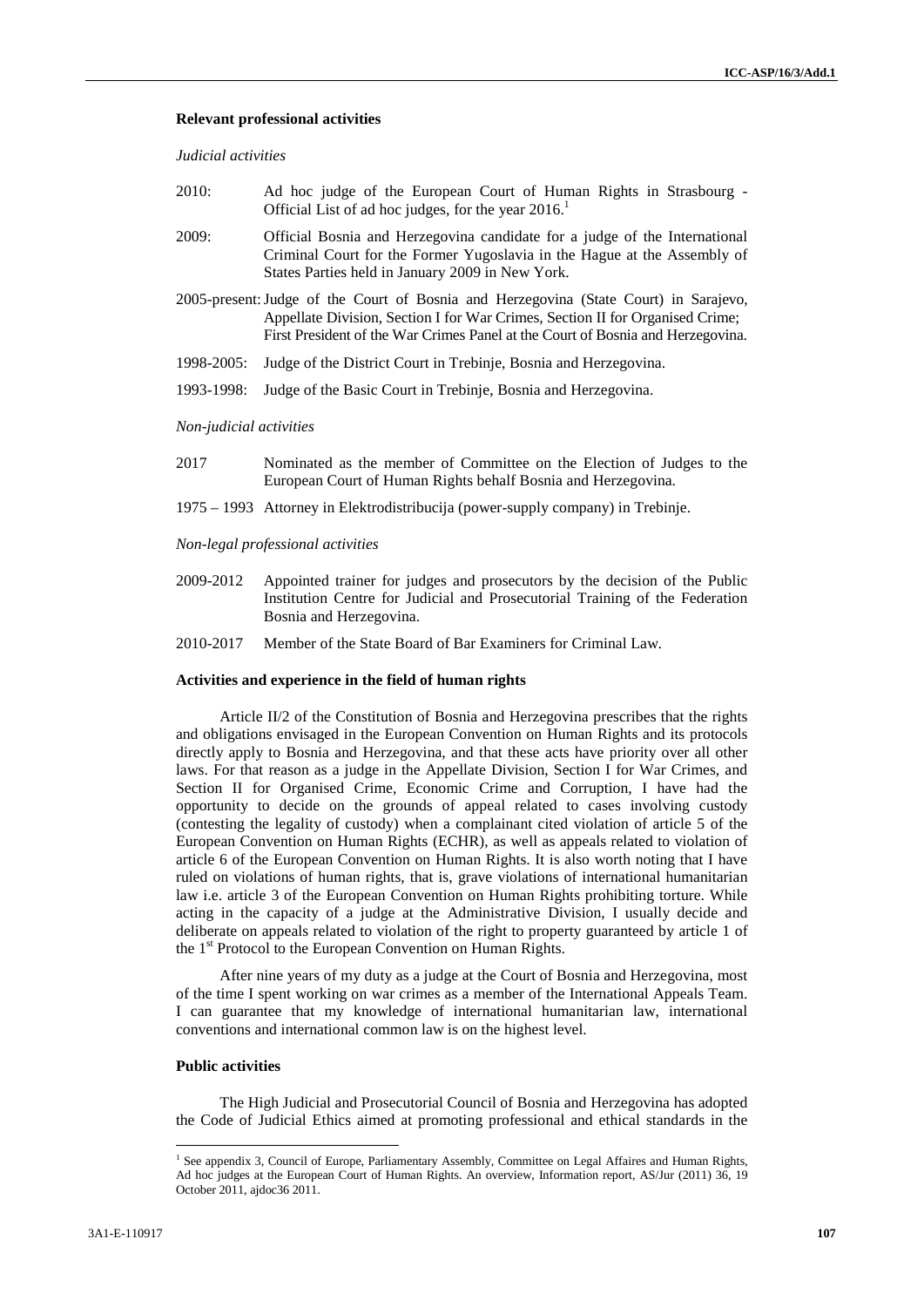**Relevant professional activities**

*Judicial activities*

2010: Ad hoc judge of the European Court of Human Rights in Strasbourg - Official List of ad hoc judges, for the year 2016.[1]

2009: Official Bosnia and Herzegovina candidate for a judge of the International Criminal Court for the Former Yugoslavia in the Hague at the Assembly of States Parties held in January 2009 in New York.

2005-present: Judge of the Court of Bosnia and Herzegovina (State Court) in Sarajevo, Appellate Division, Section I for War Crimes, Section II for Organised Crime; First President of the War Crimes Panel at the Court of Bosnia and Herzegovina.

1998-2005: Judge of the District Court in Trebinje, Bosnia and Herzegovina.

1993-1998: Judge of the Basic Court in Trebinje, Bosnia and Herzegovina.

*Non-judicial activities*

2017 Nominated as the member of Committee on the Election of Judges to the European Court of Human Rights behalf Bosnia and Herzegovina.

1975 – 1993 Attorney in Elektrodistribucija (power-supply company) in Trebinje.

*Non-legal professional activities*

2009-2012 Appointed trainer for judges and prosecutors by the decision of the Public Institution Centre for Judicial and Prosecutorial Training of the Federation Bosnia and Herzegovina.

2010-2017 Member of the State Board of Bar Examiners for Criminal Law.

**Activities and experience in the field of human rights**

Article II/2 of the Constitution of Bosnia and Herzegovina prescribes that the rights and obligations envisaged in the European Convention on Human Rights and its protocols directly apply to Bosnia and Herzegovina, and that these acts have priority over all other laws. For that reason as a judge in the Appellate Division, Section I for War Crimes, and Section II for Organised Crime, Economic Crime and Corruption, I have had the opportunity to decide on the grounds of appeal related to cases involving custody (contesting the legality of custody) when a complainant cited violation of article 5 of the European Convention on Human Rights (ECHR), as well as appeals related to violation of article 6 of the European Convention on Human Rights. It is also worth noting that I have ruled on violations of human rights, that is, grave violations of international humanitarian law i.e. article 3 of the European Convention on Human Rights prohibiting torture. While acting in the capacity of a judge at the Administrative Division, I usually decide and deliberate on appeals related to violation of the right to property guaranteed by article 1 of the 1st Protocol to the European Convention on Human Rights.

After nine years of my duty as a judge at the Court of Bosnia and Herzegovina, most of the time I spent working on war crimes as a member of the International Appeals Team. I can guarantee that my knowledge of international humanitarian law, international conventions and international common law is on the highest level.

**Public activities**

The High Judicial and Prosecutorial Council of Bosnia and Herzegovina has adopted the Code of Judicial Ethics aimed at promoting professional and ethical standards in the

---

[1] See appendix 3, Council of Europe, Parliamentary Assembly, Committee on Legal Affaires and Human Rights, Ad hoc judges at the European Court of Human Rights. An overview, Information report, AS/Jur (2011) 36, 19 October 2011, ajdoc36 2011.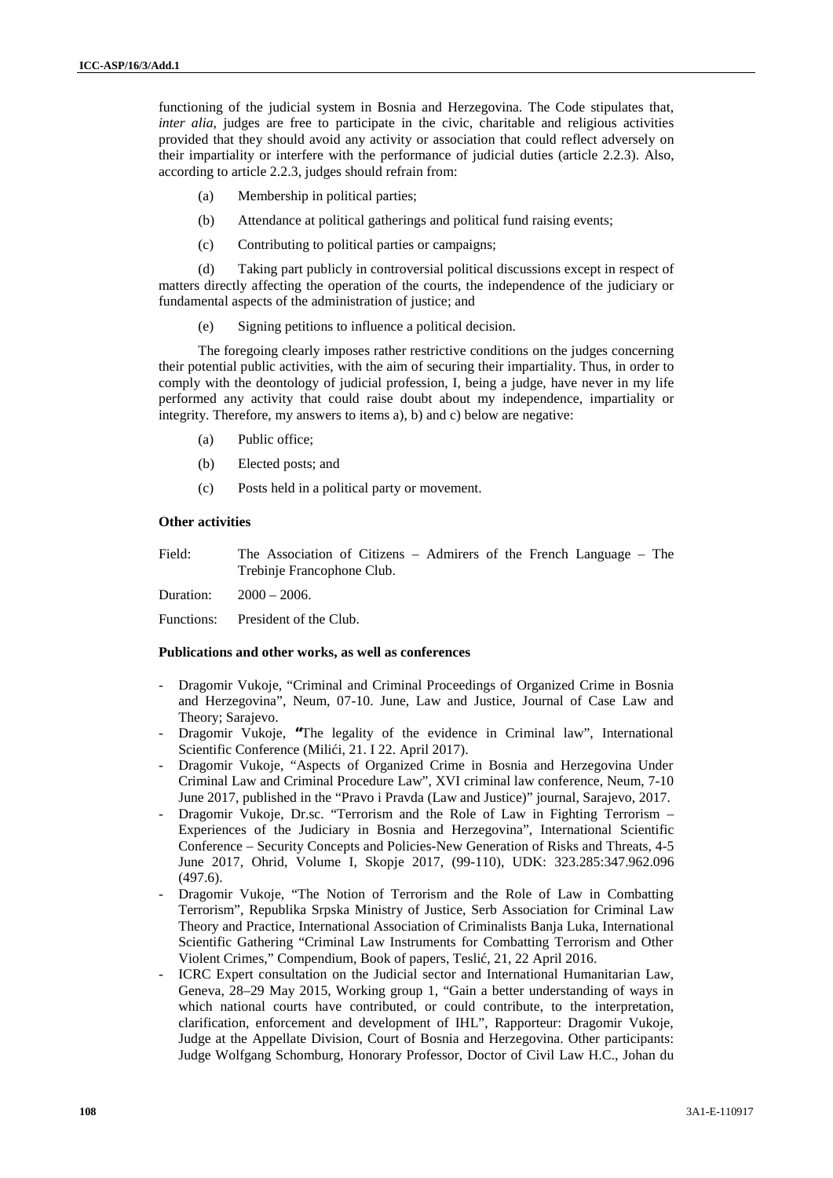functioning of the judicial system in Bosnia and Herzegovina. The Code stipulates that, *inter alia*, judges are free to participate in the civic, charitable and religious activities provided that they should avoid any activity or association that could reflect adversely on their impartiality or interfere with the performance of judicial duties (article 2.2.3). Also, according to article 2.2.3, judges should refrain from:

(a) Membership in political parties;

(b) Attendance at political gatherings and political fund raising events;

(c) Contributing to political parties or campaigns;

(d) Taking part publicly in controversial political discussions except in respect of matters directly affecting the operation of the courts, the independence of the judiciary or fundamental aspects of the administration of justice; and

(e) Signing petitions to influence a political decision.

The foregoing clearly imposes rather restrictive conditions on the judges concerning their potential public activities, with the aim of securing their impartiality. Thus, in order to comply with the deontology of judicial profession, I, being a judge, have never in my life performed any activity that could raise doubt about my independence, impartiality or integrity. Therefore, my answers to items a), b) and c) below are negative:

(a) Public office;

(b) Elected posts; and

(c) Posts held in a political party or movement.

**Other activities**

Field: The Association of Citizens – Admirers of the French Language – The Trebinje Francophone Club.

Duration: 2000 – 2006.

Functions: President of the Club.

**Publications and other works, as well as conferences**

- Dragomir Vukoje, "Criminal and Criminal Proceedings of Organized Crime in Bosnia and Herzegovina", Neum, 07-10. June, Law and Justice, Journal of Case Law and Theory; Sarajevo.
- Dragomir Vukoje, "The legality of the evidence in Criminal law", International Scientific Conference (Milići, 21. I 22. April 2017).
- Dragomir Vukoje, "Aspects of Organized Crime in Bosnia and Herzegovina Under Criminal Law and Criminal Procedure Law", XVI criminal law conference, Neum, 7-10 June 2017, published in the "Pravo i Pravda (Law and Justice)" journal, Sarajevo, 2017.
- Dragomir Vukoje, Dr.sc. "Terrorism and the Role of Law in Fighting Terrorism – Experiences of the Judiciary in Bosnia and Herzegovina", International Scientific Conference – Security Concepts and Policies-New Generation of Risks and Threats, 4-5 June 2017, Ohrid, Volume I, Skopje 2017, (99-110), UDK: 323.285:347.962.096 (497.6).
- Dragomir Vukoje, "The Notion of Terrorism and the Role of Law in Combatting Terrorism", Republika Srpska Ministry of Justice, Serb Association for Criminal Law Theory and Practice, International Association of Criminalists Banja Luka, International Scientific Gathering "Criminal Law Instruments for Combatting Terrorism and Other Violent Crimes," Compendium, Book of papers, Teslić, 21, 22 April 2016.
- ICRC Expert consultation on the Judicial sector and International Humanitarian Law, Geneva, 28–29 May 2015, Working group 1, "Gain a better understanding of ways in which national courts have contributed, or could contribute, to the interpretation, clarification, enforcement and development of IHL", Rapporteur: Dragomir Vukoje, Judge at the Appellate Division, Court of Bosnia and Herzegovina. Other participants: Judge Wolfgang Schomburg, Honorary Professor, Doctor of Civil Law H.C., Johan du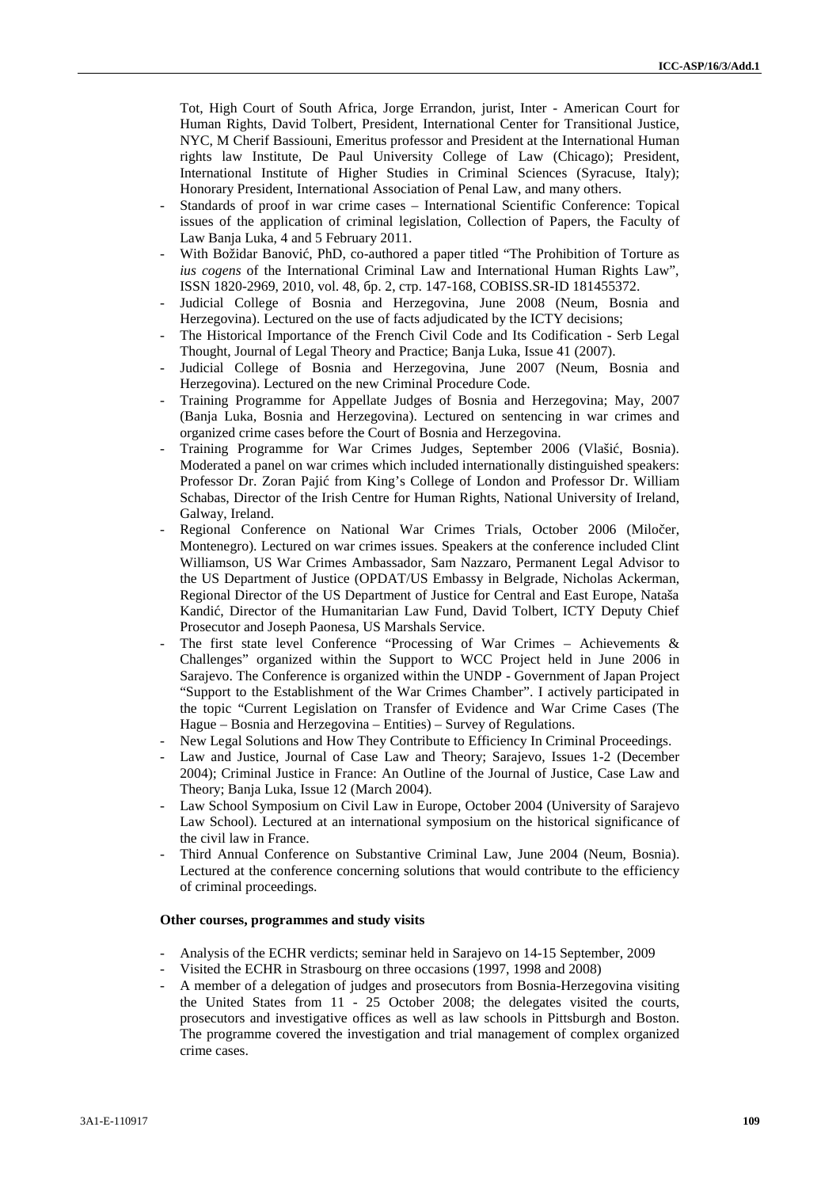Tot, High Court of South Africa, Jorge Errandon, jurist, Inter - American Court for Human Rights, David Tolbert, President, International Center for Transitional Justice, NYC, M Cherif Bassiouni, Emeritus professor and President at the International Human rights law Institute, De Paul University College of Law (Chicago); President, International Institute of Higher Studies in Criminal Sciences (Syracuse, Italy); Honorary President, International Association of Penal Law, and many others.

- Standards of proof in war crime cases – International Scientific Conference: Topical issues of the application of criminal legislation, Collection of Papers, the Faculty of Law Banja Luka, 4 and 5 February 2011.
- With Božidar Banović, PhD, co-authored a paper titled "The Prohibition of Torture as *ius cogens* of the International Criminal Law and International Human Rights Law", ISSN 1820-2969, 2010, vol. 48, бр. 2, стр. 147-168, COBISS.SR-ID 181455372.
- Judicial College of Bosnia and Herzegovina, June 2008 (Neum, Bosnia and Herzegovina). Lectured on the use of facts adjudicated by the ICTY decisions;
- The Historical Importance of the French Civil Code and Its Codification - Serb Legal Thought, Journal of Legal Theory and Practice; Banja Luka, Issue 41 (2007).
- Judicial College of Bosnia and Herzegovina, June 2007 (Neum, Bosnia and Herzegovina). Lectured on the new Criminal Procedure Code.
- Training Programme for Appellate Judges of Bosnia and Herzegovina; May, 2007 (Banja Luka, Bosnia and Herzegovina). Lectured on sentencing in war crimes and organized crime cases before the Court of Bosnia and Herzegovina.
- Training Programme for War Crimes Judges, September 2006 (Vlašić, Bosnia). Moderated a panel on war crimes which included internationally distinguished speakers: Professor Dr. Zoran Pajić from King's College of London and Professor Dr. William Schabas, Director of the Irish Centre for Human Rights, National University of Ireland, Galway, Ireland.
- Regional Conference on National War Crimes Trials, October 2006 (Miločer, Montenegro). Lectured on war crimes issues. Speakers at the conference included Clint Williamson, US War Crimes Ambassador, Sam Nazzaro, Permanent Legal Advisor to the US Department of Justice (OPDAT/US Embassy in Belgrade, Nicholas Ackerman, Regional Director of the US Department of Justice for Central and East Europe, Nataša Kandić, Director of the Humanitarian Law Fund, David Tolbert, ICTY Deputy Chief Prosecutor and Joseph Paonesa, US Marshals Service.
- The first state level Conference "Processing of War Crimes – Achievements & Challenges" organized within the Support to WCC Project held in June 2006 in Sarajevo. The Conference is organized within the UNDP - Government of Japan Project "Support to the Establishment of the War Crimes Chamber". I actively participated in the topic "Current Legislation on Transfer of Evidence and War Crime Cases (The Hague – Bosnia and Herzegovina – Entities) – Survey of Regulations.
- New Legal Solutions and How They Contribute to Efficiency In Criminal Proceedings.
- Law and Justice, Journal of Case Law and Theory; Sarajevo, Issues 1-2 (December 2004); Criminal Justice in France: An Outline of the Journal of Justice, Case Law and Theory; Banja Luka, Issue 12 (March 2004).
- Law School Symposium on Civil Law in Europe, October 2004 (University of Sarajevo Law School). Lectured at an international symposium on the historical significance of the civil law in France.
- Third Annual Conference on Substantive Criminal Law, June 2004 (Neum, Bosnia). Lectured at the conference concerning solutions that would contribute to the efficiency of criminal proceedings.

**Other courses, programmes and study visits**

- Analysis of the ECHR verdicts; seminar held in Sarajevo on 14-15 September, 2009
- Visited the ECHR in Strasbourg on three occasions (1997, 1998 and 2008)
- A member of a delegation of judges and prosecutors from Bosnia-Herzegovina visiting the United States from 11 - 25 October 2008; the delegates visited the courts, prosecutors and investigative offices as well as law schools in Pittsburgh and Boston. The programme covered the investigation and trial management of complex organized crime cases.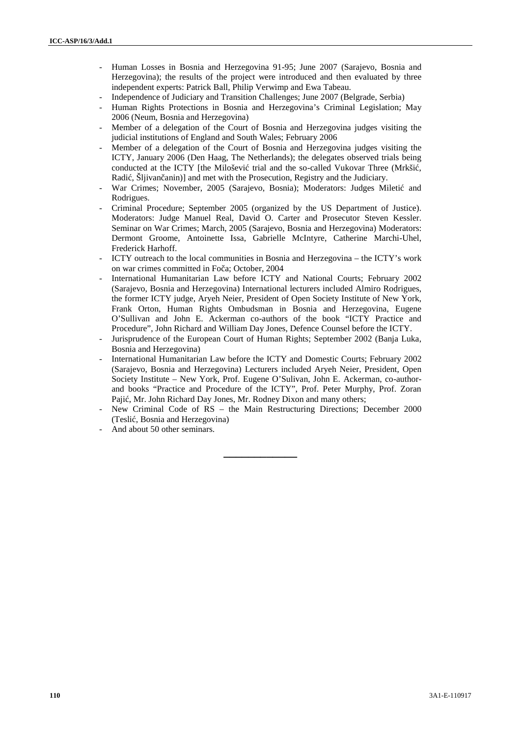- Human Losses in Bosnia and Herzegovina 91-95; June 2007 (Sarajevo, Bosnia and Herzegovina); the results of the project were introduced and then evaluated by three independent experts: Patrick Ball, Philip Verwimp and Ewa Tabeau.
- Independence of Judiciary and Transition Challenges; June 2007 (Belgrade, Serbia)
- Human Rights Protections in Bosnia and Herzegovina's Criminal Legislation; May 2006 (Neum, Bosnia and Herzegovina)
- Member of a delegation of the Court of Bosnia and Herzegovina judges visiting the judicial institutions of England and South Wales; February 2006
- Member of a delegation of the Court of Bosnia and Herzegovina judges visiting the ICTY, January 2006 (Den Haag, The Netherlands); the delegates observed trials being conducted at the ICTY [the Milošević trial and the so-called Vukovar Three (Mrkšić, Radić, Šljivančanin)] and met with the Prosecution, Registry and the Judiciary.
- War Crimes; November, 2005 (Sarajevo, Bosnia); Moderators: Judges Miletić and Rodrigues.
- Criminal Procedure; September 2005 (organized by the US Department of Justice). Moderators: Judge Manuel Real, David O. Carter and Prosecutor Steven Kessler. Seminar on War Crimes; March, 2005 (Sarajevo, Bosnia and Herzegovina) Moderators: Dermont Groome, Antoinette Issa, Gabrielle McIntyre, Catherine Marchi-Uhel, Frederick Harhoff.
- ICTY outreach to the local communities in Bosnia and Herzegovina – the ICTY's work on war crimes committed in Foča; October, 2004
- International Humanitarian Law before ICTY and National Courts; February 2002 (Sarajevo, Bosnia and Herzegovina) International lecturers included Almiro Rodrigues, the former ICTY judge, Aryeh Neier, President of Open Society Institute of New York, Frank Orton, Human Rights Ombudsman in Bosnia and Herzegovina, Eugene O'Sullivan and John E. Ackerman co-authors of the book "ICTY Practice and Procedure", John Richard and William Day Jones, Defence Counsel before the ICTY.
- Jurisprudence of the European Court of Human Rights; September 2002 (Banja Luka, Bosnia and Herzegovina)
- International Humanitarian Law before the ICTY and Domestic Courts; February 2002 (Sarajevo, Bosnia and Herzegovina) Lecturers included Aryeh Neier, President, Open Society Institute – New York, Prof. Eugene O'Sulivan, John E. Ackerman, co-author-and books "Practice and Procedure of the ICTY", Prof. Peter Murphy, Prof. Zoran Pajić, Mr. John Richard Day Jones, Mr. Rodney Dixon and many others;
- New Criminal Code of RS – the Main Restructuring Directions; December 2000 (Teslić, Bosnia and Herzegovina)
- And about 50 other seminars.

---